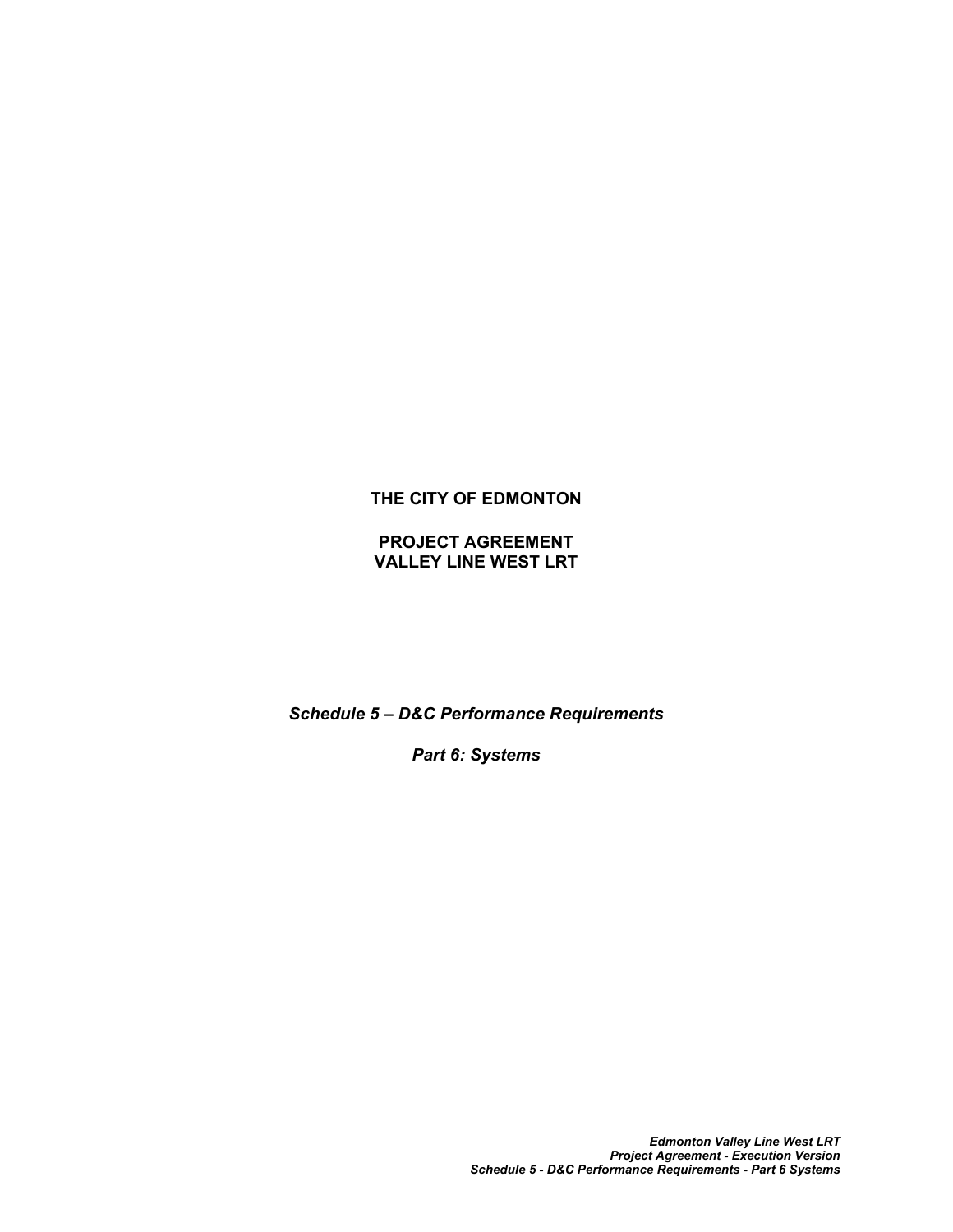**THE CITY OF EDMONTON**

**PROJECT AGREEMENT**
**VALLEY LINE WEST LRT**

***Schedule 5 – D&C Performance Requirements***

***Part 6: Systems***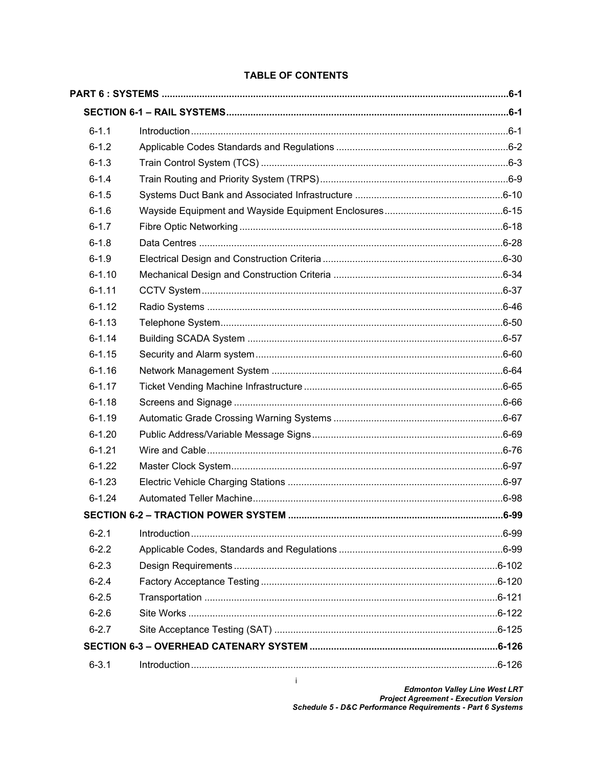# TABLE OF CONTENTS

| | | |
|---|---|---|
| **PART 6 : SYSTEMS** | | **6-1** |
| **SECTION 6-1 – RAIL SYSTEMS** | | **6-1** |
| 6-1.1 | Introduction | 6-1 |
| 6-1.2 | Applicable Codes Standards and Regulations | 6-2 |
| 6-1.3 | Train Control System (TCS) | 6-3 |
| 6-1.4 | Train Routing and Priority System (TRPS) | 6-9 |
| 6-1.5 | Systems Duct Bank and Associated Infrastructure | 6-10 |
| 6-1.6 | Wayside Equipment and Wayside Equipment Enclosures | 6-15 |
| 6-1.7 | Fibre Optic Networking | 6-18 |
| 6-1.8 | Data Centres | 6-28 |
| 6-1.9 | Electrical Design and Construction Criteria | 6-30 |
| 6-1.10 | Mechanical Design and Construction Criteria | 6-34 |
| 6-1.11 | CCTV System | 6-37 |
| 6-1.12 | Radio Systems | 6-46 |
| 6-1.13 | Telephone System | 6-50 |
| 6-1.14 | Building SCADA System | 6-57 |
| 6-1.15 | Security and Alarm system | 6-60 |
| 6-1.16 | Network Management System | 6-64 |
| 6-1.17 | Ticket Vending Machine Infrastructure | 6-65 |
| 6-1.18 | Screens and Signage | 6-66 |
| 6-1.19 | Automatic Grade Crossing Warning Systems | 6-67 |
| 6-1.20 | Public Address/Variable Message Signs | 6-69 |
| 6-1.21 | Wire and Cable | 6-76 |
| 6-1.22 | Master Clock System | 6-97 |
| 6-1.23 | Electric Vehicle Charging Stations | 6-97 |
| 6-1.24 | Automated Teller Machine | 6-98 |
| **SECTION 6-2 – TRACTION POWER SYSTEM** | | **6-99** |
| 6-2.1 | Introduction | 6-99 |
| 6-2.2 | Applicable Codes, Standards and Regulations | 6-99 |
| 6-2.3 | Design Requirements | 6-102 |
| 6-2.4 | Factory Acceptance Testing | 6-120 |
| 6-2.5 | Transportation | 6-121 |
| 6-2.6 | Site Works | 6-122 |
| 6-2.7 | Site Acceptance Testing (SAT) | 6-125 |
| **SECTION 6-3 – OVERHEAD CATENARY SYSTEM** | | **6-126** |
| 6-3.1 | Introduction | 6-126 |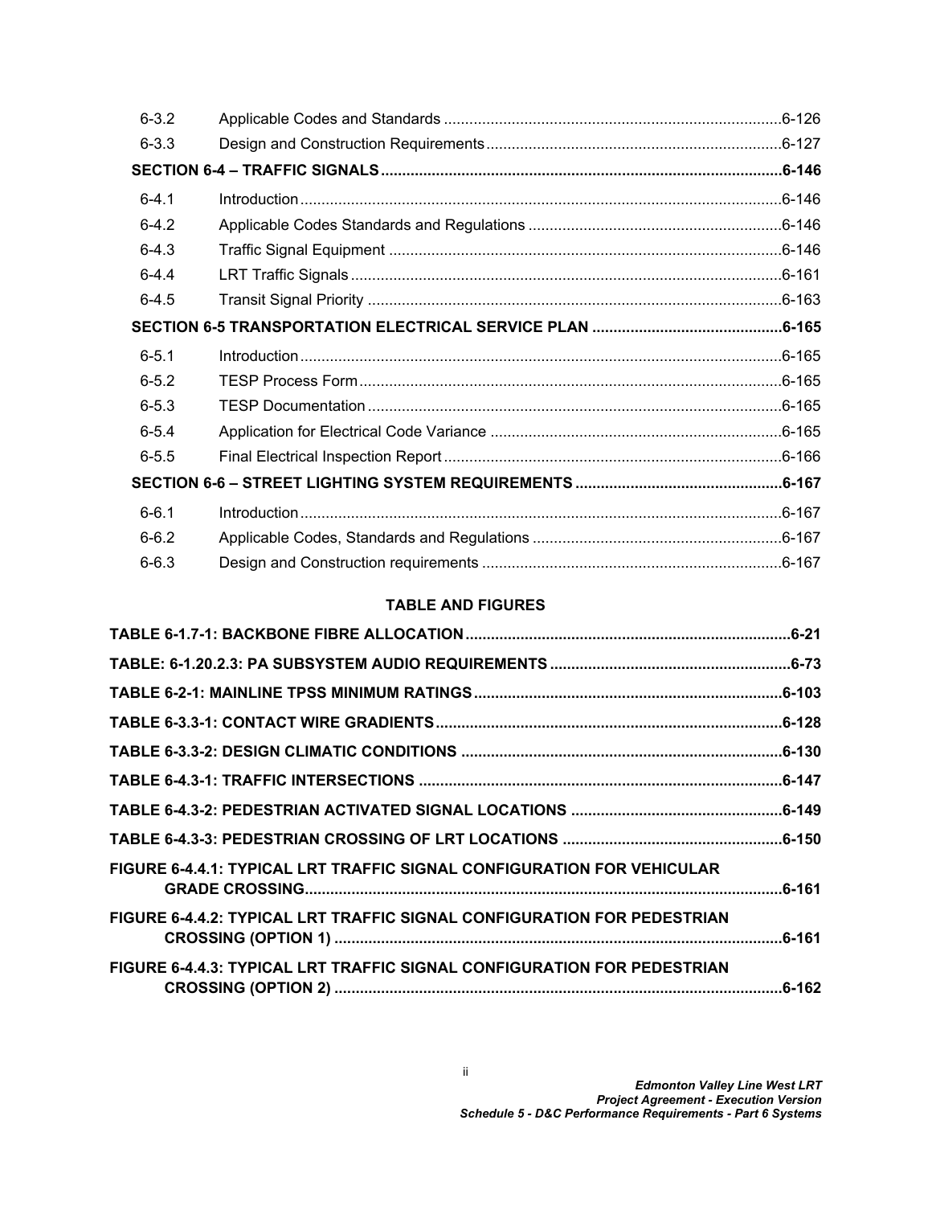| | | |
|---|---|---|
| 6-3.2 | Applicable Codes and Standards | 6-126 |
| 6-3.3 | Design and Construction Requirements | 6-127 |
| **SECTION 6-4 – TRAFFIC SIGNALS** | | **6-146** |
| 6-4.1 | Introduction | 6-146 |
| 6-4.2 | Applicable Codes Standards and Regulations | 6-146 |
| 6-4.3 | Traffic Signal Equipment | 6-146 |
| 6-4.4 | LRT Traffic Signals | 6-161 |
| 6-4.5 | Transit Signal Priority | 6-163 |
| **SECTION 6-5 TRANSPORTATION ELECTRICAL SERVICE PLAN** | | **6-165** |
| 6-5.1 | Introduction | 6-165 |
| 6-5.2 | TESP Process Form | 6-165 |
| 6-5.3 | TESP Documentation | 6-165 |
| 6-5.4 | Application for Electrical Code Variance | 6-165 |
| 6-5.5 | Final Electrical Inspection Report | 6-166 |
| **SECTION 6-6 – STREET LIGHTING SYSTEM REQUIREMENTS** | | **6-167** |
| 6-6.1 | Introduction | 6-167 |
| 6-6.2 | Applicable Codes, Standards and Regulations | 6-167 |
| 6-6.3 | Design and Construction requirements | 6-167 |

**TABLE AND FIGURES**

| | |
|---|---|
| **TABLE 6-1.7-1: BACKBONE FIBRE ALLOCATION** | **6-21** |
| **TABLE: 6-1.20.2.3: PA SUBSYSTEM AUDIO REQUIREMENTS** | **6-73** |
| **TABLE 6-2-1: MAINLINE TPSS MINIMUM RATINGS** | **6-103** |
| **TABLE 6-3.3-1: CONTACT WIRE GRADIENTS** | **6-128** |
| **TABLE 6-3.3-2: DESIGN CLIMATIC CONDITIONS** | **6-130** |
| **TABLE 6-4.3-1: TRAFFIC INTERSECTIONS** | **6-147** |
| **TABLE 6-4.3-2: PEDESTRIAN ACTIVATED SIGNAL LOCATIONS** | **6-149** |
| **TABLE 6-4.3-3: PEDESTRIAN CROSSING OF LRT LOCATIONS** | **6-150** |
| **FIGURE 6-4.4.1: TYPICAL LRT TRAFFIC SIGNAL CONFIGURATION FOR VEHICULAR GRADE CROSSING** | **6-161** |
| **FIGURE 6-4.4.2: TYPICAL LRT TRAFFIC SIGNAL CONFIGURATION FOR PEDESTRIAN CROSSING (OPTION 1)** | **6-161** |
| **FIGURE 6-4.4.3: TYPICAL LRT TRAFFIC SIGNAL CONFIGURATION FOR PEDESTRIAN CROSSING (OPTION 2)** | **6-162** |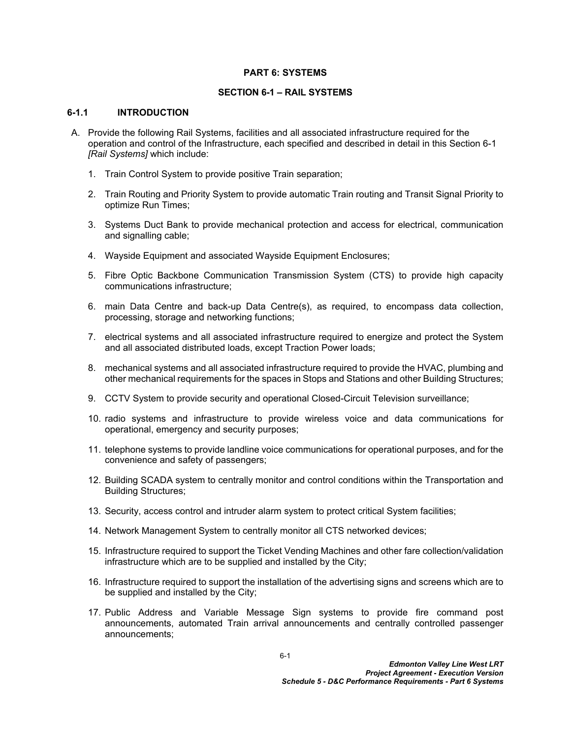**PART 6: SYSTEMS**

**SECTION 6-1 – RAIL SYSTEMS**

## 6-1.1 INTRODUCTION

A. Provide the following Rail Systems, facilities and all associated infrastructure required for the operation and control of the Infrastructure, each specified and described in detail in this Section 6-1 *[Rail Systems]* which include:

1. Train Control System to provide positive Train separation;
2. Train Routing and Priority System to provide automatic Train routing and Transit Signal Priority to optimize Run Times;
3. Systems Duct Bank to provide mechanical protection and access for electrical, communication and signalling cable;
4. Wayside Equipment and associated Wayside Equipment Enclosures;
5. Fibre Optic Backbone Communication Transmission System (CTS) to provide high capacity communications infrastructure;
6. main Data Centre and back-up Data Centre(s), as required, to encompass data collection, processing, storage and networking functions;
7. electrical systems and all associated infrastructure required to energize and protect the System and all associated distributed loads, except Traction Power loads;
8. mechanical systems and all associated infrastructure required to provide the HVAC, plumbing and other mechanical requirements for the spaces in Stops and Stations and other Building Structures;
9. CCTV System to provide security and operational Closed-Circuit Television surveillance;
10. radio systems and infrastructure to provide wireless voice and data communications for operational, emergency and security purposes;
11. telephone systems to provide landline voice communications for operational purposes, and for the convenience and safety of passengers;
12. Building SCADA system to centrally monitor and control conditions within the Transportation and Building Structures;
13. Security, access control and intruder alarm system to protect critical System facilities;
14. Network Management System to centrally monitor all CTS networked devices;
15. Infrastructure required to support the Ticket Vending Machines and other fare collection/validation infrastructure which are to be supplied and installed by the City;
16. Infrastructure required to support the installation of the advertising signs and screens which are to be supplied and installed by the City;
17. Public Address and Variable Message Sign systems to provide fire command post announcements, automated Train arrival announcements and centrally controlled passenger announcements;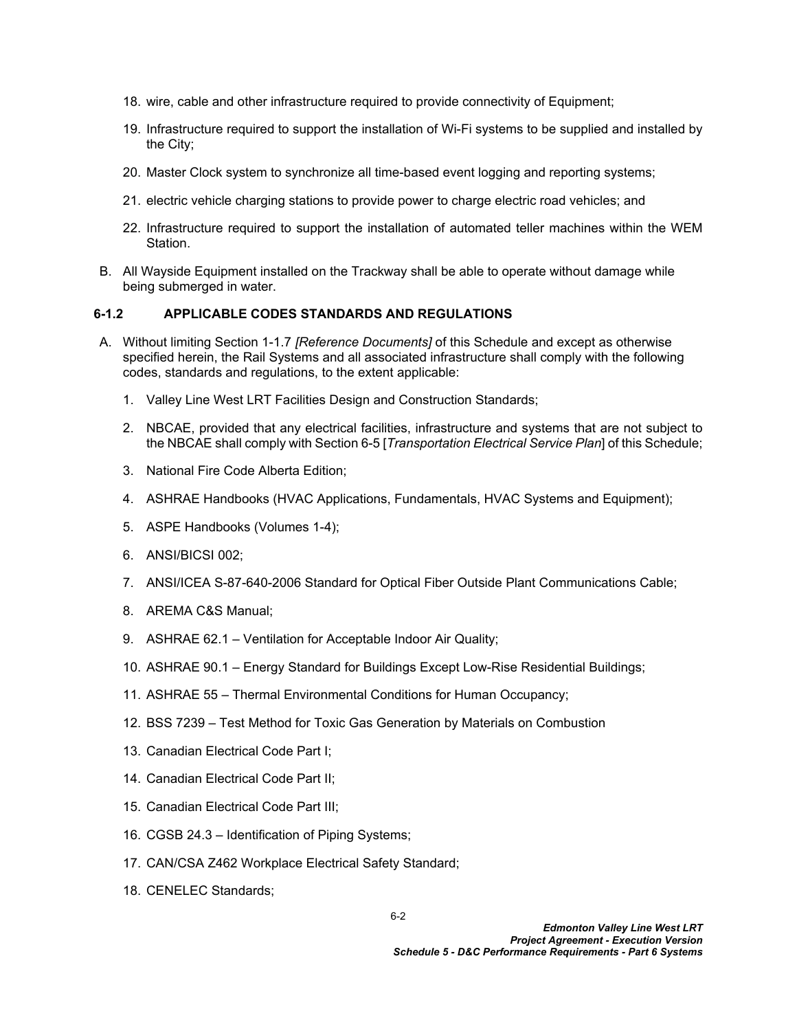18. wire, cable and other infrastructure required to provide connectivity of Equipment;
19. Infrastructure required to support the installation of Wi-Fi systems to be supplied and installed by the City;
20. Master Clock system to synchronize all time-based event logging and reporting systems;
21. electric vehicle charging stations to provide power to charge electric road vehicles; and
22. Infrastructure required to support the installation of automated teller machines within the WEM Station.

B. All Wayside Equipment installed on the Trackway shall be able to operate without damage while being submerged in water.

### 6-1.2 APPLICABLE CODES STANDARDS AND REGULATIONS

A. Without limiting Section 1-1.7 *[Reference Documents]* of this Schedule and except as otherwise specified herein, the Rail Systems and all associated infrastructure shall comply with the following codes, standards and regulations, to the extent applicable:

1. Valley Line West LRT Facilities Design and Construction Standards;
2. NBCAE, provided that any electrical facilities, infrastructure and systems that are not subject to the NBCAE shall comply with Section 6-5 [*Transportation Electrical Service Plan*] of this Schedule;
3. National Fire Code Alberta Edition;
4. ASHRAE Handbooks (HVAC Applications, Fundamentals, HVAC Systems and Equipment);
5. ASPE Handbooks (Volumes 1-4);
6. ANSI/BICSI 002;
7. ANSI/ICEA S-87-640-2006 Standard for Optical Fiber Outside Plant Communications Cable;
8. AREMA C&S Manual;
9. ASHRAE 62.1 – Ventilation for Acceptable Indoor Air Quality;
10. ASHRAE 90.1 – Energy Standard for Buildings Except Low-Rise Residential Buildings;
11. ASHRAE 55 – Thermal Environmental Conditions for Human Occupancy;
12. BSS 7239 – Test Method for Toxic Gas Generation by Materials on Combustion
13. Canadian Electrical Code Part I;
14. Canadian Electrical Code Part II;
15. Canadian Electrical Code Part III;
16. CGSB 24.3 – Identification of Piping Systems;
17. CAN/CSA Z462 Workplace Electrical Safety Standard;
18. CENELEC Standards;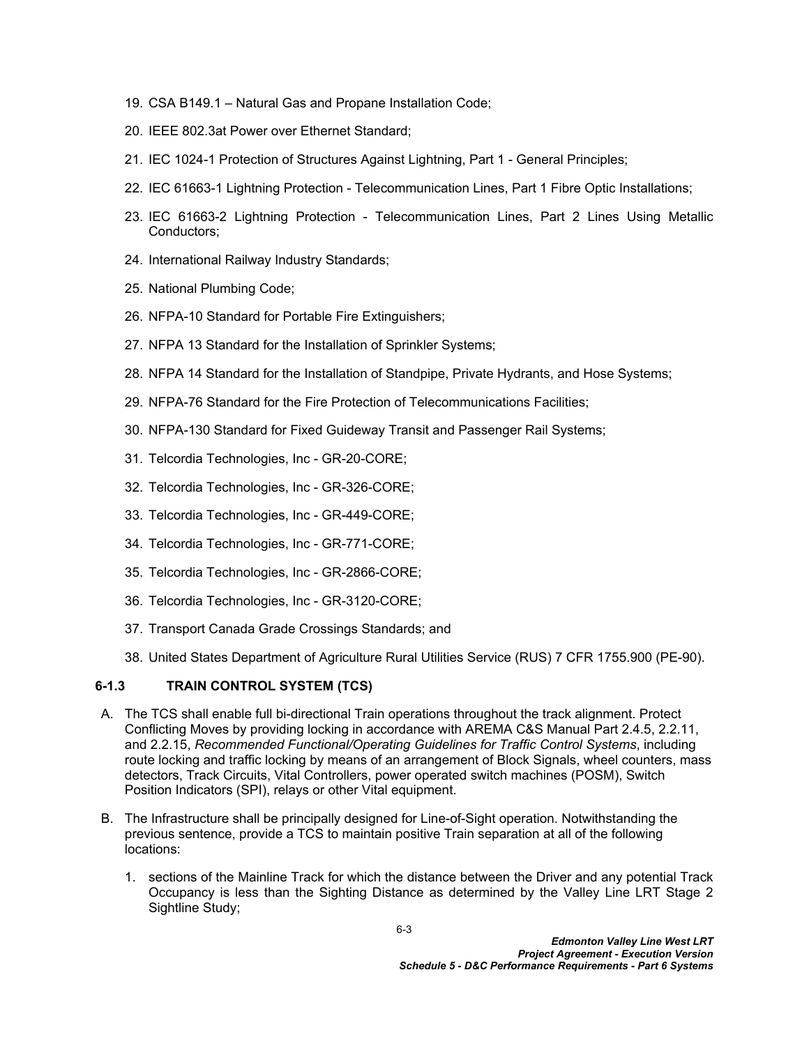19. CSA B149.1 – Natural Gas and Propane Installation Code;
20. IEEE 802.3at Power over Ethernet Standard;
21. IEC 1024-1 Protection of Structures Against Lightning, Part 1 - General Principles;
22. IEC 61663-1 Lightning Protection - Telecommunication Lines, Part 1 Fibre Optic Installations;
23. IEC 61663-2 Lightning Protection - Telecommunication Lines, Part 2 Lines Using Metallic Conductors;
24. International Railway Industry Standards;
25. National Plumbing Code;
26. NFPA-10 Standard for Portable Fire Extinguishers;
27. NFPA 13 Standard for the Installation of Sprinkler Systems;
28. NFPA 14 Standard for the Installation of Standpipe, Private Hydrants, and Hose Systems;
29. NFPA-76 Standard for the Fire Protection of Telecommunications Facilities;
30. NFPA-130 Standard for Fixed Guideway Transit and Passenger Rail Systems;
31. Telcordia Technologies, Inc - GR-20-CORE;
32. Telcordia Technologies, Inc - GR-326-CORE;
33. Telcordia Technologies, Inc - GR-449-CORE;
34. Telcordia Technologies, Inc - GR-771-CORE;
35. Telcordia Technologies, Inc - GR-2866-CORE;
36. Telcordia Technologies, Inc - GR-3120-CORE;
37. Transport Canada Grade Crossings Standards; and
38. United States Department of Agriculture Rural Utilities Service (RUS) 7 CFR 1755.900 (PE-90).

### 6-1.3 TRAIN CONTROL SYSTEM (TCS)

A. The TCS shall enable full bi-directional Train operations throughout the track alignment. Protect Conflicting Moves by providing locking in accordance with AREMA C&S Manual Part 2.4.5, 2.2.11, and 2.2.15, *Recommended Functional/Operating Guidelines for Traffic Control Systems*, including route locking and traffic locking by means of an arrangement of Block Signals, wheel counters, mass detectors, Track Circuits, Vital Controllers, power operated switch machines (POSM), Switch Position Indicators (SPI), relays or other Vital equipment.

B. The Infrastructure shall be principally designed for Line-of-Sight operation. Notwithstanding the previous sentence, provide a TCS to maintain positive Train separation at all of the following locations:

   1. sections of the Mainline Track for which the distance between the Driver and any potential Track Occupancy is less than the Sighting Distance as determined by the Valley Line LRT Stage 2 Sightline Study;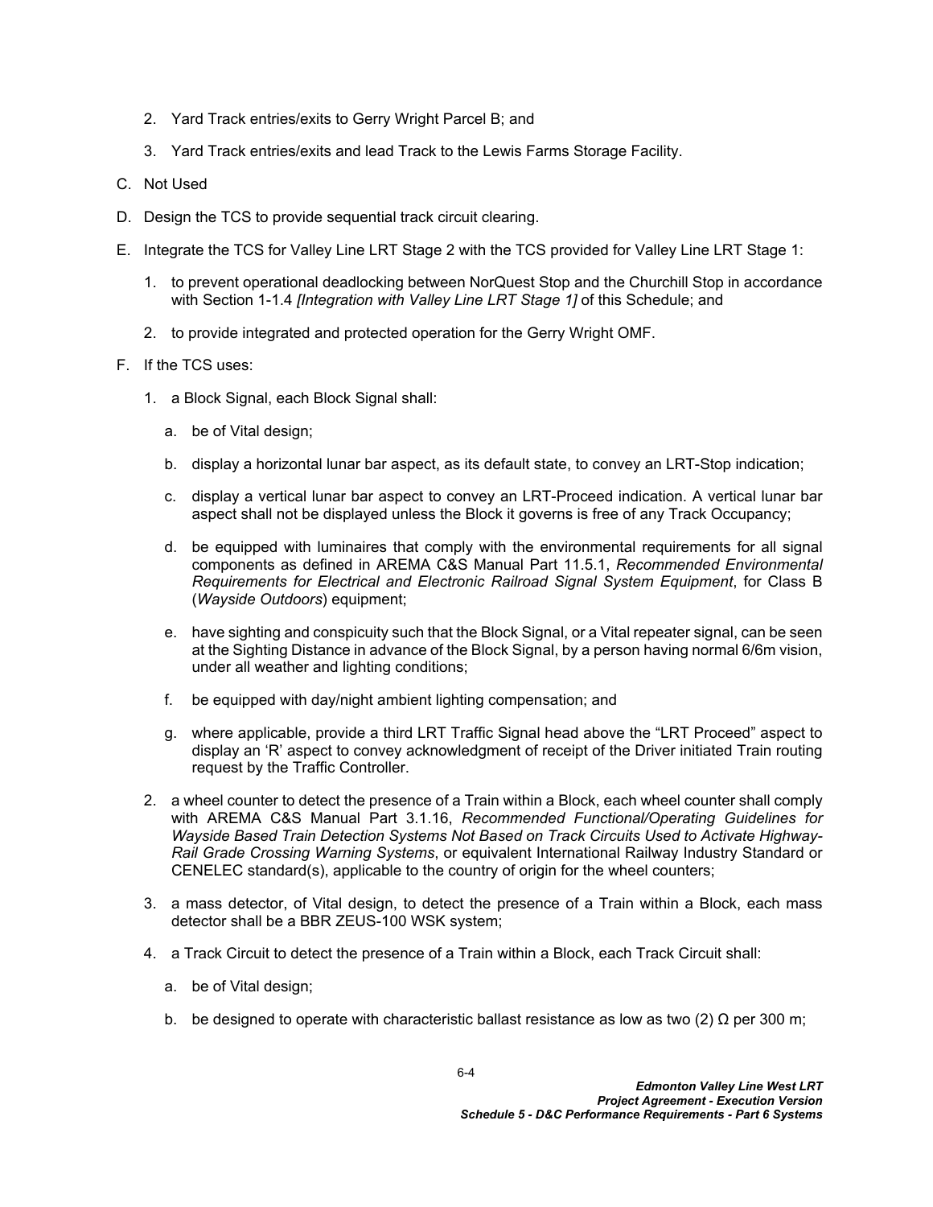2. Yard Track entries/exits to Gerry Wright Parcel B; and

3. Yard Track entries/exits and lead Track to the Lewis Farms Storage Facility.

C. Not Used

D. Design the TCS to provide sequential track circuit clearing.

E. Integrate the TCS for Valley Line LRT Stage 2 with the TCS provided for Valley Line LRT Stage 1:

   1. to prevent operational deadlocking between NorQuest Stop and the Churchill Stop in accordance with Section 1-1.4 *[Integration with Valley Line LRT Stage 1]* of this Schedule; and

   2. to provide integrated and protected operation for the Gerry Wright OMF.

F. If the TCS uses:

   1. a Block Signal, each Block Signal shall:

      a. be of Vital design;

      b. display a horizontal lunar bar aspect, as its default state, to convey an LRT-Stop indication;

      c. display a vertical lunar bar aspect to convey an LRT-Proceed indication. A vertical lunar bar aspect shall not be displayed unless the Block it governs is free of any Track Occupancy;

      d. be equipped with luminaires that comply with the environmental requirements for all signal components as defined in AREMA C&S Manual Part 11.5.1, *Recommended Environmental Requirements for Electrical and Electronic Railroad Signal System Equipment*, for Class B (*Wayside Outdoors*) equipment;

      e. have sighting and conspicuity such that the Block Signal, or a Vital repeater signal, can be seen at the Sighting Distance in advance of the Block Signal, by a person having normal 6/6m vision, under all weather and lighting conditions;

      f. be equipped with day/night ambient lighting compensation; and

      g. where applicable, provide a third LRT Traffic Signal head above the "LRT Proceed" aspect to display an 'R' aspect to convey acknowledgment of receipt of the Driver initiated Train routing request by the Traffic Controller.

   2. a wheel counter to detect the presence of a Train within a Block, each wheel counter shall comply with AREMA C&S Manual Part 3.1.16, *Recommended Functional/Operating Guidelines for Wayside Based Train Detection Systems Not Based on Track Circuits Used to Activate Highway-Rail Grade Crossing Warning Systems*, or equivalent International Railway Industry Standard or CENELEC standard(s), applicable to the country of origin for the wheel counters;

   3. a mass detector, of Vital design, to detect the presence of a Train within a Block, each mass detector shall be a BBR ZEUS-100 WSK system;

   4. a Track Circuit to detect the presence of a Train within a Block, each Track Circuit shall:

      a. be of Vital design;

      b. be designed to operate with characteristic ballast resistance as low as two (2) Ω per 300 m;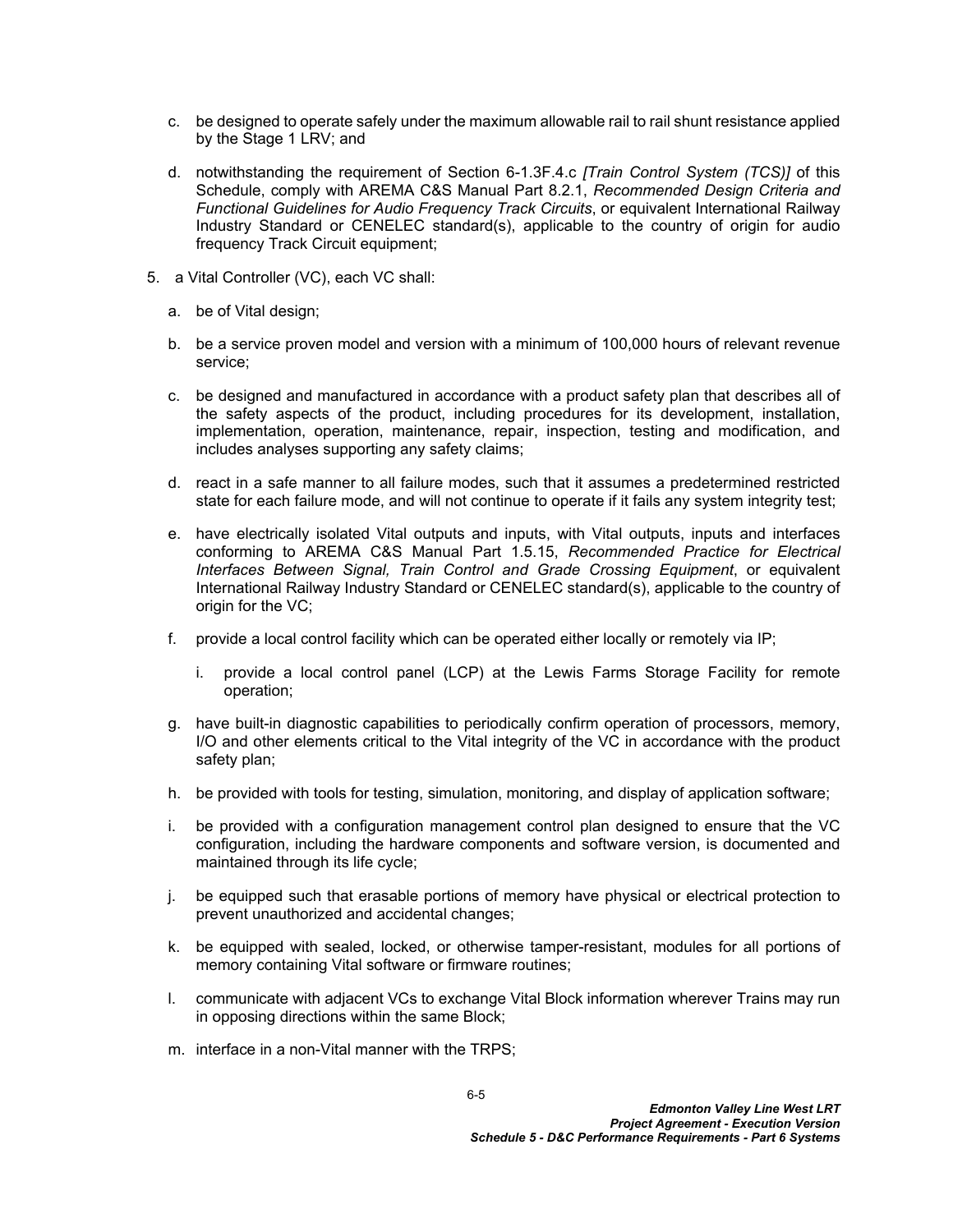c. be designed to operate safely under the maximum allowable rail to rail shunt resistance applied by the Stage 1 LRV; and

d. notwithstanding the requirement of Section 6-1.3F.4.c *[Train Control System (TCS)]* of this Schedule, comply with AREMA C&S Manual Part 8.2.1, *Recommended Design Criteria and Functional Guidelines for Audio Frequency Track Circuits*, or equivalent International Railway Industry Standard or CENELEC standard(s), applicable to the country of origin for audio frequency Track Circuit equipment;

5. a Vital Controller (VC), each VC shall:

   a. be of Vital design;

   b. be a service proven model and version with a minimum of 100,000 hours of relevant revenue service;

   c. be designed and manufactured in accordance with a product safety plan that describes all of the safety aspects of the product, including procedures for its development, installation, implementation, operation, maintenance, repair, inspection, testing and modification, and includes analyses supporting any safety claims;

   d. react in a safe manner to all failure modes, such that it assumes a predetermined restricted state for each failure mode, and will not continue to operate if it fails any system integrity test;

   e. have electrically isolated Vital outputs and inputs, with Vital outputs, inputs and interfaces conforming to AREMA C&S Manual Part 1.5.15, *Recommended Practice for Electrical Interfaces Between Signal, Train Control and Grade Crossing Equipment*, or equivalent International Railway Industry Standard or CENELEC standard(s), applicable to the country of origin for the VC;

   f. provide a local control facility which can be operated either locally or remotely via IP;

      i. provide a local control panel (LCP) at the Lewis Farms Storage Facility for remote operation;

   g. have built-in diagnostic capabilities to periodically confirm operation of processors, memory, I/O and other elements critical to the Vital integrity of the VC in accordance with the product safety plan;

   h. be provided with tools for testing, simulation, monitoring, and display of application software;

   i. be provided with a configuration management control plan designed to ensure that the VC configuration, including the hardware components and software version, is documented and maintained through its life cycle;

   j. be equipped such that erasable portions of memory have physical or electrical protection to prevent unauthorized and accidental changes;

   k. be equipped with sealed, locked, or otherwise tamper-resistant, modules for all portions of memory containing Vital software or firmware routines;

   l. communicate with adjacent VCs to exchange Vital Block information wherever Trains may run in opposing directions within the same Block;

   m. interface in a non-Vital manner with the TRPS;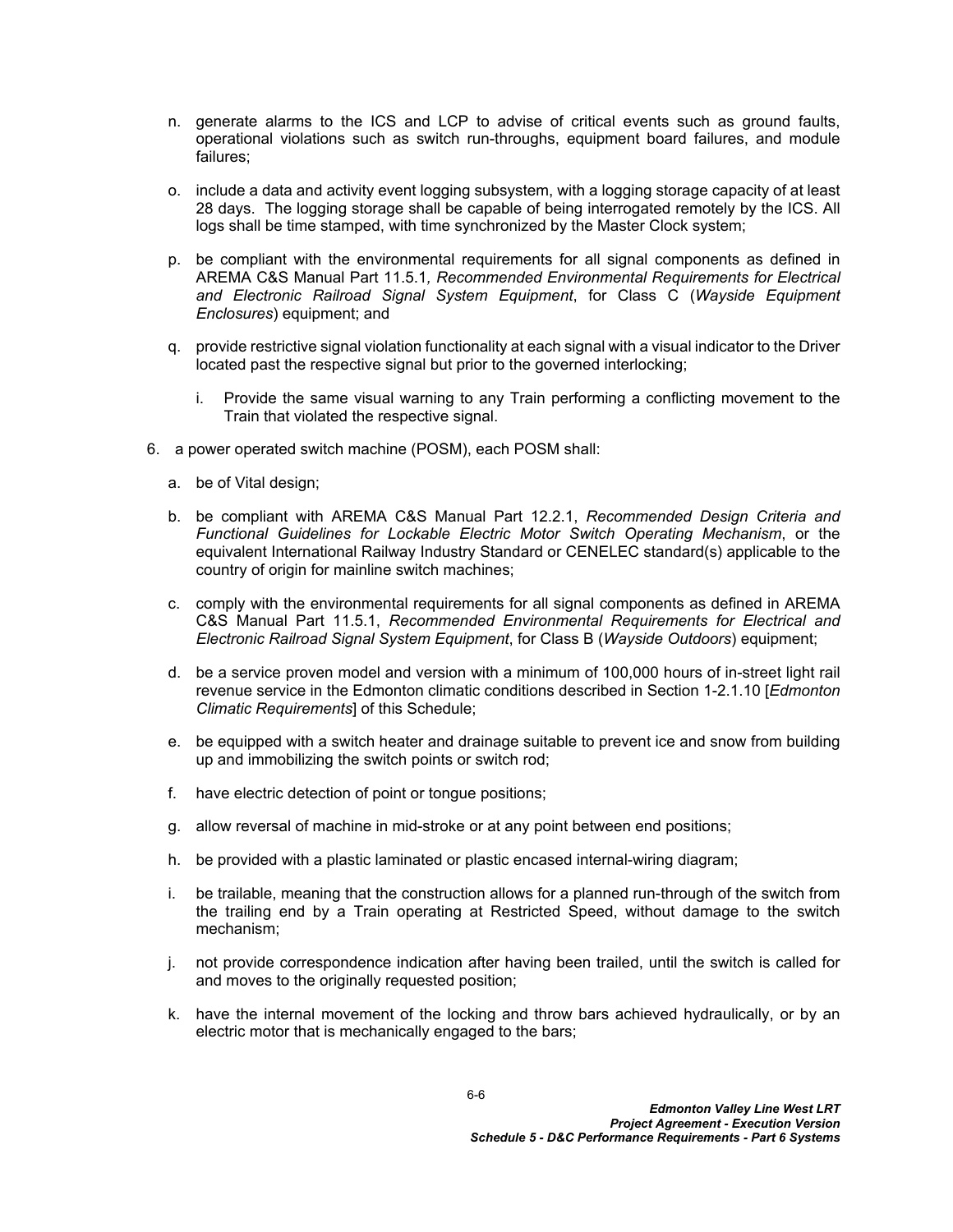n. generate alarms to the ICS and LCP to advise of critical events such as ground faults, operational violations such as switch run-throughs, equipment board failures, and module failures;

o. include a data and activity event logging subsystem, with a logging storage capacity of at least 28 days. The logging storage shall be capable of being interrogated remotely by the ICS. All logs shall be time stamped, with time synchronized by the Master Clock system;

p. be compliant with the environmental requirements for all signal components as defined in AREMA C&S Manual Part 11.5.1*, Recommended Environmental Requirements for Electrical and Electronic Railroad Signal System Equipment*, for Class C (*Wayside Equipment Enclosures*) equipment; and

q. provide restrictive signal violation functionality at each signal with a visual indicator to the Driver located past the respective signal but prior to the governed interlocking;

   i. Provide the same visual warning to any Train performing a conflicting movement to the Train that violated the respective signal.

6. a power operated switch machine (POSM), each POSM shall:

   a. be of Vital design;

   b. be compliant with AREMA C&S Manual Part 12.2.1, *Recommended Design Criteria and Functional Guidelines for Lockable Electric Motor Switch Operating Mechanism*, or the equivalent International Railway Industry Standard or CENELEC standard(s) applicable to the country of origin for mainline switch machines;

   c. comply with the environmental requirements for all signal components as defined in AREMA C&S Manual Part 11.5.1, *Recommended Environmental Requirements for Electrical and Electronic Railroad Signal System Equipment*, for Class B (*Wayside Outdoors*) equipment;

   d. be a service proven model and version with a minimum of 100,000 hours of in-street light rail revenue service in the Edmonton climatic conditions described in Section 1-2.1.10 [*Edmonton Climatic Requirements*] of this Schedule;

   e. be equipped with a switch heater and drainage suitable to prevent ice and snow from building up and immobilizing the switch points or switch rod;

   f. have electric detection of point or tongue positions;

   g. allow reversal of machine in mid-stroke or at any point between end positions;

   h. be provided with a plastic laminated or plastic encased internal-wiring diagram;

   i. be trailable, meaning that the construction allows for a planned run-through of the switch from the trailing end by a Train operating at Restricted Speed, without damage to the switch mechanism;

   j. not provide correspondence indication after having been trailed, until the switch is called for and moves to the originally requested position;

   k. have the internal movement of the locking and throw bars achieved hydraulically, or by an electric motor that is mechanically engaged to the bars;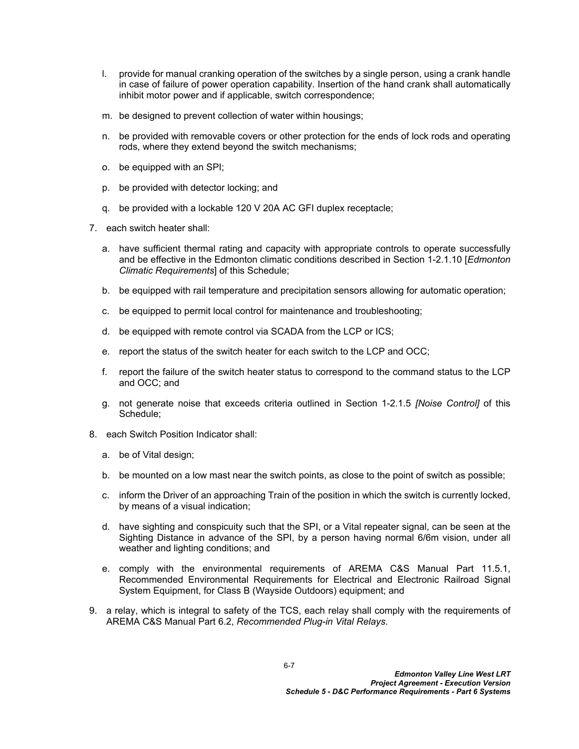l. provide for manual cranking operation of the switches by a single person, using a crank handle in case of failure of power operation capability. Insertion of the hand crank shall automatically inhibit motor power and if applicable, switch correspondence;

   m. be designed to prevent collection of water within housings;

   n. be provided with removable covers or other protection for the ends of lock rods and operating rods, where they extend beyond the switch mechanisms;

   o. be equipped with an SPI;

   p. be provided with detector locking; and

   q. be provided with a lockable 120 V 20A AC GFI duplex receptacle;

7. each switch heater shall:

   a. have sufficient thermal rating and capacity with appropriate controls to operate successfully and be effective in the Edmonton climatic conditions described in Section 1-2.1.10 [*Edmonton Climatic Requirements*] of this Schedule;

   b. be equipped with rail temperature and precipitation sensors allowing for automatic operation;

   c. be equipped to permit local control for maintenance and troubleshooting;

   d. be equipped with remote control via SCADA from the LCP or ICS;

   e. report the status of the switch heater for each switch to the LCP and OCC;

   f. report the failure of the switch heater status to correspond to the command status to the LCP and OCC; and

   g. not generate noise that exceeds criteria outlined in Section 1-2.1.5 *[Noise Control]* of this Schedule;

8. each Switch Position Indicator shall:

   a. be of Vital design;

   b. be mounted on a low mast near the switch points, as close to the point of switch as possible;

   c. inform the Driver of an approaching Train of the position in which the switch is currently locked, by means of a visual indication;

   d. have sighting and conspicuity such that the SPI, or a Vital repeater signal, can be seen at the Sighting Distance in advance of the SPI, by a person having normal 6/6m vision, under all weather and lighting conditions; and

   e. comply with the environmental requirements of AREMA C&S Manual Part 11.5.1, Recommended Environmental Requirements for Electrical and Electronic Railroad Signal System Equipment, for Class B (Wayside Outdoors) equipment; and

9. a relay, which is integral to safety of the TCS, each relay shall comply with the requirements of AREMA C&S Manual Part 6.2, *Recommended Plug-in Vital Relays*.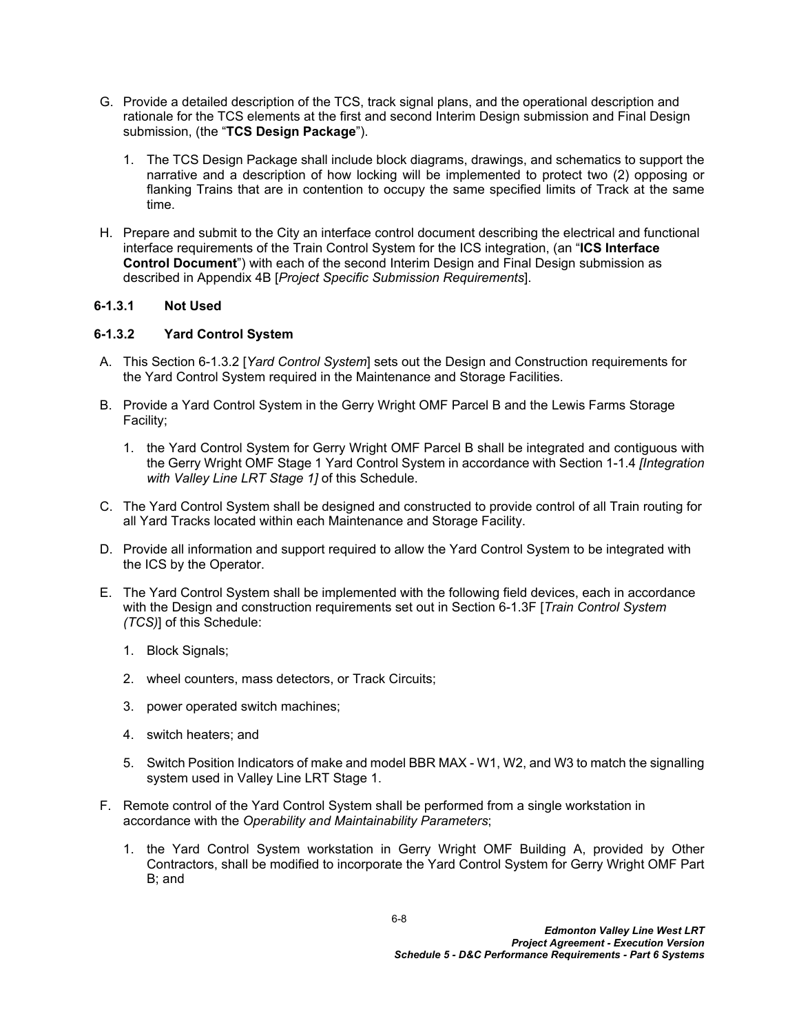G. Provide a detailed description of the TCS, track signal plans, and the operational description and rationale for the TCS elements at the first and second Interim Design submission and Final Design submission, (the "**TCS Design Package**").

   1. The TCS Design Package shall include block diagrams, drawings, and schematics to support the narrative and a description of how locking will be implemented to protect two (2) opposing or flanking Trains that are in contention to occupy the same specified limits of Track at the same time.

H. Prepare and submit to the City an interface control document describing the electrical and functional interface requirements of the Train Control System for the ICS integration, (an "**ICS Interface Control Document**") with each of the second Interim Design and Final Design submission as described in Appendix 4B [*Project Specific Submission Requirements*].

### 6-1.3.1 Not Used

### 6-1.3.2 Yard Control System

A. This Section 6-1.3.2 [*Yard Control System*] sets out the Design and Construction requirements for the Yard Control System required in the Maintenance and Storage Facilities.

B. Provide a Yard Control System in the Gerry Wright OMF Parcel B and the Lewis Farms Storage Facility;

   1. the Yard Control System for Gerry Wright OMF Parcel B shall be integrated and contiguous with the Gerry Wright OMF Stage 1 Yard Control System in accordance with Section 1-1.4 *[Integration with Valley Line LRT Stage 1]* of this Schedule.

C. The Yard Control System shall be designed and constructed to provide control of all Train routing for all Yard Tracks located within each Maintenance and Storage Facility.

D. Provide all information and support required to allow the Yard Control System to be integrated with the ICS by the Operator.

E. The Yard Control System shall be implemented with the following field devices, each in accordance with the Design and construction requirements set out in Section 6-1.3F [*Train Control System (TCS)*] of this Schedule:

   1. Block Signals;

   2. wheel counters, mass detectors, or Track Circuits;

   3. power operated switch machines;

   4. switch heaters; and

   5. Switch Position Indicators of make and model BBR MAX - W1, W2, and W3 to match the signalling system used in Valley Line LRT Stage 1.

F. Remote control of the Yard Control System shall be performed from a single workstation in accordance with the *Operability and Maintainability Parameters*;

   1. the Yard Control System workstation in Gerry Wright OMF Building A, provided by Other Contractors, shall be modified to incorporate the Yard Control System for Gerry Wright OMF Part B; and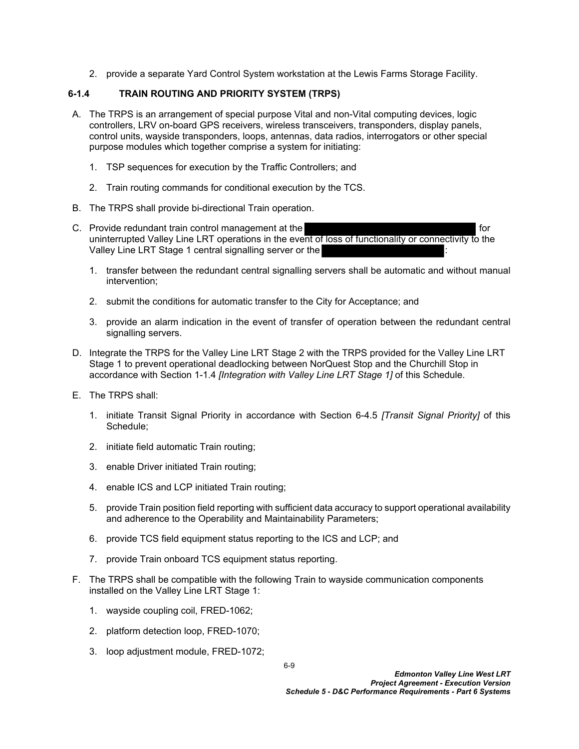2. provide a separate Yard Control System workstation at the Lewis Farms Storage Facility.

### 6-1.4 TRAIN ROUTING AND PRIORITY SYSTEM (TRPS)

A. The TRPS is an arrangement of special purpose Vital and non-Vital computing devices, logic controllers, LRV on-board GPS receivers, wireless transceivers, transponders, display panels, control units, wayside transponders, loops, antennas, data radios, interrogators or other special purpose modules which together comprise a system for initiating:

   1. TSP sequences for execution by the Traffic Controllers; and

   2. Train routing commands for conditional execution by the TCS.

B. The TRPS shall provide bi-directional Train operation.

C. Provide redundant train control management at the [REDACTED] for uninterrupted Valley Line LRT operations in the event of loss of functionality or connectivity to the Valley Line LRT Stage 1 central signalling server or the [REDACTED]:

   1. transfer between the redundant central signalling servers shall be automatic and without manual intervention;

   2. submit the conditions for automatic transfer to the City for Acceptance; and

   3. provide an alarm indication in the event of transfer of operation between the redundant central signalling servers.

D. Integrate the TRPS for the Valley Line LRT Stage 2 with the TRPS provided for the Valley Line LRT Stage 1 to prevent operational deadlocking between NorQuest Stop and the Churchill Stop in accordance with Section 1-1.4 *[Integration with Valley Line LRT Stage 1]* of this Schedule.

E. The TRPS shall:

   1. initiate Transit Signal Priority in accordance with Section 6-4.5 *[Transit Signal Priority]* of this Schedule;

   2. initiate field automatic Train routing;

   3. enable Driver initiated Train routing;

   4. enable ICS and LCP initiated Train routing;

   5. provide Train position field reporting with sufficient data accuracy to support operational availability and adherence to the Operability and Maintainability Parameters;

   6. provide TCS field equipment status reporting to the ICS and LCP; and

   7. provide Train onboard TCS equipment status reporting.

F. The TRPS shall be compatible with the following Train to wayside communication components installed on the Valley Line LRT Stage 1:

   1. wayside coupling coil, FRED-1062;

   2. platform detection loop, FRED-1070;

   3. loop adjustment module, FRED-1072;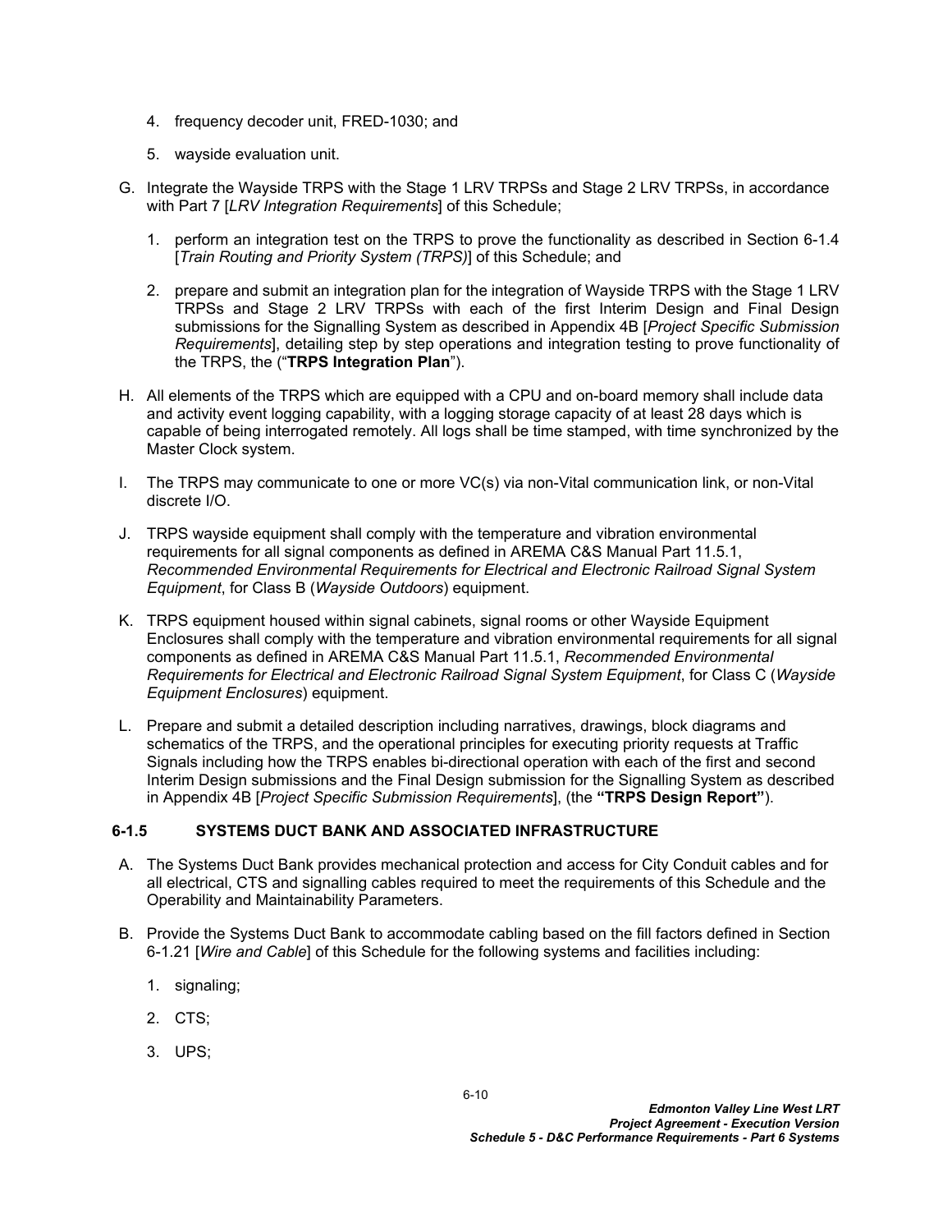4. frequency decoder unit, FRED-1030; and

5. wayside evaluation unit.

G. Integrate the Wayside TRPS with the Stage 1 LRV TRPSs and Stage 2 LRV TRPSs, in accordance with Part 7 [*LRV Integration Requirements*] of this Schedule;

   1. perform an integration test on the TRPS to prove the functionality as described in Section 6-1.4 [*Train Routing and Priority System (TRPS)*] of this Schedule; and

   2. prepare and submit an integration plan for the integration of Wayside TRPS with the Stage 1 LRV TRPSs and Stage 2 LRV TRPSs with each of the first Interim Design and Final Design submissions for the Signalling System as described in Appendix 4B [*Project Specific Submission Requirements*], detailing step by step operations and integration testing to prove functionality of the TRPS, the ("**TRPS Integration Plan**").

H. All elements of the TRPS which are equipped with a CPU and on-board memory shall include data and activity event logging capability, with a logging storage capacity of at least 28 days which is capable of being interrogated remotely. All logs shall be time stamped, with time synchronized by the Master Clock system.

I. The TRPS may communicate to one or more VC(s) via non-Vital communication link, or non-Vital discrete I/O.

J. TRPS wayside equipment shall comply with the temperature and vibration environmental requirements for all signal components as defined in AREMA C&S Manual Part 11.5.1, *Recommended Environmental Requirements for Electrical and Electronic Railroad Signal System Equipment*, for Class B (*Wayside Outdoors*) equipment.

K. TRPS equipment housed within signal cabinets, signal rooms or other Wayside Equipment Enclosures shall comply with the temperature and vibration environmental requirements for all signal components as defined in AREMA C&S Manual Part 11.5.1, *Recommended Environmental Requirements for Electrical and Electronic Railroad Signal System Equipment*, for Class C (*Wayside Equipment Enclosures*) equipment.

L. Prepare and submit a detailed description including narratives, drawings, block diagrams and schematics of the TRPS, and the operational principles for executing priority requests at Traffic Signals including how the TRPS enables bi-directional operation with each of the first and second Interim Design submissions and the Final Design submission for the Signalling System as described in Appendix 4B [*Project Specific Submission Requirements*], (the **"TRPS Design Report"**).

### 6-1.5 SYSTEMS DUCT BANK AND ASSOCIATED INFRASTRUCTURE

A. The Systems Duct Bank provides mechanical protection and access for City Conduit cables and for all electrical, CTS and signalling cables required to meet the requirements of this Schedule and the Operability and Maintainability Parameters.

B. Provide the Systems Duct Bank to accommodate cabling based on the fill factors defined in Section 6-1.21 [*Wire and Cable*] of this Schedule for the following systems and facilities including:

   1. signaling;

   2. CTS;

   3. UPS;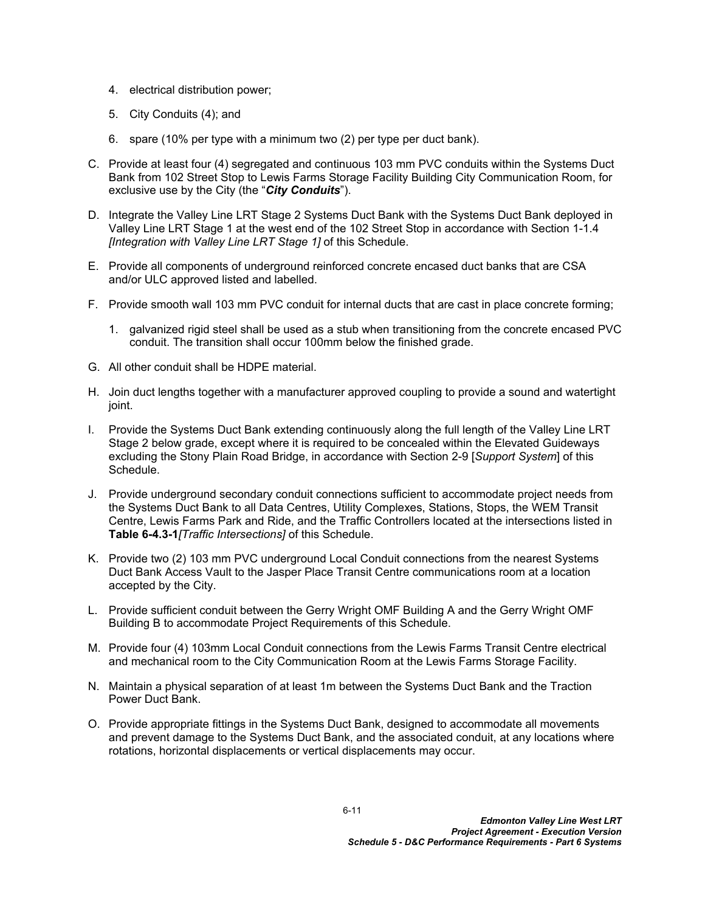4. electrical distribution power;

5. City Conduits (4); and

6. spare (10% per type with a minimum two (2) per type per duct bank).

C. Provide at least four (4) segregated and continuous 103 mm PVC conduits within the Systems Duct Bank from 102 Street Stop to Lewis Farms Storage Facility Building City Communication Room, for exclusive use by the City (the "***City Conduits***").

D. Integrate the Valley Line LRT Stage 2 Systems Duct Bank with the Systems Duct Bank deployed in Valley Line LRT Stage 1 at the west end of the 102 Street Stop in accordance with Section 1-1.4 *[Integration with Valley Line LRT Stage 1]* of this Schedule.

E. Provide all components of underground reinforced concrete encased duct banks that are CSA and/or ULC approved listed and labelled.

F. Provide smooth wall 103 mm PVC conduit for internal ducts that are cast in place concrete forming;

   1. galvanized rigid steel shall be used as a stub when transitioning from the concrete encased PVC conduit. The transition shall occur 100mm below the finished grade.

G. All other conduit shall be HDPE material.

H. Join duct lengths together with a manufacturer approved coupling to provide a sound and watertight joint.

I. Provide the Systems Duct Bank extending continuously along the full length of the Valley Line LRT Stage 2 below grade, except where it is required to be concealed within the Elevated Guideways excluding the Stony Plain Road Bridge, in accordance with Section 2-9 [*Support System*] of this Schedule.

J. Provide underground secondary conduit connections sufficient to accommodate project needs from the Systems Duct Bank to all Data Centres, Utility Complexes, Stations, Stops, the WEM Transit Centre, Lewis Farms Park and Ride, and the Traffic Controllers located at the intersections listed in **Table 6-4.3-1***[Traffic Intersections]* of this Schedule.

K. Provide two (2) 103 mm PVC underground Local Conduit connections from the nearest Systems Duct Bank Access Vault to the Jasper Place Transit Centre communications room at a location accepted by the City.

L. Provide sufficient conduit between the Gerry Wright OMF Building A and the Gerry Wright OMF Building B to accommodate Project Requirements of this Schedule.

M. Provide four (4) 103mm Local Conduit connections from the Lewis Farms Transit Centre electrical and mechanical room to the City Communication Room at the Lewis Farms Storage Facility.

N. Maintain a physical separation of at least 1m between the Systems Duct Bank and the Traction Power Duct Bank.

O. Provide appropriate fittings in the Systems Duct Bank, designed to accommodate all movements and prevent damage to the Systems Duct Bank, and the associated conduit, at any locations where rotations, horizontal displacements or vertical displacements may occur.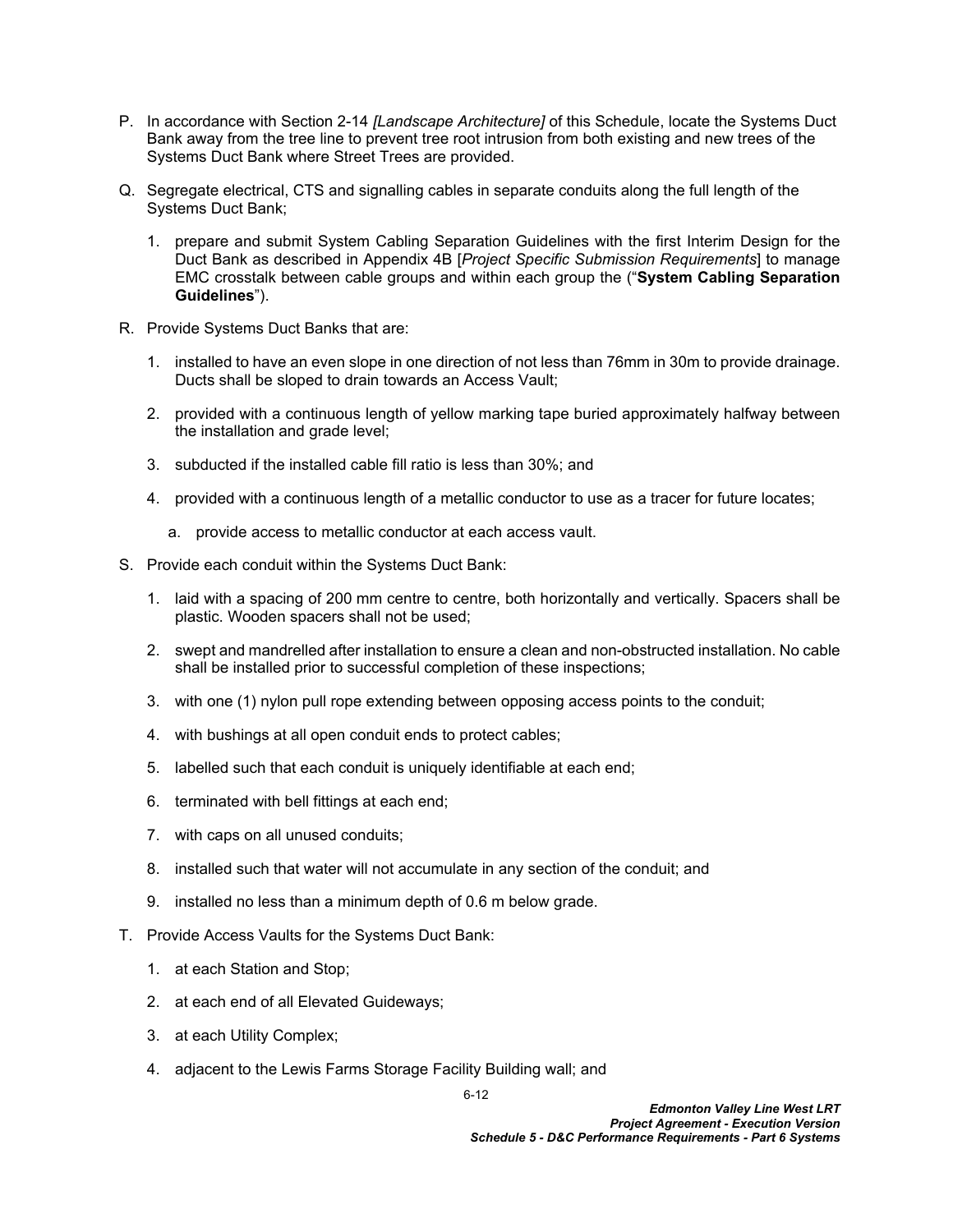P. In accordance with Section 2-14 *[Landscape Architecture]* of this Schedule, locate the Systems Duct Bank away from the tree line to prevent tree root intrusion from both existing and new trees of the Systems Duct Bank where Street Trees are provided.

Q. Segregate electrical, CTS and signalling cables in separate conduits along the full length of the Systems Duct Bank;

   1. prepare and submit System Cabling Separation Guidelines with the first Interim Design for the Duct Bank as described in Appendix 4B [*Project Specific Submission Requirements*] to manage EMC crosstalk between cable groups and within each group the ("**System Cabling Separation Guidelines**").

R. Provide Systems Duct Banks that are:

   1. installed to have an even slope in one direction of not less than 76mm in 30m to provide drainage. Ducts shall be sloped to drain towards an Access Vault;

   2. provided with a continuous length of yellow marking tape buried approximately halfway between the installation and grade level;

   3. subducted if the installed cable fill ratio is less than 30%; and

   4. provided with a continuous length of a metallic conductor to use as a tracer for future locates;

      a. provide access to metallic conductor at each access vault.

S. Provide each conduit within the Systems Duct Bank:

   1. laid with a spacing of 200 mm centre to centre, both horizontally and vertically. Spacers shall be plastic. Wooden spacers shall not be used;

   2. swept and mandrelled after installation to ensure a clean and non-obstructed installation. No cable shall be installed prior to successful completion of these inspections;

   3. with one (1) nylon pull rope extending between opposing access points to the conduit;

   4. with bushings at all open conduit ends to protect cables;

   5. labelled such that each conduit is uniquely identifiable at each end;

   6. terminated with bell fittings at each end;

   7. with caps on all unused conduits;

   8. installed such that water will not accumulate in any section of the conduit; and

   9. installed no less than a minimum depth of 0.6 m below grade.

T. Provide Access Vaults for the Systems Duct Bank:

   1. at each Station and Stop;

   2. at each end of all Elevated Guideways;

   3. at each Utility Complex;

   4. adjacent to the Lewis Farms Storage Facility Building wall; and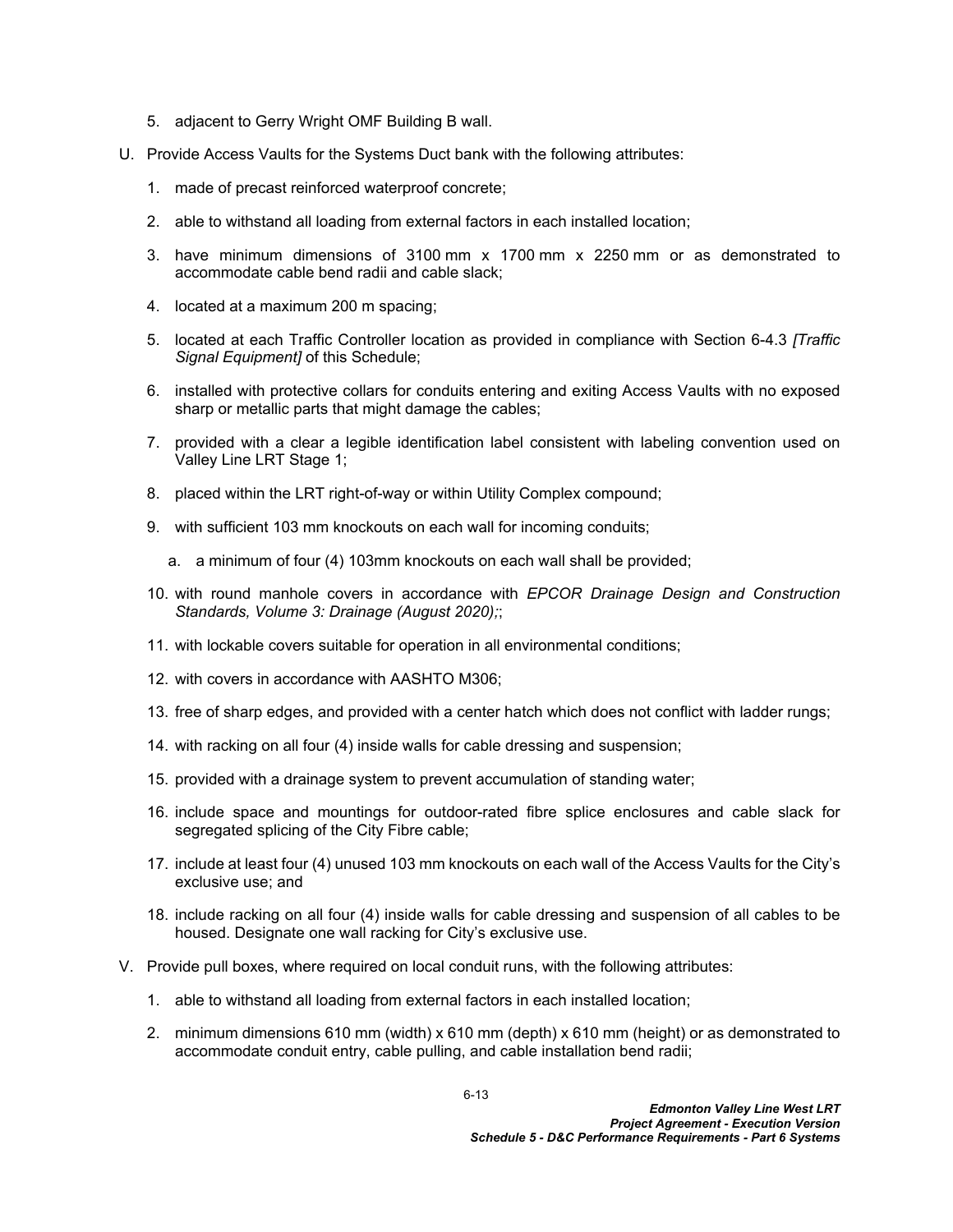5. adjacent to Gerry Wright OMF Building B wall.

U. Provide Access Vaults for the Systems Duct bank with the following attributes:

   1. made of precast reinforced waterproof concrete;

   2. able to withstand all loading from external factors in each installed location;

   3. have minimum dimensions of 3100 mm x 1700 mm x 2250 mm or as demonstrated to accommodate cable bend radii and cable slack;

   4. located at a maximum 200 m spacing;

   5. located at each Traffic Controller location as provided in compliance with Section 6-4.3 *[Traffic Signal Equipment]* of this Schedule;

   6. installed with protective collars for conduits entering and exiting Access Vaults with no exposed sharp or metallic parts that might damage the cables;

   7. provided with a clear a legible identification label consistent with labeling convention used on Valley Line LRT Stage 1;

   8. placed within the LRT right-of-way or within Utility Complex compound;

   9. with sufficient 103 mm knockouts on each wall for incoming conduits;

      a. a minimum of four (4) 103mm knockouts on each wall shall be provided;

   10. with round manhole covers in accordance with *EPCOR Drainage Design and Construction Standards, Volume 3: Drainage (August 2020);*;

   11. with lockable covers suitable for operation in all environmental conditions;

   12. with covers in accordance with AASHTO M306;

   13. free of sharp edges, and provided with a center hatch which does not conflict with ladder rungs;

   14. with racking on all four (4) inside walls for cable dressing and suspension;

   15. provided with a drainage system to prevent accumulation of standing water;

   16. include space and mountings for outdoor-rated fibre splice enclosures and cable slack for segregated splicing of the City Fibre cable;

   17. include at least four (4) unused 103 mm knockouts on each wall of the Access Vaults for the City's exclusive use; and

   18. include racking on all four (4) inside walls for cable dressing and suspension of all cables to be housed. Designate one wall racking for City's exclusive use.

V. Provide pull boxes, where required on local conduit runs, with the following attributes:

   1. able to withstand all loading from external factors in each installed location;

   2. minimum dimensions 610 mm (width) x 610 mm (depth) x 610 mm (height) or as demonstrated to accommodate conduit entry, cable pulling, and cable installation bend radii;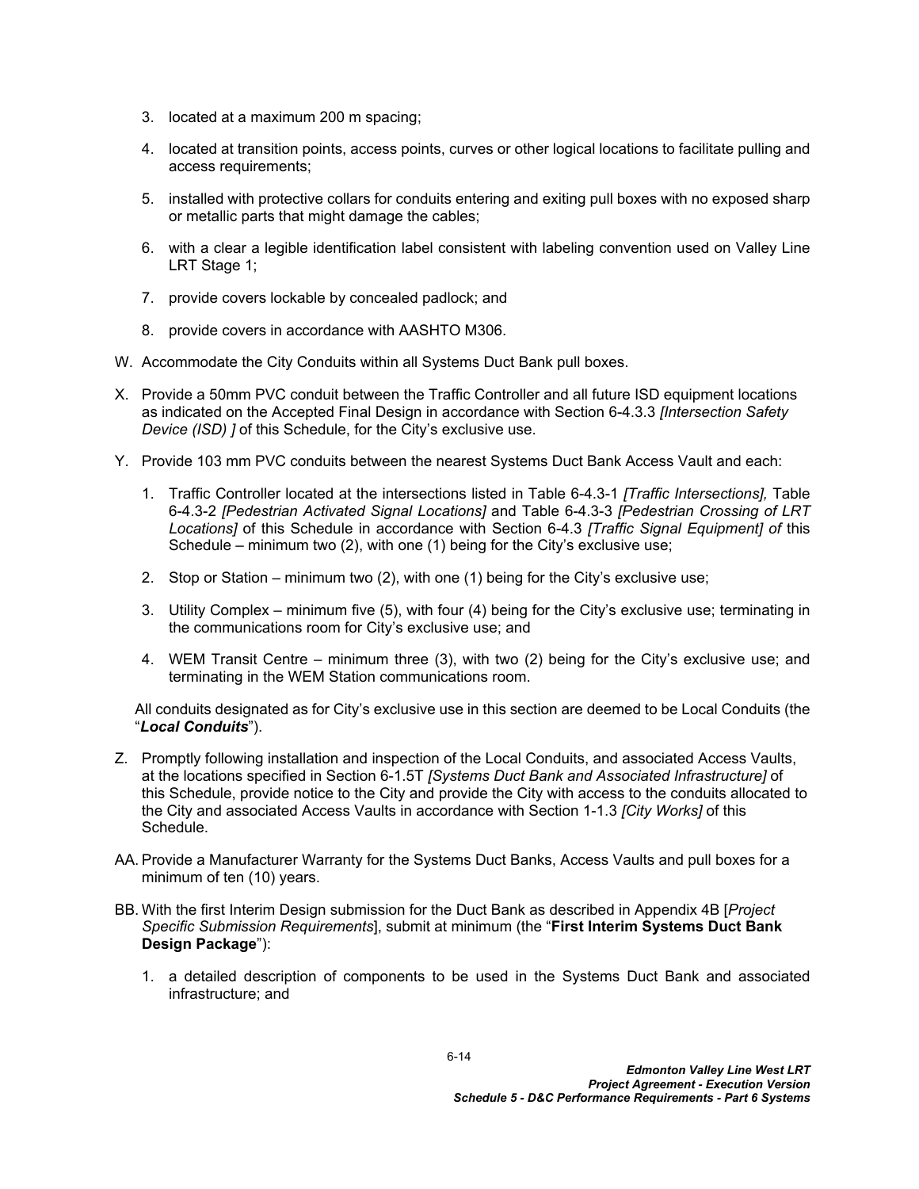3. located at a maximum 200 m spacing;

4. located at transition points, access points, curves or other logical locations to facilitate pulling and access requirements;

5. installed with protective collars for conduits entering and exiting pull boxes with no exposed sharp or metallic parts that might damage the cables;

6. with a clear a legible identification label consistent with labeling convention used on Valley Line LRT Stage 1;

7. provide covers lockable by concealed padlock; and

8. provide covers in accordance with AASHTO M306.

W. Accommodate the City Conduits within all Systems Duct Bank pull boxes.

X. Provide a 50mm PVC conduit between the Traffic Controller and all future ISD equipment locations as indicated on the Accepted Final Design in accordance with Section 6-4.3.3 *[Intersection Safety Device (ISD) ]* of this Schedule, for the City's exclusive use.

Y. Provide 103 mm PVC conduits between the nearest Systems Duct Bank Access Vault and each:

1. Traffic Controller located at the intersections listed in Table 6-4.3-1 *[Traffic Intersections],* Table 6-4.3-2 *[Pedestrian Activated Signal Locations]* and Table 6-4.3-3 *[Pedestrian Crossing of LRT Locations]* of this Schedule in accordance with Section 6-4.3 *[Traffic Signal Equipment] of* this Schedule – minimum two (2), with one (1) being for the City's exclusive use;

2. Stop or Station – minimum two (2), with one (1) being for the City's exclusive use;

3. Utility Complex – minimum five (5), with four (4) being for the City's exclusive use; terminating in the communications room for City's exclusive use; and

4. WEM Transit Centre – minimum three (3), with two (2) being for the City's exclusive use; and terminating in the WEM Station communications room.

All conduits designated as for City's exclusive use in this section are deemed to be Local Conduits (the "***Local Conduits***").

Z. Promptly following installation and inspection of the Local Conduits, and associated Access Vaults, at the locations specified in Section 6-1.5T *[Systems Duct Bank and Associated Infrastructure]* of this Schedule, provide notice to the City and provide the City with access to the conduits allocated to the City and associated Access Vaults in accordance with Section 1-1.3 *[City Works]* of this Schedule.

AA. Provide a Manufacturer Warranty for the Systems Duct Banks, Access Vaults and pull boxes for a minimum of ten (10) years.

BB. With the first Interim Design submission for the Duct Bank as described in Appendix 4B [*Project Specific Submission Requirements*], submit at minimum (the "**First Interim Systems Duct Bank Design Package**"):

1. a detailed description of components to be used in the Systems Duct Bank and associated infrastructure; and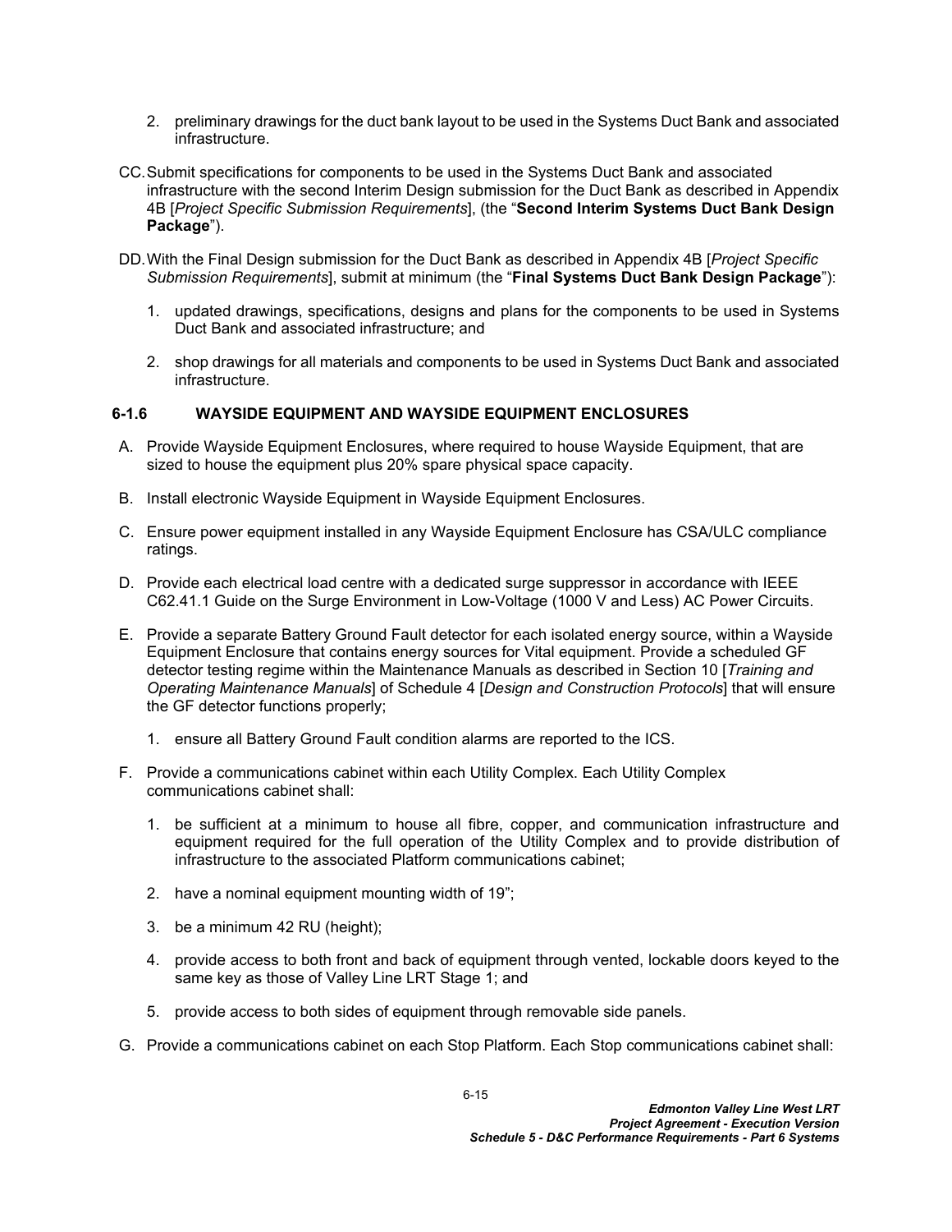2. preliminary drawings for the duct bank layout to be used in the Systems Duct Bank and associated infrastructure.

CC. Submit specifications for components to be used in the Systems Duct Bank and associated infrastructure with the second Interim Design submission for the Duct Bank as described in Appendix 4B [*Project Specific Submission Requirements*], (the "**Second Interim Systems Duct Bank Design Package**").

DD. With the Final Design submission for the Duct Bank as described in Appendix 4B [*Project Specific Submission Requirements*], submit at minimum (the "**Final Systems Duct Bank Design Package**"):

1. updated drawings, specifications, designs and plans for the components to be used in Systems Duct Bank and associated infrastructure; and
2. shop drawings for all materials and components to be used in Systems Duct Bank and associated infrastructure.

### 6-1.6 WAYSIDE EQUIPMENT AND WAYSIDE EQUIPMENT ENCLOSURES

A. Provide Wayside Equipment Enclosures, where required to house Wayside Equipment, that are sized to house the equipment plus 20% spare physical space capacity.

B. Install electronic Wayside Equipment in Wayside Equipment Enclosures.

C. Ensure power equipment installed in any Wayside Equipment Enclosure has CSA/ULC compliance ratings.

D. Provide each electrical load centre with a dedicated surge suppressor in accordance with IEEE C62.41.1 Guide on the Surge Environment in Low-Voltage (1000 V and Less) AC Power Circuits.

E. Provide a separate Battery Ground Fault detector for each isolated energy source, within a Wayside Equipment Enclosure that contains energy sources for Vital equipment. Provide a scheduled GF detector testing regime within the Maintenance Manuals as described in Section 10 [*Training and Operating Maintenance Manuals*] of Schedule 4 [*Design and Construction Protocols*] that will ensure the GF detector functions properly;

1. ensure all Battery Ground Fault condition alarms are reported to the ICS.

F. Provide a communications cabinet within each Utility Complex. Each Utility Complex communications cabinet shall:

1. be sufficient at a minimum to house all fibre, copper, and communication infrastructure and equipment required for the full operation of the Utility Complex and to provide distribution of infrastructure to the associated Platform communications cabinet;
2. have a nominal equipment mounting width of 19";
3. be a minimum 42 RU (height);
4. provide access to both front and back of equipment through vented, lockable doors keyed to the same key as those of Valley Line LRT Stage 1; and
5. provide access to both sides of equipment through removable side panels.

G. Provide a communications cabinet on each Stop Platform. Each Stop communications cabinet shall: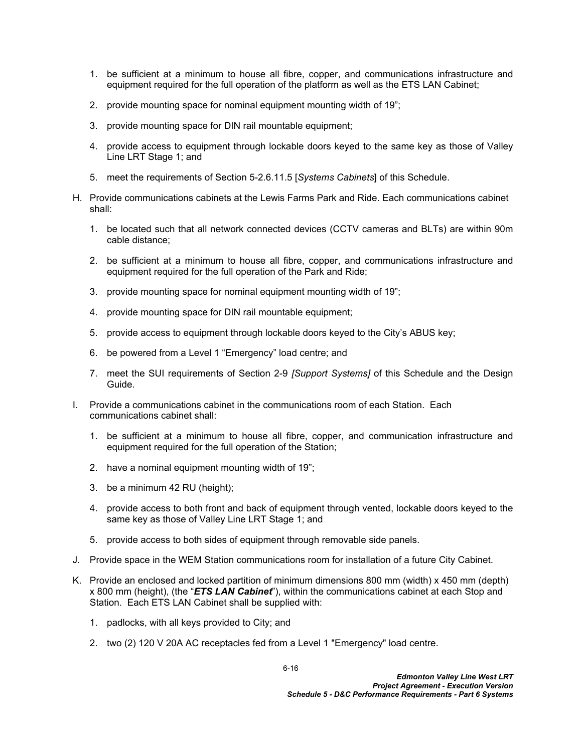1. be sufficient at a minimum to house all fibre, copper, and communications infrastructure and equipment required for the full operation of the platform as well as the ETS LAN Cabinet;

2. provide mounting space for nominal equipment mounting width of 19";

3. provide mounting space for DIN rail mountable equipment;

4. provide access to equipment through lockable doors keyed to the same key as those of Valley Line LRT Stage 1; and

5. meet the requirements of Section 5-2.6.11.5 [*Systems Cabinets*] of this Schedule.

H. Provide communications cabinets at the Lewis Farms Park and Ride. Each communications cabinet shall:

   1. be located such that all network connected devices (CCTV cameras and BLTs) are within 90m cable distance;

   2. be sufficient at a minimum to house all fibre, copper, and communications infrastructure and equipment required for the full operation of the Park and Ride;

   3. provide mounting space for nominal equipment mounting width of 19";

   4. provide mounting space for DIN rail mountable equipment;

   5. provide access to equipment through lockable doors keyed to the City's ABUS key;

   6. be powered from a Level 1 "Emergency" load centre; and

   7. meet the SUI requirements of Section 2-9 *[Support Systems]* of this Schedule and the Design Guide.

I. Provide a communications cabinet in the communications room of each Station. Each communications cabinet shall:

   1. be sufficient at a minimum to house all fibre, copper, and communication infrastructure and equipment required for the full operation of the Station;

   2. have a nominal equipment mounting width of 19";

   3. be a minimum 42 RU (height);

   4. provide access to both front and back of equipment through vented, lockable doors keyed to the same key as those of Valley Line LRT Stage 1; and

   5. provide access to both sides of equipment through removable side panels.

J. Provide space in the WEM Station communications room for installation of a future City Cabinet.

K. Provide an enclosed and locked partition of minimum dimensions 800 mm (width) x 450 mm (depth) x 800 mm (height), (the "***ETS LAN Cabinet***"), within the communications cabinet at each Stop and Station. Each ETS LAN Cabinet shall be supplied with:

   1. padlocks, with all keys provided to City; and

   2. two (2) 120 V 20A AC receptacles fed from a Level 1 "Emergency" load centre.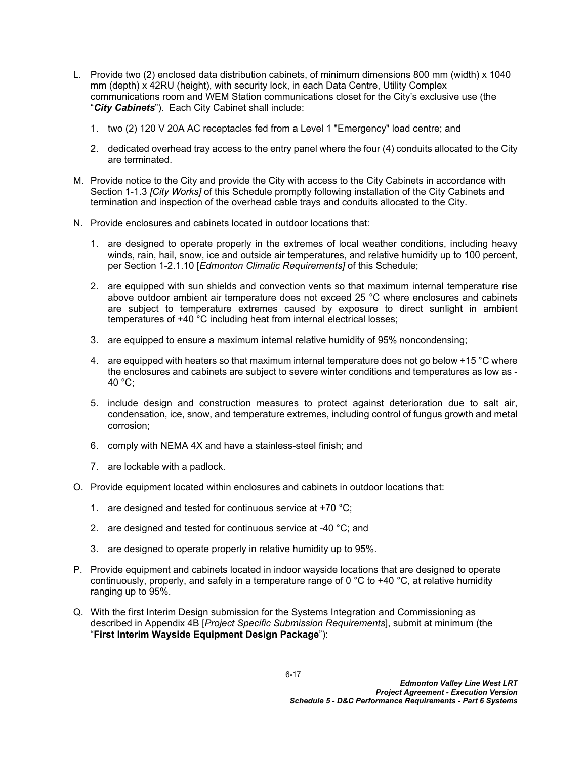L. Provide two (2) enclosed data distribution cabinets, of minimum dimensions 800 mm (width) x 1040 mm (depth) x 42RU (height), with security lock, in each Data Centre, Utility Complex communications room and WEM Station communications closet for the City's exclusive use (the "***City Cabinets***"). Each City Cabinet shall include:

   1. two (2) 120 V 20A AC receptacles fed from a Level 1 "Emergency" load centre; and

   2. dedicated overhead tray access to the entry panel where the four (4) conduits allocated to the City are terminated.

M. Provide notice to the City and provide the City with access to the City Cabinets in accordance with Section 1-1.3 *[City Works]* of this Schedule promptly following installation of the City Cabinets and termination and inspection of the overhead cable trays and conduits allocated to the City.

N. Provide enclosures and cabinets located in outdoor locations that:

   1. are designed to operate properly in the extremes of local weather conditions, including heavy winds, rain, hail, snow, ice and outside air temperatures, and relative humidity up to 100 percent, per Section 1-2.1.10 [*Edmonton Climatic Requirements]* of this Schedule;

   2. are equipped with sun shields and convection vents so that maximum internal temperature rise above outdoor ambient air temperature does not exceed 25 °C where enclosures and cabinets are subject to temperature extremes caused by exposure to direct sunlight in ambient temperatures of +40 °C including heat from internal electrical losses;

   3. are equipped to ensure a maximum internal relative humidity of 95% noncondensing;

   4. are equipped with heaters so that maximum internal temperature does not go below +15 °C where the enclosures and cabinets are subject to severe winter conditions and temperatures as low as -40 °C;

   5. include design and construction measures to protect against deterioration due to salt air, condensation, ice, snow, and temperature extremes, including control of fungus growth and metal corrosion;

   6. comply with NEMA 4X and have a stainless-steel finish; and

   7. are lockable with a padlock.

O. Provide equipment located within enclosures and cabinets in outdoor locations that:

   1. are designed and tested for continuous service at +70 °C;

   2. are designed and tested for continuous service at -40 °C; and

   3. are designed to operate properly in relative humidity up to 95%.

P. Provide equipment and cabinets located in indoor wayside locations that are designed to operate continuously, properly, and safely in a temperature range of 0 °C to +40 °C, at relative humidity ranging up to 95%.

Q. With the first Interim Design submission for the Systems Integration and Commissioning as described in Appendix 4B [*Project Specific Submission Requirements*], submit at minimum (the "**First Interim Wayside Equipment Design Package**"):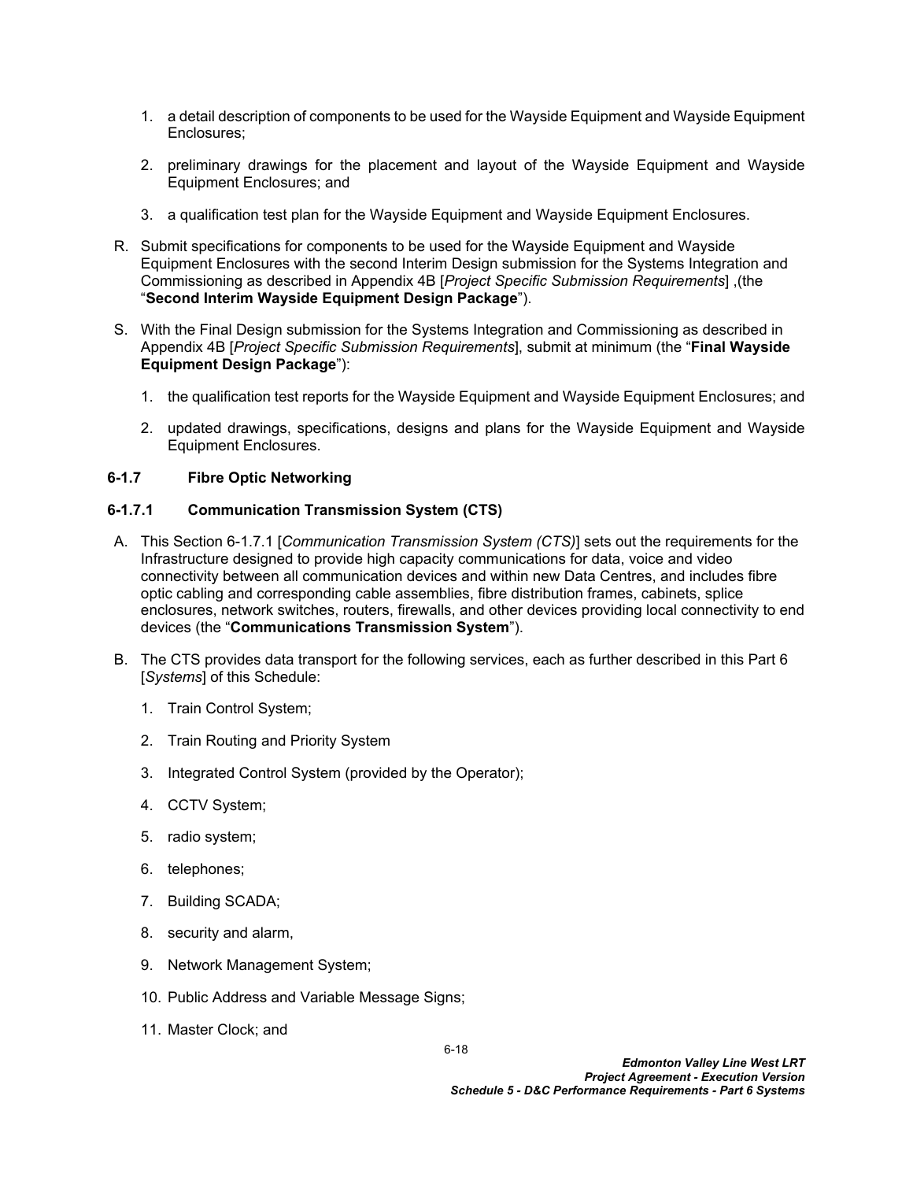1. a detail description of components to be used for the Wayside Equipment and Wayside Equipment Enclosures;

2. preliminary drawings for the placement and layout of the Wayside Equipment and Wayside Equipment Enclosures; and

3. a qualification test plan for the Wayside Equipment and Wayside Equipment Enclosures.

R. Submit specifications for components to be used for the Wayside Equipment and Wayside Equipment Enclosures with the second Interim Design submission for the Systems Integration and Commissioning as described in Appendix 4B [*Project Specific Submission Requirements*] ,(the "**Second Interim Wayside Equipment Design Package**").

S. With the Final Design submission for the Systems Integration and Commissioning as described in Appendix 4B [*Project Specific Submission Requirements*], submit at minimum (the "**Final Wayside Equipment Design Package**"):

1. the qualification test reports for the Wayside Equipment and Wayside Equipment Enclosures; and

2. updated drawings, specifications, designs and plans for the Wayside Equipment and Wayside Equipment Enclosures.

### 6-1.7 Fibre Optic Networking

#### 6-1.7.1 Communication Transmission System (CTS)

A. This Section 6-1.7.1 [*Communication Transmission System (CTS)*] sets out the requirements for the Infrastructure designed to provide high capacity communications for data, voice and video connectivity between all communication devices and within new Data Centres, and includes fibre optic cabling and corresponding cable assemblies, fibre distribution frames, cabinets, splice enclosures, network switches, routers, firewalls, and other devices providing local connectivity to end devices (the "**Communications Transmission System**").

B. The CTS provides data transport for the following services, each as further described in this Part 6 [*Systems*] of this Schedule:

1. Train Control System;

2. Train Routing and Priority System

3. Integrated Control System (provided by the Operator);

4. CCTV System;

5. radio system;

6. telephones;

7. Building SCADA;

8. security and alarm,

9. Network Management System;

10. Public Address and Variable Message Signs;

11. Master Clock; and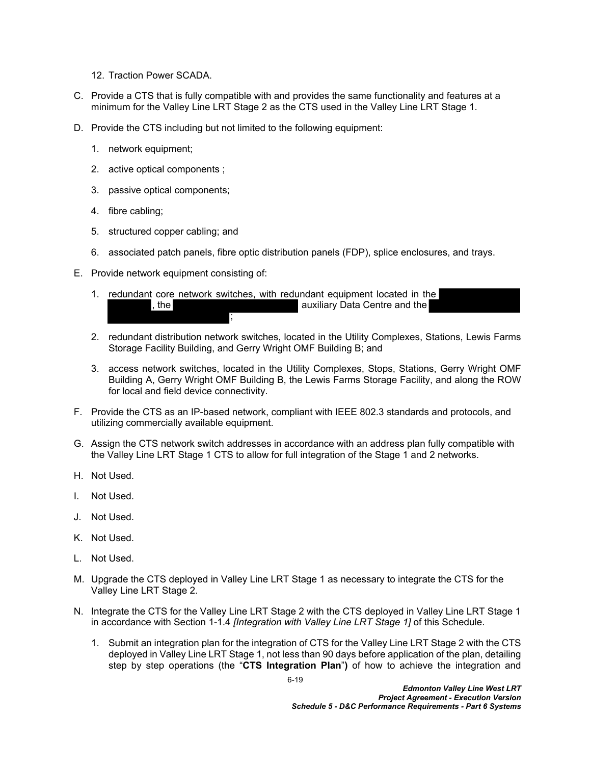12. Traction Power SCADA.

C. Provide a CTS that is fully compatible with and provides the same functionality and features at a minimum for the Valley Line LRT Stage 2 as the CTS used in the Valley Line LRT Stage 1.

D. Provide the CTS including but not limited to the following equipment:

   1. network equipment;

   2. active optical components ;

   3. passive optical components;

   4. fibre cabling;

   5. structured copper cabling; and

   6. associated patch panels, fibre optic distribution panels (FDP), splice enclosures, and trays.

E. Provide network equipment consisting of:

   1. redundant core network switches, with redundant equipment located in the [REDACTED], the [REDACTED] auxiliary Data Centre and the [REDACTED];

   2. redundant distribution network switches, located in the Utility Complexes, Stations, Lewis Farms Storage Facility Building, and Gerry Wright OMF Building B; and

   3. access network switches, located in the Utility Complexes, Stops, Stations, Gerry Wright OMF Building A, Gerry Wright OMF Building B, the Lewis Farms Storage Facility, and along the ROW for local and field device connectivity.

F. Provide the CTS as an IP-based network, compliant with IEEE 802.3 standards and protocols, and utilizing commercially available equipment.

G. Assign the CTS network switch addresses in accordance with an address plan fully compatible with the Valley Line LRT Stage 1 CTS to allow for full integration of the Stage 1 and 2 networks.

H. Not Used.

I. Not Used.

J. Not Used.

K. Not Used.

L. Not Used.

M. Upgrade the CTS deployed in Valley Line LRT Stage 1 as necessary to integrate the CTS for the Valley Line LRT Stage 2.

N. Integrate the CTS for the Valley Line LRT Stage 2 with the CTS deployed in Valley Line LRT Stage 1 in accordance with Section 1-1.4 *[Integration with Valley Line LRT Stage 1]* of this Schedule.

   1. Submit an integration plan for the integration of CTS for the Valley Line LRT Stage 2 with the CTS deployed in Valley Line LRT Stage 1, not less than 90 days before application of the plan, detailing step by step operations (the "**CTS Integration Plan**") of how to achieve the integration and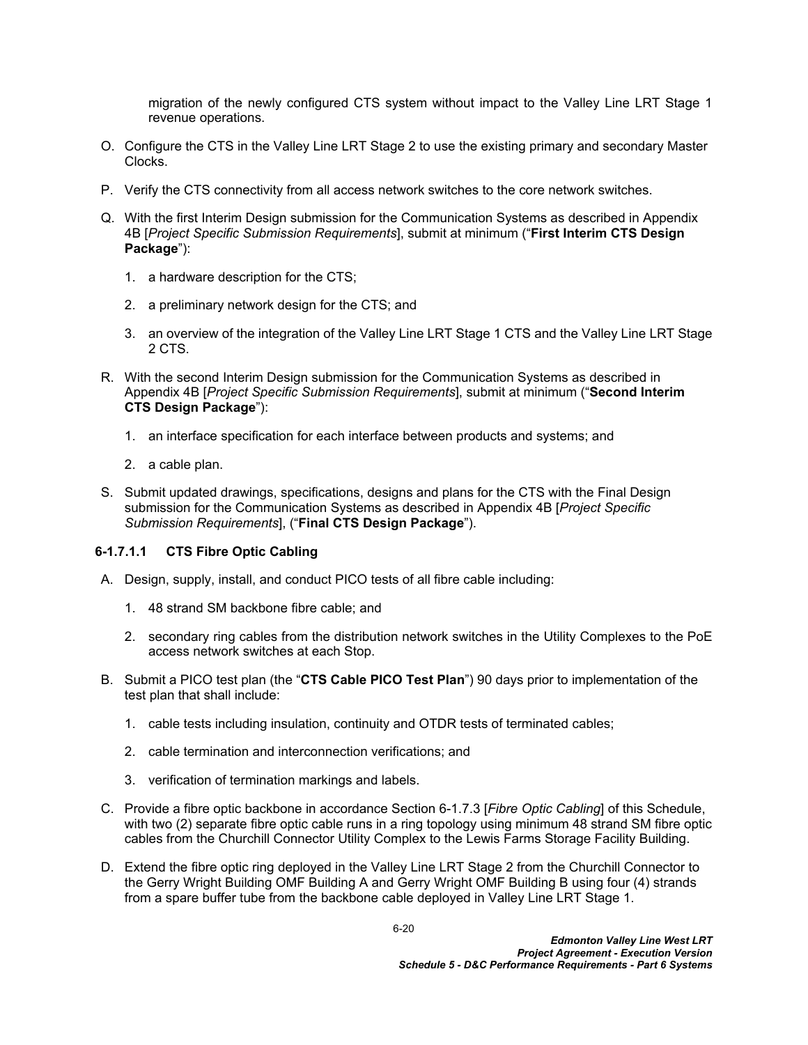migration of the newly configured CTS system without impact to the Valley Line LRT Stage 1 revenue operations.

O. Configure the CTS in the Valley Line LRT Stage 2 to use the existing primary and secondary Master Clocks.

P. Verify the CTS connectivity from all access network switches to the core network switches.

Q. With the first Interim Design submission for the Communication Systems as described in Appendix 4B [*Project Specific Submission Requirements*], submit at minimum ("**First Interim CTS Design Package**"):

1. a hardware description for the CTS;

2. a preliminary network design for the CTS; and

3. an overview of the integration of the Valley Line LRT Stage 1 CTS and the Valley Line LRT Stage 2 CTS.

R. With the second Interim Design submission for the Communication Systems as described in Appendix 4B [*Project Specific Submission Requirements*], submit at minimum ("**Second Interim CTS Design Package**"):

1. an interface specification for each interface between products and systems; and

2. a cable plan.

S. Submit updated drawings, specifications, designs and plans for the CTS with the Final Design submission for the Communication Systems as described in Appendix 4B [*Project Specific Submission Requirements*], ("**Final CTS Design Package**").

#### 6-1.7.1.1 CTS Fibre Optic Cabling

A. Design, supply, install, and conduct PICO tests of all fibre cable including:

1. 48 strand SM backbone fibre cable; and

2. secondary ring cables from the distribution network switches in the Utility Complexes to the PoE access network switches at each Stop.

B. Submit a PICO test plan (the "**CTS Cable PICO Test Plan**") 90 days prior to implementation of the test plan that shall include:

1. cable tests including insulation, continuity and OTDR tests of terminated cables;

2. cable termination and interconnection verifications; and

3. verification of termination markings and labels.

C. Provide a fibre optic backbone in accordance Section 6-1.7.3 [*Fibre Optic Cabling*] of this Schedule, with two (2) separate fibre optic cable runs in a ring topology using minimum 48 strand SM fibre optic cables from the Churchill Connector Utility Complex to the Lewis Farms Storage Facility Building.

D. Extend the fibre optic ring deployed in the Valley Line LRT Stage 2 from the Churchill Connector to the Gerry Wright Building OMF Building A and Gerry Wright OMF Building B using four (4) strands from a spare buffer tube from the backbone cable deployed in Valley Line LRT Stage 1.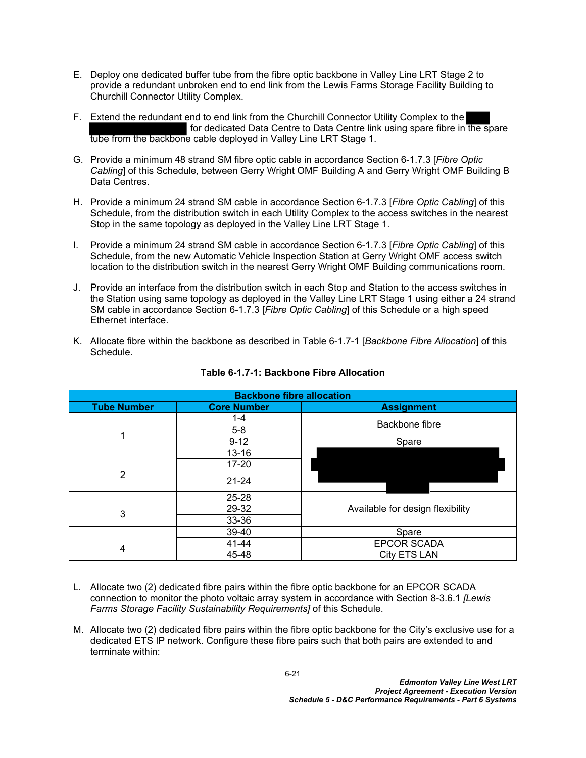E. Deploy one dedicated buffer tube from the fibre optic backbone in Valley Line LRT Stage 2 to provide a redundant unbroken end to end link from the Lewis Farms Storage Facility Building to Churchill Connector Utility Complex.

F. Extend the redundant end to end link from the Churchill Connector Utility Complex to the [redacted] for dedicated Data Centre to Data Centre link using spare fibre in the spare tube from the backbone cable deployed in Valley Line LRT Stage 1.

G. Provide a minimum 48 strand SM fibre optic cable in accordance Section 6-1.7.3 [*Fibre Optic Cabling*] of this Schedule, between Gerry Wright OMF Building A and Gerry Wright OMF Building B Data Centres.

H. Provide a minimum 24 strand SM cable in accordance Section 6-1.7.3 [*Fibre Optic Cabling*] of this Schedule, from the distribution switch in each Utility Complex to the access switches in the nearest Stop in the same topology as deployed in the Valley Line LRT Stage 1.

I. Provide a minimum 24 strand SM cable in accordance Section 6-1.7.3 [*Fibre Optic Cabling*] of this Schedule, from the new Automatic Vehicle Inspection Station at Gerry Wright OMF access switch location to the distribution switch in the nearest Gerry Wright OMF Building communications room.

J. Provide an interface from the distribution switch in each Stop and Station to the access switches in the Station using same topology as deployed in the Valley Line LRT Stage 1 using either a 24 strand SM cable in accordance Section 6-1.7.3 [*Fibre Optic Cabling*] of this Schedule or a high speed Ethernet interface.

K. Allocate fibre within the backbone as described in Table 6-1.7-1 [*Backbone Fibre Allocation*] of this Schedule.

**Table 6-1.7-1: Backbone Fibre Allocation**

| Backbone fibre allocation | | |
|---|---|---|
| **Tube Number** | **Core Number** | **Assignment** |
| 1 | 1-4 | Backbone fibre |
| | 5-8 | |
| | 9-12 | Spare |
| 2 | 13-16 | [redacted] |
| | 17-20 | |
| | 21-24 | |
| 3 | 25-28 | Available for design flexibility |
| | 29-32 | |
| | 33-36 | |
| 4 | 39-40 | Spare |
| | 41-44 | EPCOR SCADA |
| | 45-48 | City ETS LAN |

L. Allocate two (2) dedicated fibre pairs within the fibre optic backbone for an EPCOR SCADA connection to monitor the photo voltaic array system in accordance with Section 8-3.6.1 *[Lewis Farms Storage Facility Sustainability Requirements]* of this Schedule.

M. Allocate two (2) dedicated fibre pairs within the fibre optic backbone for the City's exclusive use for a dedicated ETS IP network. Configure these fibre pairs such that both pairs are extended to and terminate within: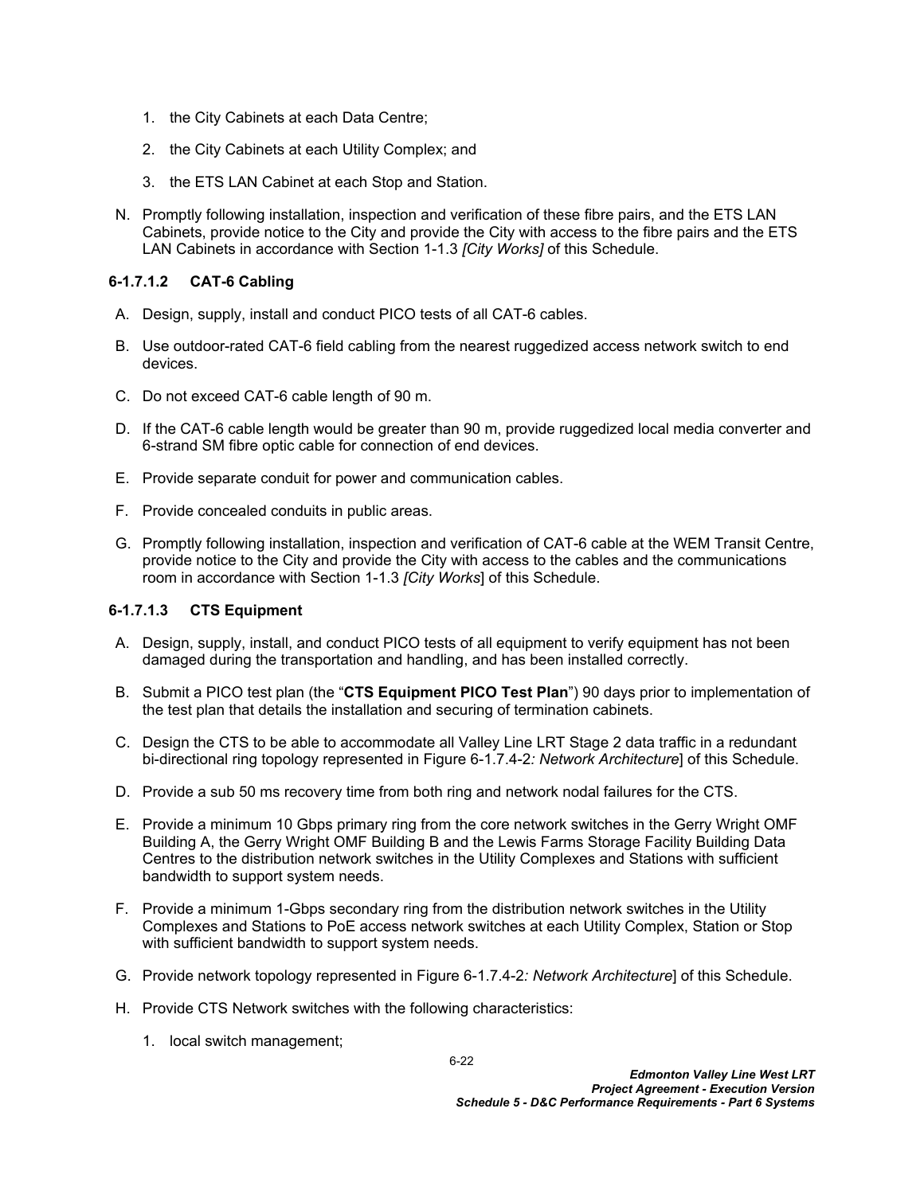1. the City Cabinets at each Data Centre;

2. the City Cabinets at each Utility Complex; and

3. the ETS LAN Cabinet at each Stop and Station.

N. Promptly following installation, inspection and verification of these fibre pairs, and the ETS LAN Cabinets, provide notice to the City and provide the City with access to the fibre pairs and the ETS LAN Cabinets in accordance with Section 1-1.3 *[City Works]* of this Schedule.

#### 6-1.7.1.2 CAT-6 Cabling

A. Design, supply, install and conduct PICO tests of all CAT-6 cables.

B. Use outdoor-rated CAT-6 field cabling from the nearest ruggedized access network switch to end devices.

C. Do not exceed CAT-6 cable length of 90 m.

D. If the CAT-6 cable length would be greater than 90 m, provide ruggedized local media converter and 6-strand SM fibre optic cable for connection of end devices.

E. Provide separate conduit for power and communication cables.

F. Provide concealed conduits in public areas.

G. Promptly following installation, inspection and verification of CAT-6 cable at the WEM Transit Centre, provide notice to the City and provide the City with access to the cables and the communications room in accordance with Section 1-1.3 *[City Works*] of this Schedule.

#### 6-1.7.1.3 CTS Equipment

A. Design, supply, install, and conduct PICO tests of all equipment to verify equipment has not been damaged during the transportation and handling, and has been installed correctly.

B. Submit a PICO test plan (the "**CTS Equipment PICO Test Plan**") 90 days prior to implementation of the test plan that details the installation and securing of termination cabinets.

C. Design the CTS to be able to accommodate all Valley Line LRT Stage 2 data traffic in a redundant bi-directional ring topology represented in Figure 6-1.7.4-2*: Network Architecture*] of this Schedule.

D. Provide a sub 50 ms recovery time from both ring and network nodal failures for the CTS.

E. Provide a minimum 10 Gbps primary ring from the core network switches in the Gerry Wright OMF Building A, the Gerry Wright OMF Building B and the Lewis Farms Storage Facility Building Data Centres to the distribution network switches in the Utility Complexes and Stations with sufficient bandwidth to support system needs.

F. Provide a minimum 1-Gbps secondary ring from the distribution network switches in the Utility Complexes and Stations to PoE access network switches at each Utility Complex, Station or Stop with sufficient bandwidth to support system needs.

G. Provide network topology represented in Figure 6-1.7.4-2*: Network Architecture*] of this Schedule.

H. Provide CTS Network switches with the following characteristics:

1. local switch management;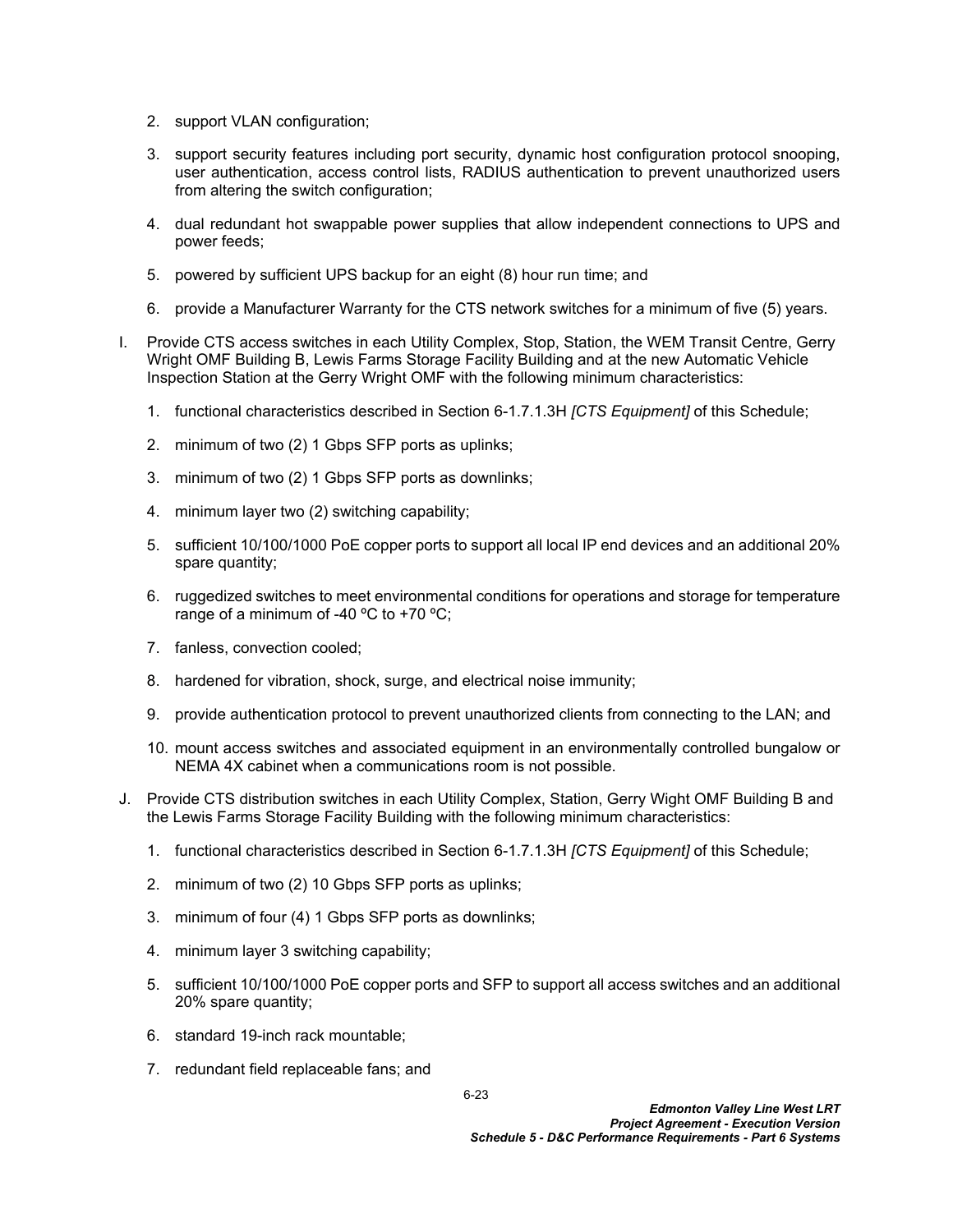2. support VLAN configuration;

3. support security features including port security, dynamic host configuration protocol snooping, user authentication, access control lists, RADIUS authentication to prevent unauthorized users from altering the switch configuration;

4. dual redundant hot swappable power supplies that allow independent connections to UPS and power feeds;

5. powered by sufficient UPS backup for an eight (8) hour run time; and

6. provide a Manufacturer Warranty for the CTS network switches for a minimum of five (5) years.

I. Provide CTS access switches in each Utility Complex, Stop, Station, the WEM Transit Centre, Gerry Wright OMF Building B, Lewis Farms Storage Facility Building and at the new Automatic Vehicle Inspection Station at the Gerry Wright OMF with the following minimum characteristics:

   1. functional characteristics described in Section 6-1.7.1.3H *[CTS Equipment]* of this Schedule;

   2. minimum of two (2) 1 Gbps SFP ports as uplinks;

   3. minimum of two (2) 1 Gbps SFP ports as downlinks;

   4. minimum layer two (2) switching capability;

   5. sufficient 10/100/1000 PoE copper ports to support all local IP end devices and an additional 20% spare quantity;

   6. ruggedized switches to meet environmental conditions for operations and storage for temperature range of a minimum of -40 ºC to +70 ºC;

   7. fanless, convection cooled;

   8. hardened for vibration, shock, surge, and electrical noise immunity;

   9. provide authentication protocol to prevent unauthorized clients from connecting to the LAN; and

   10. mount access switches and associated equipment in an environmentally controlled bungalow or NEMA 4X cabinet when a communications room is not possible.

J. Provide CTS distribution switches in each Utility Complex, Station, Gerry Wight OMF Building B and the Lewis Farms Storage Facility Building with the following minimum characteristics:

   1. functional characteristics described in Section 6-1.7.1.3H *[CTS Equipment]* of this Schedule;

   2. minimum of two (2) 10 Gbps SFP ports as uplinks;

   3. minimum of four (4) 1 Gbps SFP ports as downlinks;

   4. minimum layer 3 switching capability;

   5. sufficient 10/100/1000 PoE copper ports and SFP to support all access switches and an additional 20% spare quantity;

   6. standard 19-inch rack mountable;

   7. redundant field replaceable fans; and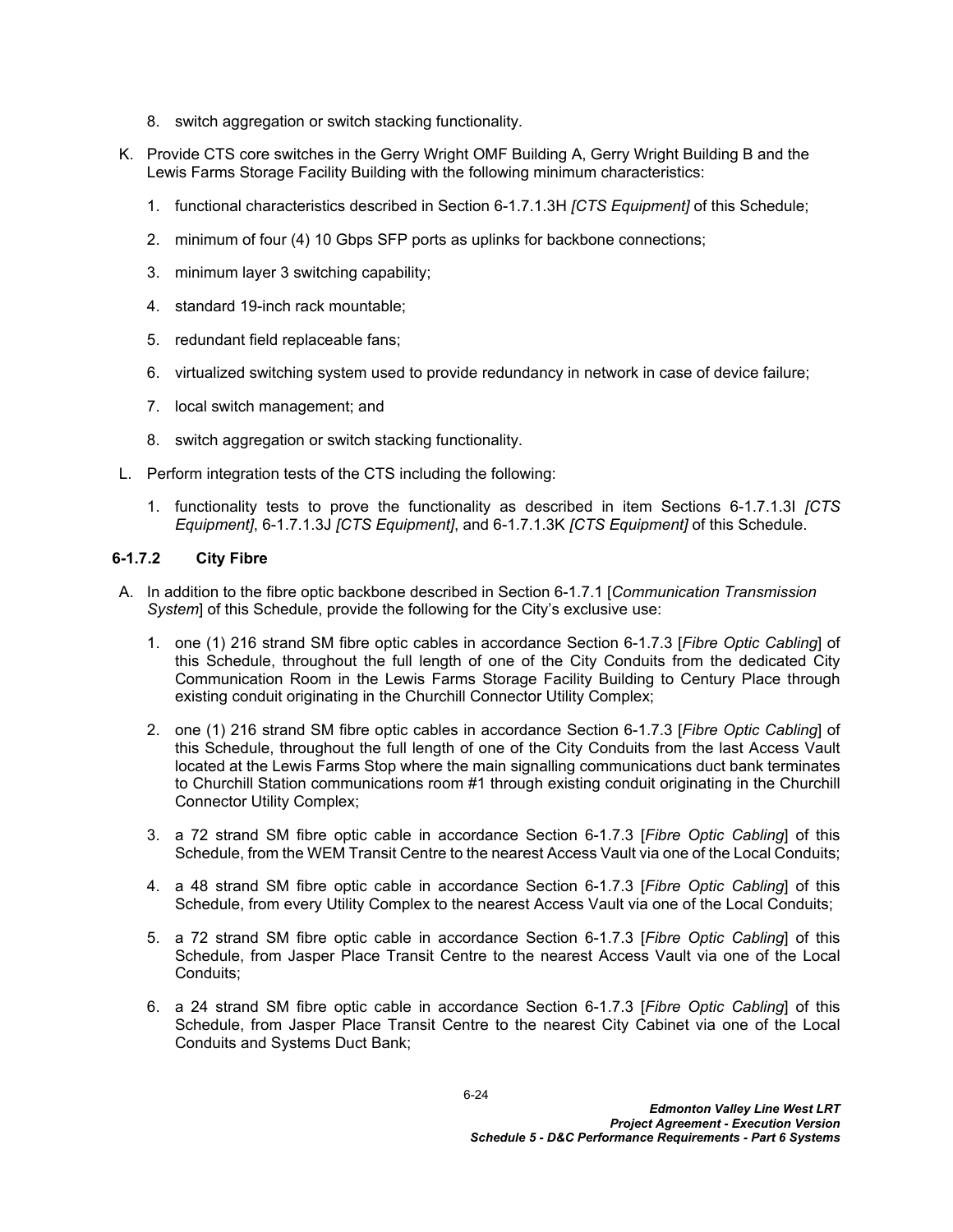8. switch aggregation or switch stacking functionality.

K. Provide CTS core switches in the Gerry Wright OMF Building A, Gerry Wright Building B and the Lewis Farms Storage Facility Building with the following minimum characteristics:

   1. functional characteristics described in Section 6-1.7.1.3H *[CTS Equipment]* of this Schedule;

   2. minimum of four (4) 10 Gbps SFP ports as uplinks for backbone connections;

   3. minimum layer 3 switching capability;

   4. standard 19-inch rack mountable;

   5. redundant field replaceable fans;

   6. virtualized switching system used to provide redundancy in network in case of device failure;

   7. local switch management; and

   8. switch aggregation or switch stacking functionality.

L. Perform integration tests of the CTS including the following:

   1. functionality tests to prove the functionality as described in item Sections 6-1.7.1.3I *[CTS Equipment]*, 6-1.7.1.3J *[CTS Equipment]*, and 6-1.7.1.3K *[CTS Equipment]* of this Schedule.

### 6-1.7.2 City Fibre

A. In addition to the fibre optic backbone described in Section 6-1.7.1 [*Communication Transmission System*] of this Schedule, provide the following for the City's exclusive use:

   1. one (1) 216 strand SM fibre optic cables in accordance Section 6-1.7.3 [*Fibre Optic Cabling*] of this Schedule, throughout the full length of one of the City Conduits from the dedicated City Communication Room in the Lewis Farms Storage Facility Building to Century Place through existing conduit originating in the Churchill Connector Utility Complex;

   2. one (1) 216 strand SM fibre optic cables in accordance Section 6-1.7.3 [*Fibre Optic Cabling*] of this Schedule, throughout the full length of one of the City Conduits from the last Access Vault located at the Lewis Farms Stop where the main signalling communications duct bank terminates to Churchill Station communications room #1 through existing conduit originating in the Churchill Connector Utility Complex;

   3. a 72 strand SM fibre optic cable in accordance Section 6-1.7.3 [*Fibre Optic Cabling*] of this Schedule, from the WEM Transit Centre to the nearest Access Vault via one of the Local Conduits;

   4. a 48 strand SM fibre optic cable in accordance Section 6-1.7.3 [*Fibre Optic Cabling*] of this Schedule, from every Utility Complex to the nearest Access Vault via one of the Local Conduits;

   5. a 72 strand SM fibre optic cable in accordance Section 6-1.7.3 [*Fibre Optic Cabling*] of this Schedule, from Jasper Place Transit Centre to the nearest Access Vault via one of the Local Conduits;

   6. a 24 strand SM fibre optic cable in accordance Section 6-1.7.3 [*Fibre Optic Cabling*] of this Schedule, from Jasper Place Transit Centre to the nearest City Cabinet via one of the Local Conduits and Systems Duct Bank;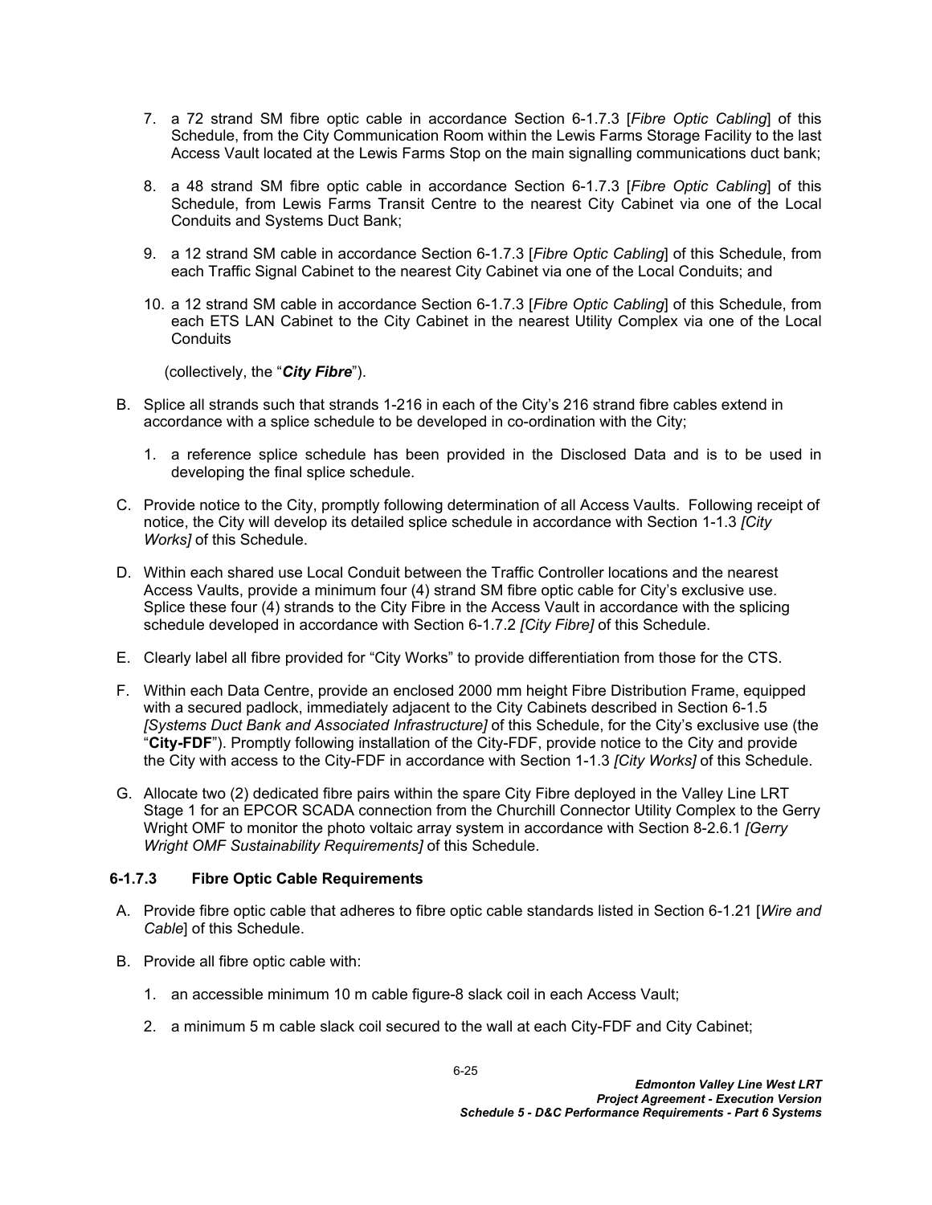7. a 72 strand SM fibre optic cable in accordance Section 6-1.7.3 [*Fibre Optic Cabling*] of this Schedule, from the City Communication Room within the Lewis Farms Storage Facility to the last Access Vault located at the Lewis Farms Stop on the main signalling communications duct bank;

8. a 48 strand SM fibre optic cable in accordance Section 6-1.7.3 [*Fibre Optic Cabling*] of this Schedule, from Lewis Farms Transit Centre to the nearest City Cabinet via one of the Local Conduits and Systems Duct Bank;

9. a 12 strand SM cable in accordance Section 6-1.7.3 [*Fibre Optic Cabling*] of this Schedule, from each Traffic Signal Cabinet to the nearest City Cabinet via one of the Local Conduits; and

10. a 12 strand SM cable in accordance Section 6-1.7.3 [*Fibre Optic Cabling*] of this Schedule, from each ETS LAN Cabinet to the City Cabinet in the nearest Utility Complex via one of the Local Conduits

(collectively, the "***City Fibre***").

B. Splice all strands such that strands 1-216 in each of the City's 216 strand fibre cables extend in accordance with a splice schedule to be developed in co-ordination with the City;

   1. a reference splice schedule has been provided in the Disclosed Data and is to be used in developing the final splice schedule.

C. Provide notice to the City, promptly following determination of all Access Vaults. Following receipt of notice, the City will develop its detailed splice schedule in accordance with Section 1-1.3 *[City Works]* of this Schedule.

D. Within each shared use Local Conduit between the Traffic Controller locations and the nearest Access Vaults, provide a minimum four (4) strand SM fibre optic cable for City's exclusive use. Splice these four (4) strands to the City Fibre in the Access Vault in accordance with the splicing schedule developed in accordance with Section 6-1.7.2 *[City Fibre]* of this Schedule.

E. Clearly label all fibre provided for "City Works" to provide differentiation from those for the CTS.

F. Within each Data Centre, provide an enclosed 2000 mm height Fibre Distribution Frame, equipped with a secured padlock, immediately adjacent to the City Cabinets described in Section 6-1.5 *[Systems Duct Bank and Associated Infrastructure]* of this Schedule, for the City's exclusive use (the "**City-FDF**"). Promptly following installation of the City-FDF, provide notice to the City and provide the City with access to the City-FDF in accordance with Section 1-1.3 *[City Works]* of this Schedule.

G. Allocate two (2) dedicated fibre pairs within the spare City Fibre deployed in the Valley Line LRT Stage 1 for an EPCOR SCADA connection from the Churchill Connector Utility Complex to the Gerry Wright OMF to monitor the photo voltaic array system in accordance with Section 8-2.6.1 *[Gerry Wright OMF Sustainability Requirements]* of this Schedule.

#### 6-1.7.3 Fibre Optic Cable Requirements

A. Provide fibre optic cable that adheres to fibre optic cable standards listed in Section 6-1.21 [*Wire and Cable*] of this Schedule.

B. Provide all fibre optic cable with:

   1. an accessible minimum 10 m cable figure-8 slack coil in each Access Vault;

   2. a minimum 5 m cable slack coil secured to the wall at each City-FDF and City Cabinet;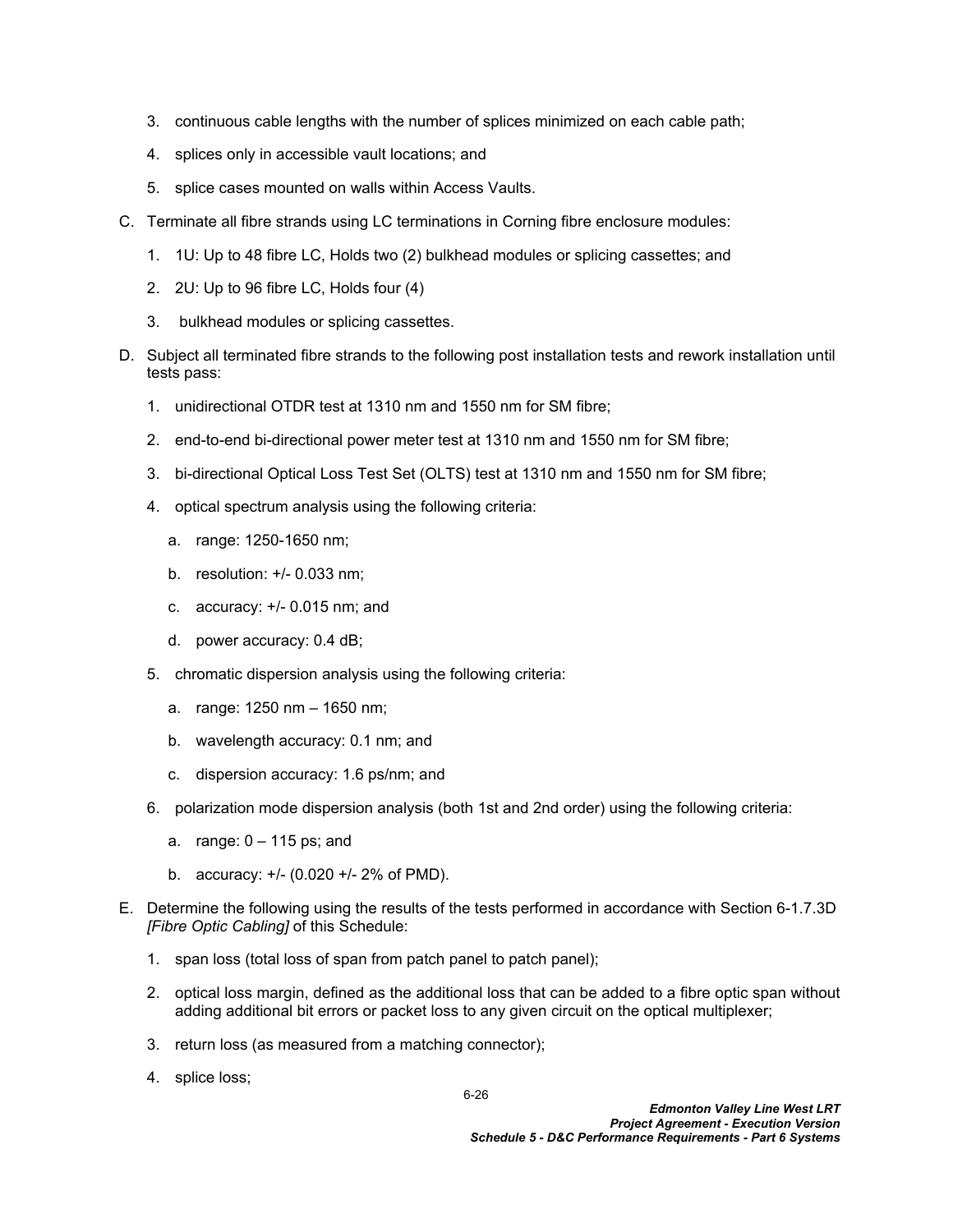3. continuous cable lengths with the number of splices minimized on each cable path;
4. splices only in accessible vault locations; and
5. splice cases mounted on walls within Access Vaults.

C. Terminate all fibre strands using LC terminations in Corning fibre enclosure modules:

1. 1U: Up to 48 fibre LC, Holds two (2) bulkhead modules or splicing cassettes; and
2. 2U: Up to 96 fibre LC, Holds four (4)
3. bulkhead modules or splicing cassettes.

D. Subject all terminated fibre strands to the following post installation tests and rework installation until tests pass:

1. unidirectional OTDR test at 1310 nm and 1550 nm for SM fibre;
2. end-to-end bi-directional power meter test at 1310 nm and 1550 nm for SM fibre;
3. bi-directional Optical Loss Test Set (OLTS) test at 1310 nm and 1550 nm for SM fibre;
4. optical spectrum analysis using the following criteria:
   a. range: 1250-1650 nm;
   b. resolution: +/- 0.033 nm;
   c. accuracy: +/- 0.015 nm; and
   d. power accuracy: 0.4 dB;
5. chromatic dispersion analysis using the following criteria:
   a. range: 1250 nm – 1650 nm;
   b. wavelength accuracy: 0.1 nm; and
   c. dispersion accuracy: 1.6 ps/nm; and
6. polarization mode dispersion analysis (both 1st and 2nd order) using the following criteria:
   a. range: 0 – 115 ps; and
   b. accuracy: +/- (0.020 +/- 2% of PMD).

E. Determine the following using the results of the tests performed in accordance with Section 6-1.7.3D *[Fibre Optic Cabling]* of this Schedule:

1. span loss (total loss of span from patch panel to patch panel);
2. optical loss margin, defined as the additional loss that can be added to a fibre optic span without adding additional bit errors or packet loss to any given circuit on the optical multiplexer;
3. return loss (as measured from a matching connector);
4. splice loss;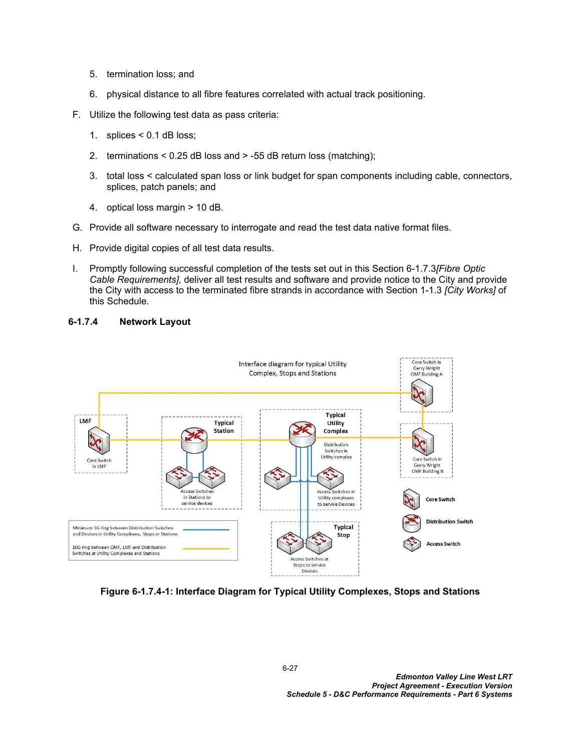5. termination loss; and
6. physical distance to all fibre features correlated with actual track positioning.

F. Utilize the following test data as pass criteria:

1. splices < 0.1 dB loss;
2. terminations < 0.25 dB loss and > -55 dB return loss (matching);
3. total loss < calculated span loss or link budget for span components including cable, connectors, splices, patch panels; and
4. optical loss margin > 10 dB.

G. Provide all software necessary to interrogate and read the test data native format files.

H. Provide digital copies of all test data results.

I. Promptly following successful completion of the tests set out in this Section 6-1.7.3*[Fibre Optic Cable Requirements]*, deliver all test results and software and provide notice to the City and provide the City with access to the terminated fibre strands in accordance with Section 1-1.3 *[City Works]* of this Schedule.

### 6-1.7.4 Network Layout

**Figure 6-1.7.4-1: Interface Diagram for Typical Utility Complexes, Stops and Stations**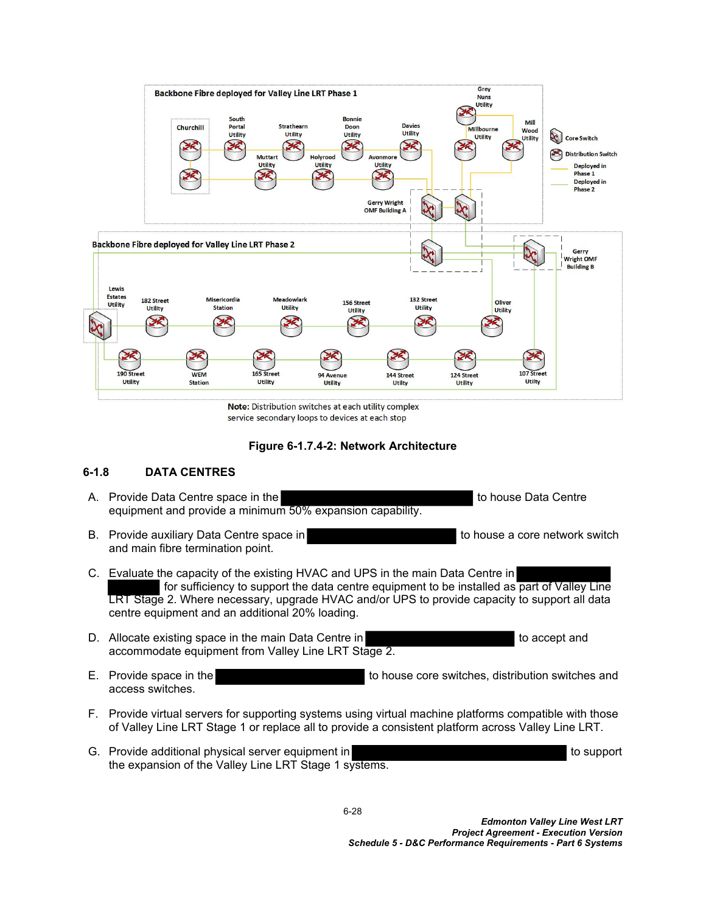**Note:** Distribution switches at each utility complex service secondary loops to devices at each stop

**Figure 6-1.7.4-2: Network Architecture**

## 6-1.8 DATA CENTRES

A. Provide Data Centre space in the █████ to house Data Centre equipment and provide a minimum 50% expansion capability.

B. Provide auxiliary Data Centre space in █████ to house a core network switch and main fibre termination point.

C. Evaluate the capacity of the existing HVAC and UPS in the main Data Centre in █████ for sufficiency to support the data centre equipment to be installed as part of Valley Line LRT Stage 2. Where necessary, upgrade HVAC and/or UPS to provide capacity to support all data centre equipment and an additional 20% loading.

D. Allocate existing space in the main Data Centre in █████ to accept and accommodate equipment from Valley Line LRT Stage 2.

E. Provide space in the █████ to house core switches, distribution switches and access switches.

F. Provide virtual servers for supporting systems using virtual machine platforms compatible with those of Valley Line LRT Stage 1 or replace all to provide a consistent platform across Valley Line LRT.

G. Provide additional physical server equipment in █████ to support the expansion of the Valley Line LRT Stage 1 systems.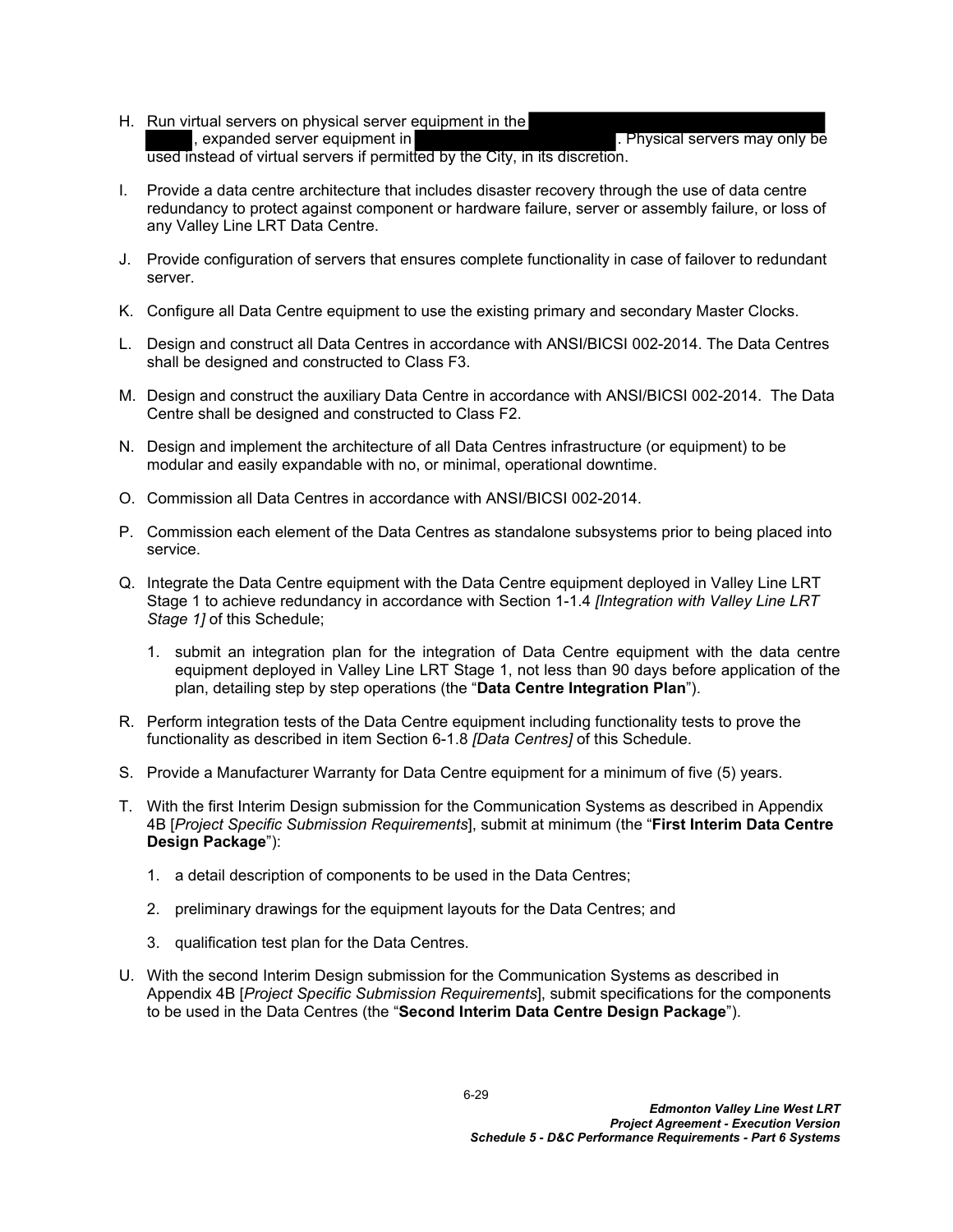H. Run virtual servers on physical server equipment in the ██████████████████████ ██████, expanded server equipment in ██████████████████. Physical servers may only be used instead of virtual servers if permitted by the City, in its discretion.

I. Provide a data centre architecture that includes disaster recovery through the use of data centre redundancy to protect against component or hardware failure, server or assembly failure, or loss of any Valley Line LRT Data Centre.

J. Provide configuration of servers that ensures complete functionality in case of failover to redundant server.

K. Configure all Data Centre equipment to use the existing primary and secondary Master Clocks.

L. Design and construct all Data Centres in accordance with ANSI/BICSI 002-2014. The Data Centres shall be designed and constructed to Class F3.

M. Design and construct the auxiliary Data Centre in accordance with ANSI/BICSI 002-2014. The Data Centre shall be designed and constructed to Class F2.

N. Design and implement the architecture of all Data Centres infrastructure (or equipment) to be modular and easily expandable with no, or minimal, operational downtime.

O. Commission all Data Centres in accordance with ANSI/BICSI 002-2014.

P. Commission each element of the Data Centres as standalone subsystems prior to being placed into service.

Q. Integrate the Data Centre equipment with the Data Centre equipment deployed in Valley Line LRT Stage 1 to achieve redundancy in accordance with Section 1-1.4 *[Integration with Valley Line LRT Stage 1]* of this Schedule;

   1. submit an integration plan for the integration of Data Centre equipment with the data centre equipment deployed in Valley Line LRT Stage 1, not less than 90 days before application of the plan, detailing step by step operations (the "**Data Centre Integration Plan**").

R. Perform integration tests of the Data Centre equipment including functionality tests to prove the functionality as described in item Section 6-1.8 *[Data Centres]* of this Schedule.

S. Provide a Manufacturer Warranty for Data Centre equipment for a minimum of five (5) years.

T. With the first Interim Design submission for the Communication Systems as described in Appendix 4B [*Project Specific Submission Requirements*], submit at minimum (the "**First Interim Data Centre Design Package**"):

   1. a detail description of components to be used in the Data Centres;

   2. preliminary drawings for the equipment layouts for the Data Centres; and

   3. qualification test plan for the Data Centres.

U. With the second Interim Design submission for the Communication Systems as described in Appendix 4B [*Project Specific Submission Requirements*], submit specifications for the components to be used in the Data Centres (the "**Second Interim Data Centre Design Package**").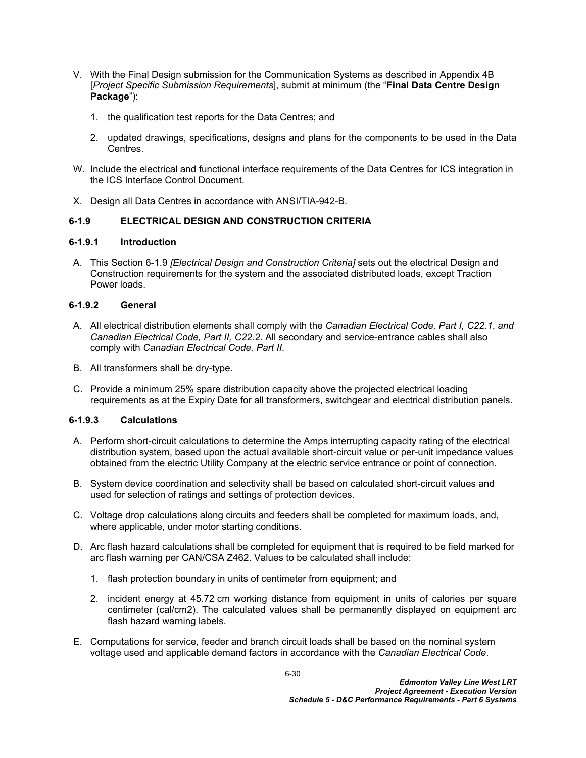V. With the Final Design submission for the Communication Systems as described in Appendix 4B [*Project Specific Submission Requirements*], submit at minimum (the "**Final Data Centre Design Package**"):

   1. the qualification test reports for the Data Centres; and

   2. updated drawings, specifications, designs and plans for the components to be used in the Data Centres.

W. Include the electrical and functional interface requirements of the Data Centres for ICS integration in the ICS Interface Control Document.

X. Design all Data Centres in accordance with ANSI/TIA-942-B.

### 6-1.9 ELECTRICAL DESIGN AND CONSTRUCTION CRITERIA

#### 6-1.9.1 Introduction

A. This Section 6-1.9 *[Electrical Design and Construction Criteria]* sets out the electrical Design and Construction requirements for the system and the associated distributed loads, except Traction Power loads.

#### 6-1.9.2 General

A. All electrical distribution elements shall comply with the *Canadian Electrical Code, Part I, C22.1*, *and Canadian Electrical Code, Part II, C22.2*. All secondary and service-entrance cables shall also comply with *Canadian Electrical Code, Part II*.

B. All transformers shall be dry-type.

C. Provide a minimum 25% spare distribution capacity above the projected electrical loading requirements as at the Expiry Date for all transformers, switchgear and electrical distribution panels.

#### 6-1.9.3 Calculations

A. Perform short-circuit calculations to determine the Amps interrupting capacity rating of the electrical distribution system, based upon the actual available short-circuit value or per-unit impedance values obtained from the electric Utility Company at the electric service entrance or point of connection.

B. System device coordination and selectivity shall be based on calculated short-circuit values and used for selection of ratings and settings of protection devices.

C. Voltage drop calculations along circuits and feeders shall be completed for maximum loads, and, where applicable, under motor starting conditions.

D. Arc flash hazard calculations shall be completed for equipment that is required to be field marked for arc flash warning per CAN/CSA Z462. Values to be calculated shall include:

   1. flash protection boundary in units of centimeter from equipment; and

   2. incident energy at 45.72 cm working distance from equipment in units of calories per square centimeter (cal/cm2). The calculated values shall be permanently displayed on equipment arc flash hazard warning labels.

E. Computations for service, feeder and branch circuit loads shall be based on the nominal system voltage used and applicable demand factors in accordance with the *Canadian Electrical Code*.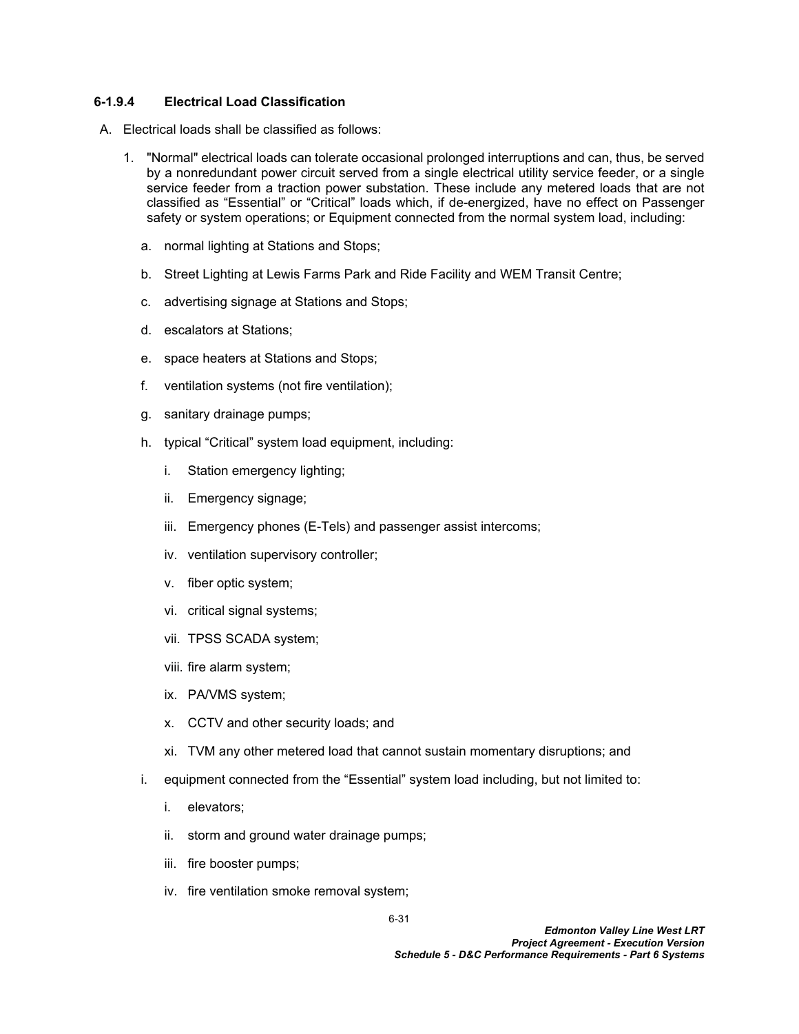#### 6-1.9.4 Electrical Load Classification

A. Electrical loads shall be classified as follows:

1. "Normal" electrical loads can tolerate occasional prolonged interruptions and can, thus, be served by a nonredundant power circuit served from a single electrical utility service feeder, or a single service feeder from a traction power substation. These include any metered loads that are not classified as “Essential” or “Critical” loads which, if de-energized, have no effect on Passenger safety or system operations; or Equipment connected from the normal system load, including:

   a. normal lighting at Stations and Stops;

   b. Street Lighting at Lewis Farms Park and Ride Facility and WEM Transit Centre;

   c. advertising signage at Stations and Stops;

   d. escalators at Stations;

   e. space heaters at Stations and Stops;

   f. ventilation systems (not fire ventilation);

   g. sanitary drainage pumps;

   h. typical “Critical” system load equipment, including:

      i. Station emergency lighting;

      ii. Emergency signage;

      iii. Emergency phones (E-Tels) and passenger assist intercoms;

      iv. ventilation supervisory controller;

      v. fiber optic system;

      vi. critical signal systems;

      vii. TPSS SCADA system;

      viii. fire alarm system;

      ix. PA/VMS system;

      x. CCTV and other security loads; and

      xi. TVM any other metered load that cannot sustain momentary disruptions; and

   i. equipment connected from the “Essential” system load including, but not limited to:

      i. elevators;

      ii. storm and ground water drainage pumps;

      iii. fire booster pumps;

      iv. fire ventilation smoke removal system;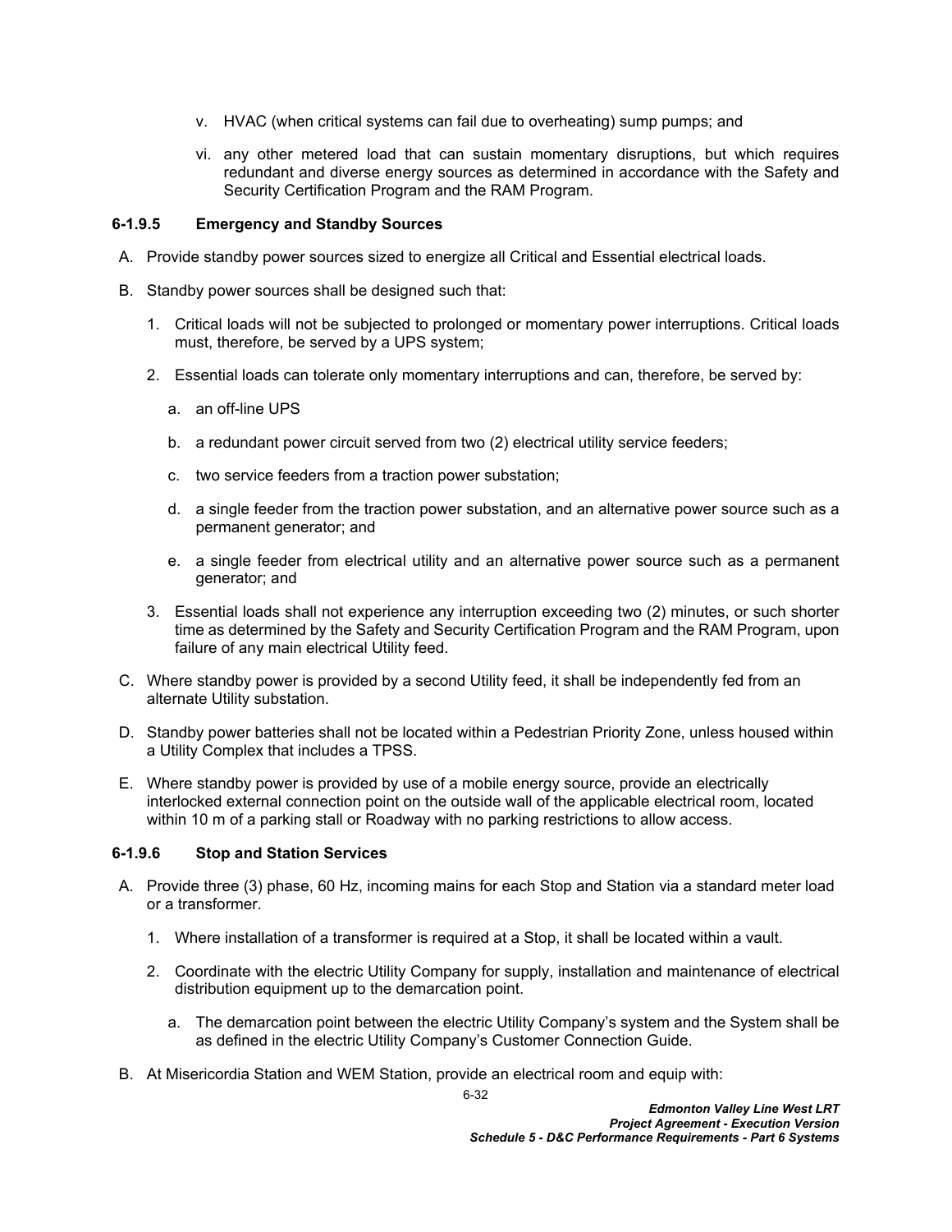v. HVAC (when critical systems can fail due to overheating) sump pumps; and

vi. any other metered load that can sustain momentary disruptions, but which requires redundant and diverse energy sources as determined in accordance with the Safety and Security Certification Program and the RAM Program.

#### 6-1.9.5 Emergency and Standby Sources

A. Provide standby power sources sized to energize all Critical and Essential electrical loads.

B. Standby power sources shall be designed such that:

1. Critical loads will not be subjected to prolonged or momentary power interruptions. Critical loads must, therefore, be served by a UPS system;

2. Essential loads can tolerate only momentary interruptions and can, therefore, be served by:

   a. an off-line UPS

   b. a redundant power circuit served from two (2) electrical utility service feeders;

   c. two service feeders from a traction power substation;

   d. a single feeder from the traction power substation, and an alternative power source such as a permanent generator; and

   e. a single feeder from electrical utility and an alternative power source such as a permanent generator; and

3. Essential loads shall not experience any interruption exceeding two (2) minutes, or such shorter time as determined by the Safety and Security Certification Program and the RAM Program, upon failure of any main electrical Utility feed.

C. Where standby power is provided by a second Utility feed, it shall be independently fed from an alternate Utility substation.

D. Standby power batteries shall not be located within a Pedestrian Priority Zone, unless housed within a Utility Complex that includes a TPSS.

E. Where standby power is provided by use of a mobile energy source, provide an electrically interlocked external connection point on the outside wall of the applicable electrical room, located within 10 m of a parking stall or Roadway with no parking restrictions to allow access.

#### 6-1.9.6 Stop and Station Services

A. Provide three (3) phase, 60 Hz, incoming mains for each Stop and Station via a standard meter load or a transformer.

1. Where installation of a transformer is required at a Stop, it shall be located within a vault.

2. Coordinate with the electric Utility Company for supply, installation and maintenance of electrical distribution equipment up to the demarcation point.

   a. The demarcation point between the electric Utility Company's system and the System shall be as defined in the electric Utility Company's Customer Connection Guide.

B. At Misericordia Station and WEM Station, provide an electrical room and equip with: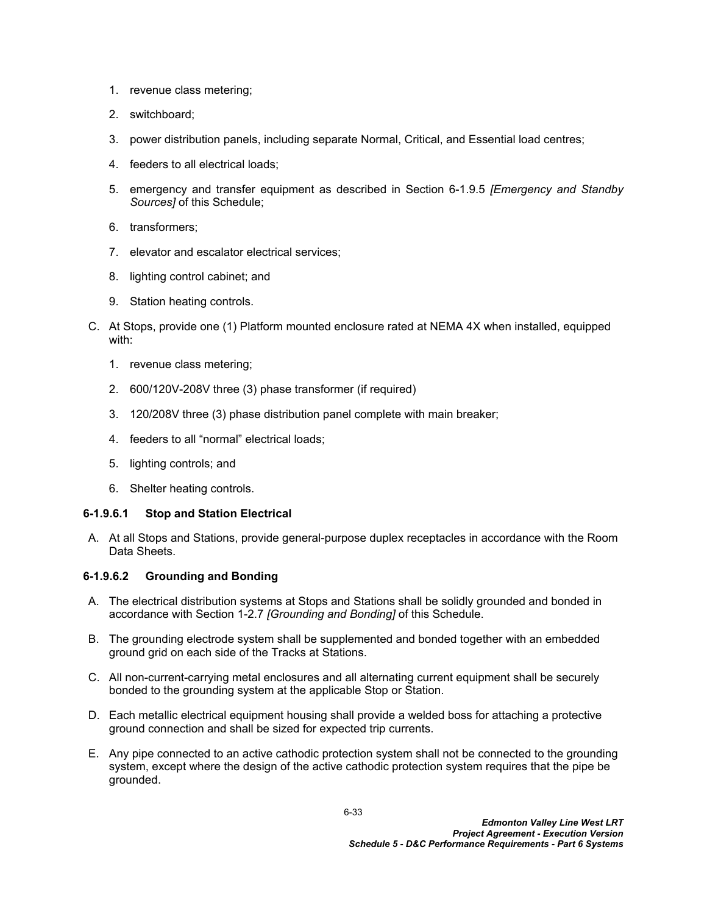1. revenue class metering;
2. switchboard;
3. power distribution panels, including separate Normal, Critical, and Essential load centres;
4. feeders to all electrical loads;
5. emergency and transfer equipment as described in Section 6-1.9.5 *[Emergency and Standby Sources]* of this Schedule;
6. transformers;
7. elevator and escalator electrical services;
8. lighting control cabinet; and
9. Station heating controls.

C. At Stops, provide one (1) Platform mounted enclosure rated at NEMA 4X when installed, equipped with:

1. revenue class metering;
2. 600/120V-208V three (3) phase transformer (if required)
3. 120/208V three (3) phase distribution panel complete with main breaker;
4. feeders to all "normal" electrical loads;
5. lighting controls; and
6. Shelter heating controls.

#### 6-1.9.6.1 Stop and Station Electrical

A. At all Stops and Stations, provide general-purpose duplex receptacles in accordance with the Room Data Sheets.

#### 6-1.9.6.2 Grounding and Bonding

A. The electrical distribution systems at Stops and Stations shall be solidly grounded and bonded in accordance with Section 1-2.7 *[Grounding and Bonding]* of this Schedule.

B. The grounding electrode system shall be supplemented and bonded together with an embedded ground grid on each side of the Tracks at Stations.

C. All non-current-carrying metal enclosures and all alternating current equipment shall be securely bonded to the grounding system at the applicable Stop or Station.

D. Each metallic electrical equipment housing shall provide a welded boss for attaching a protective ground connection and shall be sized for expected trip currents.

E. Any pipe connected to an active cathodic protection system shall not be connected to the grounding system, except where the design of the active cathodic protection system requires that the pipe be grounded.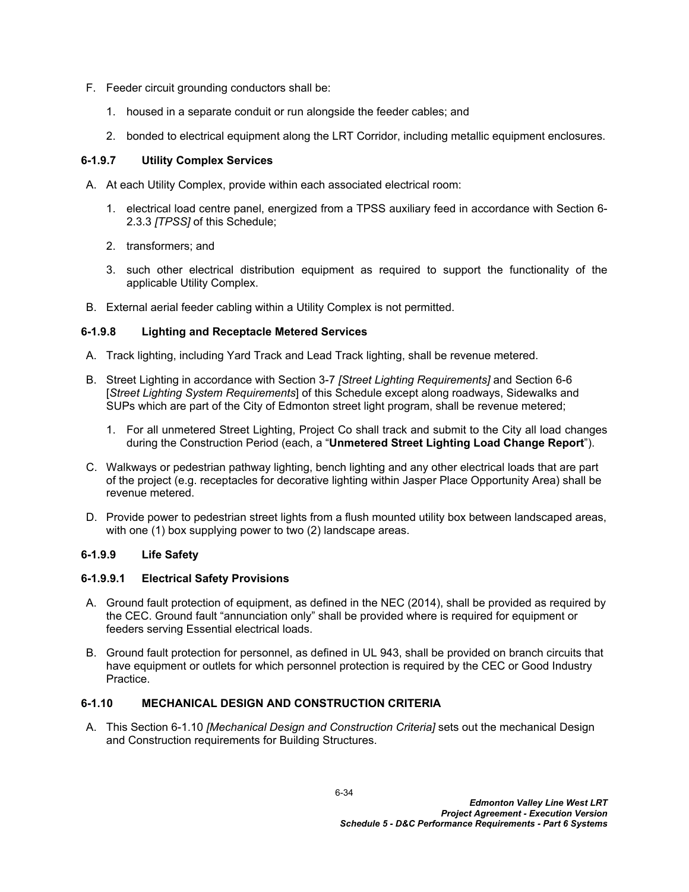F. Feeder circuit grounding conductors shall be:

   1. housed in a separate conduit or run alongside the feeder cables; and

   2. bonded to electrical equipment along the LRT Corridor, including metallic equipment enclosures.

#### 6-1.9.7 Utility Complex Services

A. At each Utility Complex, provide within each associated electrical room:

   1. electrical load centre panel, energized from a TPSS auxiliary feed in accordance with Section 6-2.3.3 *[TPSS]* of this Schedule;

   2. transformers; and

   3. such other electrical distribution equipment as required to support the functionality of the applicable Utility Complex.

B. External aerial feeder cabling within a Utility Complex is not permitted.

#### 6-1.9.8 Lighting and Receptacle Metered Services

A. Track lighting, including Yard Track and Lead Track lighting, shall be revenue metered.

B. Street Lighting in accordance with Section 3-7 *[Street Lighting Requirements]* and Section 6-6 [*Street Lighting System Requirements*] of this Schedule except along roadways, Sidewalks and SUPs which are part of the City of Edmonton street light program, shall be revenue metered;

   1. For all unmetered Street Lighting, Project Co shall track and submit to the City all load changes during the Construction Period (each, a "**Unmetered Street Lighting Load Change Report**").

C. Walkways or pedestrian pathway lighting, bench lighting and any other electrical loads that are part of the project (e.g. receptacles for decorative lighting within Jasper Place Opportunity Area) shall be revenue metered.

D. Provide power to pedestrian street lights from a flush mounted utility box between landscaped areas, with one (1) box supplying power to two (2) landscape areas.

#### 6-1.9.9 Life Safety

#### 6-1.9.9.1 Electrical Safety Provisions

A. Ground fault protection of equipment, as defined in the NEC (2014), shall be provided as required by the CEC. Ground fault "annunciation only" shall be provided where is required for equipment or feeders serving Essential electrical loads.

B. Ground fault protection for personnel, as defined in UL 943, shall be provided on branch circuits that have equipment or outlets for which personnel protection is required by the CEC or Good Industry Practice.

### 6-1.10 MECHANICAL DESIGN AND CONSTRUCTION CRITERIA

A. This Section 6-1.10 *[Mechanical Design and Construction Criteria]* sets out the mechanical Design and Construction requirements for Building Structures.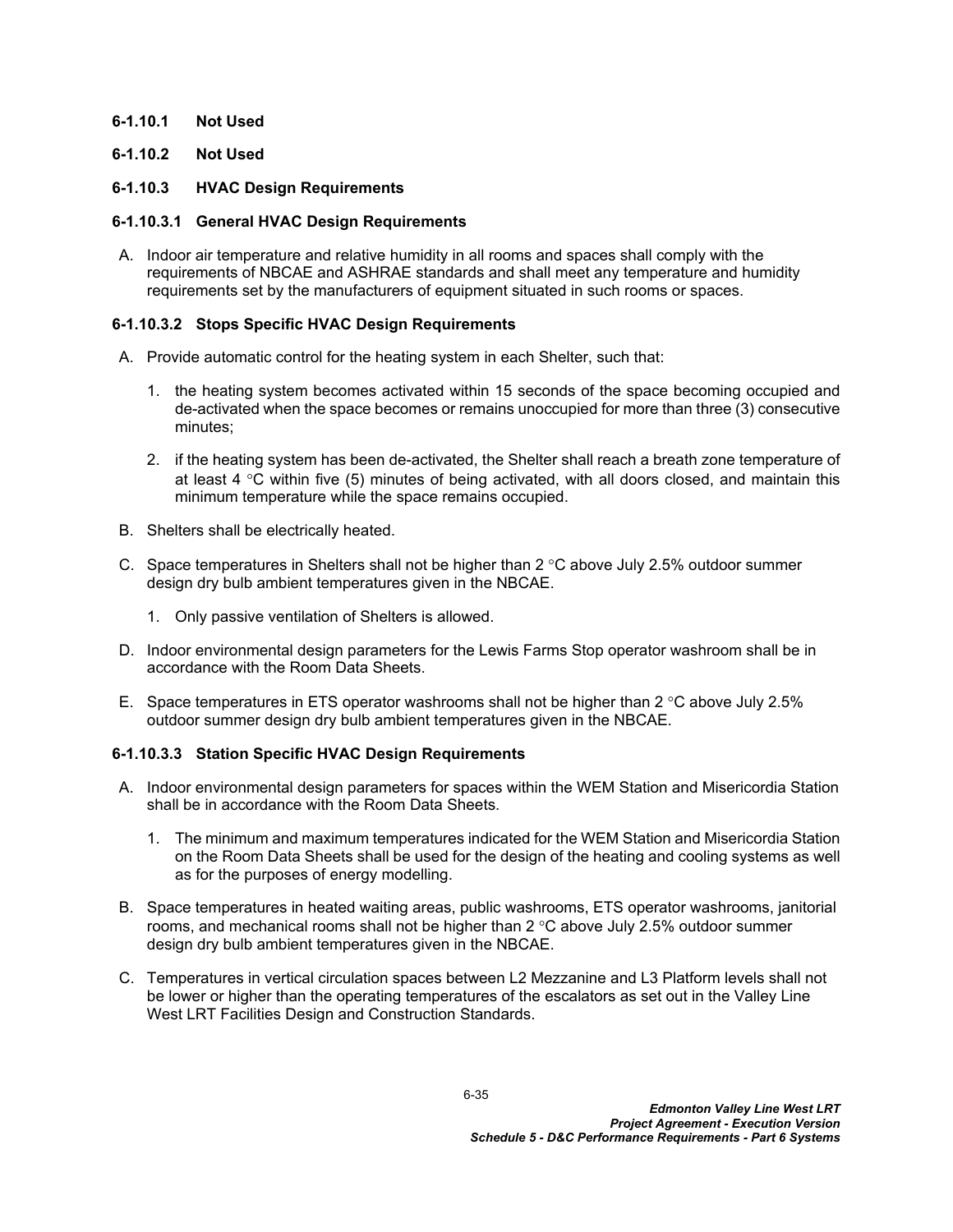#### 6-1.10.1 Not Used

#### 6-1.10.2 Not Used

#### 6-1.10.3 HVAC Design Requirements

##### 6-1.10.3.1 General HVAC Design Requirements

A. Indoor air temperature and relative humidity in all rooms and spaces shall comply with the requirements of NBCAE and ASHRAE standards and shall meet any temperature and humidity requirements set by the manufacturers of equipment situated in such rooms or spaces.

##### 6-1.10.3.2 Stops Specific HVAC Design Requirements

A. Provide automatic control for the heating system in each Shelter, such that:

   1. the heating system becomes activated within 15 seconds of the space becoming occupied and de-activated when the space becomes or remains unoccupied for more than three (3) consecutive minutes;

   2. if the heating system has been de-activated, the Shelter shall reach a breath zone temperature of at least 4 °C within five (5) minutes of being activated, with all doors closed, and maintain this minimum temperature while the space remains occupied.

B. Shelters shall be electrically heated.

C. Space temperatures in Shelters shall not be higher than 2 °C above July 2.5% outdoor summer design dry bulb ambient temperatures given in the NBCAE.

   1. Only passive ventilation of Shelters is allowed.

D. Indoor environmental design parameters for the Lewis Farms Stop operator washroom shall be in accordance with the Room Data Sheets.

E. Space temperatures in ETS operator washrooms shall not be higher than 2 °C above July 2.5% outdoor summer design dry bulb ambient temperatures given in the NBCAE.

##### 6-1.10.3.3 Station Specific HVAC Design Requirements

A. Indoor environmental design parameters for spaces within the WEM Station and Misericordia Station shall be in accordance with the Room Data Sheets.

   1. The minimum and maximum temperatures indicated for the WEM Station and Misericordia Station on the Room Data Sheets shall be used for the design of the heating and cooling systems as well as for the purposes of energy modelling.

B. Space temperatures in heated waiting areas, public washrooms, ETS operator washrooms, janitorial rooms, and mechanical rooms shall not be higher than 2 °C above July 2.5% outdoor summer design dry bulb ambient temperatures given in the NBCAE.

C. Temperatures in vertical circulation spaces between L2 Mezzanine and L3 Platform levels shall not be lower or higher than the operating temperatures of the escalators as set out in the Valley Line West LRT Facilities Design and Construction Standards.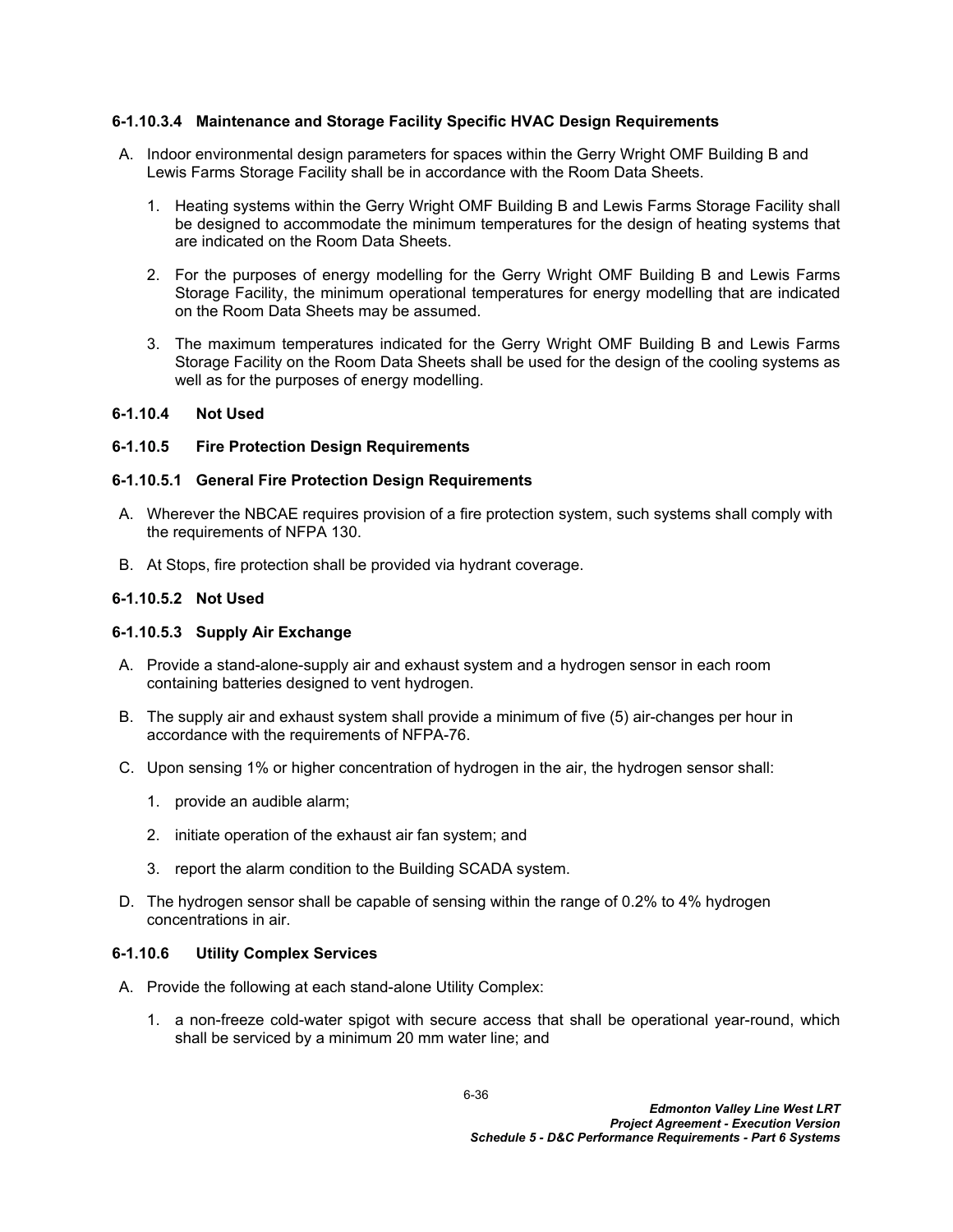#### 6-1.10.3.4 Maintenance and Storage Facility Specific HVAC Design Requirements

A. Indoor environmental design parameters for spaces within the Gerry Wright OMF Building B and Lewis Farms Storage Facility shall be in accordance with the Room Data Sheets.

1. Heating systems within the Gerry Wright OMF Building B and Lewis Farms Storage Facility shall be designed to accommodate the minimum temperatures for the design of heating systems that are indicated on the Room Data Sheets.

2. For the purposes of energy modelling for the Gerry Wright OMF Building B and Lewis Farms Storage Facility, the minimum operational temperatures for energy modelling that are indicated on the Room Data Sheets may be assumed.

3. The maximum temperatures indicated for the Gerry Wright OMF Building B and Lewis Farms Storage Facility on the Room Data Sheets shall be used for the design of the cooling systems as well as for the purposes of energy modelling.

### 6-1.10.4 Not Used

### 6-1.10.5 Fire Protection Design Requirements

#### 6-1.10.5.1 General Fire Protection Design Requirements

A. Wherever the NBCAE requires provision of a fire protection system, such systems shall comply with the requirements of NFPA 130.

B. At Stops, fire protection shall be provided via hydrant coverage.

#### 6-1.10.5.2 Not Used

#### 6-1.10.5.3 Supply Air Exchange

A. Provide a stand-alone-supply air and exhaust system and a hydrogen sensor in each room containing batteries designed to vent hydrogen.

B. The supply air and exhaust system shall provide a minimum of five (5) air-changes per hour in accordance with the requirements of NFPA-76.

C. Upon sensing 1% or higher concentration of hydrogen in the air, the hydrogen sensor shall:

1. provide an audible alarm;

2. initiate operation of the exhaust air fan system; and

3. report the alarm condition to the Building SCADA system.

D. The hydrogen sensor shall be capable of sensing within the range of 0.2% to 4% hydrogen concentrations in air.

### 6-1.10.6 Utility Complex Services

A. Provide the following at each stand-alone Utility Complex:

1. a non-freeze cold-water spigot with secure access that shall be operational year-round, which shall be serviced by a minimum 20 mm water line; and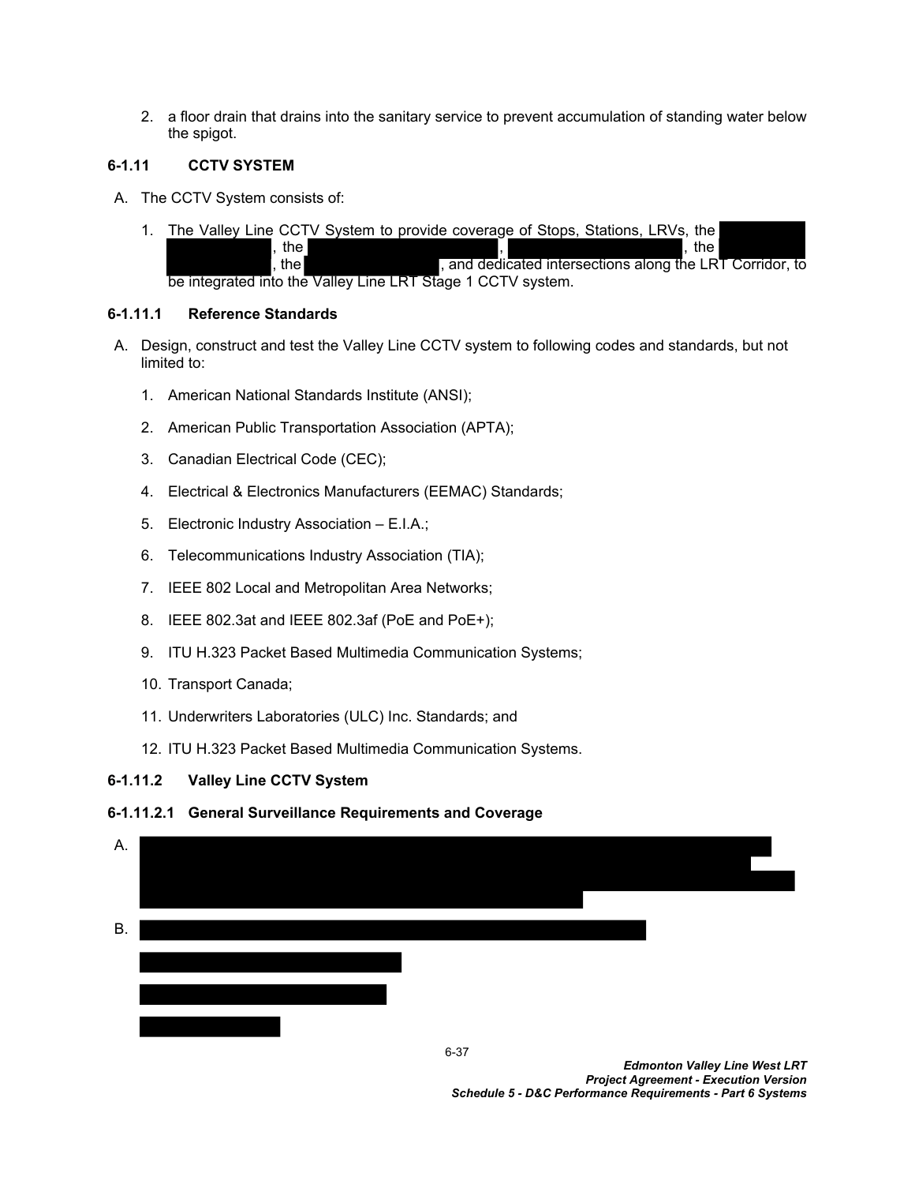2. a floor drain that drains into the sanitary service to prevent accumulation of standing water below the spigot.

### 6-1.11 CCTV SYSTEM

A. The CCTV System consists of:

1. The Valley Line CCTV System to provide coverage of Stops, Stations, LRVs, the [REDACTED], the [REDACTED], [REDACTED], the [REDACTED], the [REDACTED], and dedicated intersections along the LRT Corridor, to be integrated into the Valley Line LRT Stage 1 CCTV system.

#### 6-1.11.1 Reference Standards

A. Design, construct and test the Valley Line CCTV system to following codes and standards, but not limited to:

1. American National Standards Institute (ANSI);
2. American Public Transportation Association (APTA);
3. Canadian Electrical Code (CEC);
4. Electrical & Electronics Manufacturers (EEMAC) Standards;
5. Electronic Industry Association – E.I.A.;
6. Telecommunications Industry Association (TIA);
7. IEEE 802 Local and Metropolitan Area Networks;
8. IEEE 802.3at and IEEE 802.3af (PoE and PoE+);
9. ITU H.323 Packet Based Multimedia Communication Systems;
10. Transport Canada;
11. Underwriters Laboratories (ULC) Inc. Standards; and
12. ITU H.323 Packet Based Multimedia Communication Systems.

#### 6-1.11.2 Valley Line CCTV System

##### 6-1.11.2.1 General Surveillance Requirements and Coverage

A. [REDACTED]

B. [REDACTED]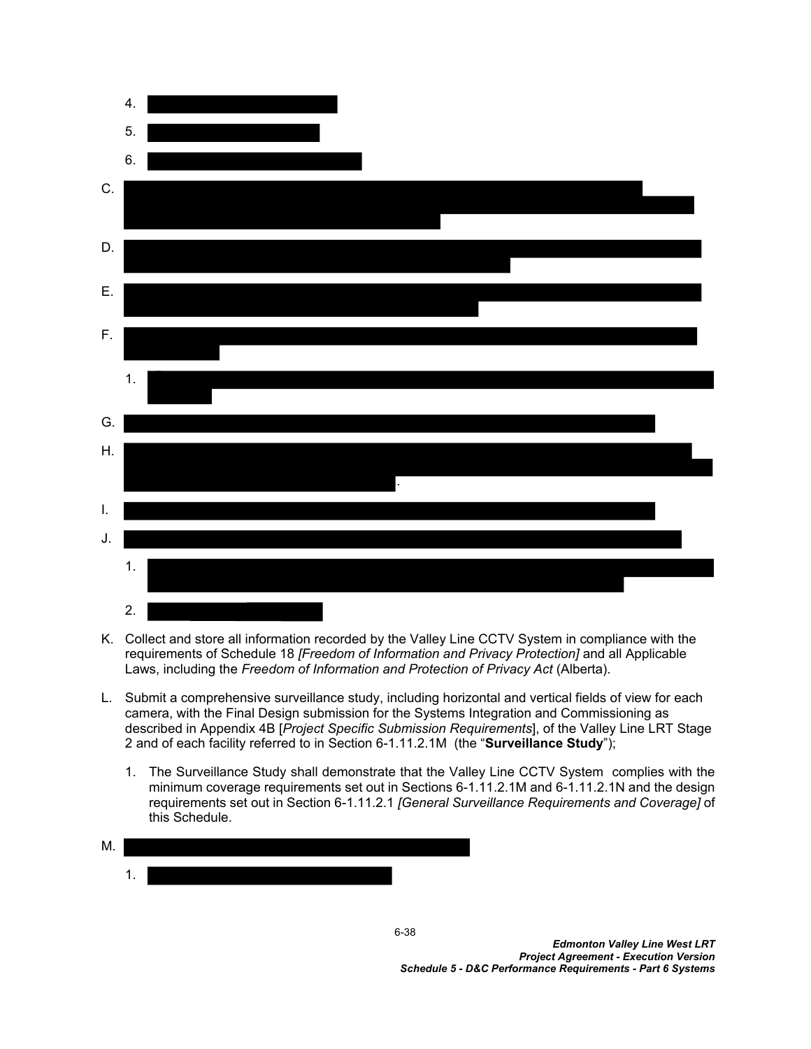4.

5.

6.

C.

D.

E.

F.

1.

G.

H.

.

I.

J.

1.

2.

K. Collect and store all information recorded by the Valley Line CCTV System in compliance with the requirements of Schedule 18 *[Freedom of Information and Privacy Protection]* and all Applicable Laws, including the *Freedom of Information and Protection of Privacy Act* (Alberta).

L. Submit a comprehensive surveillance study, including horizontal and vertical fields of view for each camera, with the Final Design submission for the Systems Integration and Commissioning as described in Appendix 4B [*Project Specific Submission Requirements*], of the Valley Line LRT Stage 2 and of each facility referred to in Section 6-1.11.2.1M (the "**Surveillance Study**");

   1. The Surveillance Study shall demonstrate that the Valley Line CCTV System complies with the minimum coverage requirements set out in Sections 6-1.11.2.1M and 6-1.11.2.1N and the design requirements set out in Section 6-1.11.2.1 *[General Surveillance Requirements and Coverage]* of this Schedule.

M.

1.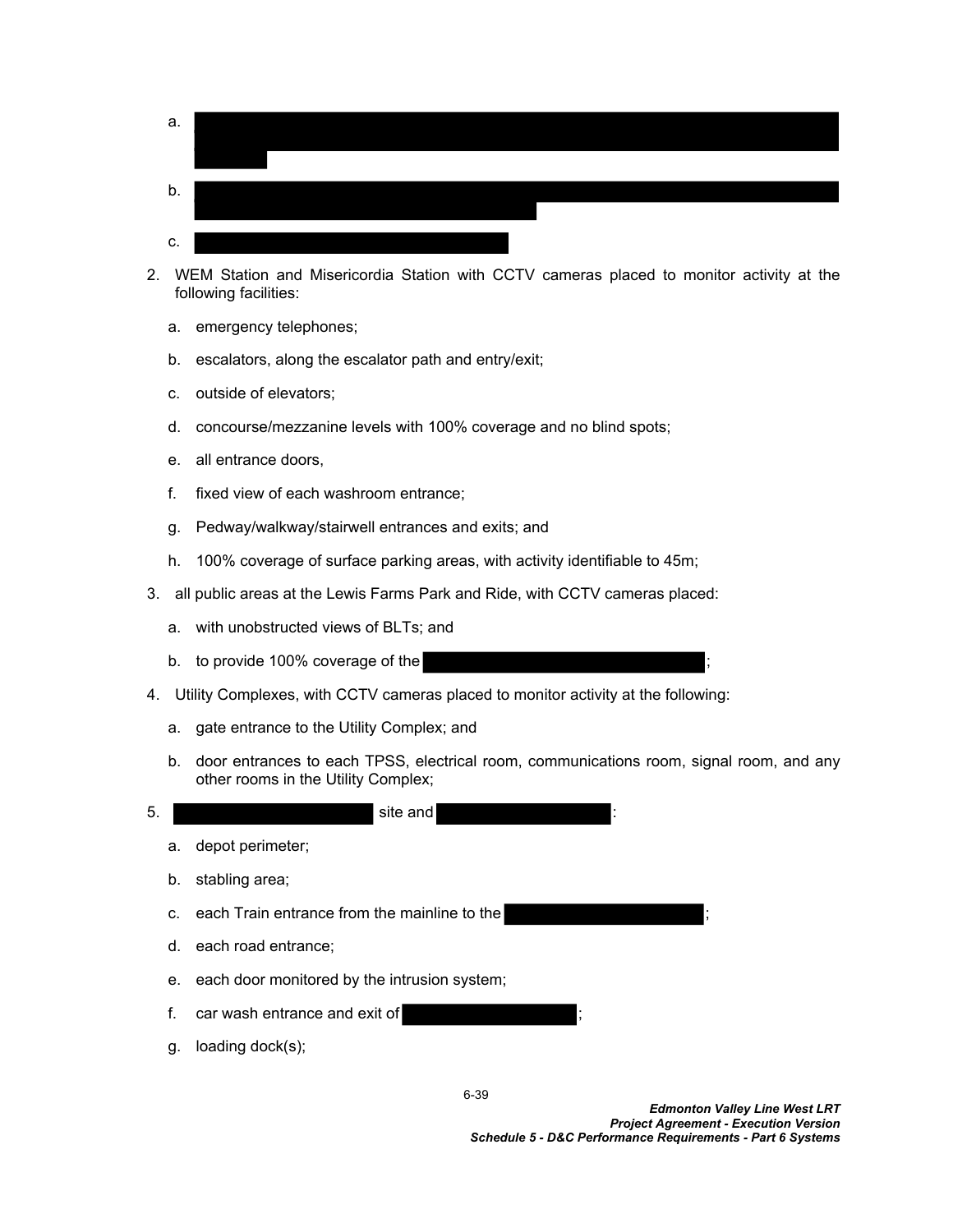a. [REDACTED]

b. [REDACTED]

c. [REDACTED]

2. WEM Station and Misericordia Station with CCTV cameras placed to monitor activity at the following facilities:

   a. emergency telephones;

   b. escalators, along the escalator path and entry/exit;

   c. outside of elevators;

   d. concourse/mezzanine levels with 100% coverage and no blind spots;

   e. all entrance doors,

   f. fixed view of each washroom entrance;

   g. Pedway/walkway/stairwell entrances and exits; and

   h. 100% coverage of surface parking areas, with activity identifiable to 45m;

3. all public areas at the Lewis Farms Park and Ride, with CCTV cameras placed:

   a. with unobstructed views of BLTs; and

   b. to provide 100% coverage of the [REDACTED];

4. Utility Complexes, with CCTV cameras placed to monitor activity at the following:

   a. gate entrance to the Utility Complex; and

   b. door entrances to each TPSS, electrical room, communications room, signal room, and any other rooms in the Utility Complex;

5. [REDACTED] site and [REDACTED]:

   a. depot perimeter;

   b. stabling area;

   c. each Train entrance from the mainline to the [REDACTED];

   d. each road entrance;

   e. each door monitored by the intrusion system;

   f. car wash entrance and exit of [REDACTED];

   g. loading dock(s);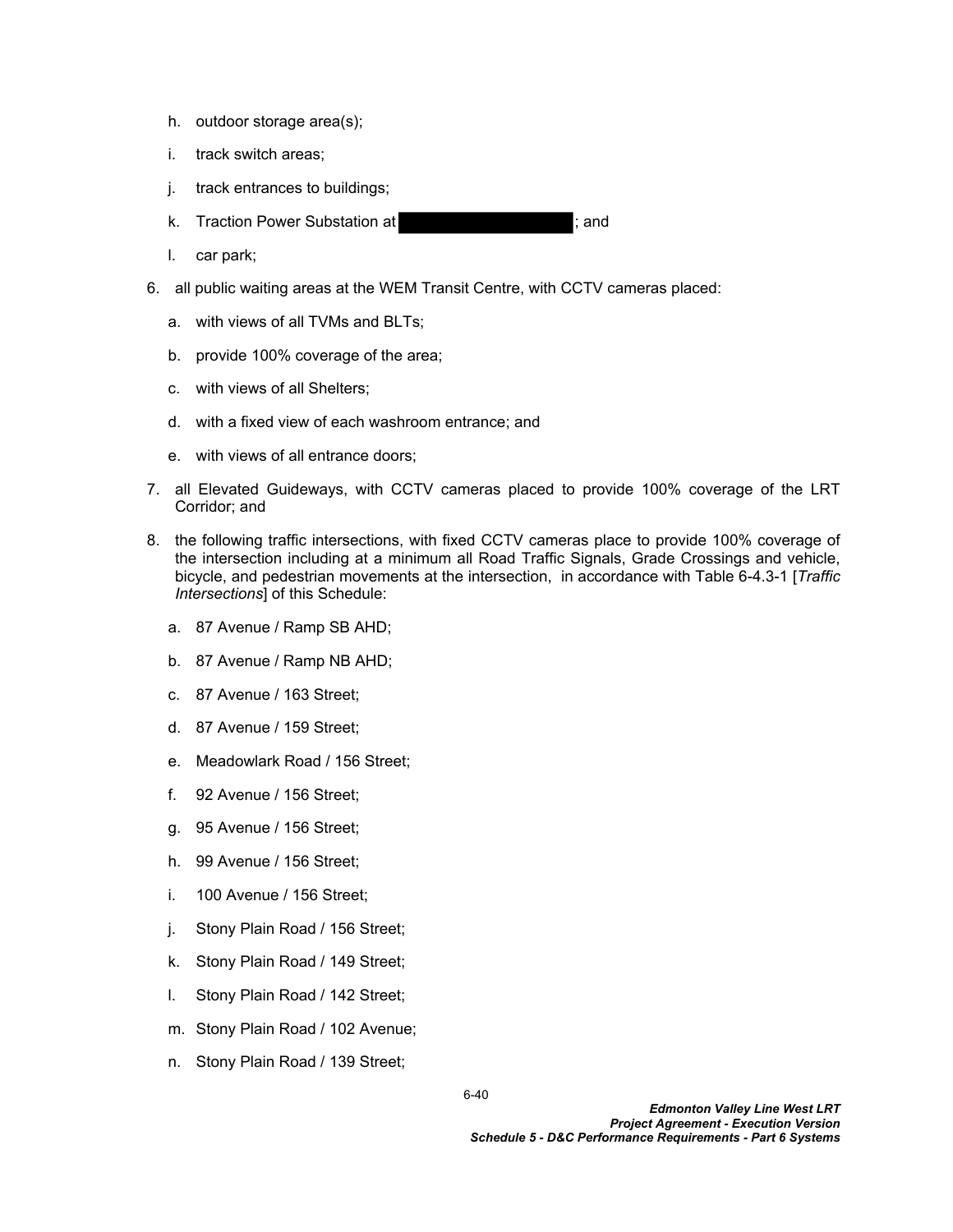h. outdoor storage area(s);

i. track switch areas;

j. track entrances to buildings;

k. Traction Power Substation at ; and

l. car park;

6. all public waiting areas at the WEM Transit Centre, with CCTV cameras placed:

   a. with views of all TVMs and BLTs;

   b. provide 100% coverage of the area;

   c. with views of all Shelters;

   d. with a fixed view of each washroom entrance; and

   e. with views of all entrance doors;

7. all Elevated Guideways, with CCTV cameras placed to provide 100% coverage of the LRT Corridor; and

8. the following traffic intersections, with fixed CCTV cameras place to provide 100% coverage of the intersection including at a minimum all Road Traffic Signals, Grade Crossings and vehicle, bicycle, and pedestrian movements at the intersection, in accordance with Table 6-4.3-1 [*Traffic Intersections*] of this Schedule:

   a. 87 Avenue / Ramp SB AHD;

   b. 87 Avenue / Ramp NB AHD;

   c. 87 Avenue / 163 Street;

   d. 87 Avenue / 159 Street;

   e. Meadowlark Road / 156 Street;

   f. 92 Avenue / 156 Street;

   g. 95 Avenue / 156 Street;

   h. 99 Avenue / 156 Street;

   i. 100 Avenue / 156 Street;

   j. Stony Plain Road / 156 Street;

   k. Stony Plain Road / 149 Street;

   l. Stony Plain Road / 142 Street;

   m. Stony Plain Road / 102 Avenue;

   n. Stony Plain Road / 139 Street;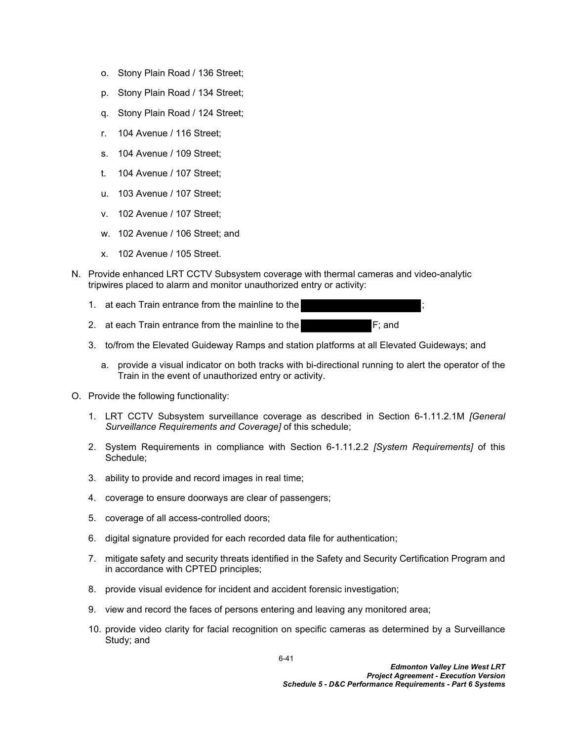o. Stony Plain Road / 136 Street;

p. Stony Plain Road / 134 Street;

q. Stony Plain Road / 124 Street;

r. 104 Avenue / 116 Street;

s. 104 Avenue / 109 Street;

t. 104 Avenue / 107 Street;

u. 103 Avenue / 107 Street;

v. 102 Avenue / 107 Street;

w. 102 Avenue / 106 Street; and

x. 102 Avenue / 105 Street.

N. Provide enhanced LRT CCTV Subsystem coverage with thermal cameras and video-analytic tripwires placed to alarm and monitor unauthorized entry or activity:

1. at each Train entrance from the mainline to the ;

2. at each Train entrance from the mainline to the F; and

3. to/from the Elevated Guideway Ramps and station platforms at all Elevated Guideways; and

   a. provide a visual indicator on both tracks with bi-directional running to alert the operator of the Train in the event of unauthorized entry or activity.

O. Provide the following functionality:

1. LRT CCTV Subsystem surveillance coverage as described in Section 6-1.11.2.1M *[General Surveillance Requirements and Coverage]* of this schedule;

2. System Requirements in compliance with Section 6-1.11.2.2 *[System Requirements]* of this Schedule;

3. ability to provide and record images in real time;

4. coverage to ensure doorways are clear of passengers;

5. coverage of all access-controlled doors;

6. digital signature provided for each recorded data file for authentication;

7. mitigate safety and security threats identified in the Safety and Security Certification Program and in accordance with CPTED principles;

8. provide visual evidence for incident and accident forensic investigation;

9. view and record the faces of persons entering and leaving any monitored area;

10. provide video clarity for facial recognition on specific cameras as determined by a Surveillance Study; and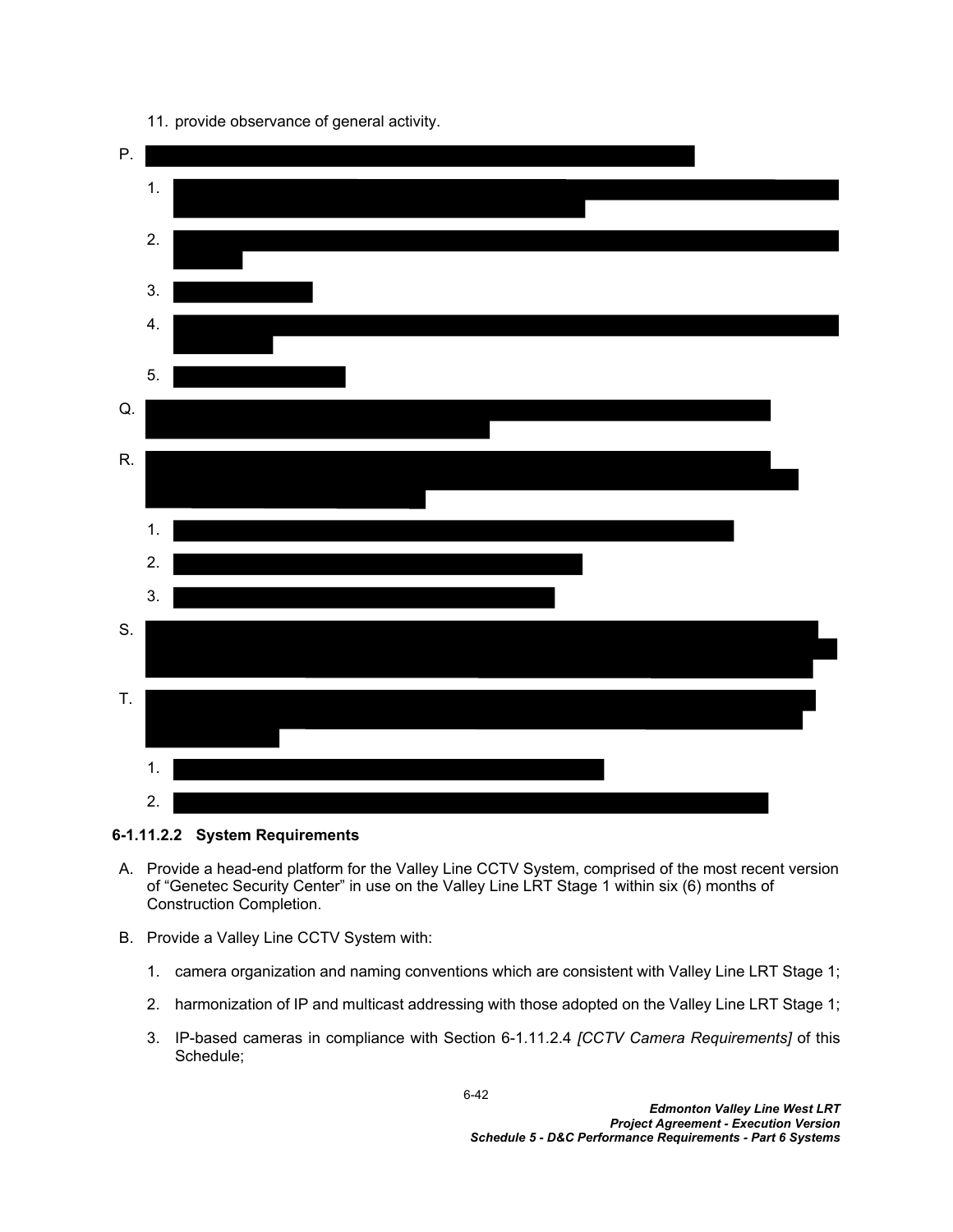11. provide observance of general activity.

P. 

1. 

2. 

3. 

4. 

5. 

Q. 

R. 

1. 

2. 

3. 

S. 

T. 

1. 

2. 

#### 6-1.11.2.2 System Requirements

A. Provide a head-end platform for the Valley Line CCTV System, comprised of the most recent version of "Genetec Security Center" in use on the Valley Line LRT Stage 1 within six (6) months of Construction Completion.

B. Provide a Valley Line CCTV System with:

1. camera organization and naming conventions which are consistent with Valley Line LRT Stage 1;

2. harmonization of IP and multicast addressing with those adopted on the Valley Line LRT Stage 1;

3. IP-based cameras in compliance with Section 6-1.11.2.4 *[CCTV Camera Requirements]* of this Schedule;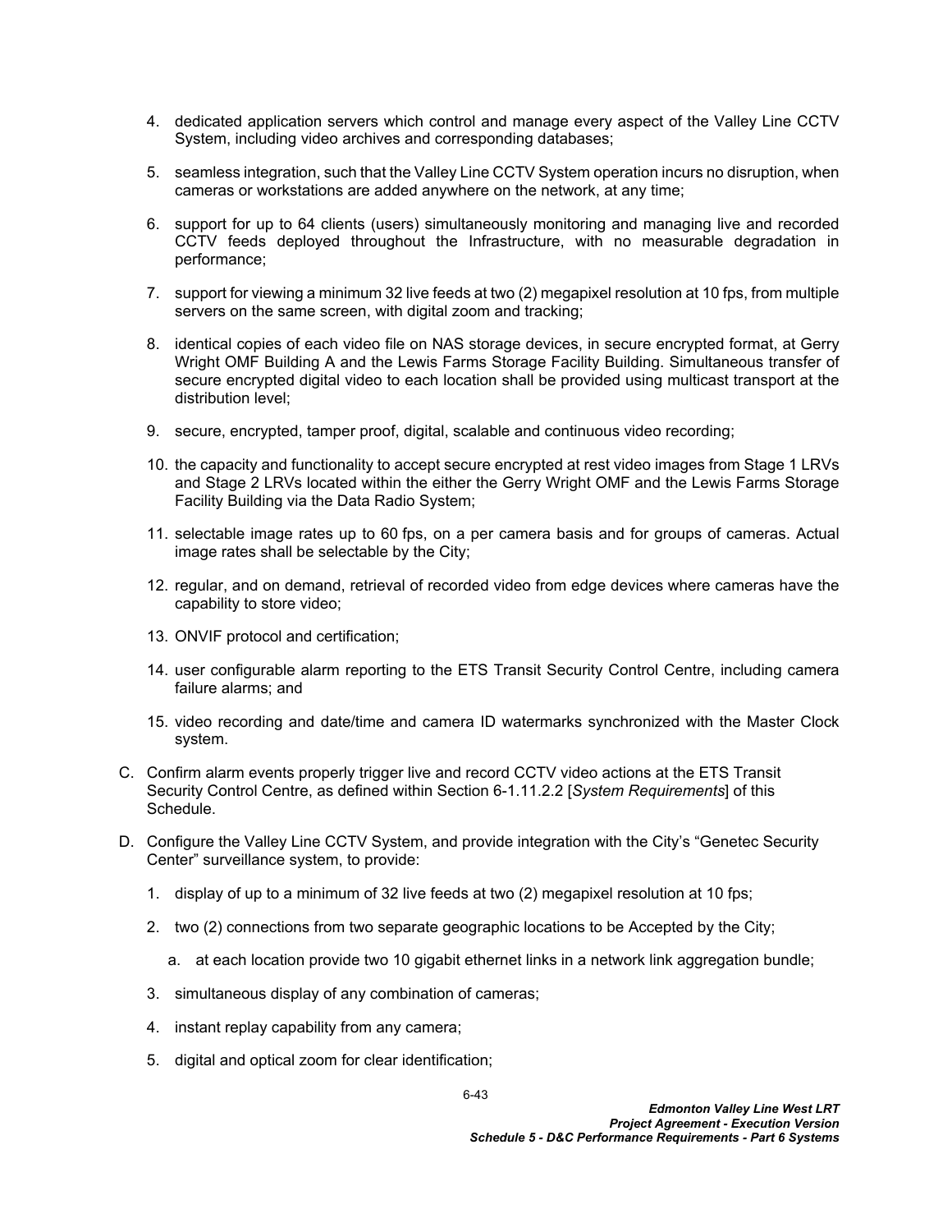4. dedicated application servers which control and manage every aspect of the Valley Line CCTV System, including video archives and corresponding databases;

5. seamless integration, such that the Valley Line CCTV System operation incurs no disruption, when cameras or workstations are added anywhere on the network, at any time;

6. support for up to 64 clients (users) simultaneously monitoring and managing live and recorded CCTV feeds deployed throughout the Infrastructure, with no measurable degradation in performance;

7. support for viewing a minimum 32 live feeds at two (2) megapixel resolution at 10 fps, from multiple servers on the same screen, with digital zoom and tracking;

8. identical copies of each video file on NAS storage devices, in secure encrypted format, at Gerry Wright OMF Building A and the Lewis Farms Storage Facility Building. Simultaneous transfer of secure encrypted digital video to each location shall be provided using multicast transport at the distribution level;

9. secure, encrypted, tamper proof, digital, scalable and continuous video recording;

10. the capacity and functionality to accept secure encrypted at rest video images from Stage 1 LRVs and Stage 2 LRVs located within the either the Gerry Wright OMF and the Lewis Farms Storage Facility Building via the Data Radio System;

11. selectable image rates up to 60 fps, on a per camera basis and for groups of cameras. Actual image rates shall be selectable by the City;

12. regular, and on demand, retrieval of recorded video from edge devices where cameras have the capability to store video;

13. ONVIF protocol and certification;

14. user configurable alarm reporting to the ETS Transit Security Control Centre, including camera failure alarms; and

15. video recording and date/time and camera ID watermarks synchronized with the Master Clock system.

C. Confirm alarm events properly trigger live and record CCTV video actions at the ETS Transit Security Control Centre, as defined within Section 6-1.11.2.2 [*System Requirements*] of this Schedule.

D. Configure the Valley Line CCTV System, and provide integration with the City's "Genetec Security Center" surveillance system, to provide:

1. display of up to a minimum of 32 live feeds at two (2) megapixel resolution at 10 fps;

2. two (2) connections from two separate geographic locations to be Accepted by the City;

   a. at each location provide two 10 gigabit ethernet links in a network link aggregation bundle;

3. simultaneous display of any combination of cameras;

4. instant replay capability from any camera;

5. digital and optical zoom for clear identification;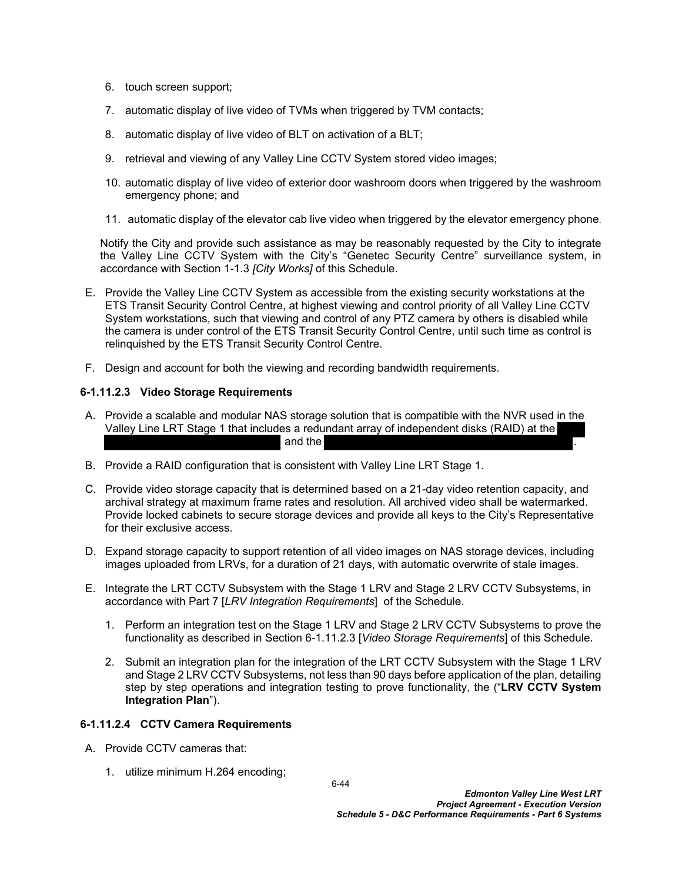6. touch screen support;
7. automatic display of live video of TVMs when triggered by TVM contacts;
8. automatic display of live video of BLT on activation of a BLT;
9. retrieval and viewing of any Valley Line CCTV System stored video images;
10. automatic display of live video of exterior door washroom doors when triggered by the washroom emergency phone; and
11. automatic display of the elevator cab live video when triggered by the elevator emergency phone.

Notify the City and provide such assistance as may be reasonably requested by the City to integrate the Valley Line CCTV System with the City's "Genetec Security Centre" surveillance system, in accordance with Section 1-1.3 *[City Works]* of this Schedule.

E. Provide the Valley Line CCTV System as accessible from the existing security workstations at the ETS Transit Security Control Centre, at highest viewing and control priority of all Valley Line CCTV System workstations, such that viewing and control of any PTZ camera by others is disabled while the camera is under control of the ETS Transit Security Control Centre, until such time as control is relinquished by the ETS Transit Security Control Centre.

F. Design and account for both the viewing and recording bandwidth requirements.

### 6-1.11.2.3 Video Storage Requirements

A. Provide a scalable and modular NAS storage solution that is compatible with the NVR used in the Valley Line LRT Stage 1 that includes a redundant array of independent disks (RAID) at the [REDACTED] and the [REDACTED].

B. Provide a RAID configuration that is consistent with Valley Line LRT Stage 1.

C. Provide video storage capacity that is determined based on a 21-day video retention capacity, and archival strategy at maximum frame rates and resolution. All archived video shall be watermarked. Provide locked cabinets to secure storage devices and provide all keys to the City's Representative for their exclusive access.

D. Expand storage capacity to support retention of all video images on NAS storage devices, including images uploaded from LRVs, for a duration of 21 days, with automatic overwrite of stale images.

E. Integrate the LRT CCTV Subsystem with the Stage 1 LRV and Stage 2 LRV CCTV Subsystems, in accordance with Part 7 [*LRV Integration Requirements*] of the Schedule.

   1. Perform an integration test on the Stage 1 LRV and Stage 2 LRV CCTV Subsystems to prove the functionality as described in Section 6-1.11.2.3 [*Video Storage Requirements*] of this Schedule.
   2. Submit an integration plan for the integration of the LRT CCTV Subsystem with the Stage 1 LRV and Stage 2 LRV CCTV Subsystems, not less than 90 days before application of the plan, detailing step by step operations and integration testing to prove functionality, the ("**LRV CCTV System Integration Plan**").

### 6-1.11.2.4 CCTV Camera Requirements

A. Provide CCTV cameras that:

   1. utilize minimum H.264 encoding;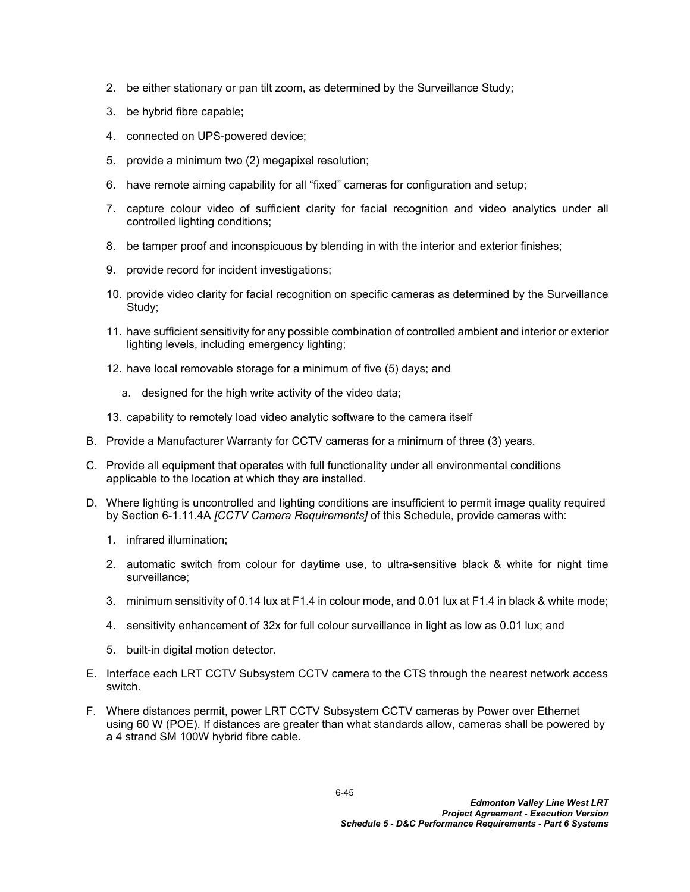2. be either stationary or pan tilt zoom, as determined by the Surveillance Study;

3. be hybrid fibre capable;

4. connected on UPS-powered device;

5. provide a minimum two (2) megapixel resolution;

6. have remote aiming capability for all “fixed” cameras for configuration and setup;

7. capture colour video of sufficient clarity for facial recognition and video analytics under all controlled lighting conditions;

8. be tamper proof and inconspicuous by blending in with the interior and exterior finishes;

9. provide record for incident investigations;

10. provide video clarity for facial recognition on specific cameras as determined by the Surveillance Study;

11. have sufficient sensitivity for any possible combination of controlled ambient and interior or exterior lighting levels, including emergency lighting;

12. have local removable storage for a minimum of five (5) days; and

    a. designed for the high write activity of the video data;

13. capability to remotely load video analytic software to the camera itself

B. Provide a Manufacturer Warranty for CCTV cameras for a minimum of three (3) years.

C. Provide all equipment that operates with full functionality under all environmental conditions applicable to the location at which they are installed.

D. Where lighting is uncontrolled and lighting conditions are insufficient to permit image quality required by Section 6-1.11.4A *[CCTV Camera Requirements]* of this Schedule, provide cameras with:

1. infrared illumination;

2. automatic switch from colour for daytime use, to ultra-sensitive black & white for night time surveillance;

3. minimum sensitivity of 0.14 lux at F1.4 in colour mode, and 0.01 lux at F1.4 in black & white mode;

4. sensitivity enhancement of 32x for full colour surveillance in light as low as 0.01 lux; and

5. built-in digital motion detector.

E. Interface each LRT CCTV Subsystem CCTV camera to the CTS through the nearest network access switch.

F. Where distances permit, power LRT CCTV Subsystem CCTV cameras by Power over Ethernet using 60 W (POE). If distances are greater than what standards allow, cameras shall be powered by a 4 strand SM 100W hybrid fibre cable.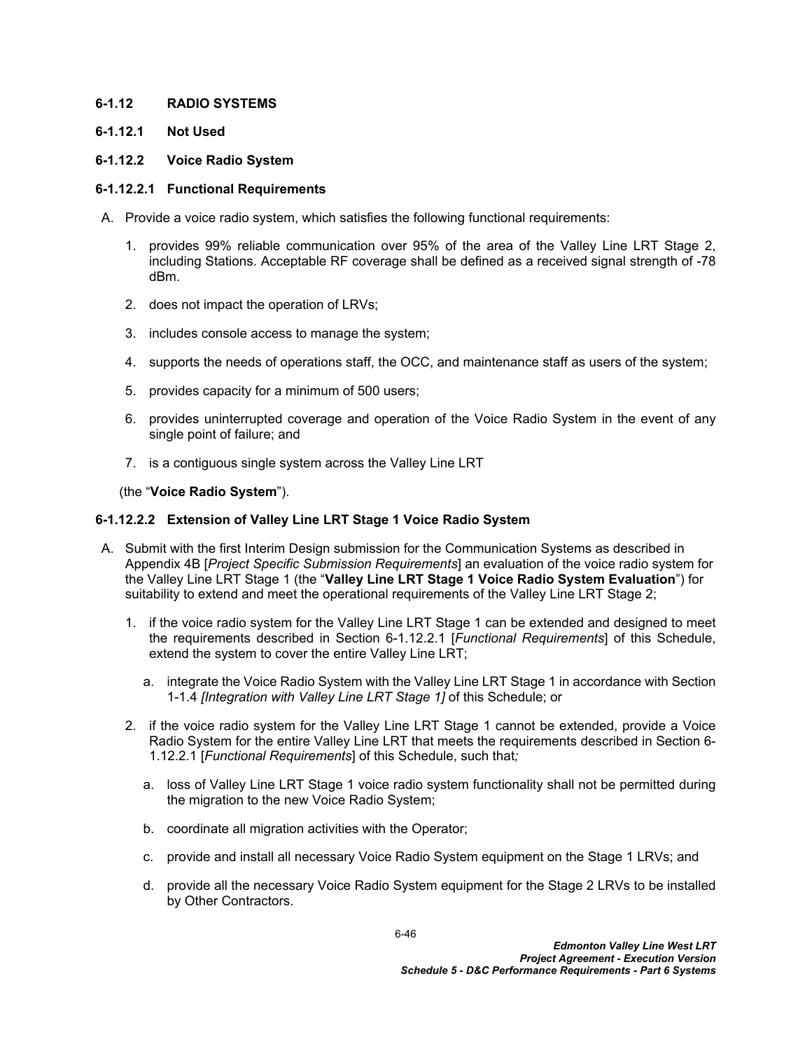### 6-1.12 RADIO SYSTEMS

### 6-1.12.1 Not Used

### 6-1.12.2 Voice Radio System

#### 6-1.12.2.1 Functional Requirements

A. Provide a voice radio system, which satisfies the following functional requirements:

   1. provides 99% reliable communication over 95% of the area of the Valley Line LRT Stage 2, including Stations. Acceptable RF coverage shall be defined as a received signal strength of -78 dBm.

   2. does not impact the operation of LRVs;

   3. includes console access to manage the system;

   4. supports the needs of operations staff, the OCC, and maintenance staff as users of the system;

   5. provides capacity for a minimum of 500 users;

   6. provides uninterrupted coverage and operation of the Voice Radio System in the event of any single point of failure; and

   7. is a contiguous single system across the Valley Line LRT

   (the "**Voice Radio System**").

#### 6-1.12.2.2 Extension of Valley Line LRT Stage 1 Voice Radio System

A. Submit with the first Interim Design submission for the Communication Systems as described in Appendix 4B [*Project Specific Submission Requirements*] an evaluation of the voice radio system for the Valley Line LRT Stage 1 (the "**Valley Line LRT Stage 1 Voice Radio System Evaluation**") for suitability to extend and meet the operational requirements of the Valley Line LRT Stage 2;

   1. if the voice radio system for the Valley Line LRT Stage 1 can be extended and designed to meet the requirements described in Section 6-1.12.2.1 [*Functional Requirements*] of this Schedule, extend the system to cover the entire Valley Line LRT;

      a. integrate the Voice Radio System with the Valley Line LRT Stage 1 in accordance with Section 1-1.4 *[Integration with Valley Line LRT Stage 1]* of this Schedule; or

   2. if the voice radio system for the Valley Line LRT Stage 1 cannot be extended, provide a Voice Radio System for the entire Valley Line LRT that meets the requirements described in Section 6-1.12.2.1 [*Functional Requirements*] of this Schedule, such that*;*

      a. loss of Valley Line LRT Stage 1 voice radio system functionality shall not be permitted during the migration to the new Voice Radio System;

      b. coordinate all migration activities with the Operator;

      c. provide and install all necessary Voice Radio System equipment on the Stage 1 LRVs; and

      d. provide all the necessary Voice Radio System equipment for the Stage 2 LRVs to be installed by Other Contractors.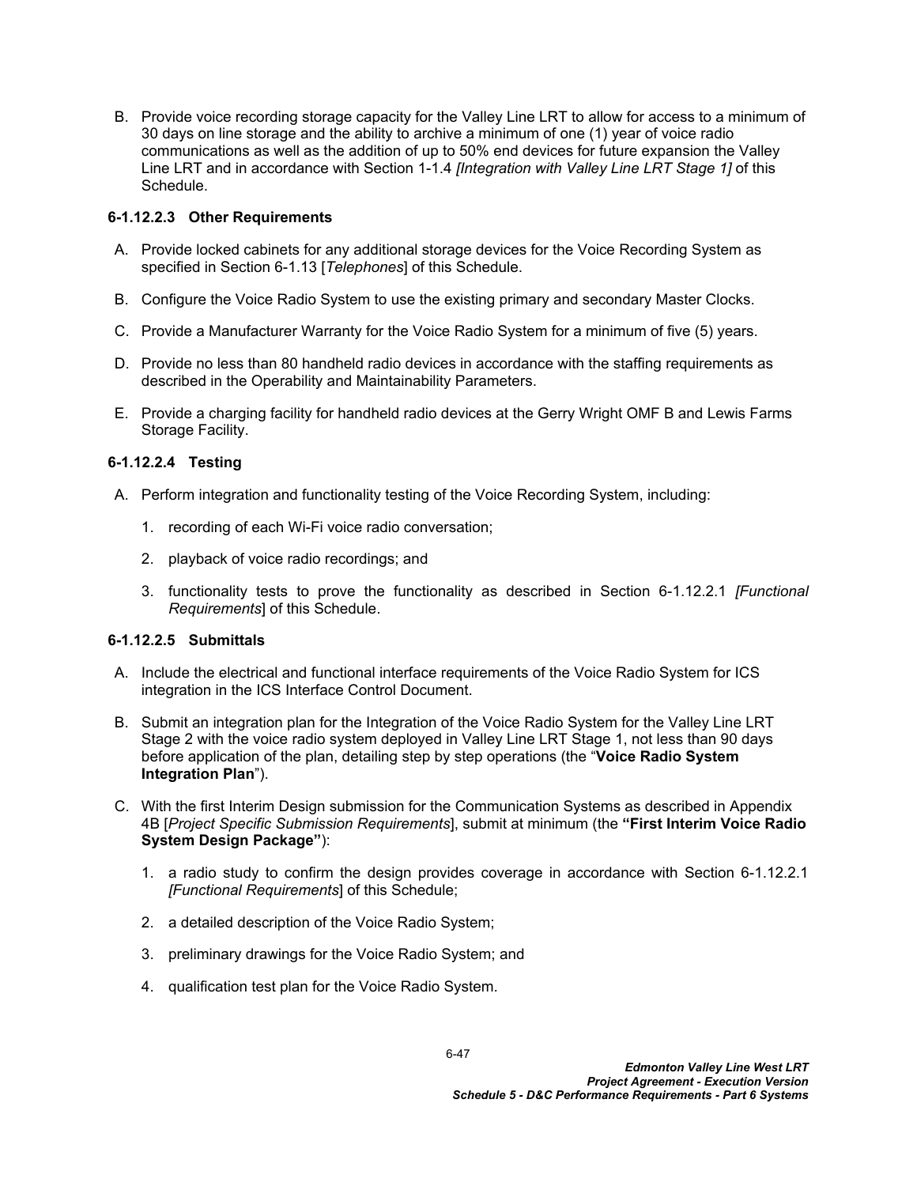B. Provide voice recording storage capacity for the Valley Line LRT to allow for access to a minimum of 30 days on line storage and the ability to archive a minimum of one (1) year of voice radio communications as well as the addition of up to 50% end devices for future expansion the Valley Line LRT and in accordance with Section 1-1.4 *[Integration with Valley Line LRT Stage 1]* of this Schedule.

#### 6-1.12.2.3 Other Requirements

A. Provide locked cabinets for any additional storage devices for the Voice Recording System as specified in Section 6-1.13 [*Telephones*] of this Schedule.

B. Configure the Voice Radio System to use the existing primary and secondary Master Clocks.

C. Provide a Manufacturer Warranty for the Voice Radio System for a minimum of five (5) years.

D. Provide no less than 80 handheld radio devices in accordance with the staffing requirements as described in the Operability and Maintainability Parameters.

E. Provide a charging facility for handheld radio devices at the Gerry Wright OMF B and Lewis Farms Storage Facility.

#### 6-1.12.2.4 Testing

A. Perform integration and functionality testing of the Voice Recording System, including:

1. recording of each Wi-Fi voice radio conversation;
2. playback of voice radio recordings; and
3. functionality tests to prove the functionality as described in Section 6-1.12.2.1 *[Functional Requirements*] of this Schedule.

#### 6-1.12.2.5 Submittals

A. Include the electrical and functional interface requirements of the Voice Radio System for ICS integration in the ICS Interface Control Document.

B. Submit an integration plan for the Integration of the Voice Radio System for the Valley Line LRT Stage 2 with the voice radio system deployed in Valley Line LRT Stage 1, not less than 90 days before application of the plan, detailing step by step operations (the "**Voice Radio System Integration Plan**").

C. With the first Interim Design submission for the Communication Systems as described in Appendix 4B [*Project Specific Submission Requirements*], submit at minimum (the **"First Interim Voice Radio System Design Package"**):

1. a radio study to confirm the design provides coverage in accordance with Section 6-1.12.2.1 *[Functional Requirements*] of this Schedule;
2. a detailed description of the Voice Radio System;
3. preliminary drawings for the Voice Radio System; and
4. qualification test plan for the Voice Radio System.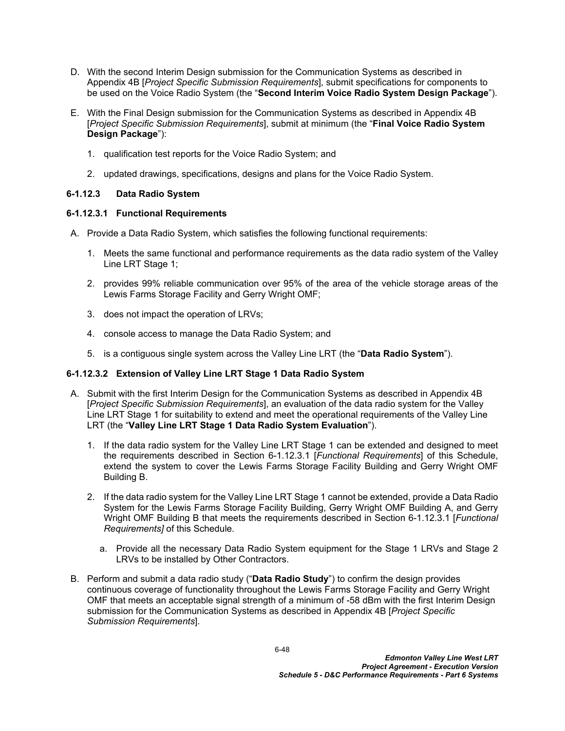D. With the second Interim Design submission for the Communication Systems as described in Appendix 4B [*Project Specific Submission Requirements*], submit specifications for components to be used on the Voice Radio System (the "**Second Interim Voice Radio System Design Package**").

E. With the Final Design submission for the Communication Systems as described in Appendix 4B [*Project Specific Submission Requirements*], submit at minimum (the "**Final Voice Radio System Design Package**"):

   1. qualification test reports for the Voice Radio System; and

   2. updated drawings, specifications, designs and plans for the Voice Radio System.

### 6-1.12.3 Data Radio System

#### 6-1.12.3.1 Functional Requirements

A. Provide a Data Radio System, which satisfies the following functional requirements:

   1. Meets the same functional and performance requirements as the data radio system of the Valley Line LRT Stage 1;

   2. provides 99% reliable communication over 95% of the area of the vehicle storage areas of the Lewis Farms Storage Facility and Gerry Wright OMF;

   3. does not impact the operation of LRVs;

   4. console access to manage the Data Radio System; and

   5. is a contiguous single system across the Valley Line LRT (the "**Data Radio System**").

#### 6-1.12.3.2 Extension of Valley Line LRT Stage 1 Data Radio System

A. Submit with the first Interim Design for the Communication Systems as described in Appendix 4B [*Project Specific Submission Requirements*], an evaluation of the data radio system for the Valley Line LRT Stage 1 for suitability to extend and meet the operational requirements of the Valley Line LRT (the "**Valley Line LRT Stage 1 Data Radio System Evaluation**").

   1. If the data radio system for the Valley Line LRT Stage 1 can be extended and designed to meet the requirements described in Section 6-1.12.3.1 [*Functional Requirements*] of this Schedule, extend the system to cover the Lewis Farms Storage Facility Building and Gerry Wright OMF Building B.

   2. If the data radio system for the Valley Line LRT Stage 1 cannot be extended, provide a Data Radio System for the Lewis Farms Storage Facility Building, Gerry Wright OMF Building A, and Gerry Wright OMF Building B that meets the requirements described in Section 6-1.12.3.1 [*Functional Requirements]* of this Schedule*.*

      a. Provide all the necessary Data Radio System equipment for the Stage 1 LRVs and Stage 2 LRVs to be installed by Other Contractors.

B. Perform and submit a data radio study ("**Data Radio Study**") to confirm the design provides continuous coverage of functionality throughout the Lewis Farms Storage Facility and Gerry Wright OMF that meets an acceptable signal strength of a minimum of -58 dBm with the first Interim Design submission for the Communication Systems as described in Appendix 4B [*Project Specific Submission Requirements*].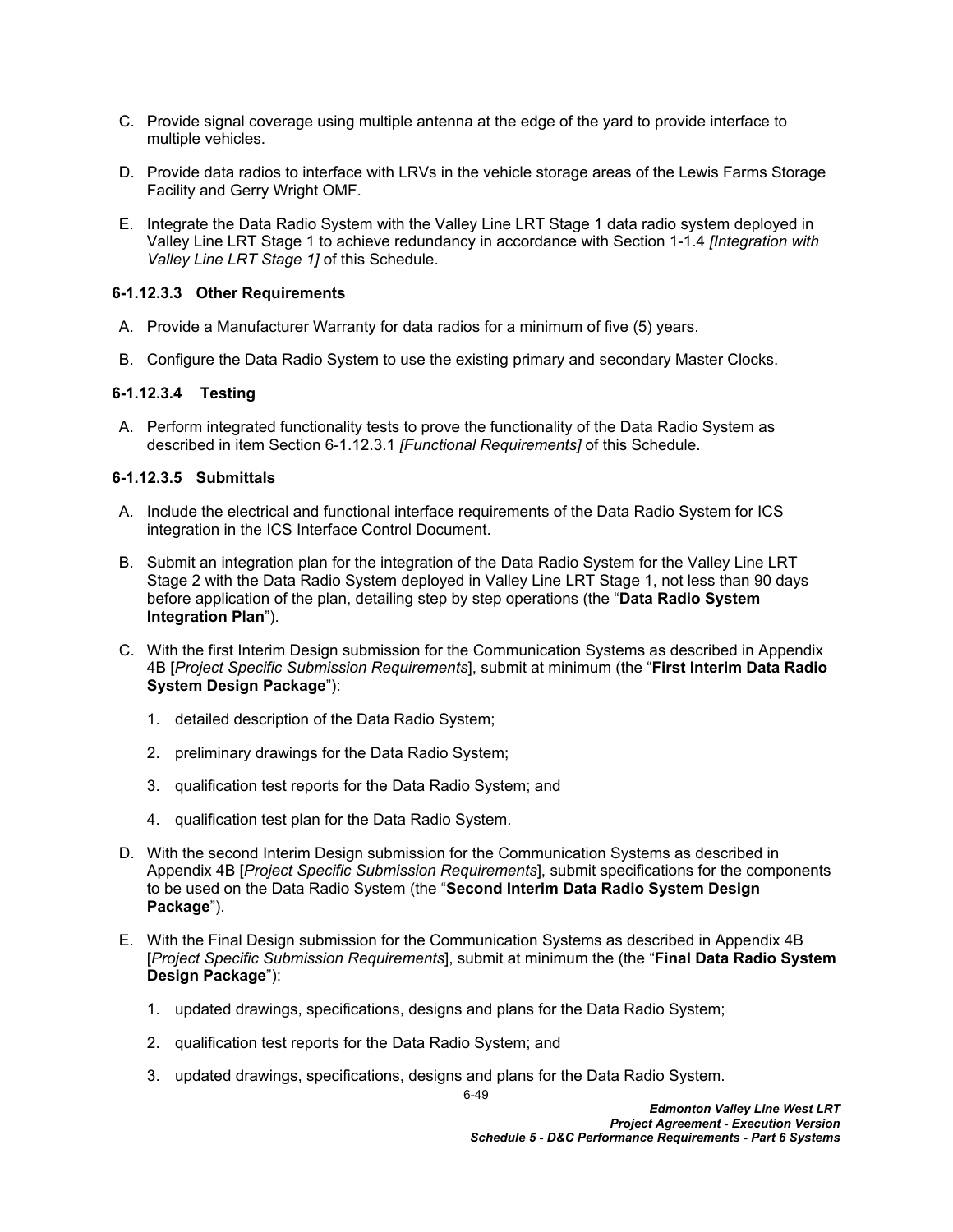C. Provide signal coverage using multiple antenna at the edge of the yard to provide interface to multiple vehicles.

D. Provide data radios to interface with LRVs in the vehicle storage areas of the Lewis Farms Storage Facility and Gerry Wright OMF.

E. Integrate the Data Radio System with the Valley Line LRT Stage 1 data radio system deployed in Valley Line LRT Stage 1 to achieve redundancy in accordance with Section 1-1.4 *[Integration with Valley Line LRT Stage 1]* of this Schedule.

#### 6-1.12.3.3 Other Requirements

A. Provide a Manufacturer Warranty for data radios for a minimum of five (5) years.

B. Configure the Data Radio System to use the existing primary and secondary Master Clocks.

#### 6-1.12.3.4 Testing

A. Perform integrated functionality tests to prove the functionality of the Data Radio System as described in item Section 6-1.12.3.1 *[Functional Requirements]* of this Schedule.

#### 6-1.12.3.5 Submittals

A. Include the electrical and functional interface requirements of the Data Radio System for ICS integration in the ICS Interface Control Document.

B. Submit an integration plan for the integration of the Data Radio System for the Valley Line LRT Stage 2 with the Data Radio System deployed in Valley Line LRT Stage 1, not less than 90 days before application of the plan, detailing step by step operations (the "**Data Radio System Integration Plan**").

C. With the first Interim Design submission for the Communication Systems as described in Appendix 4B [*Project Specific Submission Requirements*], submit at minimum (the "**First Interim Data Radio System Design Package**"):

1. detailed description of the Data Radio System;
2. preliminary drawings for the Data Radio System;
3. qualification test reports for the Data Radio System; and
4. qualification test plan for the Data Radio System.

D. With the second Interim Design submission for the Communication Systems as described in Appendix 4B [*Project Specific Submission Requirements*], submit specifications for the components to be used on the Data Radio System (the "**Second Interim Data Radio System Design Package**").

E. With the Final Design submission for the Communication Systems as described in Appendix 4B [*Project Specific Submission Requirements*], submit at minimum the (the "**Final Data Radio System Design Package**"):

1. updated drawings, specifications, designs and plans for the Data Radio System;
2. qualification test reports for the Data Radio System; and
3. updated drawings, specifications, designs and plans for the Data Radio System.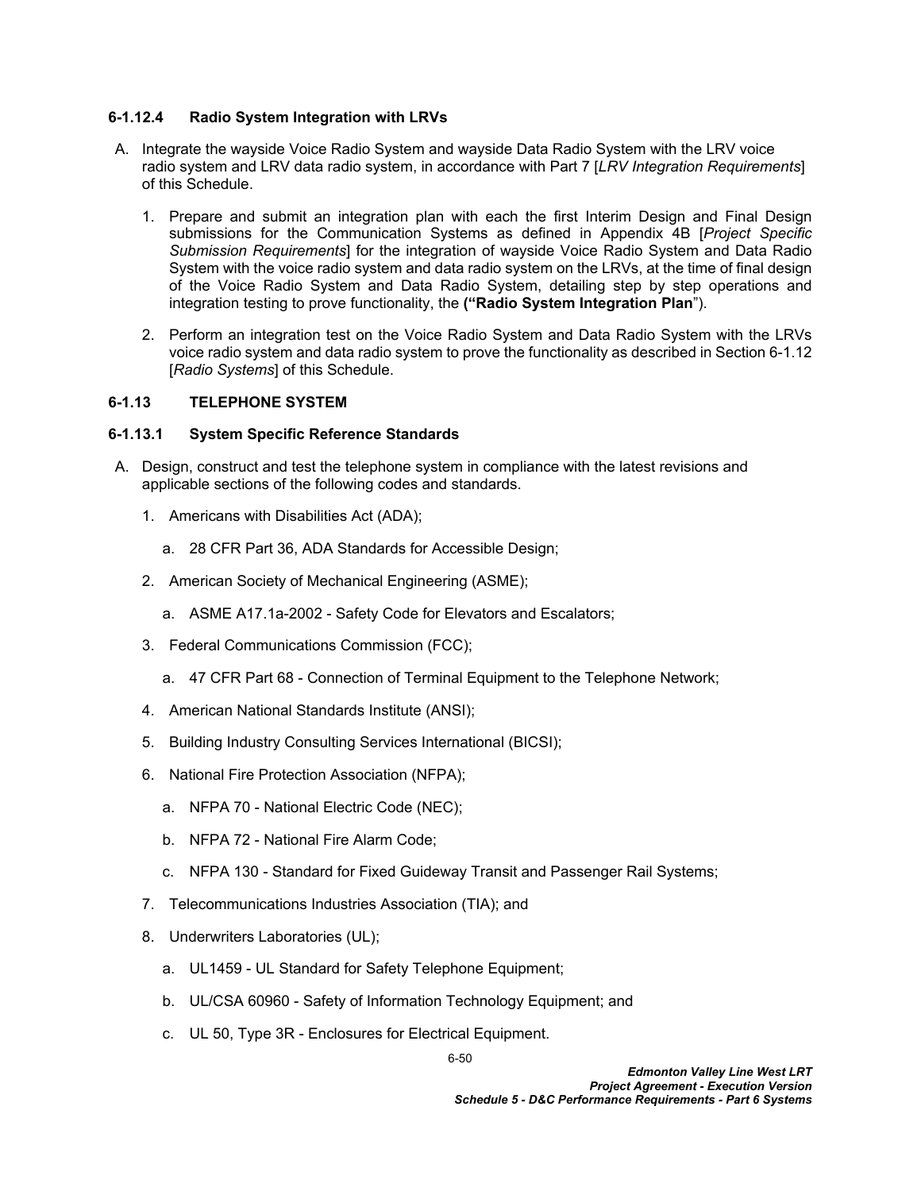### 6-1.12.4 Radio System Integration with LRVs

A. Integrate the wayside Voice Radio System and wayside Data Radio System with the LRV voice radio system and LRV data radio system, in accordance with Part 7 [*LRV Integration Requirements*] of this Schedule.

1. Prepare and submit an integration plan with each the first Interim Design and Final Design submissions for the Communication Systems as defined in Appendix 4B [*Project Specific Submission Requirements*] for the integration of wayside Voice Radio System and Data Radio System with the voice radio system and data radio system on the LRVs, at the time of final design of the Voice Radio System and Data Radio System, detailing step by step operations and integration testing to prove functionality, the **("Radio System Integration Plan**").

2. Perform an integration test on the Voice Radio System and Data Radio System with the LRVs voice radio system and data radio system to prove the functionality as described in Section 6-1.12 [*Radio Systems*] of this Schedule.

## 6-1.13 TELEPHONE SYSTEM

### 6-1.13.1 System Specific Reference Standards

A. Design, construct and test the telephone system in compliance with the latest revisions and applicable sections of the following codes and standards.

1. Americans with Disabilities Act (ADA);
   a. 28 CFR Part 36, ADA Standards for Accessible Design;
2. American Society of Mechanical Engineering (ASME);
   a. ASME A17.1a-2002 - Safety Code for Elevators and Escalators;
3. Federal Communications Commission (FCC);
   a. 47 CFR Part 68 - Connection of Terminal Equipment to the Telephone Network;
4. American National Standards Institute (ANSI);
5. Building Industry Consulting Services International (BICSI);
6. National Fire Protection Association (NFPA);
   a. NFPA 70 - National Electric Code (NEC);
   b. NFPA 72 - National Fire Alarm Code;
   c. NFPA 130 - Standard for Fixed Guideway Transit and Passenger Rail Systems;
7. Telecommunications Industries Association (TIA); and
8. Underwriters Laboratories (UL);
   a. UL1459 - UL Standard for Safety Telephone Equipment;
   b. UL/CSA 60960 - Safety of Information Technology Equipment; and
   c. UL 50, Type 3R - Enclosures for Electrical Equipment.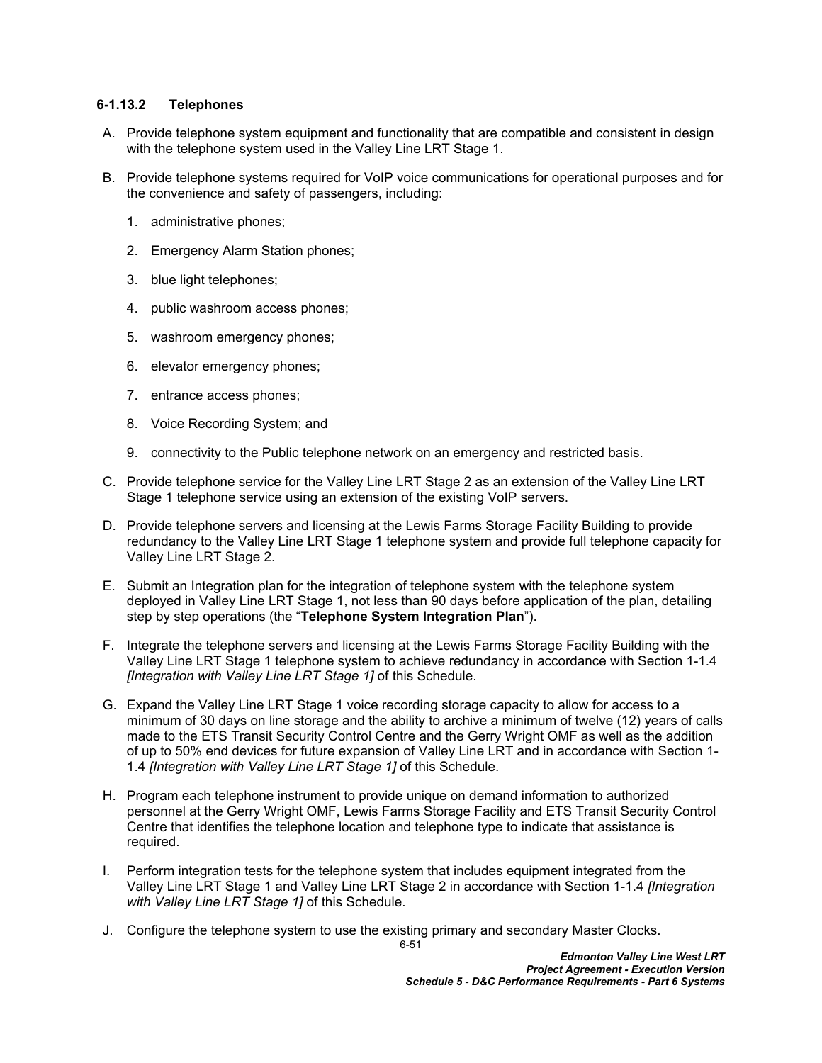#### 6-1.13.2 Telephones

A. Provide telephone system equipment and functionality that are compatible and consistent in design with the telephone system used in the Valley Line LRT Stage 1.

B. Provide telephone systems required for VoIP voice communications for operational purposes and for the convenience and safety of passengers, including:

   1. administrative phones;

   2. Emergency Alarm Station phones;

   3. blue light telephones;

   4. public washroom access phones;

   5. washroom emergency phones;

   6. elevator emergency phones;

   7. entrance access phones;

   8. Voice Recording System; and

   9. connectivity to the Public telephone network on an emergency and restricted basis.

C. Provide telephone service for the Valley Line LRT Stage 2 as an extension of the Valley Line LRT Stage 1 telephone service using an extension of the existing VoIP servers.

D. Provide telephone servers and licensing at the Lewis Farms Storage Facility Building to provide redundancy to the Valley Line LRT Stage 1 telephone system and provide full telephone capacity for Valley Line LRT Stage 2.

E. Submit an Integration plan for the integration of telephone system with the telephone system deployed in Valley Line LRT Stage 1, not less than 90 days before application of the plan, detailing step by step operations (the "**Telephone System Integration Plan**").

F. Integrate the telephone servers and licensing at the Lewis Farms Storage Facility Building with the Valley Line LRT Stage 1 telephone system to achieve redundancy in accordance with Section 1-1.4 *[Integration with Valley Line LRT Stage 1]* of this Schedule.

G. Expand the Valley Line LRT Stage 1 voice recording storage capacity to allow for access to a minimum of 30 days on line storage and the ability to archive a minimum of twelve (12) years of calls made to the ETS Transit Security Control Centre and the Gerry Wright OMF as well as the addition of up to 50% end devices for future expansion of Valley Line LRT and in accordance with Section 1-1.4 *[Integration with Valley Line LRT Stage 1]* of this Schedule.

H. Program each telephone instrument to provide unique on demand information to authorized personnel at the Gerry Wright OMF, Lewis Farms Storage Facility and ETS Transit Security Control Centre that identifies the telephone location and telephone type to indicate that assistance is required.

I. Perform integration tests for the telephone system that includes equipment integrated from the Valley Line LRT Stage 1 and Valley Line LRT Stage 2 in accordance with Section 1-1.4 *[Integration with Valley Line LRT Stage 1]* of this Schedule.

J. Configure the telephone system to use the existing primary and secondary Master Clocks.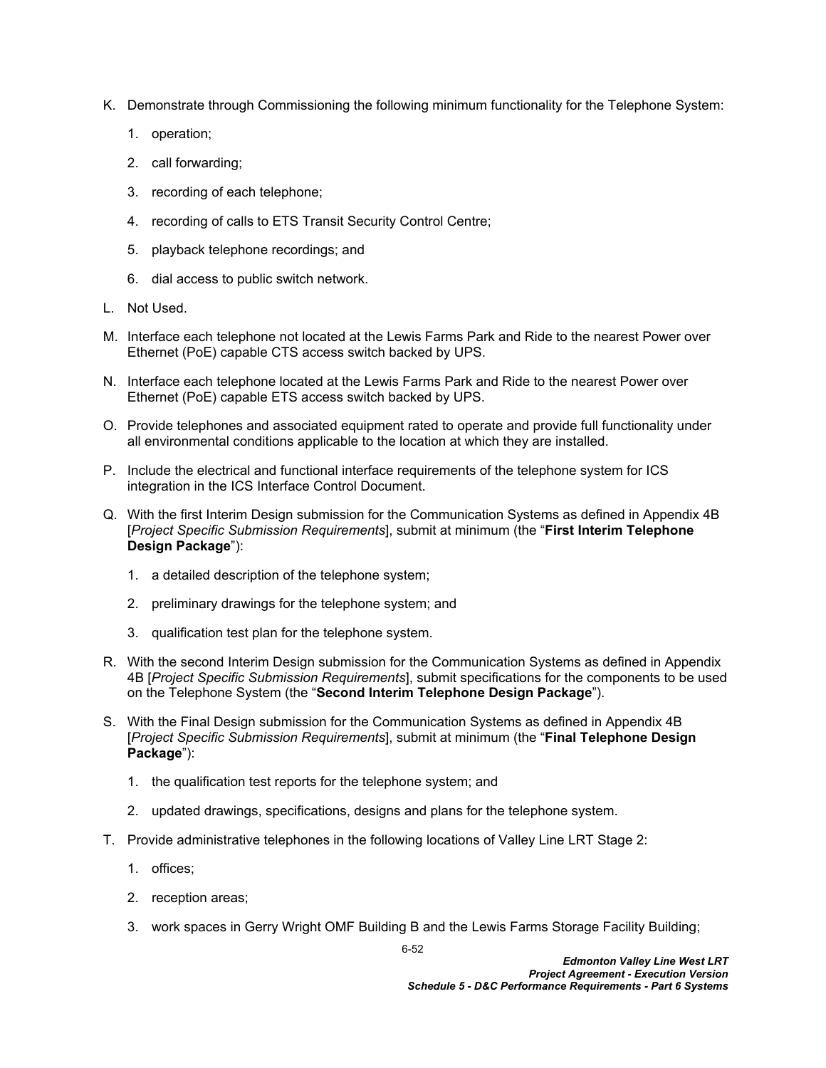K. Demonstrate through Commissioning the following minimum functionality for the Telephone System:

   1. operation;

   2. call forwarding;

   3. recording of each telephone;

   4. recording of calls to ETS Transit Security Control Centre;

   5. playback telephone recordings; and

   6. dial access to public switch network.

L. Not Used.

M. Interface each telephone not located at the Lewis Farms Park and Ride to the nearest Power over Ethernet (PoE) capable CTS access switch backed by UPS.

N. Interface each telephone located at the Lewis Farms Park and Ride to the nearest Power over Ethernet (PoE) capable ETS access switch backed by UPS.

O. Provide telephones and associated equipment rated to operate and provide full functionality under all environmental conditions applicable to the location at which they are installed.

P. Include the electrical and functional interface requirements of the telephone system for ICS integration in the ICS Interface Control Document.

Q. With the first Interim Design submission for the Communication Systems as defined in Appendix 4B [*Project Specific Submission Requirements*], submit at minimum (the "**First Interim Telephone Design Package**"):

   1. a detailed description of the telephone system;

   2. preliminary drawings for the telephone system; and

   3. qualification test plan for the telephone system.

R. With the second Interim Design submission for the Communication Systems as defined in Appendix 4B [*Project Specific Submission Requirements*], submit specifications for the components to be used on the Telephone System (the "**Second Interim Telephone Design Package**").

S. With the Final Design submission for the Communication Systems as defined in Appendix 4B [*Project Specific Submission Requirements*], submit at minimum (the "**Final Telephone Design Package**"):

   1. the qualification test reports for the telephone system; and

   2. updated drawings, specifications, designs and plans for the telephone system.

T. Provide administrative telephones in the following locations of Valley Line LRT Stage 2:

   1. offices;

   2. reception areas;

   3. work spaces in Gerry Wright OMF Building B and the Lewis Farms Storage Facility Building;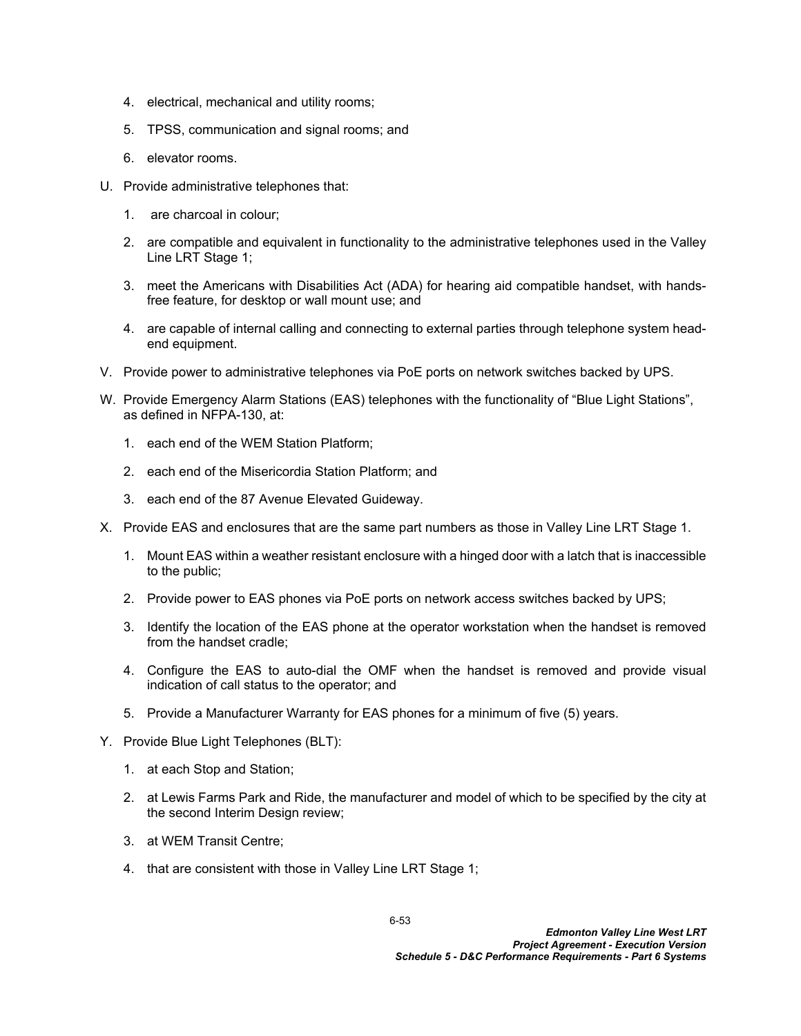4. electrical, mechanical and utility rooms;

5. TPSS, communication and signal rooms; and

6. elevator rooms.

U. Provide administrative telephones that:

1. are charcoal in colour;

2. are compatible and equivalent in functionality to the administrative telephones used in the Valley Line LRT Stage 1;

3. meet the Americans with Disabilities Act (ADA) for hearing aid compatible handset, with hands-free feature, for desktop or wall mount use; and

4. are capable of internal calling and connecting to external parties through telephone system head-end equipment.

V. Provide power to administrative telephones via PoE ports on network switches backed by UPS.

W. Provide Emergency Alarm Stations (EAS) telephones with the functionality of "Blue Light Stations", as defined in NFPA-130, at:

1. each end of the WEM Station Platform;

2. each end of the Misericordia Station Platform; and

3. each end of the 87 Avenue Elevated Guideway.

X. Provide EAS and enclosures that are the same part numbers as those in Valley Line LRT Stage 1.

1. Mount EAS within a weather resistant enclosure with a hinged door with a latch that is inaccessible to the public;

2. Provide power to EAS phones via PoE ports on network access switches backed by UPS;

3. Identify the location of the EAS phone at the operator workstation when the handset is removed from the handset cradle;

4. Configure the EAS to auto-dial the OMF when the handset is removed and provide visual indication of call status to the operator; and

5. Provide a Manufacturer Warranty for EAS phones for a minimum of five (5) years.

Y. Provide Blue Light Telephones (BLT):

1. at each Stop and Station;

2. at Lewis Farms Park and Ride, the manufacturer and model of which to be specified by the city at the second Interim Design review;

3. at WEM Transit Centre;

4. that are consistent with those in Valley Line LRT Stage 1;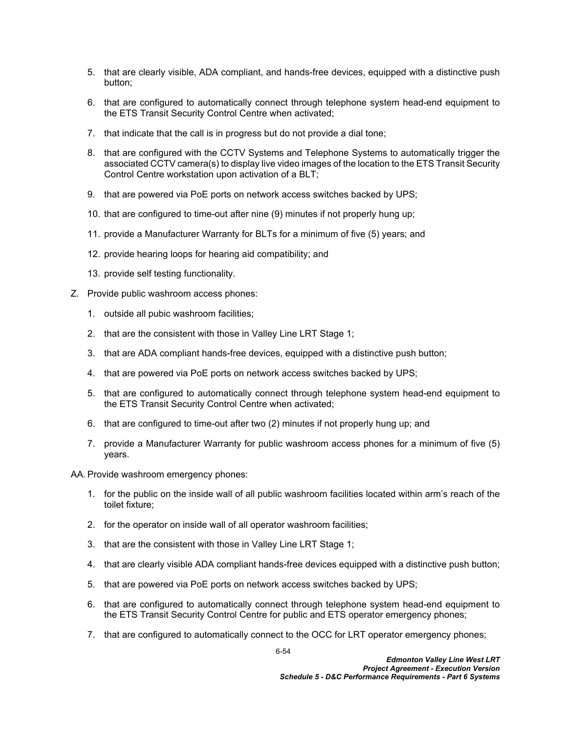5. that are clearly visible, ADA compliant, and hands-free devices, equipped with a distinctive push button;

6. that are configured to automatically connect through telephone system head-end equipment to the ETS Transit Security Control Centre when activated;

7. that indicate that the call is in progress but do not provide a dial tone;

8. that are configured with the CCTV Systems and Telephone Systems to automatically trigger the associated CCTV camera(s) to display live video images of the location to the ETS Transit Security Control Centre workstation upon activation of a BLT;

9. that are powered via PoE ports on network access switches backed by UPS;

10. that are configured to time-out after nine (9) minutes if not properly hung up;

11. provide a Manufacturer Warranty for BLTs for a minimum of five (5) years; and

12. provide hearing loops for hearing aid compatibility; and

13. provide self testing functionality.

Z. Provide public washroom access phones:

1. outside all pubic washroom facilities;

2. that are the consistent with those in Valley Line LRT Stage 1;

3. that are ADA compliant hands-free devices, equipped with a distinctive push button;

4. that are powered via PoE ports on network access switches backed by UPS;

5. that are configured to automatically connect through telephone system head-end equipment to the ETS Transit Security Control Centre when activated;

6. that are configured to time-out after two (2) minutes if not properly hung up; and

7. provide a Manufacturer Warranty for public washroom access phones for a minimum of five (5) years.

AA. Provide washroom emergency phones:

1. for the public on the inside wall of all public washroom facilities located within arm's reach of the toilet fixture;

2. for the operator on inside wall of all operator washroom facilities;

3. that are the consistent with those in Valley Line LRT Stage 1;

4. that are clearly visible ADA compliant hands-free devices equipped with a distinctive push button;

5. that are powered via PoE ports on network access switches backed by UPS;

6. that are configured to automatically connect through telephone system head-end equipment to the ETS Transit Security Control Centre for public and ETS operator emergency phones;

7. that are configured to automatically connect to the OCC for LRT operator emergency phones;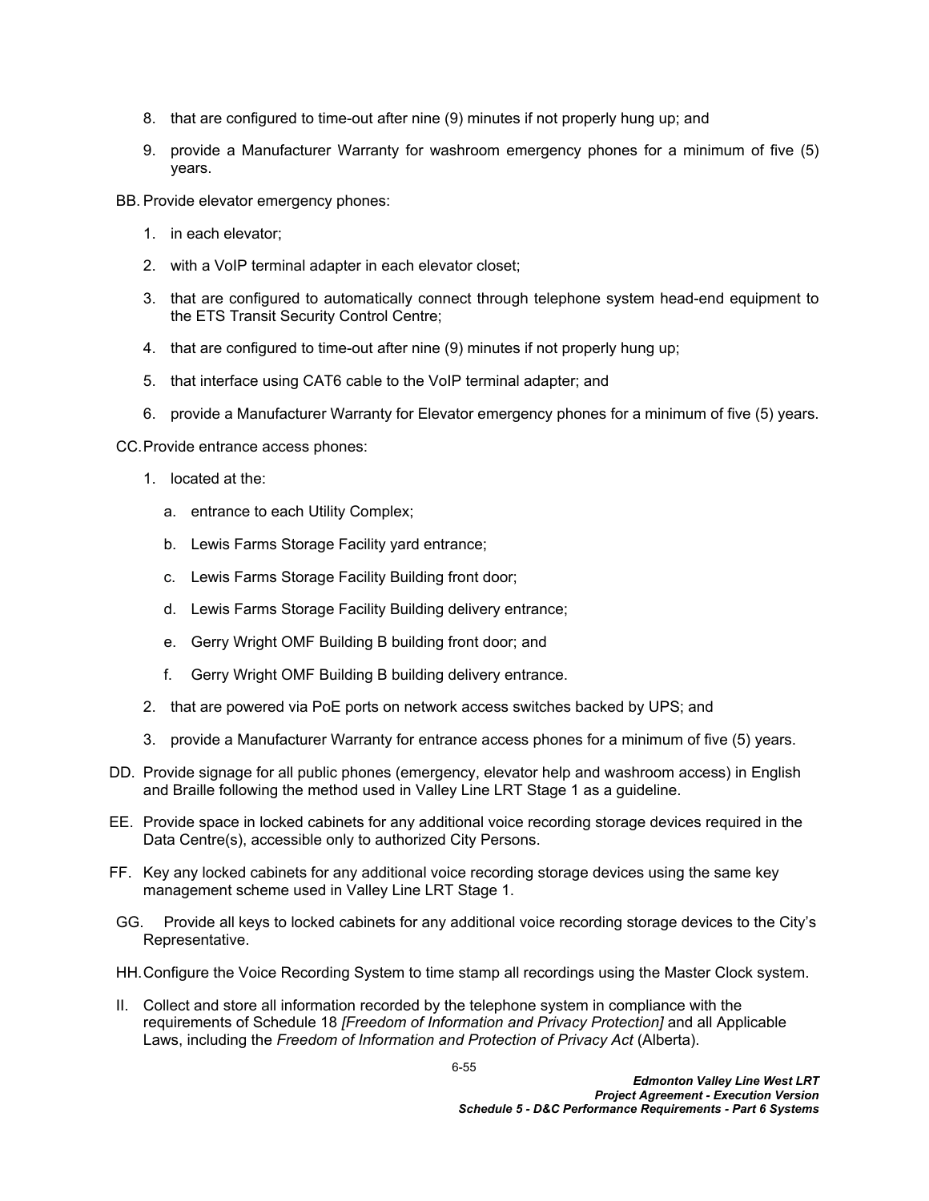8. that are configured to time-out after nine (9) minutes if not properly hung up; and

9. provide a Manufacturer Warranty for washroom emergency phones for a minimum of five (5) years.

BB. Provide elevator emergency phones:

1. in each elevator;

2. with a VoIP terminal adapter in each elevator closet;

3. that are configured to automatically connect through telephone system head-end equipment to the ETS Transit Security Control Centre;

4. that are configured to time-out after nine (9) minutes if not properly hung up;

5. that interface using CAT6 cable to the VoIP terminal adapter; and

6. provide a Manufacturer Warranty for Elevator emergency phones for a minimum of five (5) years.

CC. Provide entrance access phones:

1. located at the:

   a. entrance to each Utility Complex;

   b. Lewis Farms Storage Facility yard entrance;

   c. Lewis Farms Storage Facility Building front door;

   d. Lewis Farms Storage Facility Building delivery entrance;

   e. Gerry Wright OMF Building B building front door; and

   f. Gerry Wright OMF Building B building delivery entrance.

2. that are powered via PoE ports on network access switches backed by UPS; and

3. provide a Manufacturer Warranty for entrance access phones for a minimum of five (5) years.

DD. Provide signage for all public phones (emergency, elevator help and washroom access) in English and Braille following the method used in Valley Line LRT Stage 1 as a guideline.

EE. Provide space in locked cabinets for any additional voice recording storage devices required in the Data Centre(s), accessible only to authorized City Persons.

FF. Key any locked cabinets for any additional voice recording storage devices using the same key management scheme used in Valley Line LRT Stage 1.

GG. Provide all keys to locked cabinets for any additional voice recording storage devices to the City's Representative.

HH. Configure the Voice Recording System to time stamp all recordings using the Master Clock system.

II. Collect and store all information recorded by the telephone system in compliance with the requirements of Schedule 18 *[Freedom of Information and Privacy Protection]* and all Applicable Laws, including the *Freedom of Information and Protection of Privacy Act* (Alberta).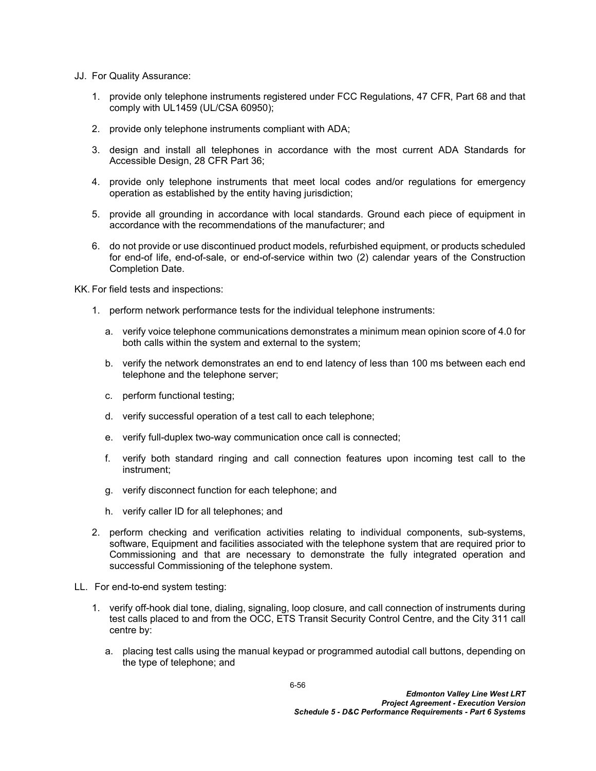JJ. For Quality Assurance:

1. provide only telephone instruments registered under FCC Regulations, 47 CFR, Part 68 and that comply with UL1459 (UL/CSA 60950);
2. provide only telephone instruments compliant with ADA;
3. design and install all telephones in accordance with the most current ADA Standards for Accessible Design, 28 CFR Part 36;
4. provide only telephone instruments that meet local codes and/or regulations for emergency operation as established by the entity having jurisdiction;
5. provide all grounding in accordance with local standards. Ground each piece of equipment in accordance with the recommendations of the manufacturer; and
6. do not provide or use discontinued product models, refurbished equipment, or products scheduled for end-of life, end-of-sale, or end-of-service within two (2) calendar years of the Construction Completion Date.

KK. For field tests and inspections:

1. perform network performance tests for the individual telephone instruments:
   a. verify voice telephone communications demonstrates a minimum mean opinion score of 4.0 for both calls within the system and external to the system;
   b. verify the network demonstrates an end to end latency of less than 100 ms between each end telephone and the telephone server;
   c. perform functional testing;
   d. verify successful operation of a test call to each telephone;
   e. verify full-duplex two-way communication once call is connected;
   f. verify both standard ringing and call connection features upon incoming test call to the instrument;
   g. verify disconnect function for each telephone; and
   h. verify caller ID for all telephones; and
2. perform checking and verification activities relating to individual components, sub-systems, software, Equipment and facilities associated with the telephone system that are required prior to Commissioning and that are necessary to demonstrate the fully integrated operation and successful Commissioning of the telephone system.

LL. For end-to-end system testing:

1. verify off-hook dial tone, dialing, signaling, loop closure, and call connection of instruments during test calls placed to and from the OCC, ETS Transit Security Control Centre, and the City 311 call centre by:
   a. placing test calls using the manual keypad or programmed autodial call buttons, depending on the type of telephone; and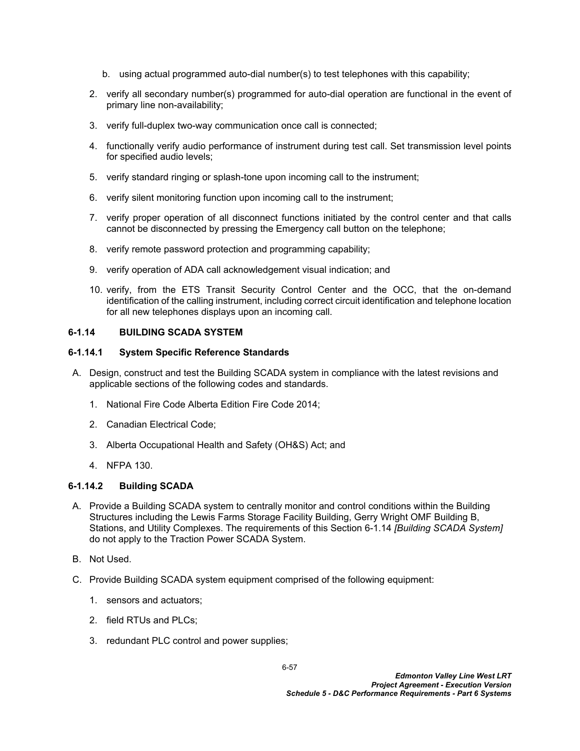b. using actual programmed auto-dial number(s) to test telephones with this capability;

2. verify all secondary number(s) programmed for auto-dial operation are functional in the event of primary line non-availability;

3. verify full-duplex two-way communication once call is connected;

4. functionally verify audio performance of instrument during test call. Set transmission level points for specified audio levels;

5. verify standard ringing or splash-tone upon incoming call to the instrument;

6. verify silent monitoring function upon incoming call to the instrument;

7. verify proper operation of all disconnect functions initiated by the control center and that calls cannot be disconnected by pressing the Emergency call button on the telephone;

8. verify remote password protection and programming capability;

9. verify operation of ADA call acknowledgement visual indication; and

10. verify, from the ETS Transit Security Control Center and the OCC, that the on-demand identification of the calling instrument, including correct circuit identification and telephone location for all new telephones displays upon an incoming call.

### 6-1.14 BUILDING SCADA SYSTEM

#### 6-1.14.1 System Specific Reference Standards

A. Design, construct and test the Building SCADA system in compliance with the latest revisions and applicable sections of the following codes and standards.

   1. National Fire Code Alberta Edition Fire Code 2014;

   2. Canadian Electrical Code;

   3. Alberta Occupational Health and Safety (OH&S) Act; and

   4. NFPA 130.

#### 6-1.14.2 Building SCADA

A. Provide a Building SCADA system to centrally monitor and control conditions within the Building Structures including the Lewis Farms Storage Facility Building, Gerry Wright OMF Building B, Stations, and Utility Complexes. The requirements of this Section 6-1.14 *[Building SCADA System]* do not apply to the Traction Power SCADA System.

B. Not Used.

C. Provide Building SCADA system equipment comprised of the following equipment:

   1. sensors and actuators;

   2. field RTUs and PLCs;

   3. redundant PLC control and power supplies;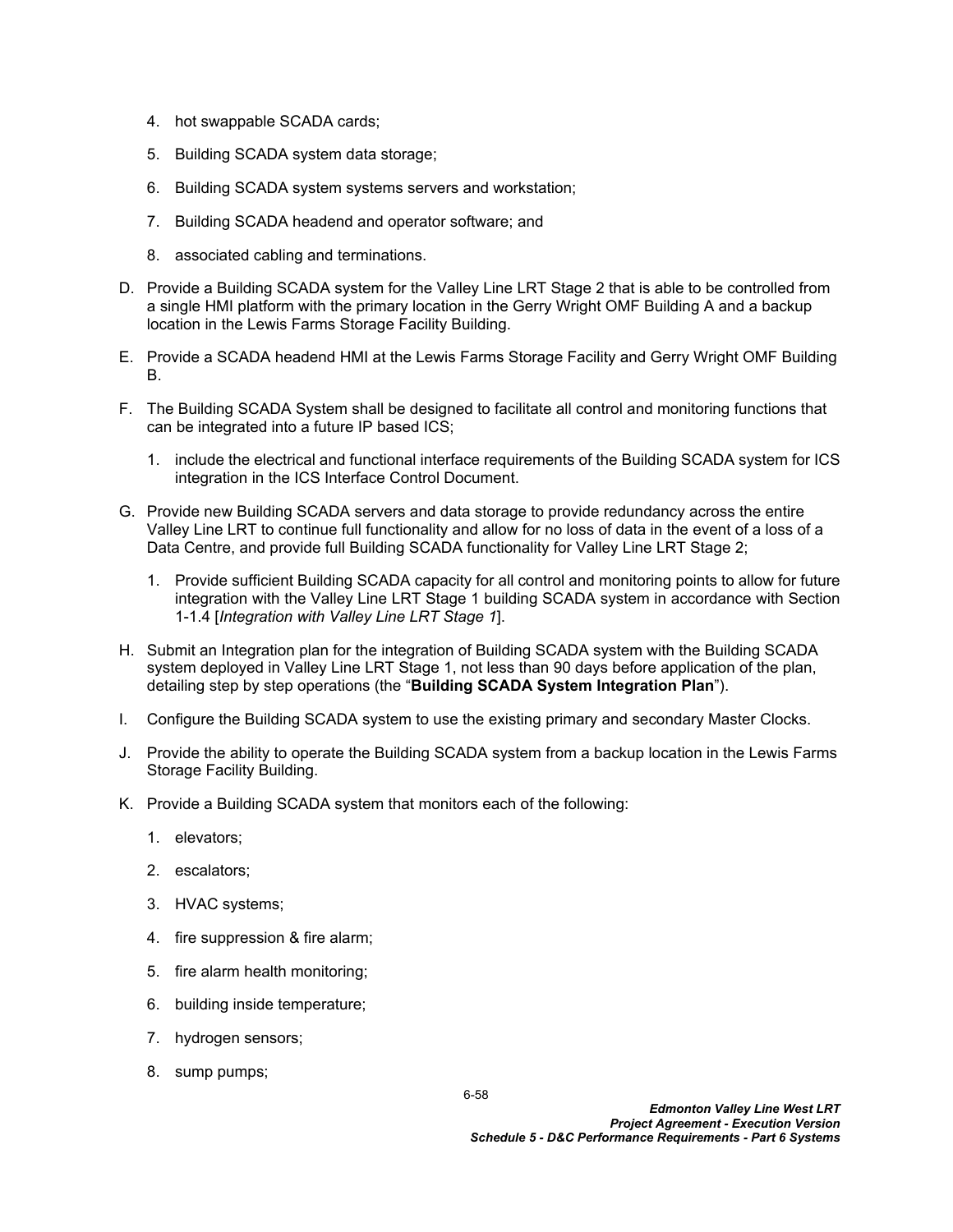4. hot swappable SCADA cards;

5. Building SCADA system data storage;

6. Building SCADA system systems servers and workstation;

7. Building SCADA headend and operator software; and

8. associated cabling and terminations.

D. Provide a Building SCADA system for the Valley Line LRT Stage 2 that is able to be controlled from a single HMI platform with the primary location in the Gerry Wright OMF Building A and a backup location in the Lewis Farms Storage Facility Building.

E. Provide a SCADA headend HMI at the Lewis Farms Storage Facility and Gerry Wright OMF Building B.

F. The Building SCADA System shall be designed to facilitate all control and monitoring functions that can be integrated into a future IP based ICS;

   1. include the electrical and functional interface requirements of the Building SCADA system for ICS integration in the ICS Interface Control Document.

G. Provide new Building SCADA servers and data storage to provide redundancy across the entire Valley Line LRT to continue full functionality and allow for no loss of data in the event of a loss of a Data Centre, and provide full Building SCADA functionality for Valley Line LRT Stage 2;

   1. Provide sufficient Building SCADA capacity for all control and monitoring points to allow for future integration with the Valley Line LRT Stage 1 building SCADA system in accordance with Section 1-1.4 [*Integration with Valley Line LRT Stage 1*].

H. Submit an Integration plan for the integration of Building SCADA system with the Building SCADA system deployed in Valley Line LRT Stage 1, not less than 90 days before application of the plan, detailing step by step operations (the "**Building SCADA System Integration Plan**").

I. Configure the Building SCADA system to use the existing primary and secondary Master Clocks.

J. Provide the ability to operate the Building SCADA system from a backup location in the Lewis Farms Storage Facility Building.

K. Provide a Building SCADA system that monitors each of the following:

   1. elevators;

   2. escalators;

   3. HVAC systems;

   4. fire suppression & fire alarm;

   5. fire alarm health monitoring;

   6. building inside temperature;

   7. hydrogen sensors;

   8. sump pumps;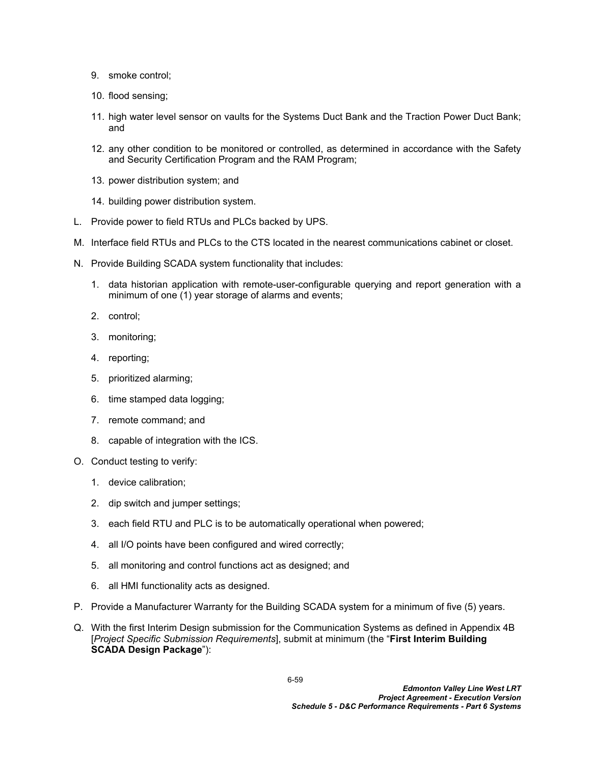9. smoke control;

10. flood sensing;

11. high water level sensor on vaults for the Systems Duct Bank and the Traction Power Duct Bank; and

12. any other condition to be monitored or controlled, as determined in accordance with the Safety and Security Certification Program and the RAM Program;

13. power distribution system; and

14. building power distribution system.

L. Provide power to field RTUs and PLCs backed by UPS.

M. Interface field RTUs and PLCs to the CTS located in the nearest communications cabinet or closet.

N. Provide Building SCADA system functionality that includes:

   1. data historian application with remote-user-configurable querying and report generation with a minimum of one (1) year storage of alarms and events;

   2. control;

   3. monitoring;

   4. reporting;

   5. prioritized alarming;

   6. time stamped data logging;

   7. remote command; and

   8. capable of integration with the ICS.

O. Conduct testing to verify:

   1. device calibration;

   2. dip switch and jumper settings;

   3. each field RTU and PLC is to be automatically operational when powered;

   4. all I/O points have been configured and wired correctly;

   5. all monitoring and control functions act as designed; and

   6. all HMI functionality acts as designed.

P. Provide a Manufacturer Warranty for the Building SCADA system for a minimum of five (5) years.

Q. With the first Interim Design submission for the Communication Systems as defined in Appendix 4B [*Project Specific Submission Requirements*], submit at minimum (the "**First Interim Building SCADA Design Package**"):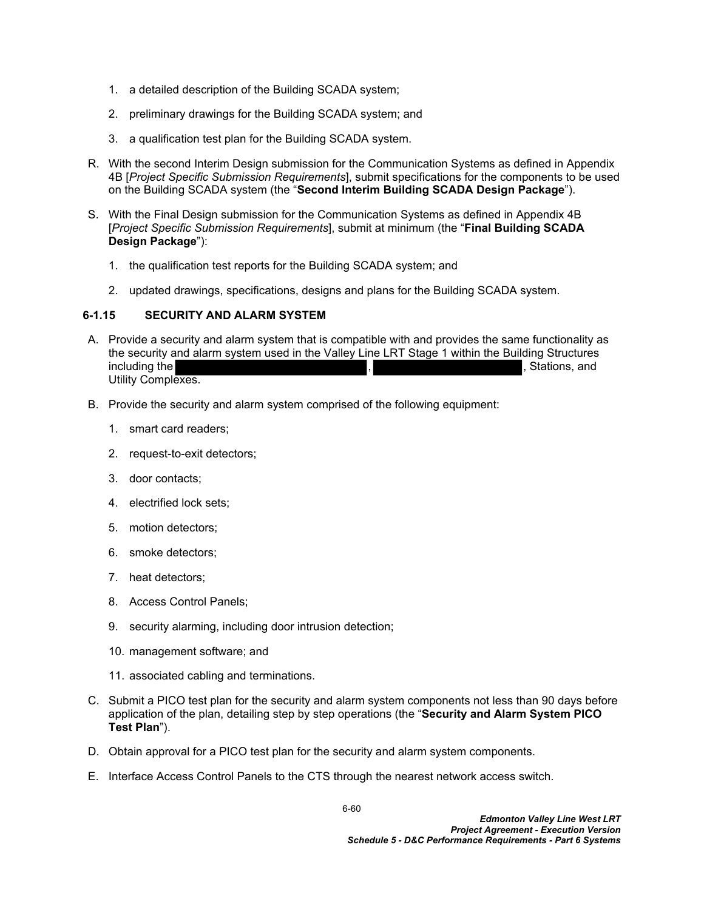1. a detailed description of the Building SCADA system;

2. preliminary drawings for the Building SCADA system; and

3. a qualification test plan for the Building SCADA system.

R. With the second Interim Design submission for the Communication Systems as defined in Appendix 4B [*Project Specific Submission Requirements*], submit specifications for the components to be used on the Building SCADA system (the "**Second Interim Building SCADA Design Package**").

S. With the Final Design submission for the Communication Systems as defined in Appendix 4B [*Project Specific Submission Requirements*], submit at minimum (the "**Final Building SCADA Design Package**"):

1. the qualification test reports for the Building SCADA system; and

2. updated drawings, specifications, designs and plans for the Building SCADA system.

### 6-1.15 SECURITY AND ALARM SYSTEM

A. Provide a security and alarm system that is compatible with and provides the same functionality as the security and alarm system used in the Valley Line LRT Stage 1 within the Building Structures including the [REDACTED], [REDACTED], Stations, and Utility Complexes.

B. Provide the security and alarm system comprised of the following equipment:

1. smart card readers;
2. request-to-exit detectors;
3. door contacts;
4. electrified lock sets;
5. motion detectors;
6. smoke detectors;
7. heat detectors;
8. Access Control Panels;
9. security alarming, including door intrusion detection;
10. management software; and
11. associated cabling and terminations.

C. Submit a PICO test plan for the security and alarm system components not less than 90 days before application of the plan, detailing step by step operations (the "**Security and Alarm System PICO Test Plan**").

D. Obtain approval for a PICO test plan for the security and alarm system components.

E. Interface Access Control Panels to the CTS through the nearest network access switch.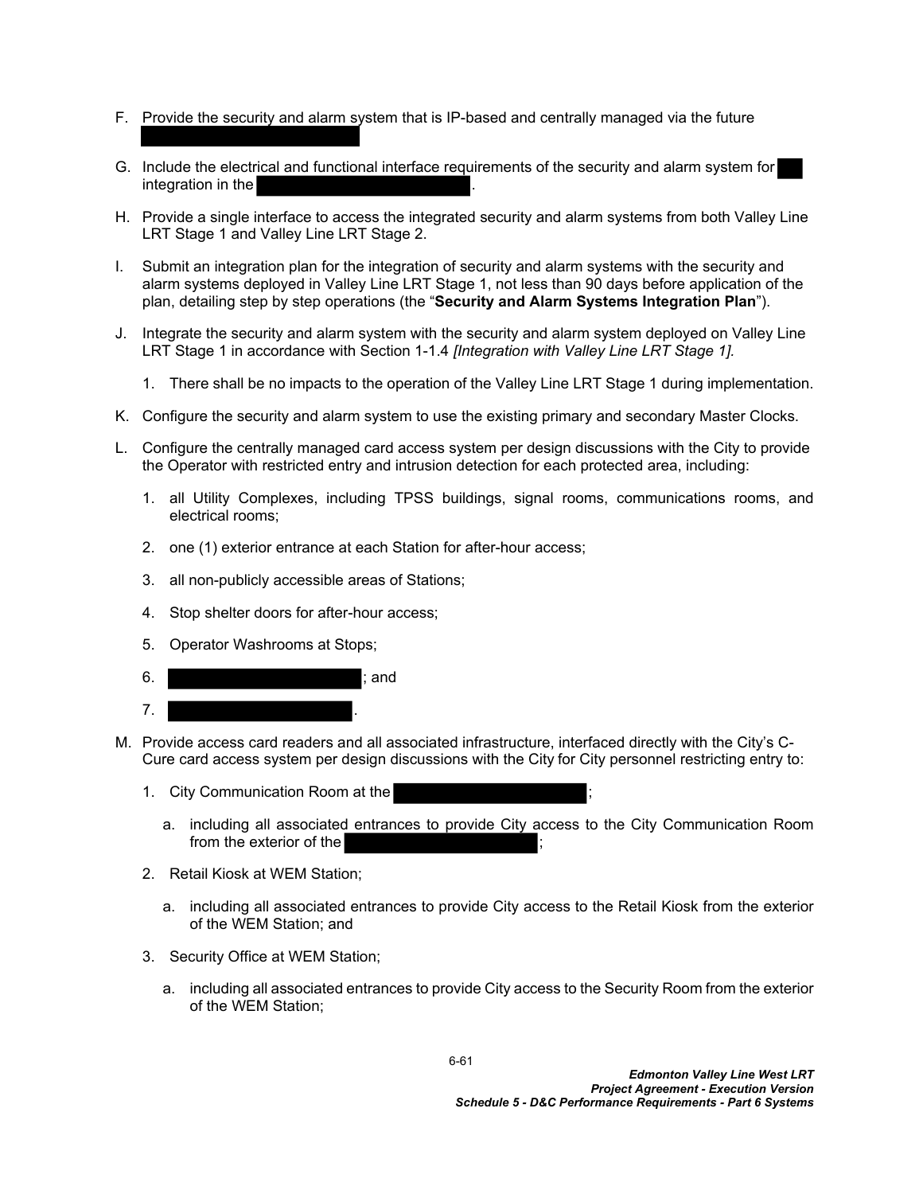F. Provide the security and alarm system that is IP-based and centrally managed via the future

G. Include the electrical and functional interface requirements of the security and alarm system for integration in the .

H. Provide a single interface to access the integrated security and alarm systems from both Valley Line LRT Stage 1 and Valley Line LRT Stage 2.

I. Submit an integration plan for the integration of security and alarm systems with the security and alarm systems deployed in Valley Line LRT Stage 1, not less than 90 days before application of the plan, detailing step by step operations (the "**Security and Alarm Systems Integration Plan**").

J. Integrate the security and alarm system with the security and alarm system deployed on Valley Line LRT Stage 1 in accordance with Section 1-1.4 *[Integration with Valley Line LRT Stage 1].*

   1. There shall be no impacts to the operation of the Valley Line LRT Stage 1 during implementation.

K. Configure the security and alarm system to use the existing primary and secondary Master Clocks.

L. Configure the centrally managed card access system per design discussions with the City to provide the Operator with restricted entry and intrusion detection for each protected area, including:

   1. all Utility Complexes, including TPSS buildings, signal rooms, communications rooms, and electrical rooms;

   2. one (1) exterior entrance at each Station for after-hour access;

   3. all non-publicly accessible areas of Stations;

   4. Stop shelter doors for after-hour access;

   5. Operator Washrooms at Stops;

   6. ; and

   7. .

M. Provide access card readers and all associated infrastructure, interfaced directly with the City's C-Cure card access system per design discussions with the City for City personnel restricting entry to:

   1. City Communication Room at the ;

      a. including all associated entrances to provide City access to the City Communication Room from the exterior of the ;

   2. Retail Kiosk at WEM Station;

      a. including all associated entrances to provide City access to the Retail Kiosk from the exterior of the WEM Station; and

   3. Security Office at WEM Station;

      a. including all associated entrances to provide City access to the Security Room from the exterior of the WEM Station;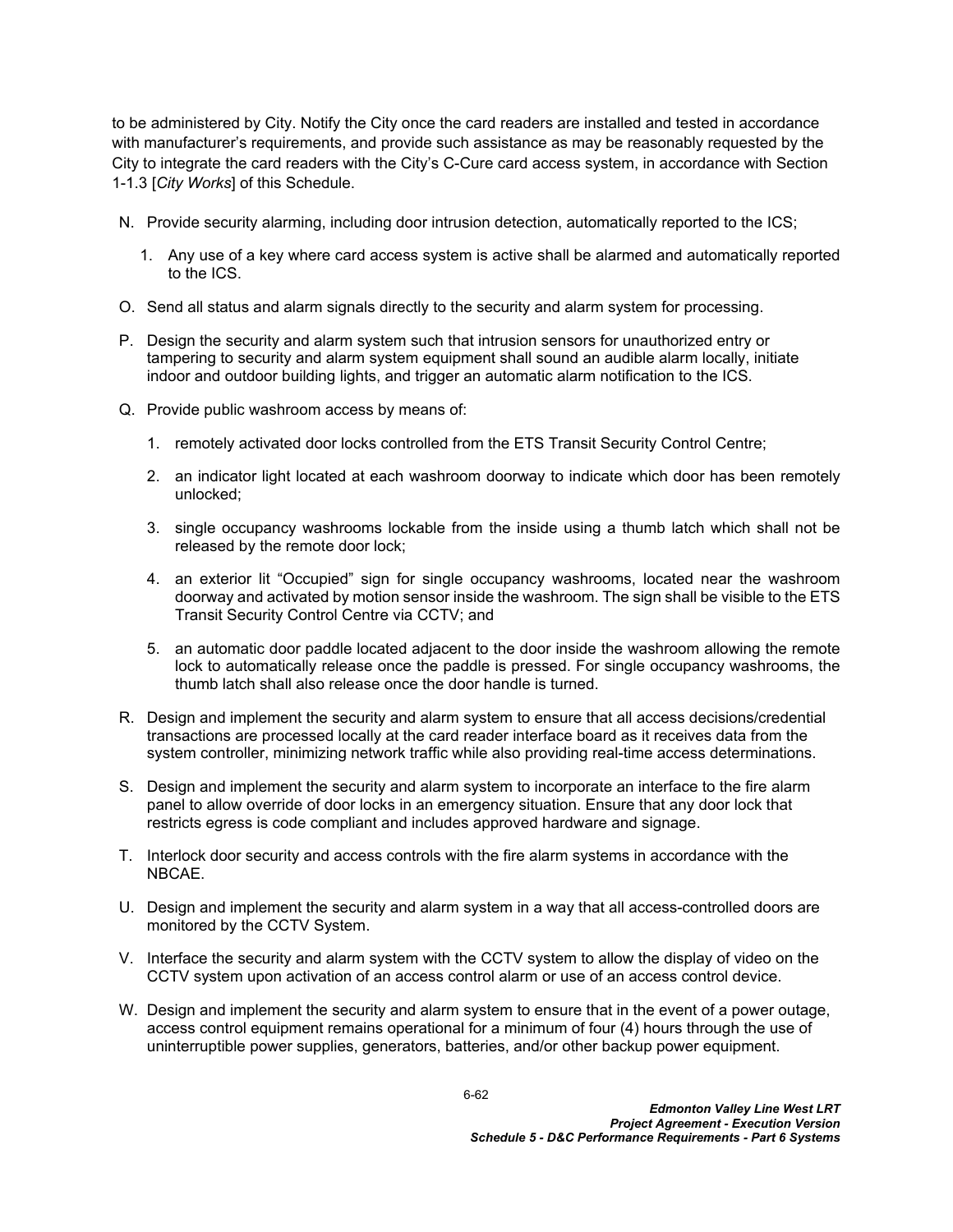to be administered by City. Notify the City once the card readers are installed and tested in accordance with manufacturer's requirements, and provide such assistance as may be reasonably requested by the City to integrate the card readers with the City's C-Cure card access system, in accordance with Section 1-1.3 [*City Works*] of this Schedule.

N. Provide security alarming, including door intrusion detection, automatically reported to the ICS;

   1. Any use of a key where card access system is active shall be alarmed and automatically reported to the ICS.

O. Send all status and alarm signals directly to the security and alarm system for processing.

P. Design the security and alarm system such that intrusion sensors for unauthorized entry or tampering to security and alarm system equipment shall sound an audible alarm locally, initiate indoor and outdoor building lights, and trigger an automatic alarm notification to the ICS.

Q. Provide public washroom access by means of:

   1. remotely activated door locks controlled from the ETS Transit Security Control Centre;

   2. an indicator light located at each washroom doorway to indicate which door has been remotely unlocked;

   3. single occupancy washrooms lockable from the inside using a thumb latch which shall not be released by the remote door lock;

   4. an exterior lit "Occupied" sign for single occupancy washrooms, located near the washroom doorway and activated by motion sensor inside the washroom. The sign shall be visible to the ETS Transit Security Control Centre via CCTV; and

   5. an automatic door paddle located adjacent to the door inside the washroom allowing the remote lock to automatically release once the paddle is pressed. For single occupancy washrooms, the thumb latch shall also release once the door handle is turned.

R. Design and implement the security and alarm system to ensure that all access decisions/credential transactions are processed locally at the card reader interface board as it receives data from the system controller, minimizing network traffic while also providing real-time access determinations.

S. Design and implement the security and alarm system to incorporate an interface to the fire alarm panel to allow override of door locks in an emergency situation. Ensure that any door lock that restricts egress is code compliant and includes approved hardware and signage.

T. Interlock door security and access controls with the fire alarm systems in accordance with the NBCAE.

U. Design and implement the security and alarm system in a way that all access-controlled doors are monitored by the CCTV System.

V. Interface the security and alarm system with the CCTV system to allow the display of video on the CCTV system upon activation of an access control alarm or use of an access control device.

W. Design and implement the security and alarm system to ensure that in the event of a power outage, access control equipment remains operational for a minimum of four (4) hours through the use of uninterruptible power supplies, generators, batteries, and/or other backup power equipment.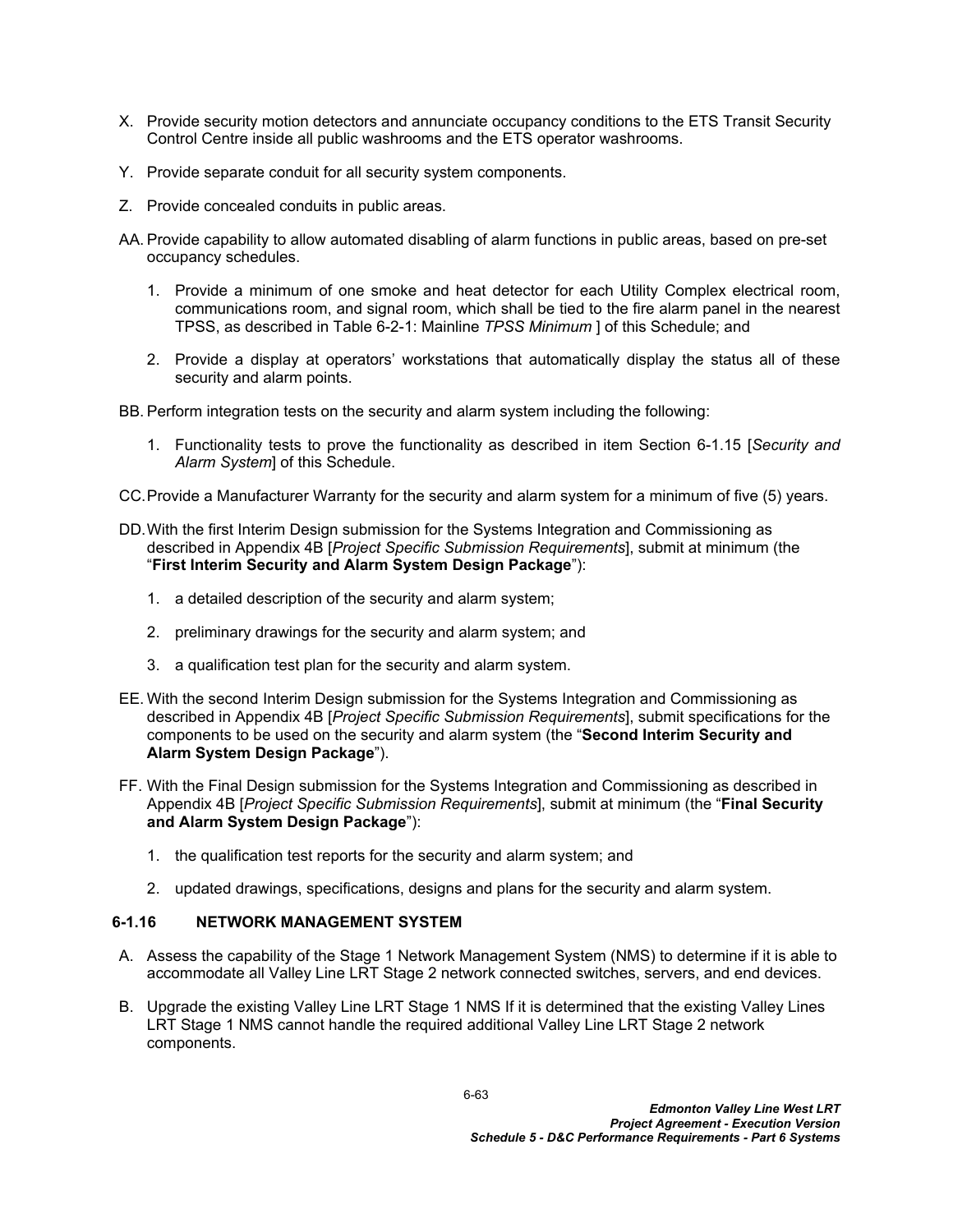X. Provide security motion detectors and annunciate occupancy conditions to the ETS Transit Security Control Centre inside all public washrooms and the ETS operator washrooms.

Y. Provide separate conduit for all security system components.

Z. Provide concealed conduits in public areas.

AA. Provide capability to allow automated disabling of alarm functions in public areas, based on pre-set occupancy schedules.

1. Provide a minimum of one smoke and heat detector for each Utility Complex electrical room, communications room, and signal room, which shall be tied to the fire alarm panel in the nearest TPSS, as described in Table 6-2-1: Mainline *TPSS Minimum* ] of this Schedule; and

2. Provide a display at operators' workstations that automatically display the status all of these security and alarm points.

BB. Perform integration tests on the security and alarm system including the following:

1. Functionality tests to prove the functionality as described in item Section 6-1.15 [*Security and Alarm System*] of this Schedule.

CC. Provide a Manufacturer Warranty for the security and alarm system for a minimum of five (5) years.

DD. With the first Interim Design submission for the Systems Integration and Commissioning as described in Appendix 4B [*Project Specific Submission Requirements*], submit at minimum (the "**First Interim Security and Alarm System Design Package**"):

1. a detailed description of the security and alarm system;

2. preliminary drawings for the security and alarm system; and

3. a qualification test plan for the security and alarm system.

EE. With the second Interim Design submission for the Systems Integration and Commissioning as described in Appendix 4B [*Project Specific Submission Requirements*], submit specifications for the components to be used on the security and alarm system (the "**Second Interim Security and Alarm System Design Package**").

FF. With the Final Design submission for the Systems Integration and Commissioning as described in Appendix 4B [*Project Specific Submission Requirements*], submit at minimum (the "**Final Security and Alarm System Design Package**"):

1. the qualification test reports for the security and alarm system; and

2. updated drawings, specifications, designs and plans for the security and alarm system.

### 6-1.16 NETWORK MANAGEMENT SYSTEM

A. Assess the capability of the Stage 1 Network Management System (NMS) to determine if it is able to accommodate all Valley Line LRT Stage 2 network connected switches, servers, and end devices.

B. Upgrade the existing Valley Line LRT Stage 1 NMS If it is determined that the existing Valley Lines LRT Stage 1 NMS cannot handle the required additional Valley Line LRT Stage 2 network components.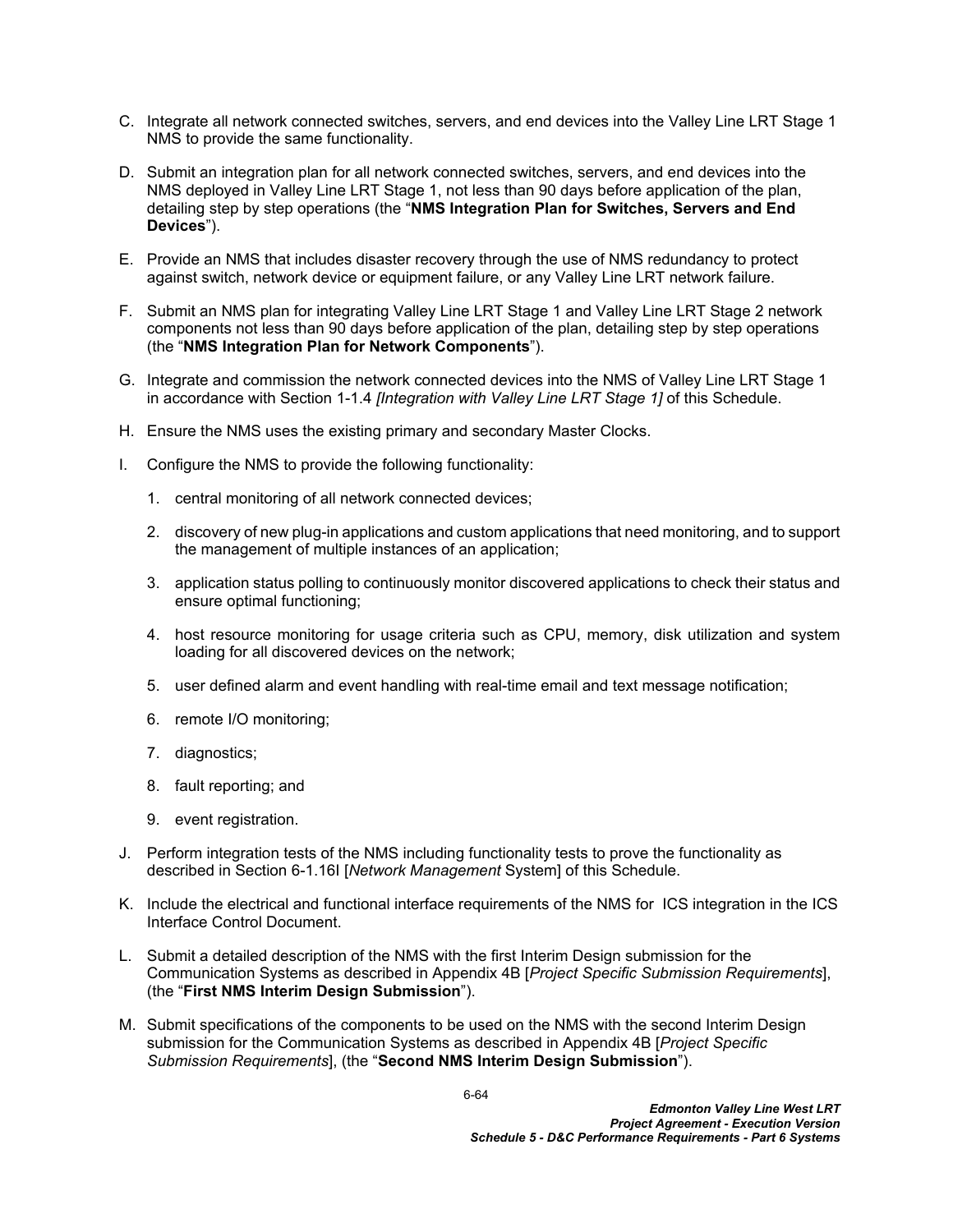C. Integrate all network connected switches, servers, and end devices into the Valley Line LRT Stage 1 NMS to provide the same functionality.

D. Submit an integration plan for all network connected switches, servers, and end devices into the NMS deployed in Valley Line LRT Stage 1, not less than 90 days before application of the plan, detailing step by step operations (the "**NMS Integration Plan for Switches, Servers and End Devices**").

E. Provide an NMS that includes disaster recovery through the use of NMS redundancy to protect against switch, network device or equipment failure, or any Valley Line LRT network failure.

F. Submit an NMS plan for integrating Valley Line LRT Stage 1 and Valley Line LRT Stage 2 network components not less than 90 days before application of the plan, detailing step by step operations (the "**NMS Integration Plan for Network Components**").

G. Integrate and commission the network connected devices into the NMS of Valley Line LRT Stage 1 in accordance with Section 1-1.4 *[Integration with Valley Line LRT Stage 1]* of this Schedule.

H. Ensure the NMS uses the existing primary and secondary Master Clocks.

I. Configure the NMS to provide the following functionality:

   1. central monitoring of all network connected devices;

   2. discovery of new plug-in applications and custom applications that need monitoring, and to support the management of multiple instances of an application;

   3. application status polling to continuously monitor discovered applications to check their status and ensure optimal functioning;

   4. host resource monitoring for usage criteria such as CPU, memory, disk utilization and system loading for all discovered devices on the network;

   5. user defined alarm and event handling with real-time email and text message notification;

   6. remote I/O monitoring;

   7. diagnostics;

   8. fault reporting; and

   9. event registration.

J. Perform integration tests of the NMS including functionality tests to prove the functionality as described in Section 6-1.16I [*Network Management* System] of this Schedule.

K. Include the electrical and functional interface requirements of the NMS for ICS integration in the ICS Interface Control Document.

L. Submit a detailed description of the NMS with the first Interim Design submission for the Communication Systems as described in Appendix 4B [*Project Specific Submission Requirements*], (the "**First NMS Interim Design Submission**").

M. Submit specifications of the components to be used on the NMS with the second Interim Design submission for the Communication Systems as described in Appendix 4B [*Project Specific Submission Requirements*], (the "**Second NMS Interim Design Submission**").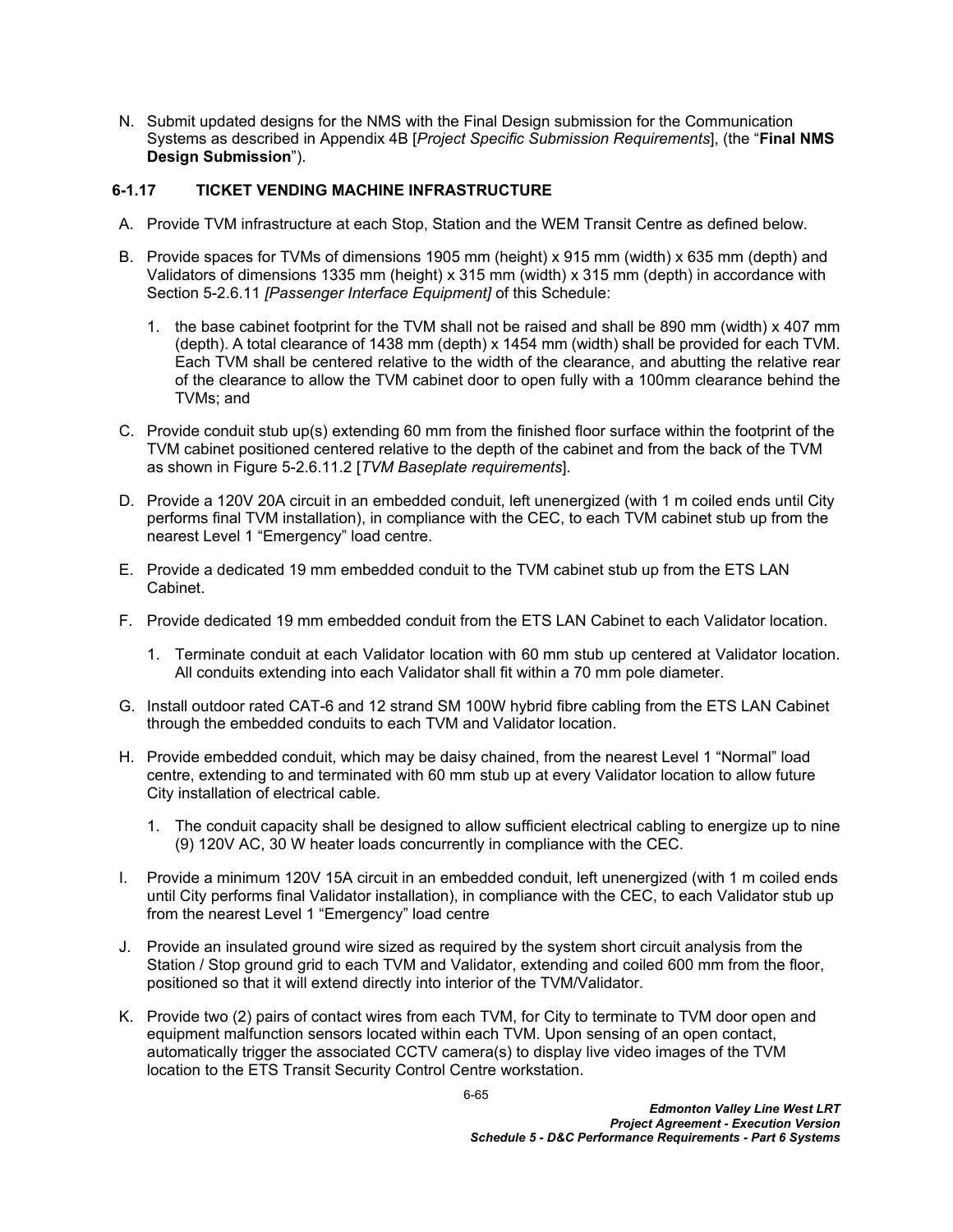N. Submit updated designs for the NMS with the Final Design submission for the Communication Systems as described in Appendix 4B [*Project Specific Submission Requirements*], (the "**Final NMS Design Submission**").

### 6-1.17 TICKET VENDING MACHINE INFRASTRUCTURE

A. Provide TVM infrastructure at each Stop, Station and the WEM Transit Centre as defined below.

B. Provide spaces for TVMs of dimensions 1905 mm (height) x 915 mm (width) x 635 mm (depth) and Validators of dimensions 1335 mm (height) x 315 mm (width) x 315 mm (depth) in accordance with Section 5-2.6.11 *[Passenger Interface Equipment]* of this Schedule:

   1. the base cabinet footprint for the TVM shall not be raised and shall be 890 mm (width) x 407 mm (depth). A total clearance of 1438 mm (depth) x 1454 mm (width) shall be provided for each TVM. Each TVM shall be centered relative to the width of the clearance, and abutting the relative rear of the clearance to allow the TVM cabinet door to open fully with a 100mm clearance behind the TVMs; and

C. Provide conduit stub up(s) extending 60 mm from the finished floor surface within the footprint of the TVM cabinet positioned centered relative to the depth of the cabinet and from the back of the TVM as shown in Figure 5-2.6.11.2 [*TVM Baseplate requirements*].

D. Provide a 120V 20A circuit in an embedded conduit, left unenergized (with 1 m coiled ends until City performs final TVM installation), in compliance with the CEC, to each TVM cabinet stub up from the nearest Level 1 "Emergency" load centre.

E. Provide a dedicated 19 mm embedded conduit to the TVM cabinet stub up from the ETS LAN Cabinet.

F. Provide dedicated 19 mm embedded conduit from the ETS LAN Cabinet to each Validator location.

   1. Terminate conduit at each Validator location with 60 mm stub up centered at Validator location. All conduits extending into each Validator shall fit within a 70 mm pole diameter.

G. Install outdoor rated CAT-6 and 12 strand SM 100W hybrid fibre cabling from the ETS LAN Cabinet through the embedded conduits to each TVM and Validator location.

H. Provide embedded conduit, which may be daisy chained, from the nearest Level 1 "Normal" load centre, extending to and terminated with 60 mm stub up at every Validator location to allow future City installation of electrical cable.

   1. The conduit capacity shall be designed to allow sufficient electrical cabling to energize up to nine (9) 120V AC, 30 W heater loads concurrently in compliance with the CEC.

I. Provide a minimum 120V 15A circuit in an embedded conduit, left unenergized (with 1 m coiled ends until City performs final Validator installation), in compliance with the CEC, to each Validator stub up from the nearest Level 1 "Emergency" load centre

J. Provide an insulated ground wire sized as required by the system short circuit analysis from the Station / Stop ground grid to each TVM and Validator, extending and coiled 600 mm from the floor, positioned so that it will extend directly into interior of the TVM/Validator.

K. Provide two (2) pairs of contact wires from each TVM, for City to terminate to TVM door open and equipment malfunction sensors located within each TVM. Upon sensing of an open contact, automatically trigger the associated CCTV camera(s) to display live video images of the TVM location to the ETS Transit Security Control Centre workstation.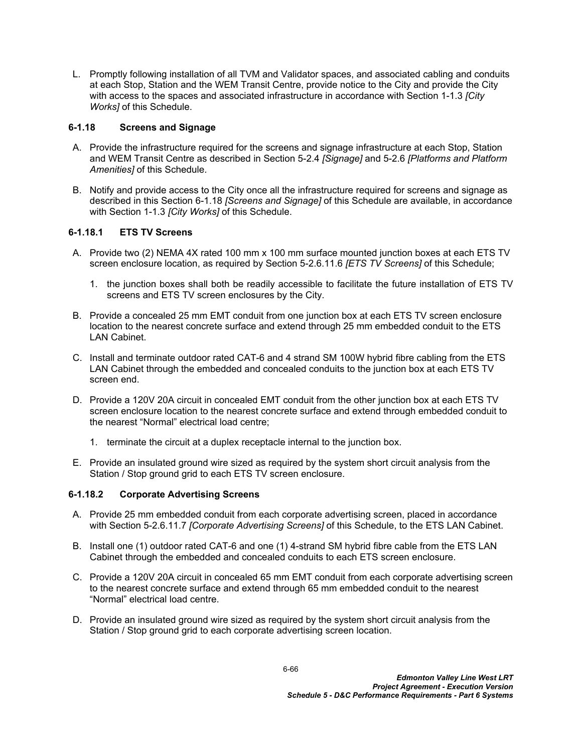L. Promptly following installation of all TVM and Validator spaces, and associated cabling and conduits at each Stop, Station and the WEM Transit Centre, provide notice to the City and provide the City with access to the spaces and associated infrastructure in accordance with Section 1-1.3 *[City Works]* of this Schedule.

### 6-1.18 Screens and Signage

A. Provide the infrastructure required for the screens and signage infrastructure at each Stop, Station and WEM Transit Centre as described in Section 5-2.4 *[Signage]* and 5-2.6 *[Platforms and Platform Amenities]* of this Schedule.

B. Notify and provide access to the City once all the infrastructure required for screens and signage as described in this Section 6-1.18 *[Screens and Signage]* of this Schedule are available, in accordance with Section 1-1.3 *[City Works]* of this Schedule.

#### 6-1.18.1 ETS TV Screens

A. Provide two (2) NEMA 4X rated 100 mm x 100 mm surface mounted junction boxes at each ETS TV screen enclosure location, as required by Section 5-2.6.11.6 *[ETS TV Screens]* of this Schedule;

   1. the junction boxes shall both be readily accessible to facilitate the future installation of ETS TV screens and ETS TV screen enclosures by the City.

B. Provide a concealed 25 mm EMT conduit from one junction box at each ETS TV screen enclosure location to the nearest concrete surface and extend through 25 mm embedded conduit to the ETS LAN Cabinet.

C. Install and terminate outdoor rated CAT-6 and 4 strand SM 100W hybrid fibre cabling from the ETS LAN Cabinet through the embedded and concealed conduits to the junction box at each ETS TV screen end.

D. Provide a 120V 20A circuit in concealed EMT conduit from the other junction box at each ETS TV screen enclosure location to the nearest concrete surface and extend through embedded conduit to the nearest "Normal" electrical load centre;

   1. terminate the circuit at a duplex receptacle internal to the junction box.

E. Provide an insulated ground wire sized as required by the system short circuit analysis from the Station / Stop ground grid to each ETS TV screen enclosure.

#### 6-1.18.2 Corporate Advertising Screens

A. Provide 25 mm embedded conduit from each corporate advertising screen, placed in accordance with Section 5-2.6.11.7 *[Corporate Advertising Screens]* of this Schedule, to the ETS LAN Cabinet.

B. Install one (1) outdoor rated CAT-6 and one (1) 4-strand SM hybrid fibre cable from the ETS LAN Cabinet through the embedded and concealed conduits to each ETS screen enclosure.

C. Provide a 120V 20A circuit in concealed 65 mm EMT conduit from each corporate advertising screen to the nearest concrete surface and extend through 65 mm embedded conduit to the nearest "Normal" electrical load centre.

D. Provide an insulated ground wire sized as required by the system short circuit analysis from the Station / Stop ground grid to each corporate advertising screen location.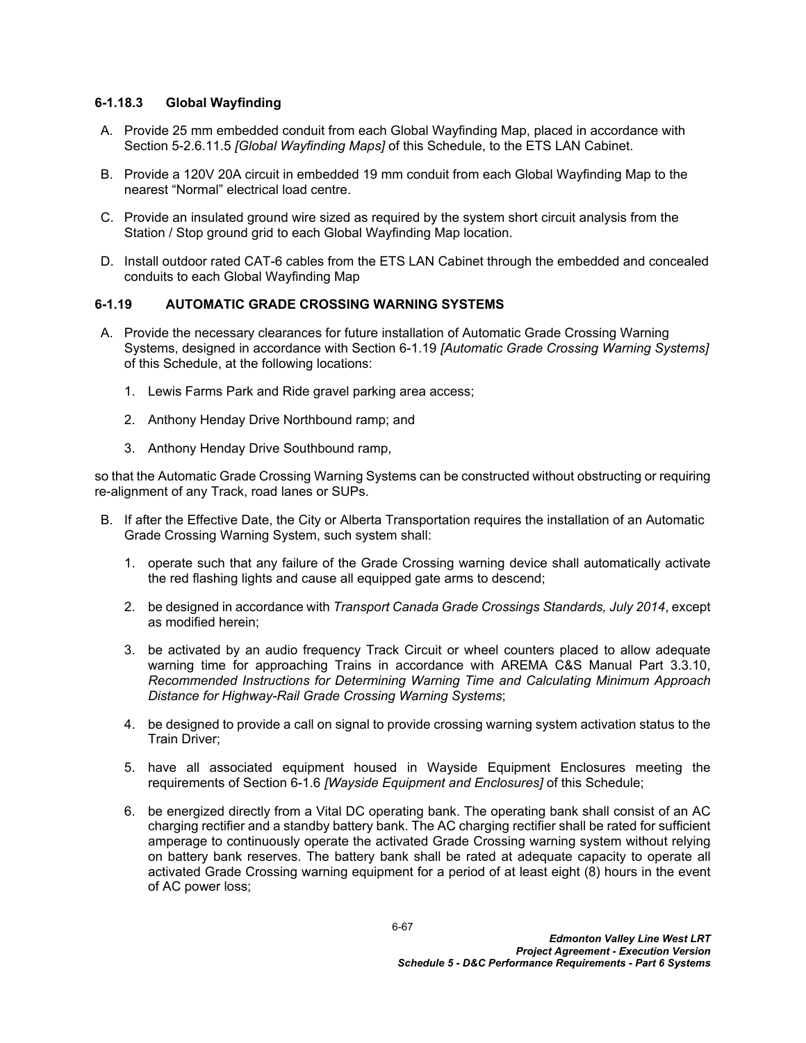### 6-1.18.3 Global Wayfinding

A. Provide 25 mm embedded conduit from each Global Wayfinding Map, placed in accordance with Section 5-2.6.11.5 *[Global Wayfinding Maps]* of this Schedule, to the ETS LAN Cabinet.

B. Provide a 120V 20A circuit in embedded 19 mm conduit from each Global Wayfinding Map to the nearest "Normal" electrical load centre.

C. Provide an insulated ground wire sized as required by the system short circuit analysis from the Station / Stop ground grid to each Global Wayfinding Map location.

D. Install outdoor rated CAT-6 cables from the ETS LAN Cabinet through the embedded and concealed conduits to each Global Wayfinding Map

### 6-1.19 AUTOMATIC GRADE CROSSING WARNING SYSTEMS

A. Provide the necessary clearances for future installation of Automatic Grade Crossing Warning Systems, designed in accordance with Section 6-1.19 *[Automatic Grade Crossing Warning Systems]* of this Schedule, at the following locations:

1. Lewis Farms Park and Ride gravel parking area access;
2. Anthony Henday Drive Northbound ramp; and
3. Anthony Henday Drive Southbound ramp,

so that the Automatic Grade Crossing Warning Systems can be constructed without obstructing or requiring re-alignment of any Track, road lanes or SUPs.

B. If after the Effective Date, the City or Alberta Transportation requires the installation of an Automatic Grade Crossing Warning System, such system shall:

1. operate such that any failure of the Grade Crossing warning device shall automatically activate the red flashing lights and cause all equipped gate arms to descend;
2. be designed in accordance with *Transport Canada Grade Crossings Standards, July 2014*, except as modified herein;
3. be activated by an audio frequency Track Circuit or wheel counters placed to allow adequate warning time for approaching Trains in accordance with AREMA C&S Manual Part 3.3.10, *Recommended Instructions for Determining Warning Time and Calculating Minimum Approach Distance for Highway-Rail Grade Crossing Warning Systems*;
4. be designed to provide a call on signal to provide crossing warning system activation status to the Train Driver;
5. have all associated equipment housed in Wayside Equipment Enclosures meeting the requirements of Section 6-1.6 *[Wayside Equipment and Enclosures]* of this Schedule;
6. be energized directly from a Vital DC operating bank. The operating bank shall consist of an AC charging rectifier and a standby battery bank. The AC charging rectifier shall be rated for sufficient amperage to continuously operate the activated Grade Crossing warning system without relying on battery bank reserves. The battery bank shall be rated at adequate capacity to operate all activated Grade Crossing warning equipment for a period of at least eight (8) hours in the event of AC power loss;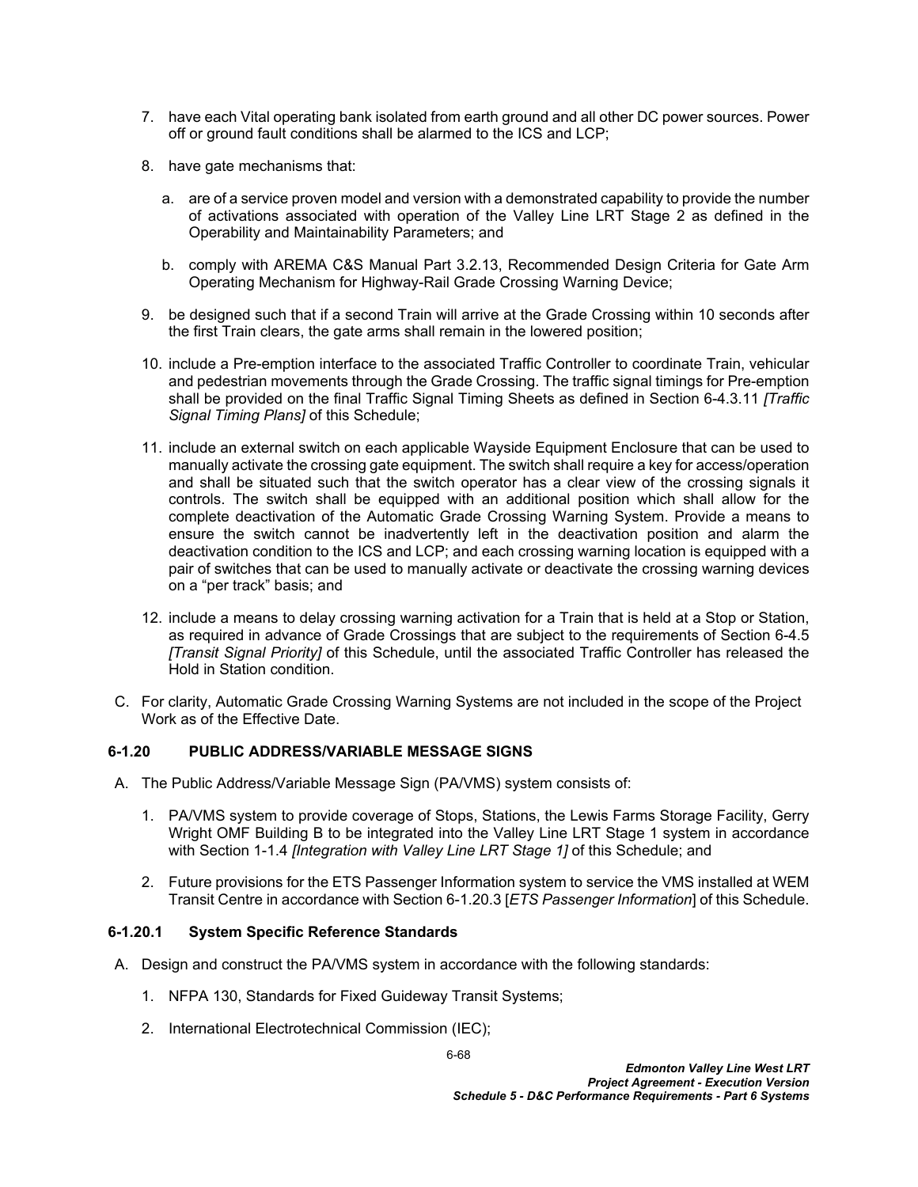7. have each Vital operating bank isolated from earth ground and all other DC power sources. Power off or ground fault conditions shall be alarmed to the ICS and LCP;

8. have gate mechanisms that:

   a. are of a service proven model and version with a demonstrated capability to provide the number of activations associated with operation of the Valley Line LRT Stage 2 as defined in the Operability and Maintainability Parameters; and

   b. comply with AREMA C&S Manual Part 3.2.13, Recommended Design Criteria for Gate Arm Operating Mechanism for Highway-Rail Grade Crossing Warning Device;

9. be designed such that if a second Train will arrive at the Grade Crossing within 10 seconds after the first Train clears, the gate arms shall remain in the lowered position;

10. include a Pre-emption interface to the associated Traffic Controller to coordinate Train, vehicular and pedestrian movements through the Grade Crossing. The traffic signal timings for Pre-emption shall be provided on the final Traffic Signal Timing Sheets as defined in Section 6-4.3.11 *[Traffic Signal Timing Plans]* of this Schedule;

11. include an external switch on each applicable Wayside Equipment Enclosure that can be used to manually activate the crossing gate equipment. The switch shall require a key for access/operation and shall be situated such that the switch operator has a clear view of the crossing signals it controls. The switch shall be equipped with an additional position which shall allow for the complete deactivation of the Automatic Grade Crossing Warning System. Provide a means to ensure the switch cannot be inadvertently left in the deactivation position and alarm the deactivation condition to the ICS and LCP; and each crossing warning location is equipped with a pair of switches that can be used to manually activate or deactivate the crossing warning devices on a "per track" basis; and

12. include a means to delay crossing warning activation for a Train that is held at a Stop or Station, as required in advance of Grade Crossings that are subject to the requirements of Section 6-4.5 *[Transit Signal Priority]* of this Schedule, until the associated Traffic Controller has released the Hold in Station condition.

C. For clarity, Automatic Grade Crossing Warning Systems are not included in the scope of the Project Work as of the Effective Date.

### 6-1.20 PUBLIC ADDRESS/VARIABLE MESSAGE SIGNS

A. The Public Address/Variable Message Sign (PA/VMS) system consists of:

   1. PA/VMS system to provide coverage of Stops, Stations, the Lewis Farms Storage Facility, Gerry Wright OMF Building B to be integrated into the Valley Line LRT Stage 1 system in accordance with Section 1-1.4 *[Integration with Valley Line LRT Stage 1]* of this Schedule; and

   2. Future provisions for the ETS Passenger Information system to service the VMS installed at WEM Transit Centre in accordance with Section 6-1.20.3 [*ETS Passenger Information*] of this Schedule.

#### 6-1.20.1 System Specific Reference Standards

A. Design and construct the PA/VMS system in accordance with the following standards:

   1. NFPA 130, Standards for Fixed Guideway Transit Systems;

   2. International Electrotechnical Commission (IEC);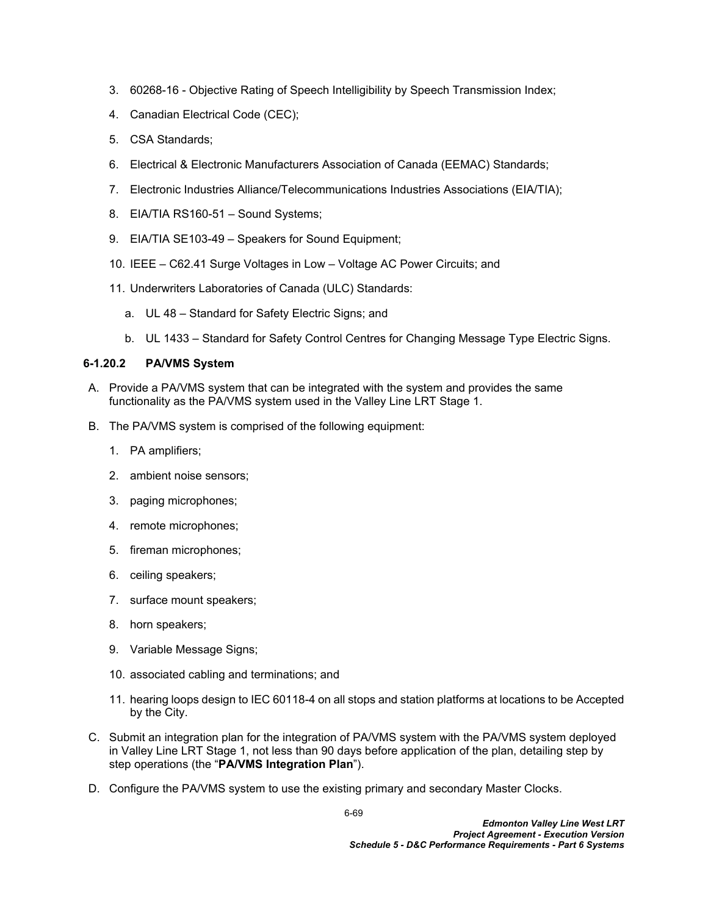3. 60268-16 - Objective Rating of Speech Intelligibility by Speech Transmission Index;
4. Canadian Electrical Code (CEC);
5. CSA Standards;
6. Electrical & Electronic Manufacturers Association of Canada (EEMAC) Standards;
7. Electronic Industries Alliance/Telecommunications Industries Associations (EIA/TIA);
8. EIA/TIA RS160-51 – Sound Systems;
9. EIA/TIA SE103-49 – Speakers for Sound Equipment;
10. IEEE – C62.41 Surge Voltages in Low – Voltage AC Power Circuits; and
11. Underwriters Laboratories of Canada (ULC) Standards:
    a. UL 48 – Standard for Safety Electric Signs; and
    b. UL 1433 – Standard for Safety Control Centres for Changing Message Type Electric Signs.

#### 6-1.20.2 PA/VMS System

A. Provide a PA/VMS system that can be integrated with the system and provides the same functionality as the PA/VMS system used in the Valley Line LRT Stage 1.

B. The PA/VMS system is comprised of the following equipment:

1. PA amplifiers;
2. ambient noise sensors;
3. paging microphones;
4. remote microphones;
5. fireman microphones;
6. ceiling speakers;
7. surface mount speakers;
8. horn speakers;
9. Variable Message Signs;
10. associated cabling and terminations; and
11. hearing loops design to IEC 60118-4 on all stops and station platforms at locations to be Accepted by the City.

C. Submit an integration plan for the integration of PA/VMS system with the PA/VMS system deployed in Valley Line LRT Stage 1, not less than 90 days before application of the plan, detailing step by step operations (the "**PA/VMS Integration Plan**").

D. Configure the PA/VMS system to use the existing primary and secondary Master Clocks.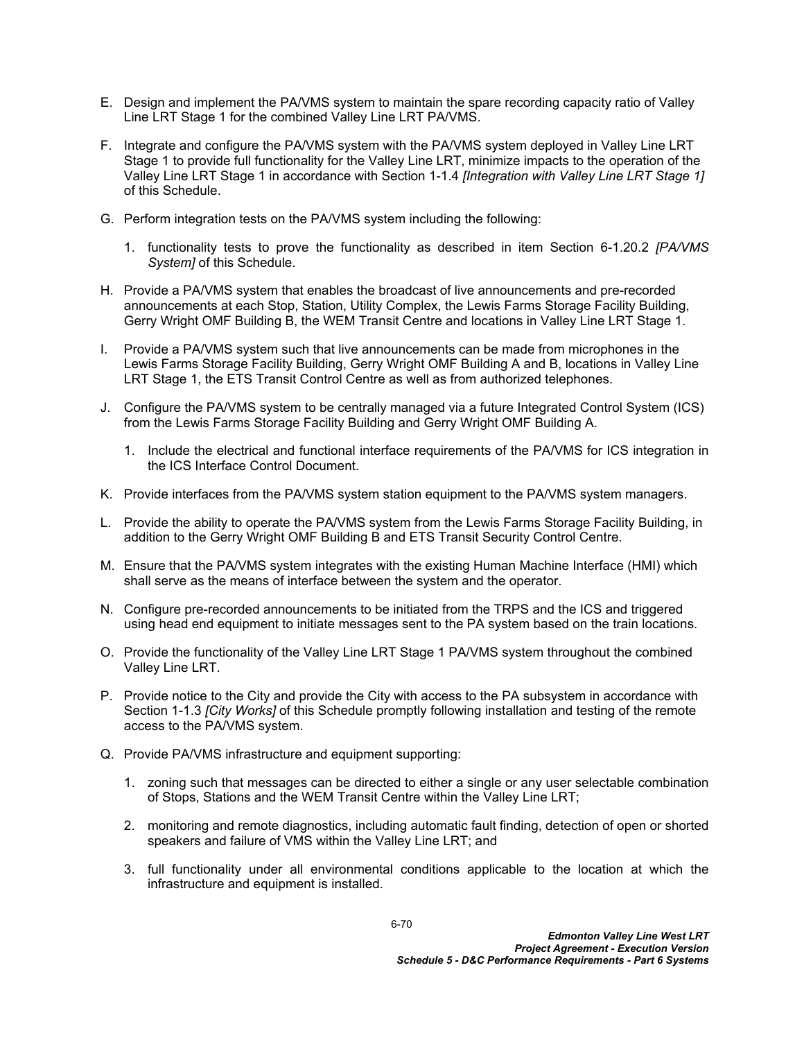E. Design and implement the PA/VMS system to maintain the spare recording capacity ratio of Valley Line LRT Stage 1 for the combined Valley Line LRT PA/VMS.

F. Integrate and configure the PA/VMS system with the PA/VMS system deployed in Valley Line LRT Stage 1 to provide full functionality for the Valley Line LRT, minimize impacts to the operation of the Valley Line LRT Stage 1 in accordance with Section 1-1.4 *[Integration with Valley Line LRT Stage 1]* of this Schedule.

G. Perform integration tests on the PA/VMS system including the following:

   1. functionality tests to prove the functionality as described in item Section 6-1.20.2 *[PA/VMS System]* of this Schedule.

H. Provide a PA/VMS system that enables the broadcast of live announcements and pre-recorded announcements at each Stop, Station, Utility Complex, the Lewis Farms Storage Facility Building, Gerry Wright OMF Building B, the WEM Transit Centre and locations in Valley Line LRT Stage 1.

I. Provide a PA/VMS system such that live announcements can be made from microphones in the Lewis Farms Storage Facility Building, Gerry Wright OMF Building A and B, locations in Valley Line LRT Stage 1, the ETS Transit Control Centre as well as from authorized telephones.

J. Configure the PA/VMS system to be centrally managed via a future Integrated Control System (ICS) from the Lewis Farms Storage Facility Building and Gerry Wright OMF Building A.

   1. Include the electrical and functional interface requirements of the PA/VMS for ICS integration in the ICS Interface Control Document.

K. Provide interfaces from the PA/VMS system station equipment to the PA/VMS system managers.

L. Provide the ability to operate the PA/VMS system from the Lewis Farms Storage Facility Building, in addition to the Gerry Wright OMF Building B and ETS Transit Security Control Centre.

M. Ensure that the PA/VMS system integrates with the existing Human Machine Interface (HMI) which shall serve as the means of interface between the system and the operator.

N. Configure pre-recorded announcements to be initiated from the TRPS and the ICS and triggered using head end equipment to initiate messages sent to the PA system based on the train locations.

O. Provide the functionality of the Valley Line LRT Stage 1 PA/VMS system throughout the combined Valley Line LRT.

P. Provide notice to the City and provide the City with access to the PA subsystem in accordance with Section 1-1.3 *[City Works]* of this Schedule promptly following installation and testing of the remote access to the PA/VMS system.

Q. Provide PA/VMS infrastructure and equipment supporting:

   1. zoning such that messages can be directed to either a single or any user selectable combination of Stops, Stations and the WEM Transit Centre within the Valley Line LRT;

   2. monitoring and remote diagnostics, including automatic fault finding, detection of open or shorted speakers and failure of VMS within the Valley Line LRT; and

   3. full functionality under all environmental conditions applicable to the location at which the infrastructure and equipment is installed.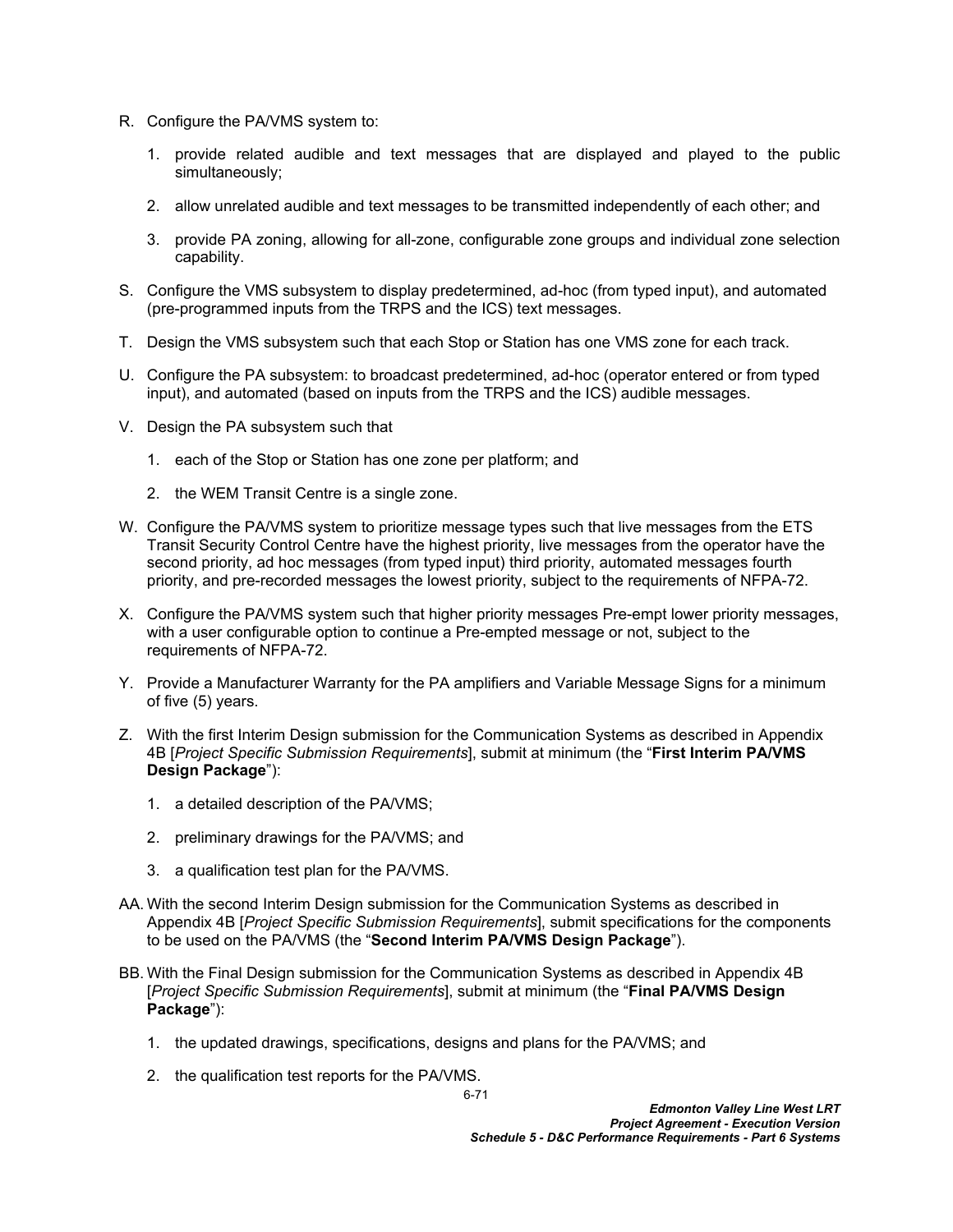R. Configure the PA/VMS system to:

   1. provide related audible and text messages that are displayed and played to the public simultaneously;

   2. allow unrelated audible and text messages to be transmitted independently of each other; and

   3. provide PA zoning, allowing for all-zone, configurable zone groups and individual zone selection capability.

S. Configure the VMS subsystem to display predetermined, ad-hoc (from typed input), and automated (pre-programmed inputs from the TRPS and the ICS) text messages.

T. Design the VMS subsystem such that each Stop or Station has one VMS zone for each track.

U. Configure the PA subsystem: to broadcast predetermined, ad-hoc (operator entered or from typed input), and automated (based on inputs from the TRPS and the ICS) audible messages.

V. Design the PA subsystem such that

   1. each of the Stop or Station has one zone per platform; and

   2. the WEM Transit Centre is a single zone.

W. Configure the PA/VMS system to prioritize message types such that live messages from the ETS Transit Security Control Centre have the highest priority, live messages from the operator have the second priority, ad hoc messages (from typed input) third priority, automated messages fourth priority, and pre-recorded messages the lowest priority, subject to the requirements of NFPA-72.

X. Configure the PA/VMS system such that higher priority messages Pre-empt lower priority messages, with a user configurable option to continue a Pre-empted message or not, subject to the requirements of NFPA-72.

Y. Provide a Manufacturer Warranty for the PA amplifiers and Variable Message Signs for a minimum of five (5) years.

Z. With the first Interim Design submission for the Communication Systems as described in Appendix 4B [*Project Specific Submission Requirements*], submit at minimum (the "**First Interim PA/VMS Design Package**"):

   1. a detailed description of the PA/VMS;

   2. preliminary drawings for the PA/VMS; and

   3. a qualification test plan for the PA/VMS.

AA. With the second Interim Design submission for the Communication Systems as described in Appendix 4B [*Project Specific Submission Requirements*], submit specifications for the components to be used on the PA/VMS (the "**Second Interim PA/VMS Design Package**").

BB. With the Final Design submission for the Communication Systems as described in Appendix 4B [*Project Specific Submission Requirements*], submit at minimum (the "**Final PA/VMS Design Package**"):

   1. the updated drawings, specifications, designs and plans for the PA/VMS; and

   2. the qualification test reports for the PA/VMS.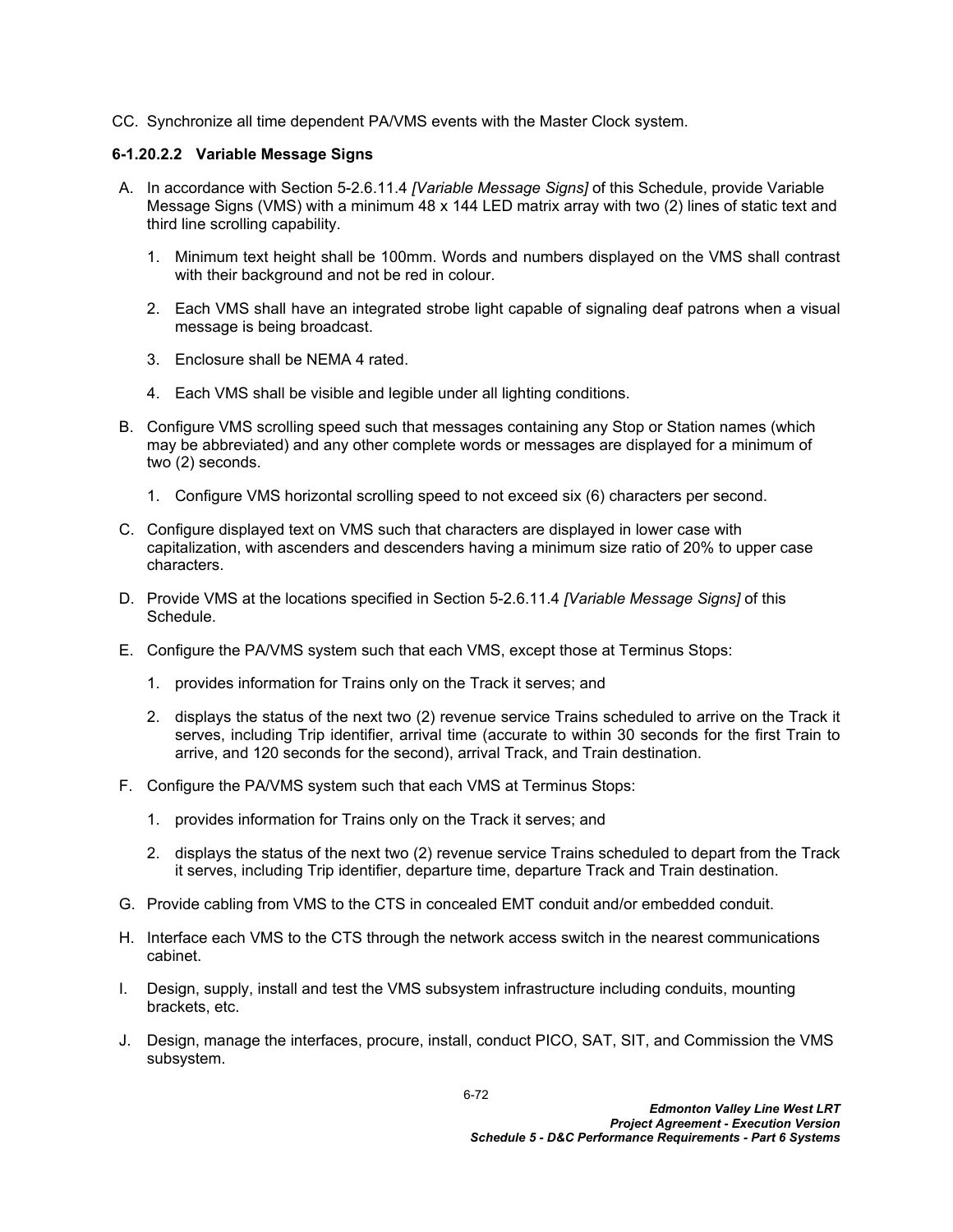CC. Synchronize all time dependent PA/VMS events with the Master Clock system.

#### 6-1.20.2.2 Variable Message Signs

A. In accordance with Section 5-2.6.11.4 *[Variable Message Signs]* of this Schedule, provide Variable Message Signs (VMS) with a minimum 48 x 144 LED matrix array with two (2) lines of static text and third line scrolling capability.

   1. Minimum text height shall be 100mm. Words and numbers displayed on the VMS shall contrast with their background and not be red in colour.

   2. Each VMS shall have an integrated strobe light capable of signaling deaf patrons when a visual message is being broadcast.

   3. Enclosure shall be NEMA 4 rated.

   4. Each VMS shall be visible and legible under all lighting conditions.

B. Configure VMS scrolling speed such that messages containing any Stop or Station names (which may be abbreviated) and any other complete words or messages are displayed for a minimum of two (2) seconds.

   1. Configure VMS horizontal scrolling speed to not exceed six (6) characters per second.

C. Configure displayed text on VMS such that characters are displayed in lower case with capitalization, with ascenders and descenders having a minimum size ratio of 20% to upper case characters.

D. Provide VMS at the locations specified in Section 5-2.6.11.4 *[Variable Message Signs]* of this Schedule.

E. Configure the PA/VMS system such that each VMS, except those at Terminus Stops:

   1. provides information for Trains only on the Track it serves; and

   2. displays the status of the next two (2) revenue service Trains scheduled to arrive on the Track it serves, including Trip identifier, arrival time (accurate to within 30 seconds for the first Train to arrive, and 120 seconds for the second), arrival Track, and Train destination.

F. Configure the PA/VMS system such that each VMS at Terminus Stops:

   1. provides information for Trains only on the Track it serves; and

   2. displays the status of the next two (2) revenue service Trains scheduled to depart from the Track it serves, including Trip identifier, departure time, departure Track and Train destination.

G. Provide cabling from VMS to the CTS in concealed EMT conduit and/or embedded conduit.

H. Interface each VMS to the CTS through the network access switch in the nearest communications cabinet.

I. Design, supply, install and test the VMS subsystem infrastructure including conduits, mounting brackets, etc.

J. Design, manage the interfaces, procure, install, conduct PICO, SAT, SIT, and Commission the VMS subsystem.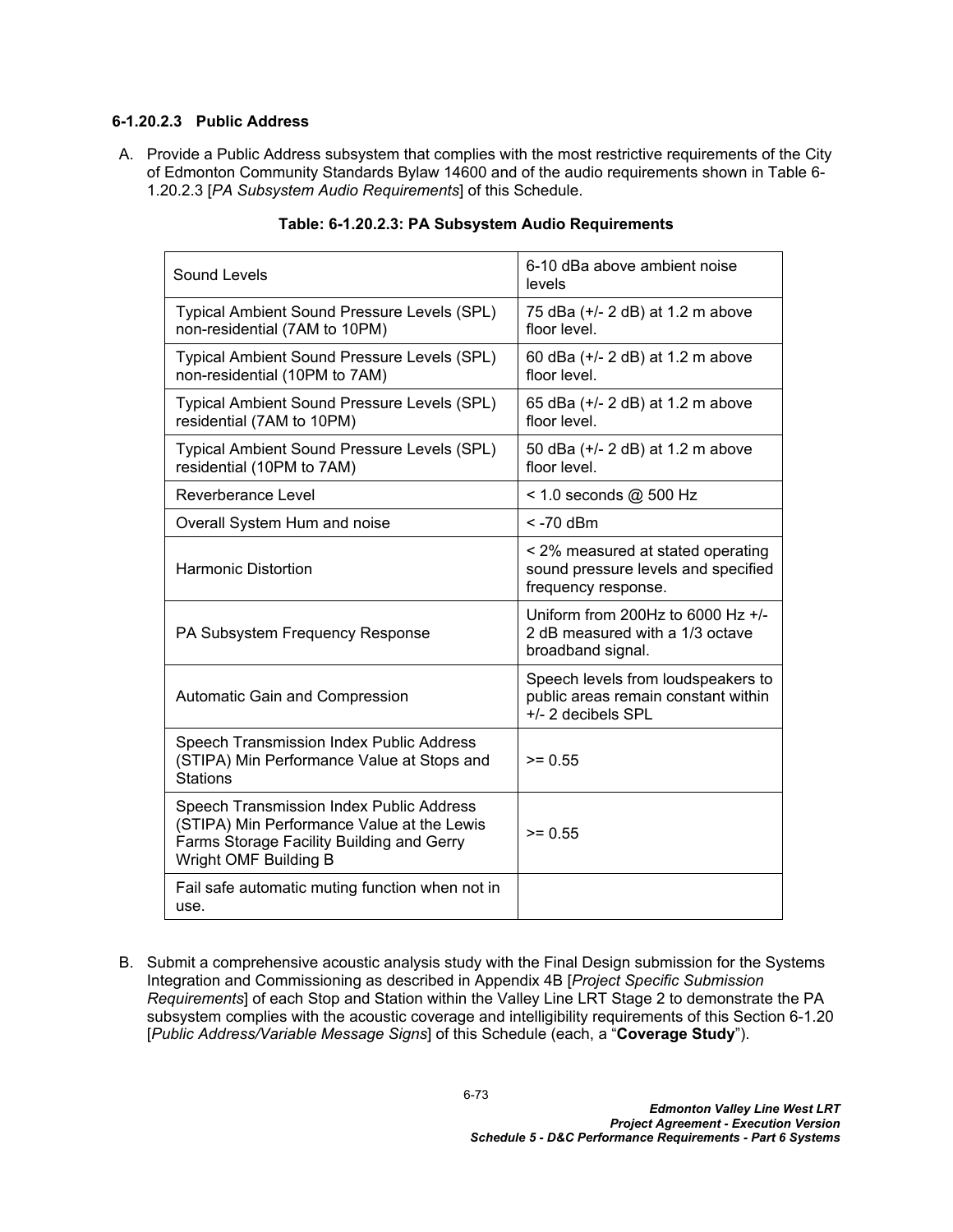#### 6-1.20.2.3 Public Address

A. Provide a Public Address subsystem that complies with the most restrictive requirements of the City of Edmonton Community Standards Bylaw 14600 and of the audio requirements shown in Table 6-1.20.2.3 [*PA Subsystem Audio Requirements*] of this Schedule.

**Table: 6-1.20.2.3: PA Subsystem Audio Requirements**

| Sound Levels | 6-10 dBa above ambient noise levels |
|---|---|
| Typical Ambient Sound Pressure Levels (SPL) non-residential (7AM to 10PM) | 75 dBa (+/- 2 dB) at 1.2 m above floor level. |
| Typical Ambient Sound Pressure Levels (SPL) non-residential (10PM to 7AM) | 60 dBa (+/- 2 dB) at 1.2 m above floor level. |
| Typical Ambient Sound Pressure Levels (SPL) residential (7AM to 10PM) | 65 dBa (+/- 2 dB) at 1.2 m above floor level. |
| Typical Ambient Sound Pressure Levels (SPL) residential (10PM to 7AM) | 50 dBa (+/- 2 dB) at 1.2 m above floor level. |
| Reverberance Level | < 1.0 seconds @ 500 Hz |
| Overall System Hum and noise | < -70 dBm |
| Harmonic Distortion | < 2% measured at stated operating sound pressure levels and specified frequency response. |
| PA Subsystem Frequency Response | Uniform from 200Hz to 6000 Hz +/- 2 dB measured with a 1/3 octave broadband signal. |
| Automatic Gain and Compression | Speech levels from loudspeakers to public areas remain constant within +/- 2 decibels SPL |
| Speech Transmission Index Public Address (STIPA) Min Performance Value at Stops and Stations | >= 0.55 |
| Speech Transmission Index Public Address (STIPA) Min Performance Value at the Lewis Farms Storage Facility Building and Gerry Wright OMF Building B | >= 0.55 |
| Fail safe automatic muting function when not in use. | |

B. Submit a comprehensive acoustic analysis study with the Final Design submission for the Systems Integration and Commissioning as described in Appendix 4B [*Project Specific Submission Requirements*] of each Stop and Station within the Valley Line LRT Stage 2 to demonstrate the PA subsystem complies with the acoustic coverage and intelligibility requirements of this Section 6-1.20 [*Public Address/Variable Message Signs*] of this Schedule (each, a "**Coverage Study**").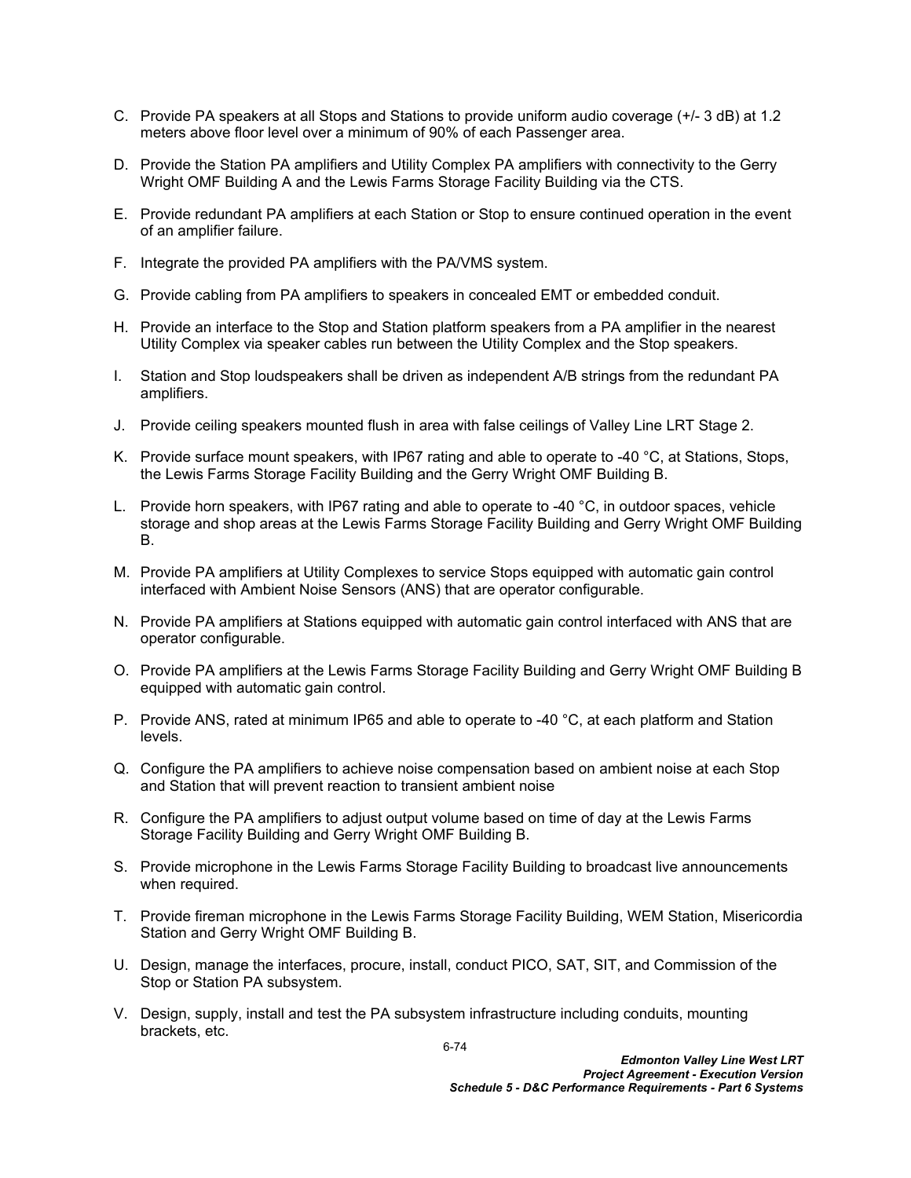C. Provide PA speakers at all Stops and Stations to provide uniform audio coverage (+/- 3 dB) at 1.2 meters above floor level over a minimum of 90% of each Passenger area.

D. Provide the Station PA amplifiers and Utility Complex PA amplifiers with connectivity to the Gerry Wright OMF Building A and the Lewis Farms Storage Facility Building via the CTS.

E. Provide redundant PA amplifiers at each Station or Stop to ensure continued operation in the event of an amplifier failure.

F. Integrate the provided PA amplifiers with the PA/VMS system.

G. Provide cabling from PA amplifiers to speakers in concealed EMT or embedded conduit.

H. Provide an interface to the Stop and Station platform speakers from a PA amplifier in the nearest Utility Complex via speaker cables run between the Utility Complex and the Stop speakers.

I. Station and Stop loudspeakers shall be driven as independent A/B strings from the redundant PA amplifiers.

J. Provide ceiling speakers mounted flush in area with false ceilings of Valley Line LRT Stage 2.

K. Provide surface mount speakers, with IP67 rating and able to operate to -40 °C, at Stations, Stops, the Lewis Farms Storage Facility Building and the Gerry Wright OMF Building B.

L. Provide horn speakers, with IP67 rating and able to operate to -40 °C, in outdoor spaces, vehicle storage and shop areas at the Lewis Farms Storage Facility Building and Gerry Wright OMF Building B.

M. Provide PA amplifiers at Utility Complexes to service Stops equipped with automatic gain control interfaced with Ambient Noise Sensors (ANS) that are operator configurable.

N. Provide PA amplifiers at Stations equipped with automatic gain control interfaced with ANS that are operator configurable.

O. Provide PA amplifiers at the Lewis Farms Storage Facility Building and Gerry Wright OMF Building B equipped with automatic gain control.

P. Provide ANS, rated at minimum IP65 and able to operate to -40 °C, at each platform and Station levels.

Q. Configure the PA amplifiers to achieve noise compensation based on ambient noise at each Stop and Station that will prevent reaction to transient ambient noise

R. Configure the PA amplifiers to adjust output volume based on time of day at the Lewis Farms Storage Facility Building and Gerry Wright OMF Building B.

S. Provide microphone in the Lewis Farms Storage Facility Building to broadcast live announcements when required.

T. Provide fireman microphone in the Lewis Farms Storage Facility Building, WEM Station, Misericordia Station and Gerry Wright OMF Building B.

U. Design, manage the interfaces, procure, install, conduct PICO, SAT, SIT, and Commission of the Stop or Station PA subsystem.

V. Design, supply, install and test the PA subsystem infrastructure including conduits, mounting brackets, etc.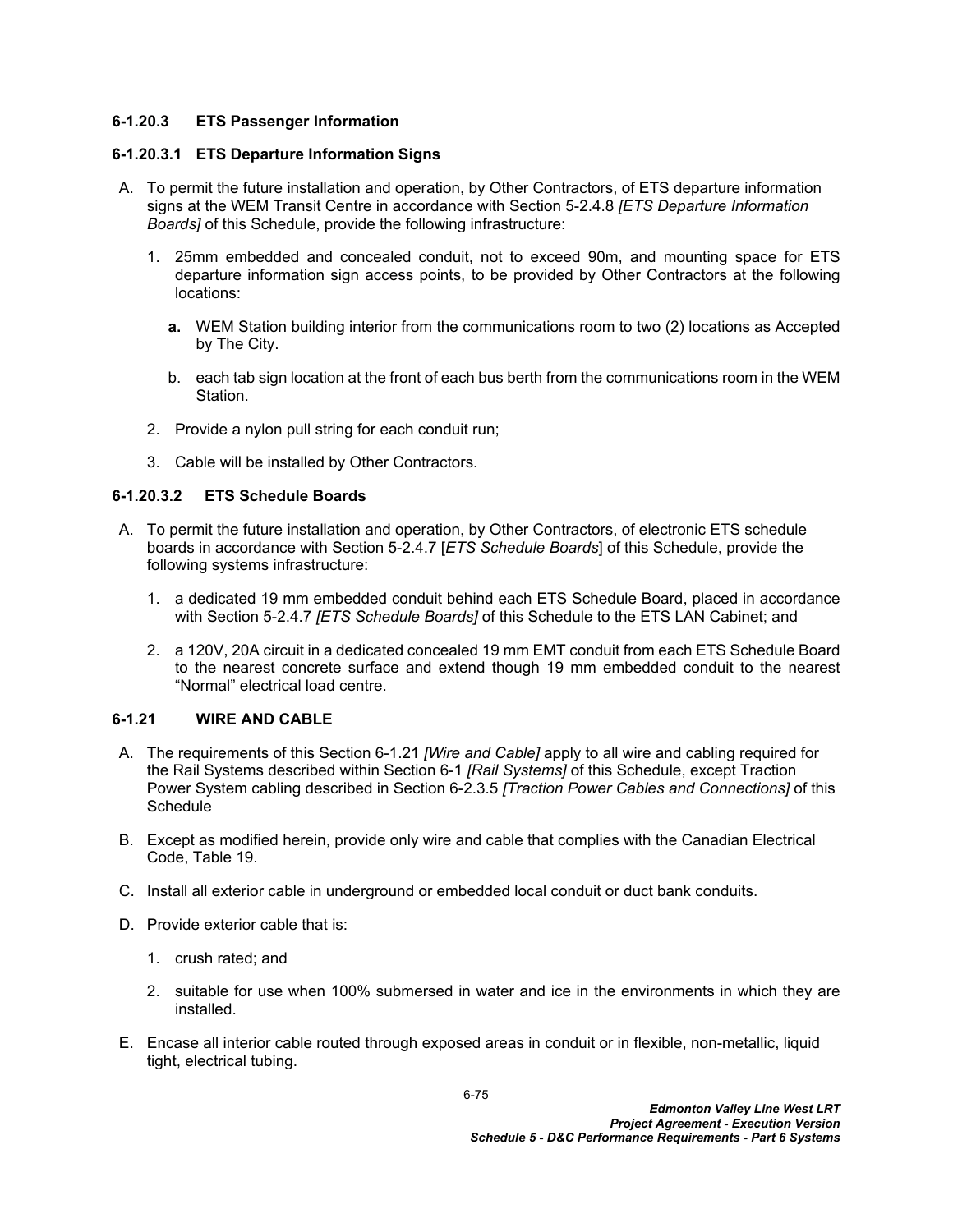#### 6-1.20.3 ETS Passenger Information

##### 6-1.20.3.1 ETS Departure Information Signs

A. To permit the future installation and operation, by Other Contractors, of ETS departure information signs at the WEM Transit Centre in accordance with Section 5-2.4.8 *[ETS Departure Information Boards]* of this Schedule, provide the following infrastructure:

   1. 25mm embedded and concealed conduit, not to exceed 90m, and mounting space for ETS departure information sign access points, to be provided by Other Contractors at the following locations:

      **a.** WEM Station building interior from the communications room to two (2) locations as Accepted by The City.

      b. each tab sign location at the front of each bus berth from the communications room in the WEM Station.

   2. Provide a nylon pull string for each conduit run;

   3. Cable will be installed by Other Contractors.

##### 6-1.20.3.2 ETS Schedule Boards

A. To permit the future installation and operation, by Other Contractors, of electronic ETS schedule boards in accordance with Section 5-2.4.7 [*ETS Schedule Boards*] of this Schedule, provide the following systems infrastructure:

   1. a dedicated 19 mm embedded conduit behind each ETS Schedule Board, placed in accordance with Section 5-2.4.7 *[ETS Schedule Boards]* of this Schedule to the ETS LAN Cabinet; and

   2. a 120V, 20A circuit in a dedicated concealed 19 mm EMT conduit from each ETS Schedule Board to the nearest concrete surface and extend though 19 mm embedded conduit to the nearest "Normal" electrical load centre.

### 6-1.21 WIRE AND CABLE

A. The requirements of this Section 6-1.21 *[Wire and Cable]* apply to all wire and cabling required for the Rail Systems described within Section 6-1 *[Rail Systems]* of this Schedule, except Traction Power System cabling described in Section 6-2.3.5 *[Traction Power Cables and Connections]* of this Schedule

B. Except as modified herein, provide only wire and cable that complies with the Canadian Electrical Code, Table 19.

C. Install all exterior cable in underground or embedded local conduit or duct bank conduits.

D. Provide exterior cable that is:

   1. crush rated; and

   2. suitable for use when 100% submersed in water and ice in the environments in which they are installed.

E. Encase all interior cable routed through exposed areas in conduit or in flexible, non-metallic, liquid tight, electrical tubing.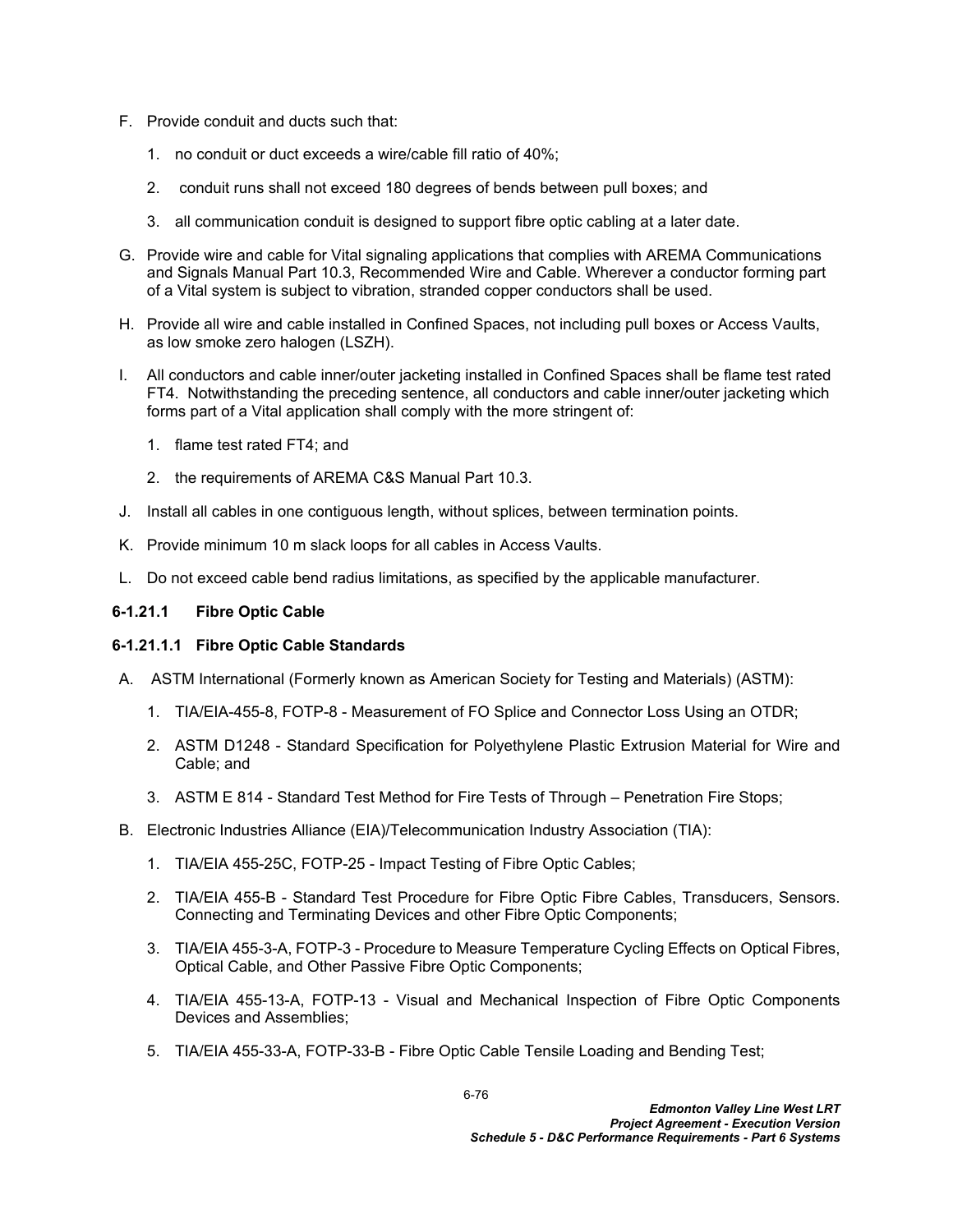F. Provide conduit and ducts such that:

   1. no conduit or duct exceeds a wire/cable fill ratio of 40%;

   2. conduit runs shall not exceed 180 degrees of bends between pull boxes; and

   3. all communication conduit is designed to support fibre optic cabling at a later date.

G. Provide wire and cable for Vital signaling applications that complies with AREMA Communications and Signals Manual Part 10.3, Recommended Wire and Cable. Wherever a conductor forming part of a Vital system is subject to vibration, stranded copper conductors shall be used.

H. Provide all wire and cable installed in Confined Spaces, not including pull boxes or Access Vaults, as low smoke zero halogen (LSZH).

I. All conductors and cable inner/outer jacketing installed in Confined Spaces shall be flame test rated FT4. Notwithstanding the preceding sentence, all conductors and cable inner/outer jacketing which forms part of a Vital application shall comply with the more stringent of:

   1. flame test rated FT4; and

   2. the requirements of AREMA C&S Manual Part 10.3.

J. Install all cables in one contiguous length, without splices, between termination points.

K. Provide minimum 10 m slack loops for all cables in Access Vaults.

L. Do not exceed cable bend radius limitations, as specified by the applicable manufacturer.

### 6-1.21.1 Fibre Optic Cable

#### 6-1.21.1.1 Fibre Optic Cable Standards

A. ASTM International (Formerly known as American Society for Testing and Materials) (ASTM):

   1. TIA/EIA-455-8, FOTP-8 - Measurement of FO Splice and Connector Loss Using an OTDR;

   2. ASTM D1248 - Standard Specification for Polyethylene Plastic Extrusion Material for Wire and Cable; and

   3. ASTM E 814 - Standard Test Method for Fire Tests of Through – Penetration Fire Stops;

B. Electronic Industries Alliance (EIA)/Telecommunication Industry Association (TIA):

   1. TIA/EIA 455-25C, FOTP-25 - Impact Testing of Fibre Optic Cables;

   2. TIA/EIA 455-B - Standard Test Procedure for Fibre Optic Fibre Cables, Transducers, Sensors. Connecting and Terminating Devices and other Fibre Optic Components;

   3. TIA/EIA 455-3-A, FOTP-3 - Procedure to Measure Temperature Cycling Effects on Optical Fibres, Optical Cable, and Other Passive Fibre Optic Components;

   4. TIA/EIA 455-13-A, FOTP-13 - Visual and Mechanical Inspection of Fibre Optic Components Devices and Assemblies;

   5. TIA/EIA 455-33-A, FOTP-33-B - Fibre Optic Cable Tensile Loading and Bending Test;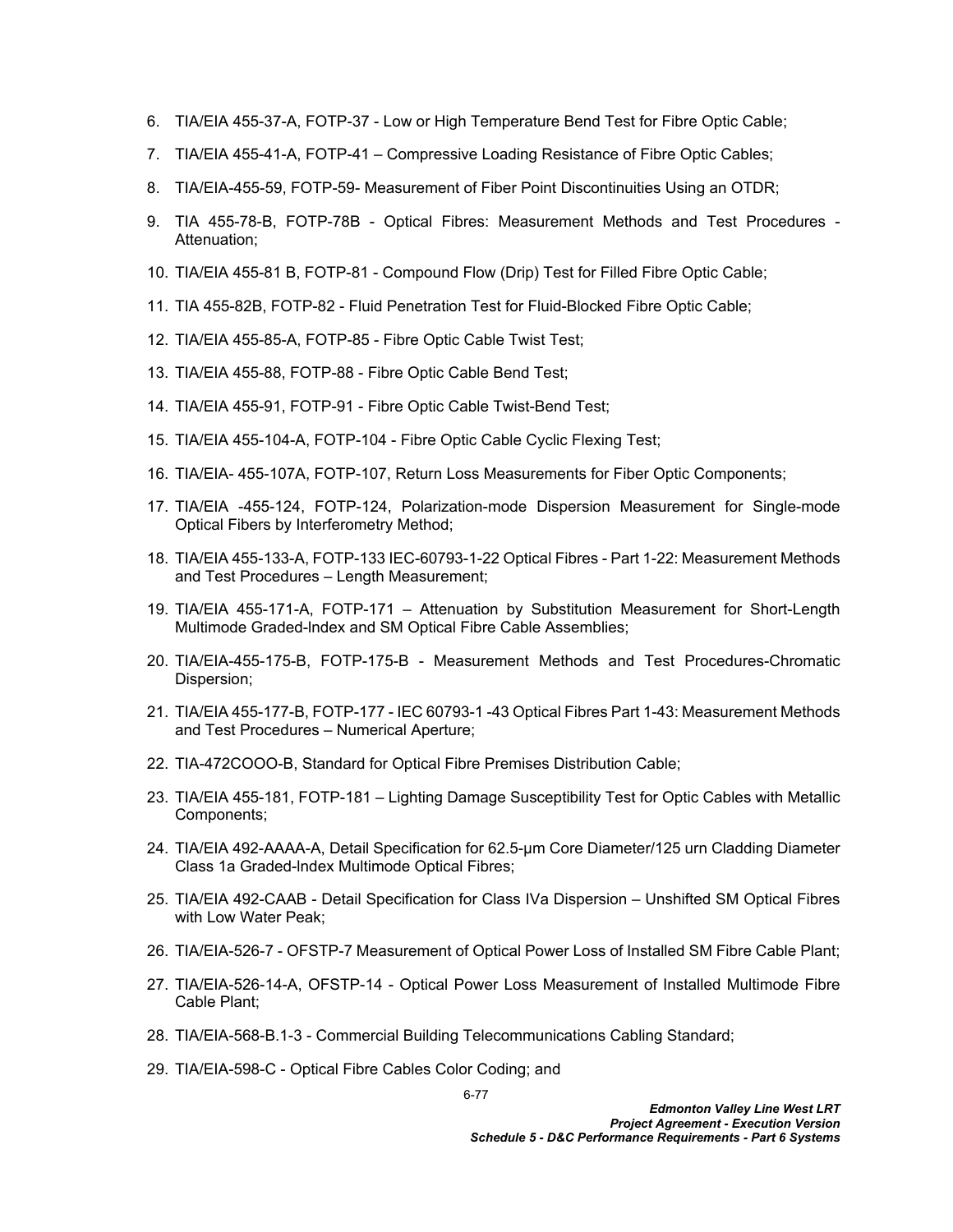6. TIA/EIA 455-37-A, FOTP-37 - Low or High Temperature Bend Test for Fibre Optic Cable;
7. TIA/EIA 455-41-A, FOTP-41 – Compressive Loading Resistance of Fibre Optic Cables;
8. TIA/EIA-455-59, FOTP-59- Measurement of Fiber Point Discontinuities Using an OTDR;
9. TIA 455-78-B, FOTP-78B - Optical Fibres: Measurement Methods and Test Procedures - Attenuation;
10. TIA/EIA 455-81 B, FOTP-81 - Compound Flow (Drip) Test for Filled Fibre Optic Cable;
11. TIA 455-82B, FOTP-82 - Fluid Penetration Test for Fluid-Blocked Fibre Optic Cable;
12. TIA/EIA 455-85-A, FOTP-85 - Fibre Optic Cable Twist Test;
13. TIA/EIA 455-88, FOTP-88 - Fibre Optic Cable Bend Test;
14. TIA/EIA 455-91, FOTP-91 - Fibre Optic Cable Twist-Bend Test;
15. TIA/EIA 455-104-A, FOTP-104 - Fibre Optic Cable Cyclic Flexing Test;
16. TIA/EIA- 455-107A, FOTP-107, Return Loss Measurements for Fiber Optic Components;
17. TIA/EIA -455-124, FOTP-124, Polarization-mode Dispersion Measurement for Single-mode Optical Fibers by Interferometry Method;
18. TIA/EIA 455-133-A, FOTP-133 IEC-60793-1-22 Optical Fibres - Part 1-22: Measurement Methods and Test Procedures – Length Measurement;
19. TIA/EIA 455-171-A, FOTP-171 – Attenuation by Substitution Measurement for Short-Length Multimode Graded-lndex and SM Optical Fibre Cable Assemblies;
20. TIA/EIA-455-175-B, FOTP-175-B - Measurement Methods and Test Procedures-Chromatic Dispersion;
21. TIA/EIA 455-177-B, FOTP-177 - IEC 60793-1 -43 Optical Fibres Part 1-43: Measurement Methods and Test Procedures – Numerical Aperture;
22. TIA-472COOO-B, Standard for Optical Fibre Premises Distribution Cable;
23. TIA/EIA 455-181, FOTP-181 – Lighting Damage Susceptibility Test for Optic Cables with Metallic Components;
24. TIA/EIA 492-AAAA-A, Detail Specification for 62.5-µm Core Diameter/125 urn Cladding Diameter Class 1a Graded-lndex Multimode Optical Fibres;
25. TIA/EIA 492-CAAB - Detail Specification for Class IVa Dispersion – Unshifted SM Optical Fibres with Low Water Peak;
26. TIA/EIA-526-7 - OFSTP-7 Measurement of Optical Power Loss of Installed SM Fibre Cable Plant;
27. TIA/EIA-526-14-A, OFSTP-14 - Optical Power Loss Measurement of Installed Multimode Fibre Cable Plant;
28. TIA/EIA-568-B.1-3 - Commercial Building Telecommunications Cabling Standard;
29. TIA/EIA-598-C - Optical Fibre Cables Color Coding; and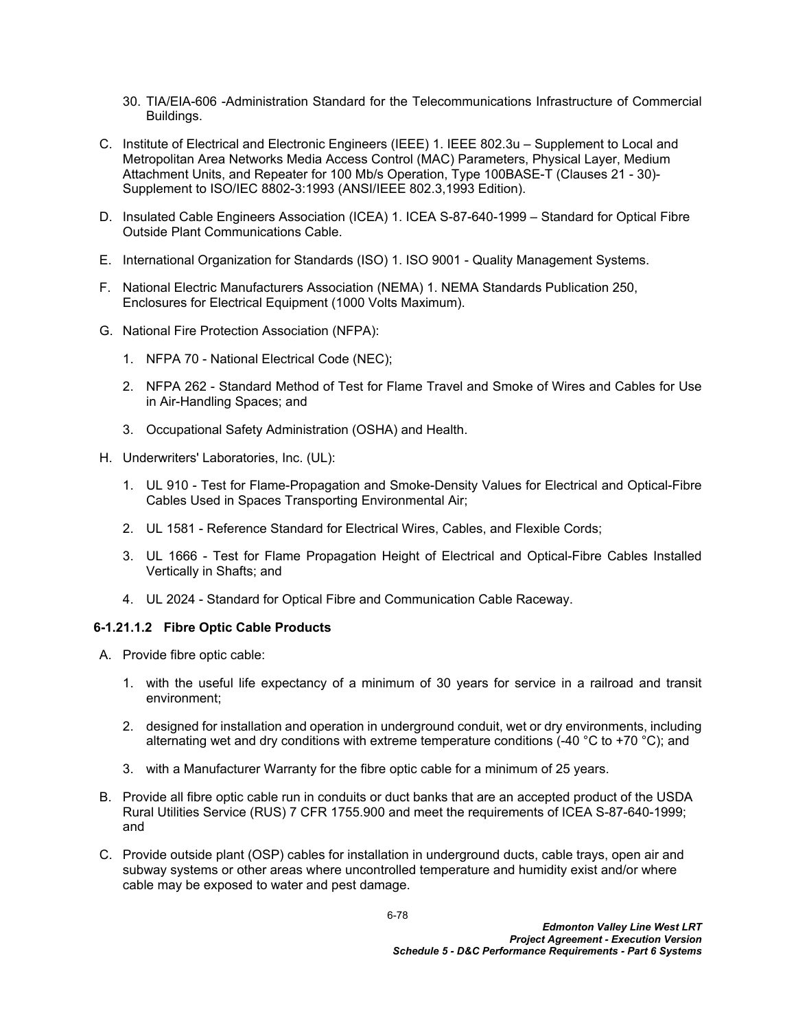30. TIA/EIA-606 -Administration Standard for the Telecommunications Infrastructure of Commercial Buildings.

C. Institute of Electrical and Electronic Engineers (IEEE) 1. IEEE 802.3u – Supplement to Local and Metropolitan Area Networks Media Access Control (MAC) Parameters, Physical Layer, Medium Attachment Units, and Repeater for 100 Mb/s Operation, Type 100BASE-T (Clauses 21 - 30)- Supplement to ISO/IEC 8802-3:1993 (ANSI/IEEE 802.3,1993 Edition).

D. Insulated Cable Engineers Association (ICEA) 1. ICEA S-87-640-1999 – Standard for Optical Fibre Outside Plant Communications Cable.

E. International Organization for Standards (ISO) 1. ISO 9001 - Quality Management Systems.

F. National Electric Manufacturers Association (NEMA) 1. NEMA Standards Publication 250, Enclosures for Electrical Equipment (1000 Volts Maximum).

G. National Fire Protection Association (NFPA):

   1. NFPA 70 - National Electrical Code (NEC);

   2. NFPA 262 - Standard Method of Test for Flame Travel and Smoke of Wires and Cables for Use in Air-Handling Spaces; and

   3. Occupational Safety Administration (OSHA) and Health.

H. Underwriters' Laboratories, Inc. (UL):

   1. UL 910 - Test for Flame-Propagation and Smoke-Density Values for Electrical and Optical-Fibre Cables Used in Spaces Transporting Environmental Air;

   2. UL 1581 - Reference Standard for Electrical Wires, Cables, and Flexible Cords;

   3. UL 1666 - Test for Flame Propagation Height of Electrical and Optical-Fibre Cables Installed Vertically in Shafts; and

   4. UL 2024 - Standard for Optical Fibre and Communication Cable Raceway.

#### 6-1.21.1.2 Fibre Optic Cable Products

A. Provide fibre optic cable:

   1. with the useful life expectancy of a minimum of 30 years for service in a railroad and transit environment;

   2. designed for installation and operation in underground conduit, wet or dry environments, including alternating wet and dry conditions with extreme temperature conditions (-40 °C to +70 °C); and

   3. with a Manufacturer Warranty for the fibre optic cable for a minimum of 25 years.

B. Provide all fibre optic cable run in conduits or duct banks that are an accepted product of the USDA Rural Utilities Service (RUS) 7 CFR 1755.900 and meet the requirements of ICEA S-87-640-1999; and

C. Provide outside plant (OSP) cables for installation in underground ducts, cable trays, open air and subway systems or other areas where uncontrolled temperature and humidity exist and/or where cable may be exposed to water and pest damage.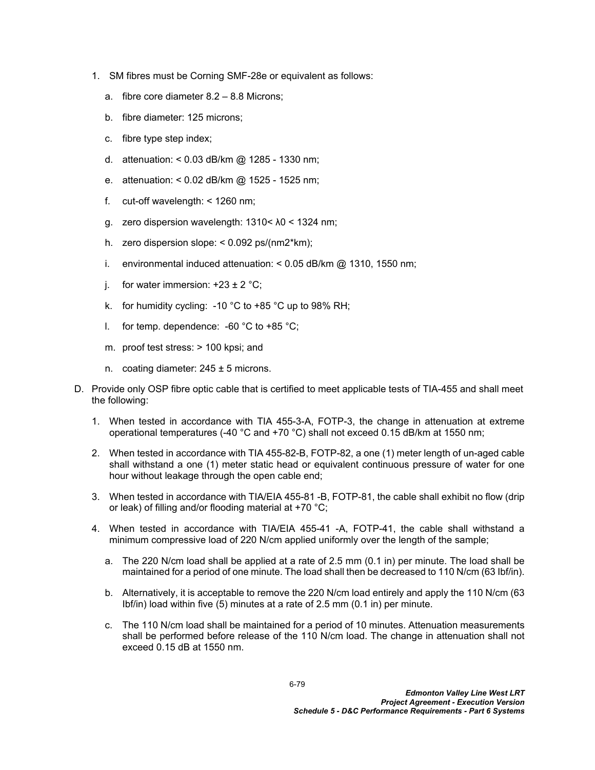1. SM fibres must be Corning SMF-28e or equivalent as follows:

   a. fibre core diameter 8.2 – 8.8 Microns;

   b. fibre diameter: 125 microns;

   c. fibre type step index;

   d. attenuation: < 0.03 dB/km @ 1285 - 1330 nm;

   e. attenuation: < 0.02 dB/km @ 1525 - 1525 nm;

   f. cut-off wavelength: < 1260 nm;

   g. zero dispersion wavelength: 1310< $\lambda 0$ < 1324 nm;

   h. zero dispersion slope: < 0.092 ps/(nm2*km);

   i. environmental induced attenuation: < 0.05 dB/km @ 1310, 1550 nm;

   j. for water immersion: +23 ± 2 °C;

   k. for humidity cycling: -10 °C to +85 °C up to 98% RH;

   l. for temp. dependence: -60 °C to +85 °C;

   m. proof test stress: > 100 kpsi; and

   n. coating diameter: 245 ± 5 microns.

D. Provide only OSP fibre optic cable that is certified to meet applicable tests of TIA-455 and shall meet the following:

   1. When tested in accordance with TIA 455-3-A, FOTP-3, the change in attenuation at extreme operational temperatures (-40 °C and +70 °C) shall not exceed 0.15 dB/km at 1550 nm;

   2. When tested in accordance with TIA 455-82-B, FOTP-82, a one (1) meter length of un-aged cable shall withstand a one (1) meter static head or equivalent continuous pressure of water for one hour without leakage through the open cable end;

   3. When tested in accordance with TIA/EIA 455-81 -B, FOTP-81, the cable shall exhibit no flow (drip or leak) of filling and/or flooding material at +70 °C;

   4. When tested in accordance with TIA/EIA 455-41 -A, FOTP-41, the cable shall withstand a minimum compressive load of 220 N/cm applied uniformly over the length of the sample;

      a. The 220 N/cm load shall be applied at a rate of 2.5 mm (0.1 in) per minute. The load shall be maintained for a period of one minute. The load shall then be decreased to 110 N/cm (63 Ibf/in).

      b. Alternatively, it is acceptable to remove the 220 N/cm load entirely and apply the 110 N/cm (63 Ibf/in) load within five (5) minutes at a rate of 2.5 mm (0.1 in) per minute.

      c. The 110 N/cm load shall be maintained for a period of 10 minutes. Attenuation measurements shall be performed before release of the 110 N/cm load. The change in attenuation shall not exceed 0.15 dB at 1550 nm.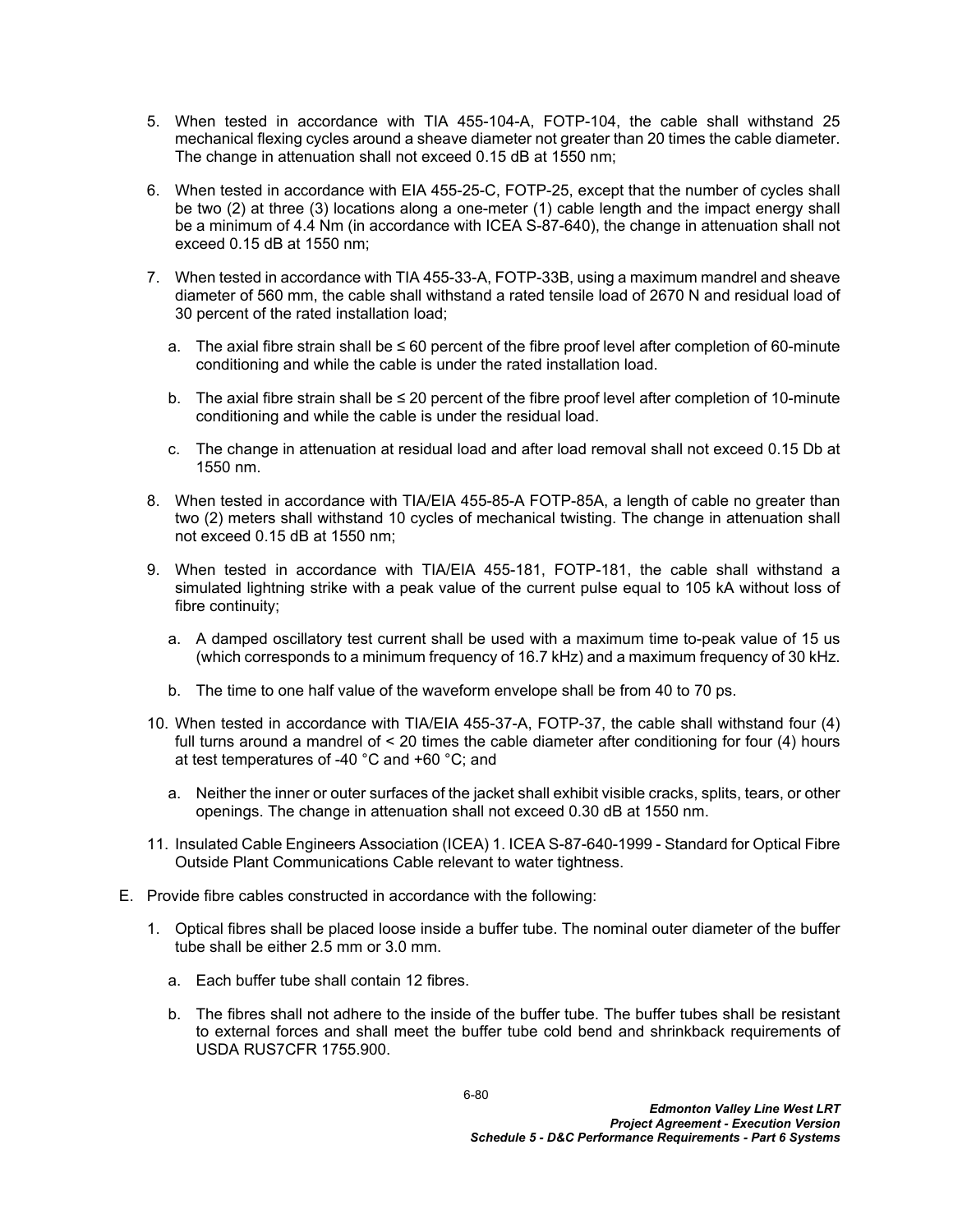5. When tested in accordance with TIA 455-104-A, FOTP-104, the cable shall withstand 25 mechanical flexing cycles around a sheave diameter not greater than 20 times the cable diameter. The change in attenuation shall not exceed 0.15 dB at 1550 nm;

6. When tested in accordance with EIA 455-25-C, FOTP-25, except that the number of cycles shall be two (2) at three (3) locations along a one-meter (1) cable length and the impact energy shall be a minimum of 4.4 Nm (in accordance with ICEA S-87-640), the change in attenuation shall not exceed 0.15 dB at 1550 nm;

7. When tested in accordance with TIA 455-33-A, FOTP-33B, using a maximum mandrel and sheave diameter of 560 mm, the cable shall withstand a rated tensile load of 2670 N and residual load of 30 percent of the rated installation load;

   a. The axial fibre strain shall be ≤ 60 percent of the fibre proof level after completion of 60-minute conditioning and while the cable is under the rated installation load.

   b. The axial fibre strain shall be ≤ 20 percent of the fibre proof level after completion of 10-minute conditioning and while the cable is under the residual load.

   c. The change in attenuation at residual load and after load removal shall not exceed 0.15 Db at 1550 nm.

8. When tested in accordance with TIA/EIA 455-85-A FOTP-85A, a length of cable no greater than two (2) meters shall withstand 10 cycles of mechanical twisting. The change in attenuation shall not exceed 0.15 dB at 1550 nm;

9. When tested in accordance with TIA/EIA 455-181, FOTP-181, the cable shall withstand a simulated lightning strike with a peak value of the current pulse equal to 105 kA without loss of fibre continuity;

   a. A damped oscillatory test current shall be used with a maximum time to-peak value of 15 us (which corresponds to a minimum frequency of 16.7 kHz) and a maximum frequency of 30 kHz.

   b. The time to one half value of the waveform envelope shall be from 40 to 70 ps.

10. When tested in accordance with TIA/EIA 455-37-A, FOTP-37, the cable shall withstand four (4) full turns around a mandrel of < 20 times the cable diameter after conditioning for four (4) hours at test temperatures of -40 °C and +60 °C; and

    a. Neither the inner or outer surfaces of the jacket shall exhibit visible cracks, splits, tears, or other openings. The change in attenuation shall not exceed 0.30 dB at 1550 nm.

11. Insulated Cable Engineers Association (ICEA) 1. ICEA S-87-640-1999 - Standard for Optical Fibre Outside Plant Communications Cable relevant to water tightness.

E. Provide fibre cables constructed in accordance with the following:

   1. Optical fibres shall be placed loose inside a buffer tube. The nominal outer diameter of the buffer tube shall be either 2.5 mm or 3.0 mm.

      a. Each buffer tube shall contain 12 fibres.

      b. The fibres shall not adhere to the inside of the buffer tube. The buffer tubes shall be resistant to external forces and shall meet the buffer tube cold bend and shrinkback requirements of USDA RUS7CFR 1755.900.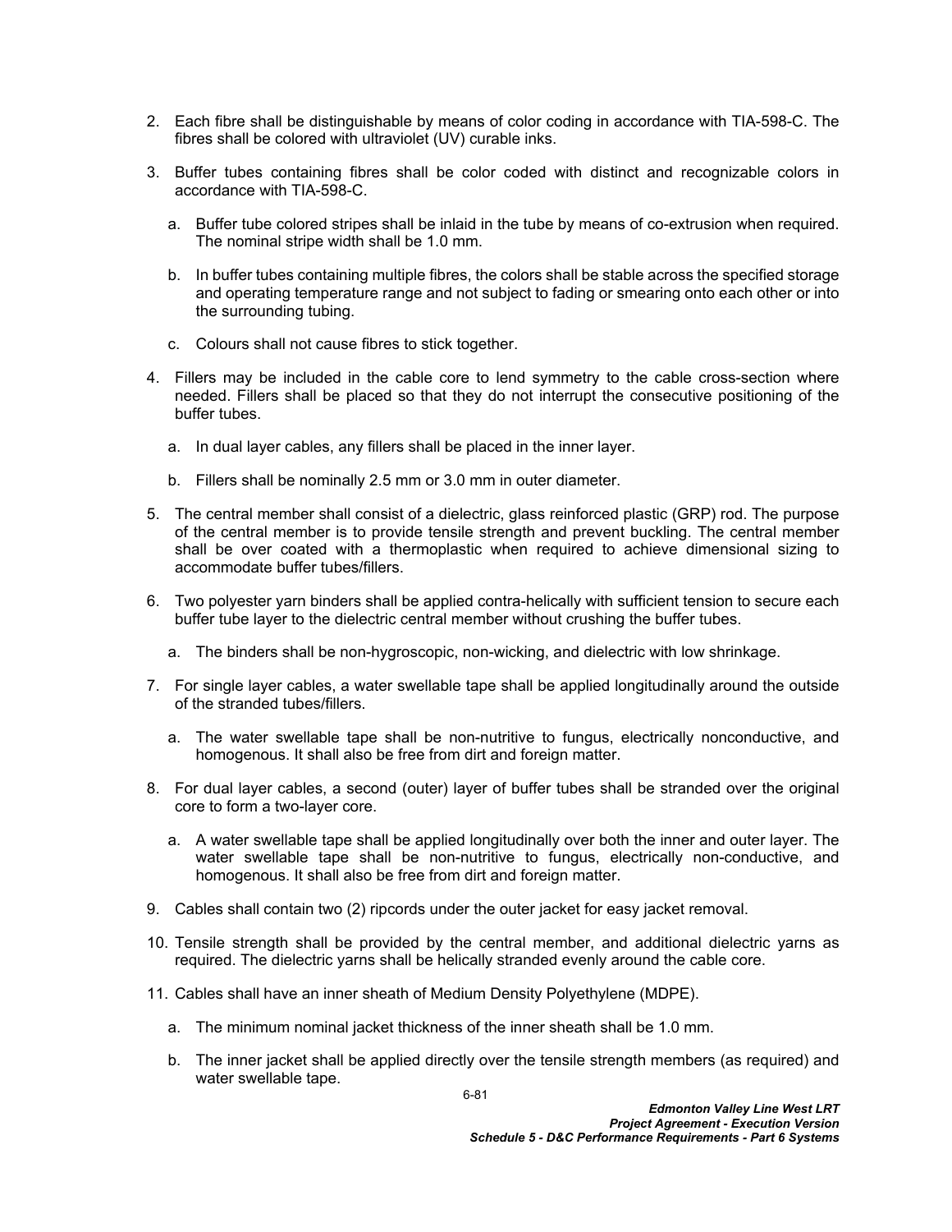2. Each fibre shall be distinguishable by means of color coding in accordance with TIA-598-C. The fibres shall be colored with ultraviolet (UV) curable inks.

3. Buffer tubes containing fibres shall be color coded with distinct and recognizable colors in accordance with TIA-598-C.

   a. Buffer tube colored stripes shall be inlaid in the tube by means of co-extrusion when required. The nominal stripe width shall be 1.0 mm.

   b. In buffer tubes containing multiple fibres, the colors shall be stable across the specified storage and operating temperature range and not subject to fading or smearing onto each other or into the surrounding tubing.

   c. Colours shall not cause fibres to stick together.

4. Fillers may be included in the cable core to lend symmetry to the cable cross-section where needed. Fillers shall be placed so that they do not interrupt the consecutive positioning of the buffer tubes.

   a. In dual layer cables, any fillers shall be placed in the inner layer.

   b. Fillers shall be nominally 2.5 mm or 3.0 mm in outer diameter.

5. The central member shall consist of a dielectric, glass reinforced plastic (GRP) rod. The purpose of the central member is to provide tensile strength and prevent buckling. The central member shall be over coated with a thermoplastic when required to achieve dimensional sizing to accommodate buffer tubes/fillers.

6. Two polyester yarn binders shall be applied contra-helically with sufficient tension to secure each buffer tube layer to the dielectric central member without crushing the buffer tubes.

   a. The binders shall be non-hygroscopic, non-wicking, and dielectric with low shrinkage.

7. For single layer cables, a water swellable tape shall be applied longitudinally around the outside of the stranded tubes/fillers.

   a. The water swellable tape shall be non-nutritive to fungus, electrically nonconductive, and homogenous. It shall also be free from dirt and foreign matter.

8. For dual layer cables, a second (outer) layer of buffer tubes shall be stranded over the original core to form a two-layer core.

   a. A water swellable tape shall be applied longitudinally over both the inner and outer layer. The water swellable tape shall be non-nutritive to fungus, electrically non-conductive, and homogenous. It shall also be free from dirt and foreign matter.

9. Cables shall contain two (2) ripcords under the outer jacket for easy jacket removal.

10. Tensile strength shall be provided by the central member, and additional dielectric yarns as required. The dielectric yarns shall be helically stranded evenly around the cable core.

11. Cables shall have an inner sheath of Medium Density Polyethylene (MDPE).

    a. The minimum nominal jacket thickness of the inner sheath shall be 1.0 mm.

    b. The inner jacket shall be applied directly over the tensile strength members (as required) and water swellable tape.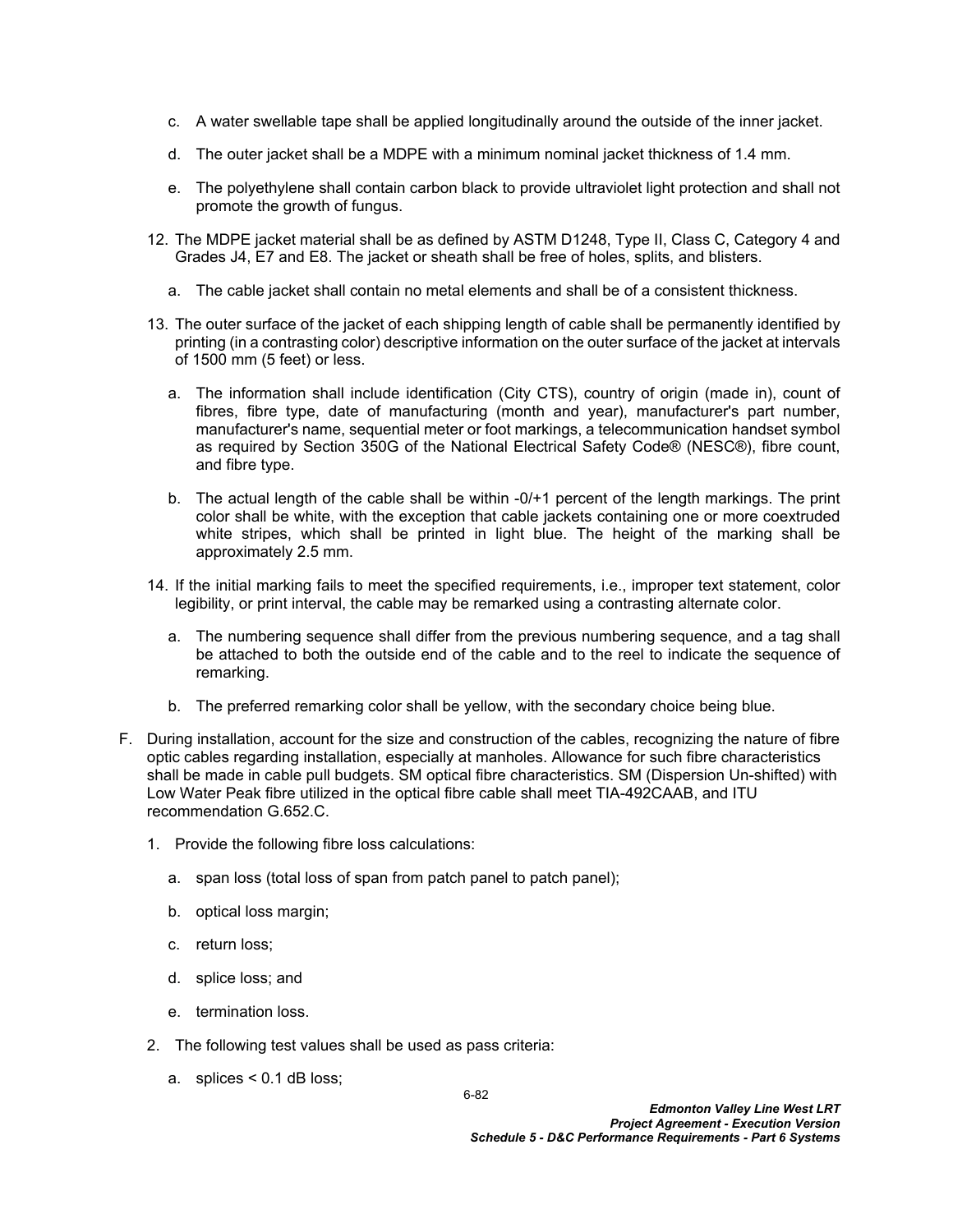c. A water swellable tape shall be applied longitudinally around the outside of the inner jacket.

d. The outer jacket shall be a MDPE with a minimum nominal jacket thickness of 1.4 mm.

e. The polyethylene shall contain carbon black to provide ultraviolet light protection and shall not promote the growth of fungus.

12. The MDPE jacket material shall be as defined by ASTM D1248, Type II, Class C, Category 4 and Grades J4, E7 and E8. The jacket or sheath shall be free of holes, splits, and blisters.

    a. The cable jacket shall contain no metal elements and shall be of a consistent thickness.

13. The outer surface of the jacket of each shipping length of cable shall be permanently identified by printing (in a contrasting color) descriptive information on the outer surface of the jacket at intervals of 1500 mm (5 feet) or less.

    a. The information shall include identification (City CTS), country of origin (made in), count of fibres, fibre type, date of manufacturing (month and year), manufacturer's part number, manufacturer's name, sequential meter or foot markings, a telecommunication handset symbol as required by Section 350G of the National Electrical Safety Code® (NESC®), fibre count, and fibre type.

    b. The actual length of the cable shall be within -0/+1 percent of the length markings. The print color shall be white, with the exception that cable jackets containing one or more coextruded white stripes, which shall be printed in light blue. The height of the marking shall be approximately 2.5 mm.

14. If the initial marking fails to meet the specified requirements, i.e., improper text statement, color legibility, or print interval, the cable may be remarked using a contrasting alternate color.

    a. The numbering sequence shall differ from the previous numbering sequence, and a tag shall be attached to both the outside end of the cable and to the reel to indicate the sequence of remarking.

    b. The preferred remarking color shall be yellow, with the secondary choice being blue.

F. During installation, account for the size and construction of the cables, recognizing the nature of fibre optic cables regarding installation, especially at manholes. Allowance for such fibre characteristics shall be made in cable pull budgets. SM optical fibre characteristics. SM (Dispersion Un-shifted) with Low Water Peak fibre utilized in the optical fibre cable shall meet TIA-492CAAB, and ITU recommendation G.652.C.

1. Provide the following fibre loss calculations:

    a. span loss (total loss of span from patch panel to patch panel);

    b. optical loss margin;

    c. return loss;

    d. splice loss; and

    e. termination loss.

2. The following test values shall be used as pass criteria:

    a. splices < 0.1 dB loss;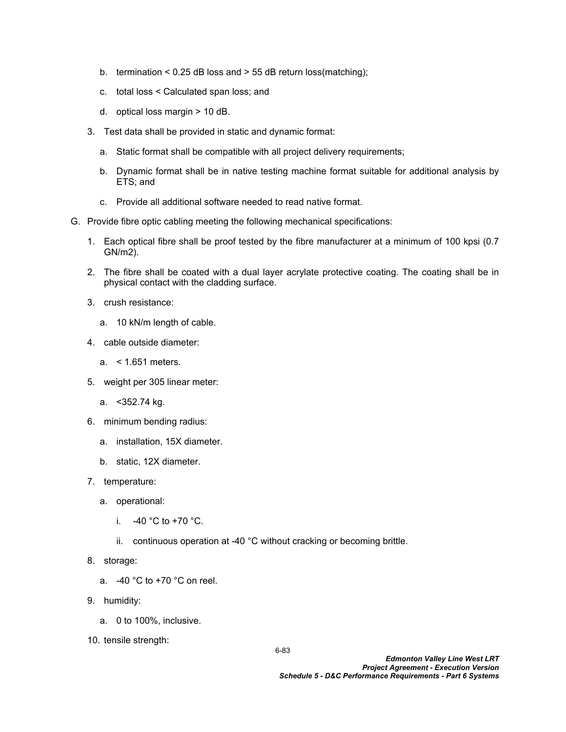b. termination < 0.25 dB loss and > 55 dB return loss(matching);

c. total loss < Calculated span loss; and

d. optical loss margin > 10 dB.

3. Test data shall be provided in static and dynamic format:

   a. Static format shall be compatible with all project delivery requirements;

   b. Dynamic format shall be in native testing machine format suitable for additional analysis by ETS; and

   c. Provide all additional software needed to read native format.

G. Provide fibre optic cabling meeting the following mechanical specifications:

1. Each optical fibre shall be proof tested by the fibre manufacturer at a minimum of 100 kpsi (0.7 GN/m2).

2. The fibre shall be coated with a dual layer acrylate protective coating. The coating shall be in physical contact with the cladding surface.

3. crush resistance:

   a. 10 kN/m length of cable.

4. cable outside diameter:

   a. < 1.651 meters.

5. weight per 305 linear meter:

   a. <352.74 kg.

6. minimum bending radius:

   a. installation, 15X diameter.

   b. static, 12X diameter.

7. temperature:

   a. operational:

      i. -40 °C to +70 °C.

      ii. continuous operation at -40 °C without cracking or becoming brittle.

8. storage:

   a. -40 °C to +70 °C on reel.

9. humidity:

   a. 0 to 100%, inclusive.

10. tensile strength: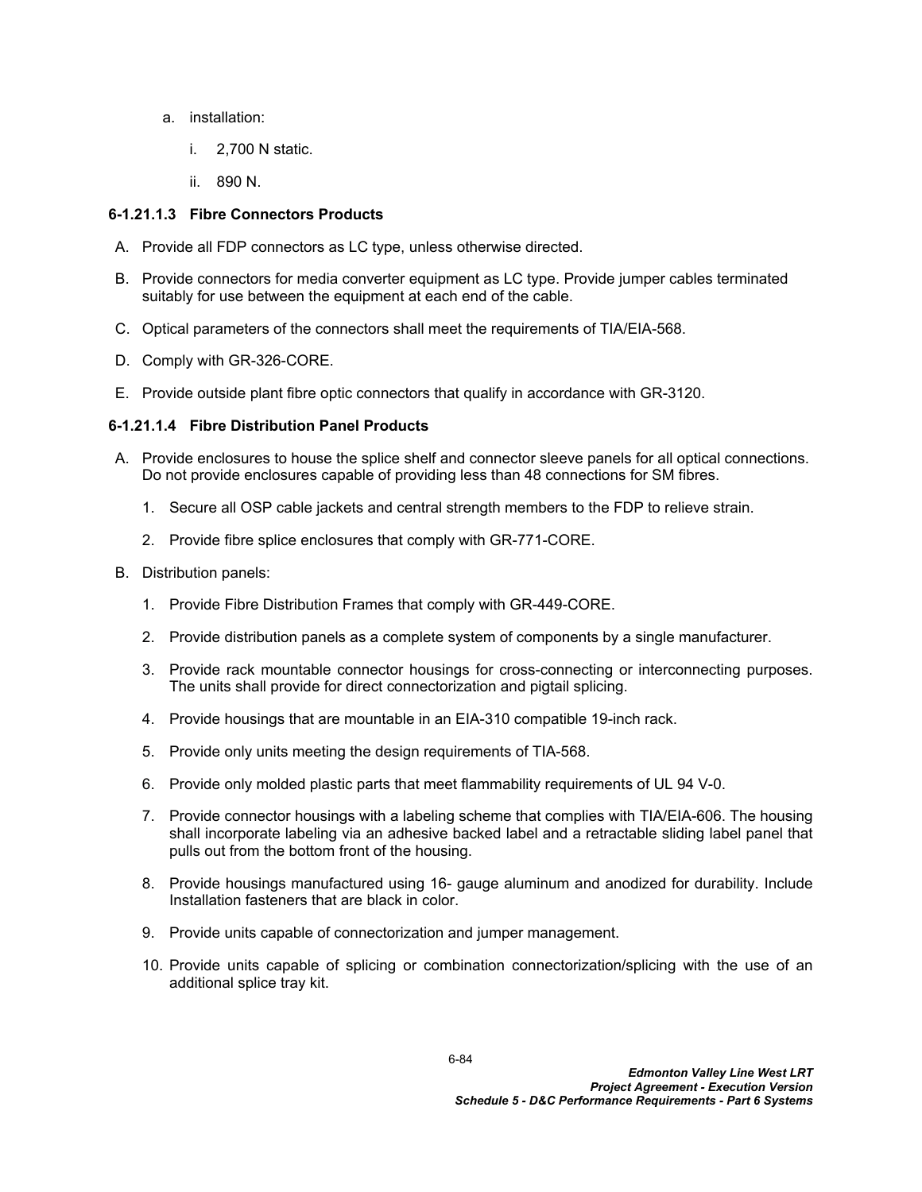a. installation:

   i. 2,700 N static.

   ii. 890 N.

#### 6-1.21.1.3 Fibre Connectors Products

A. Provide all FDP connectors as LC type, unless otherwise directed.

B. Provide connectors for media converter equipment as LC type. Provide jumper cables terminated suitably for use between the equipment at each end of the cable.

C. Optical parameters of the connectors shall meet the requirements of TIA/EIA-568.

D. Comply with GR-326-CORE.

E. Provide outside plant fibre optic connectors that qualify in accordance with GR-3120.

#### 6-1.21.1.4 Fibre Distribution Panel Products

A. Provide enclosures to house the splice shelf and connector sleeve panels for all optical connections. Do not provide enclosures capable of providing less than 48 connections for SM fibres.

   1. Secure all OSP cable jackets and central strength members to the FDP to relieve strain.

   2. Provide fibre splice enclosures that comply with GR-771-CORE.

B. Distribution panels:

   1. Provide Fibre Distribution Frames that comply with GR-449-CORE.

   2. Provide distribution panels as a complete system of components by a single manufacturer.

   3. Provide rack mountable connector housings for cross-connecting or interconnecting purposes. The units shall provide for direct connectorization and pigtail splicing.

   4. Provide housings that are mountable in an EIA-310 compatible 19-inch rack.

   5. Provide only units meeting the design requirements of TIA-568.

   6. Provide only molded plastic parts that meet flammability requirements of UL 94 V-0.

   7. Provide connector housings with a labeling scheme that complies with TIA/EIA-606. The housing shall incorporate labeling via an adhesive backed label and a retractable sliding label panel that pulls out from the bottom front of the housing.

   8. Provide housings manufactured using 16- gauge aluminum and anodized for durability. Include Installation fasteners that are black in color.

   9. Provide units capable of connectorization and jumper management.

   10. Provide units capable of splicing or combination connectorization/splicing with the use of an additional splice tray kit.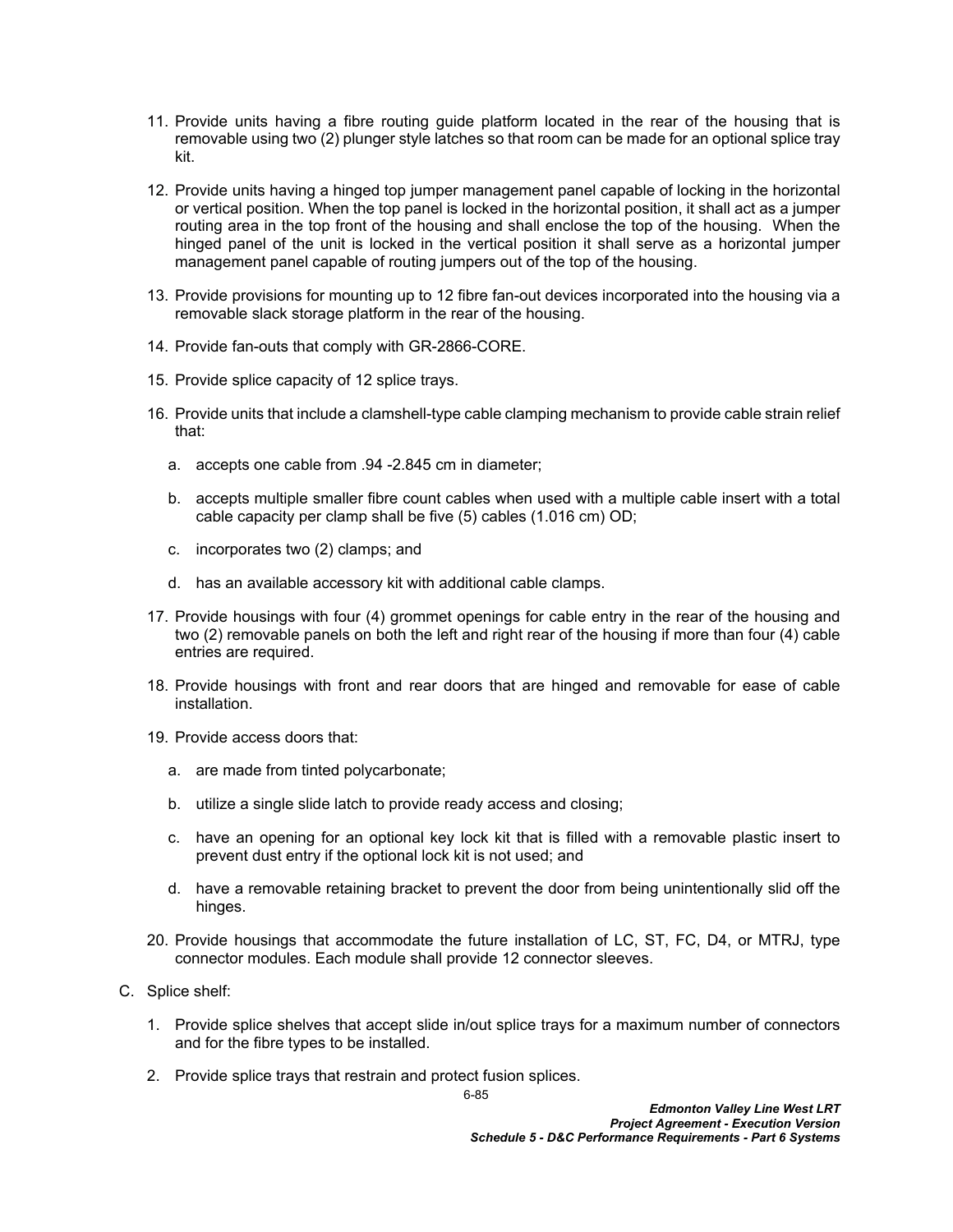11. Provide units having a fibre routing guide platform located in the rear of the housing that is removable using two (2) plunger style latches so that room can be made for an optional splice tray kit.

12. Provide units having a hinged top jumper management panel capable of locking in the horizontal or vertical position. When the top panel is locked in the horizontal position, it shall act as a jumper routing area in the top front of the housing and shall enclose the top of the housing. When the hinged panel of the unit is locked in the vertical position it shall serve as a horizontal jumper management panel capable of routing jumpers out of the top of the housing.

13. Provide provisions for mounting up to 12 fibre fan-out devices incorporated into the housing via a removable slack storage platform in the rear of the housing.

14. Provide fan-outs that comply with GR-2866-CORE.

15. Provide splice capacity of 12 splice trays.

16. Provide units that include a clamshell-type cable clamping mechanism to provide cable strain relief that:

    a. accepts one cable from .94 -2.845 cm in diameter;

    b. accepts multiple smaller fibre count cables when used with a multiple cable insert with a total cable capacity per clamp shall be five (5) cables (1.016 cm) OD;

    c. incorporates two (2) clamps; and

    d. has an available accessory kit with additional cable clamps.

17. Provide housings with four (4) grommet openings for cable entry in the rear of the housing and two (2) removable panels on both the left and right rear of the housing if more than four (4) cable entries are required.

18. Provide housings with front and rear doors that are hinged and removable for ease of cable installation.

19. Provide access doors that:

    a. are made from tinted polycarbonate;

    b. utilize a single slide latch to provide ready access and closing;

    c. have an opening for an optional key lock kit that is filled with a removable plastic insert to prevent dust entry if the optional lock kit is not used; and

    d. have a removable retaining bracket to prevent the door from being unintentionally slid off the hinges.

20. Provide housings that accommodate the future installation of LC, ST, FC, D4, or MTRJ, type connector modules. Each module shall provide 12 connector sleeves.

C. Splice shelf:

1. Provide splice shelves that accept slide in/out splice trays for a maximum number of connectors and for the fibre types to be installed.

2. Provide splice trays that restrain and protect fusion splices.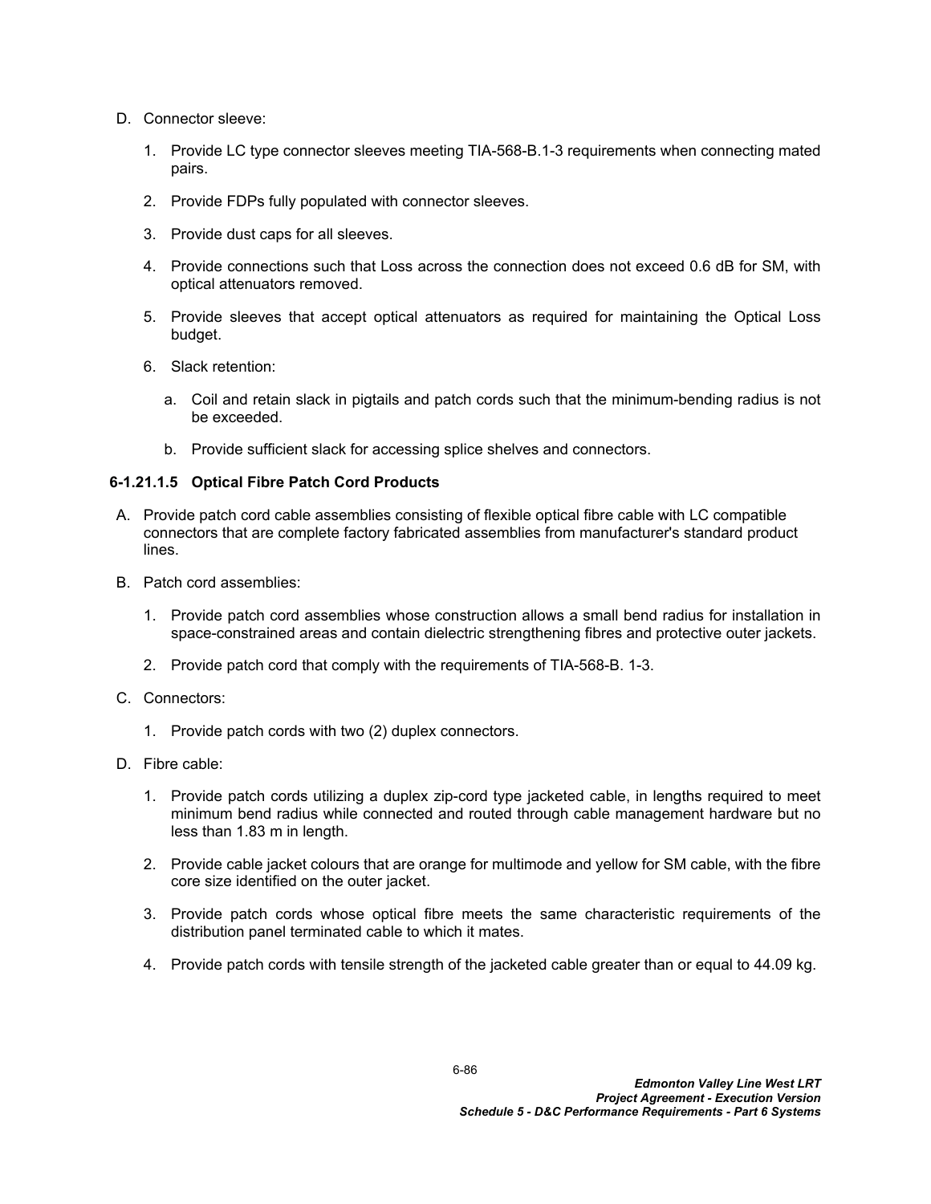D. Connector sleeve:

   1. Provide LC type connector sleeves meeting TIA-568-B.1-3 requirements when connecting mated pairs.

   2. Provide FDPs fully populated with connector sleeves.

   3. Provide dust caps for all sleeves.

   4. Provide connections such that Loss across the connection does not exceed 0.6 dB for SM, with optical attenuators removed.

   5. Provide sleeves that accept optical attenuators as required for maintaining the Optical Loss budget.

   6. Slack retention:

      a. Coil and retain slack in pigtails and patch cords such that the minimum-bending radius is not be exceeded.

      b. Provide sufficient slack for accessing splice shelves and connectors.

#### 6-1.21.1.5 Optical Fibre Patch Cord Products

A. Provide patch cord cable assemblies consisting of flexible optical fibre cable with LC compatible connectors that are complete factory fabricated assemblies from manufacturer's standard product lines.

B. Patch cord assemblies:

   1. Provide patch cord assemblies whose construction allows a small bend radius for installation in space-constrained areas and contain dielectric strengthening fibres and protective outer jackets.

   2. Provide patch cord that comply with the requirements of TIA-568-B. 1-3.

C. Connectors:

   1. Provide patch cords with two (2) duplex connectors.

D. Fibre cable:

   1. Provide patch cords utilizing a duplex zip-cord type jacketed cable, in lengths required to meet minimum bend radius while connected and routed through cable management hardware but no less than 1.83 m in length.

   2. Provide cable jacket colours that are orange for multimode and yellow for SM cable, with the fibre core size identified on the outer jacket.

   3. Provide patch cords whose optical fibre meets the same characteristic requirements of the distribution panel terminated cable to which it mates.

   4. Provide patch cords with tensile strength of the jacketed cable greater than or equal to 44.09 kg.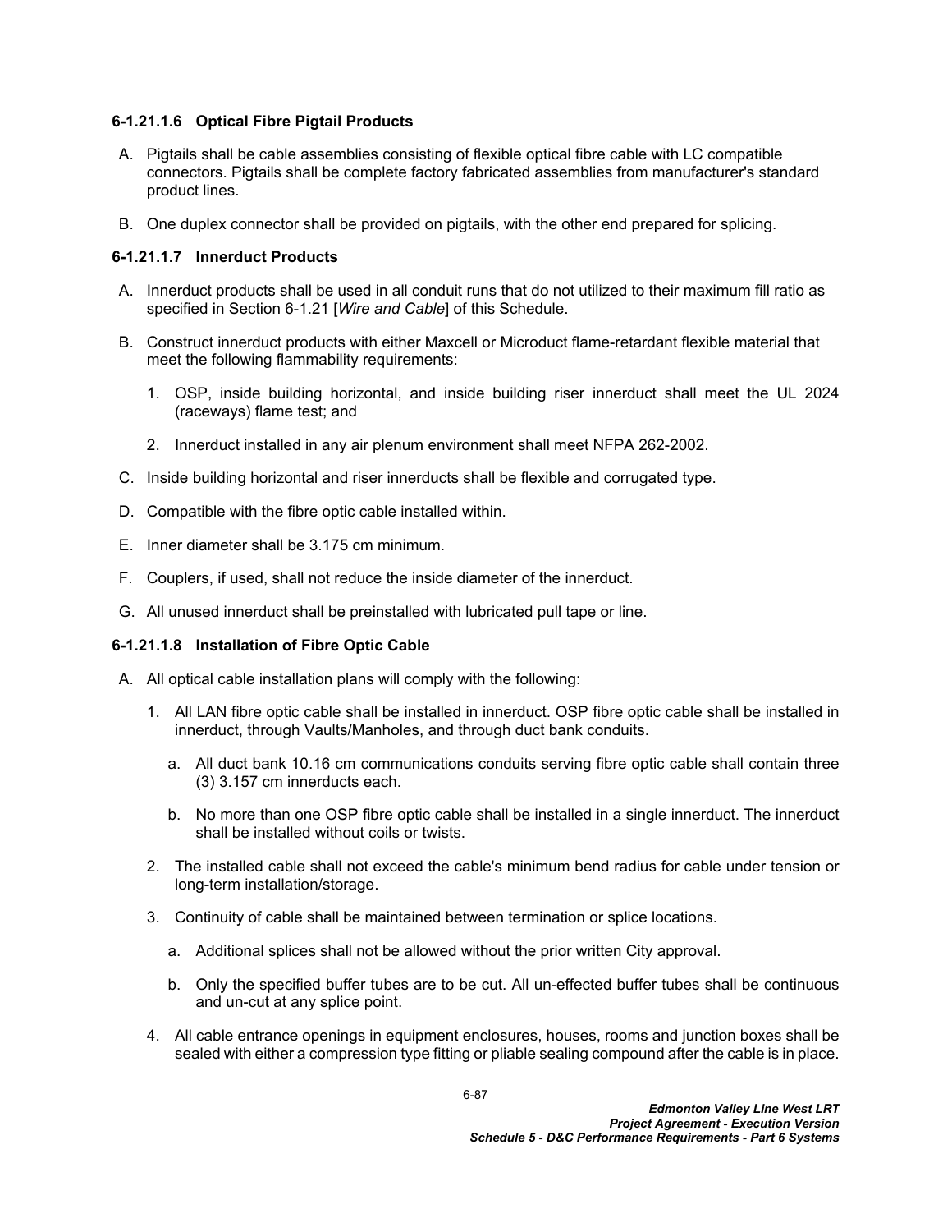#### 6-1.21.1.6 Optical Fibre Pigtail Products

A. Pigtails shall be cable assemblies consisting of flexible optical fibre cable with LC compatible connectors. Pigtails shall be complete factory fabricated assemblies from manufacturer's standard product lines.

B. One duplex connector shall be provided on pigtails, with the other end prepared for splicing.

#### 6-1.21.1.7 Innerduct Products

A. Innerduct products shall be used in all conduit runs that do not utilized to their maximum fill ratio as specified in Section 6-1.21 [*Wire and Cable*] of this Schedule.

B. Construct innerduct products with either Maxcell or Microduct flame-retardant flexible material that meet the following flammability requirements:

   1. OSP, inside building horizontal, and inside building riser innerduct shall meet the UL 2024 (raceways) flame test; and

   2. Innerduct installed in any air plenum environment shall meet NFPA 262-2002.

C. Inside building horizontal and riser innerducts shall be flexible and corrugated type.

D. Compatible with the fibre optic cable installed within.

E. Inner diameter shall be 3.175 cm minimum.

F. Couplers, if used, shall not reduce the inside diameter of the innerduct.

G. All unused innerduct shall be preinstalled with lubricated pull tape or line.

#### 6-1.21.1.8 Installation of Fibre Optic Cable

A. All optical cable installation plans will comply with the following:

   1. All LAN fibre optic cable shall be installed in innerduct. OSP fibre optic cable shall be installed in innerduct, through Vaults/Manholes, and through duct bank conduits.

      a. All duct bank 10.16 cm communications conduits serving fibre optic cable shall contain three (3) 3.157 cm innerducts each.

      b. No more than one OSP fibre optic cable shall be installed in a single innerduct. The innerduct shall be installed without coils or twists.

   2. The installed cable shall not exceed the cable's minimum bend radius for cable under tension or long-term installation/storage.

   3. Continuity of cable shall be maintained between termination or splice locations.

      a. Additional splices shall not be allowed without the prior written City approval.

      b. Only the specified buffer tubes are to be cut. All un-effected buffer tubes shall be continuous and un-cut at any splice point.

   4. All cable entrance openings in equipment enclosures, houses, rooms and junction boxes shall be sealed with either a compression type fitting or pliable sealing compound after the cable is in place.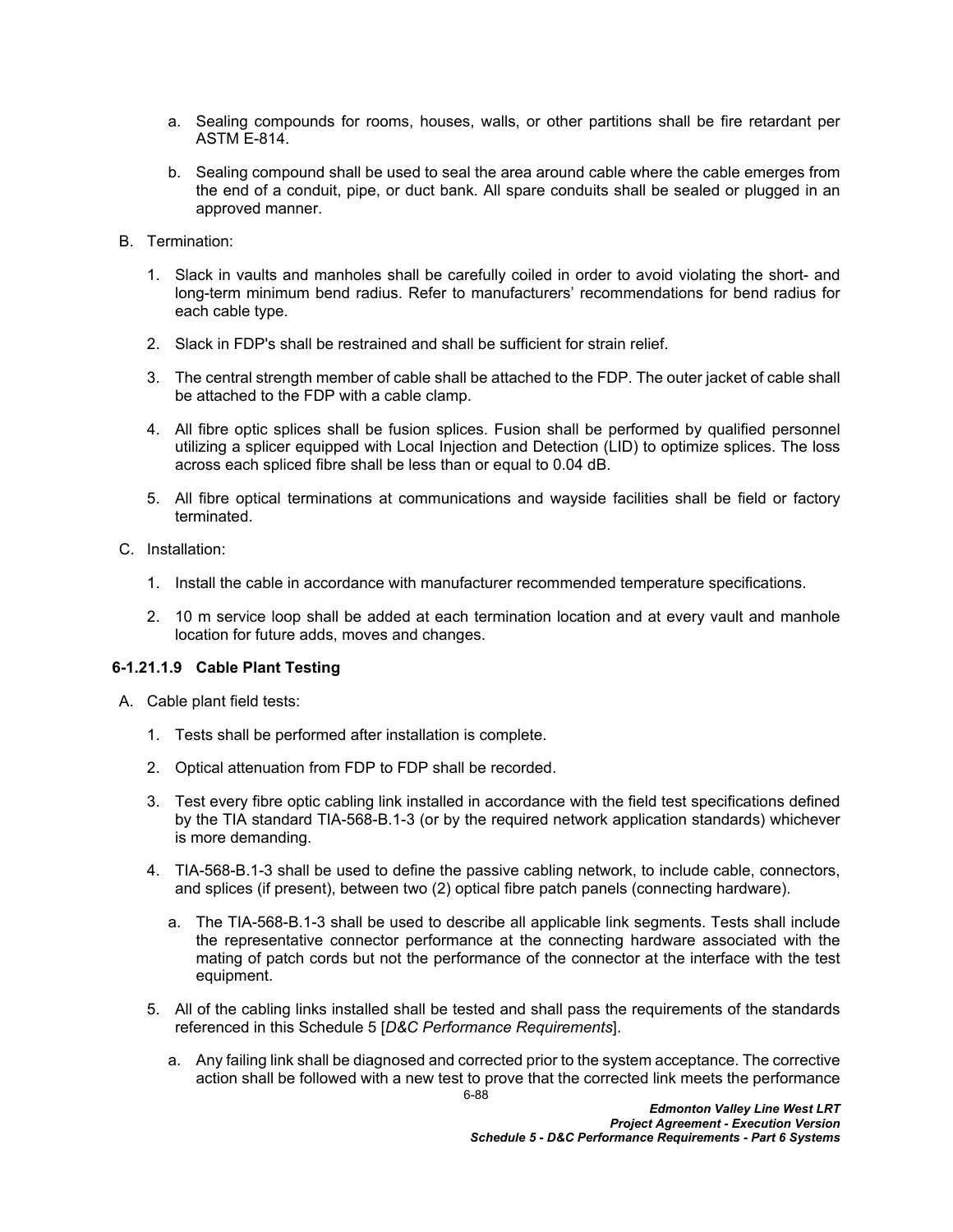a. Sealing compounds for rooms, houses, walls, or other partitions shall be fire retardant per ASTM E-814.

b. Sealing compound shall be used to seal the area around cable where the cable emerges from the end of a conduit, pipe, or duct bank. All spare conduits shall be sealed or plugged in an approved manner.

B. Termination:

1. Slack in vaults and manholes shall be carefully coiled in order to avoid violating the short- and long-term minimum bend radius. Refer to manufacturers' recommendations for bend radius for each cable type.

2. Slack in FDP's shall be restrained and shall be sufficient for strain relief.

3. The central strength member of cable shall be attached to the FDP. The outer jacket of cable shall be attached to the FDP with a cable clamp.

4. All fibre optic splices shall be fusion splices. Fusion shall be performed by qualified personnel utilizing a splicer equipped with Local Injection and Detection (LID) to optimize splices. The loss across each spliced fibre shall be less than or equal to 0.04 dB.

5. All fibre optical terminations at communications and wayside facilities shall be field or factory terminated.

C. Installation:

1. Install the cable in accordance with manufacturer recommended temperature specifications.

2. 10 m service loop shall be added at each termination location and at every vault and manhole location for future adds, moves and changes.

#### 6-1.21.1.9 Cable Plant Testing

A. Cable plant field tests:

1. Tests shall be performed after installation is complete.

2. Optical attenuation from FDP to FDP shall be recorded.

3. Test every fibre optic cabling link installed in accordance with the field test specifications defined by the TIA standard TIA-568-B.1-3 (or by the required network application standards) whichever is more demanding.

4. TIA-568-B.1-3 shall be used to define the passive cabling network, to include cable, connectors, and splices (if present), between two (2) optical fibre patch panels (connecting hardware).

   a. The TIA-568-B.1-3 shall be used to describe all applicable link segments. Tests shall include the representative connector performance at the connecting hardware associated with the mating of patch cords but not the performance of the connector at the interface with the test equipment.

5. All of the cabling links installed shall be tested and shall pass the requirements of the standards referenced in this Schedule 5 [*D&C Performance Requirements*].

   a. Any failing link shall be diagnosed and corrected prior to the system acceptance. The corrective action shall be followed with a new test to prove that the corrected link meets the performance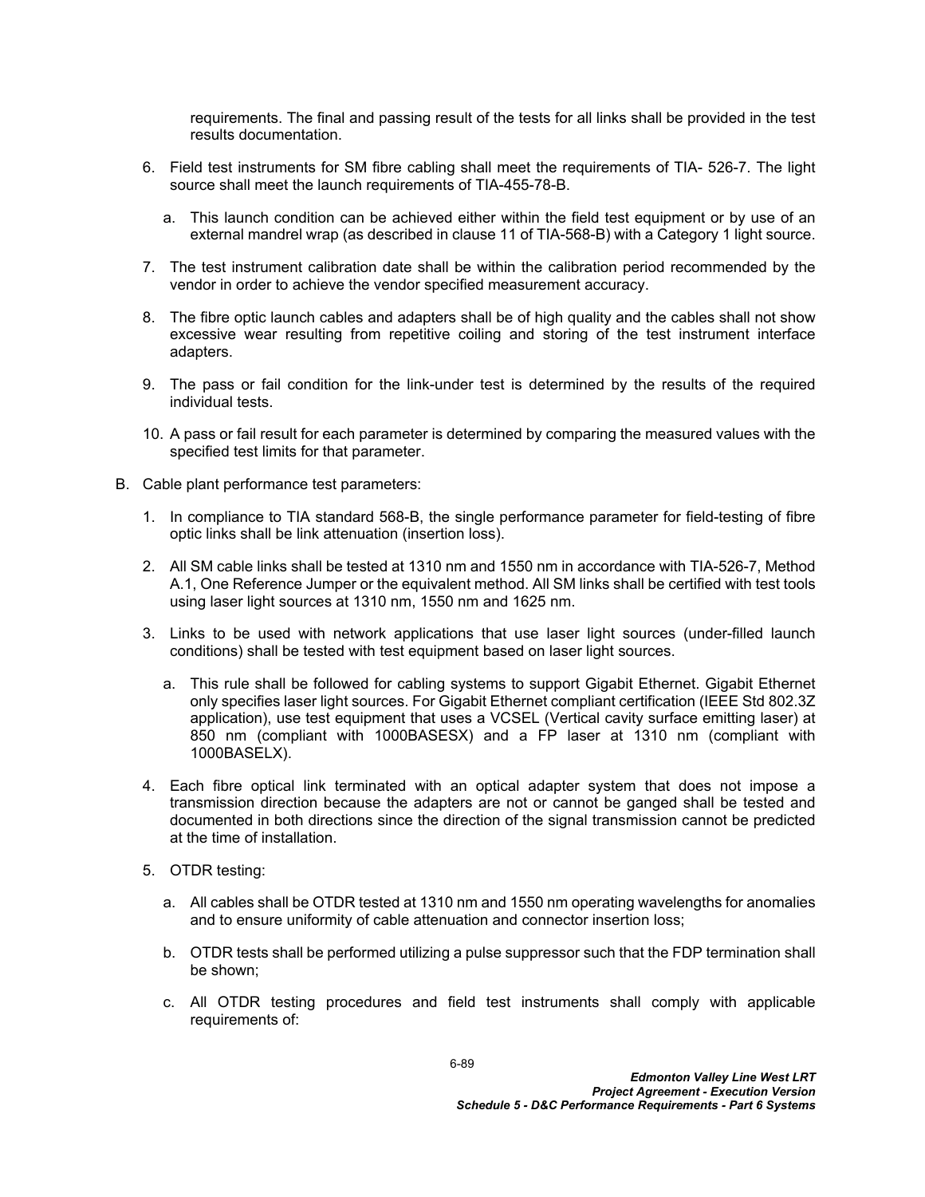requirements. The final and passing result of the tests for all links shall be provided in the test results documentation.

6. Field test instruments for SM fibre cabling shall meet the requirements of TIA- 526-7. The light source shall meet the launch requirements of TIA-455-78-B.

   a. This launch condition can be achieved either within the field test equipment or by use of an external mandrel wrap (as described in clause 11 of TIA-568-B) with a Category 1 light source.

7. The test instrument calibration date shall be within the calibration period recommended by the vendor in order to achieve the vendor specified measurement accuracy.

8. The fibre optic launch cables and adapters shall be of high quality and the cables shall not show excessive wear resulting from repetitive coiling and storing of the test instrument interface adapters.

9. The pass or fail condition for the link-under test is determined by the results of the required individual tests.

10. A pass or fail result for each parameter is determined by comparing the measured values with the specified test limits for that parameter.

B. Cable plant performance test parameters:

   1. In compliance to TIA standard 568-B, the single performance parameter for field-testing of fibre optic links shall be link attenuation (insertion loss).

   2. All SM cable links shall be tested at 1310 nm and 1550 nm in accordance with TIA-526-7, Method A.1, One Reference Jumper or the equivalent method. All SM links shall be certified with test tools using laser light sources at 1310 nm, 1550 nm and 1625 nm.

   3. Links to be used with network applications that use laser light sources (under-filled launch conditions) shall be tested with test equipment based on laser light sources.

      a. This rule shall be followed for cabling systems to support Gigabit Ethernet. Gigabit Ethernet only specifies laser light sources. For Gigabit Ethernet compliant certification (IEEE Std 802.3Z application), use test equipment that uses a VCSEL (Vertical cavity surface emitting laser) at 850 nm (compliant with 1000BASESX) and a FP laser at 1310 nm (compliant with 1000BASELX).

   4. Each fibre optical link terminated with an optical adapter system that does not impose a transmission direction because the adapters are not or cannot be ganged shall be tested and documented in both directions since the direction of the signal transmission cannot be predicted at the time of installation.

   5. OTDR testing:

      a. All cables shall be OTDR tested at 1310 nm and 1550 nm operating wavelengths for anomalies and to ensure uniformity of cable attenuation and connector insertion loss;

      b. OTDR tests shall be performed utilizing a pulse suppressor such that the FDP termination shall be shown;

      c. All OTDR testing procedures and field test instruments shall comply with applicable requirements of: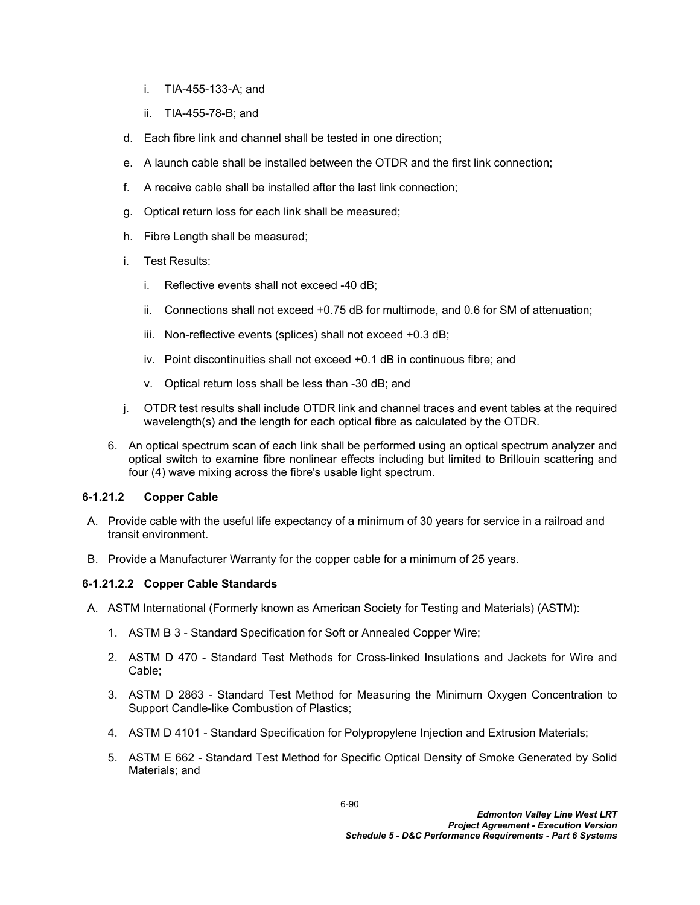i. TIA-455-133-A; and

ii. TIA-455-78-B; and

d. Each fibre link and channel shall be tested in one direction;

e. A launch cable shall be installed between the OTDR and the first link connection;

f. A receive cable shall be installed after the last link connection;

g. Optical return loss for each link shall be measured;

h. Fibre Length shall be measured;

i. Test Results:

   i. Reflective events shall not exceed -40 dB;

   ii. Connections shall not exceed +0.75 dB for multimode, and 0.6 for SM of attenuation;

   iii. Non-reflective events (splices) shall not exceed +0.3 dB;

   iv. Point discontinuities shall not exceed +0.1 dB in continuous fibre; and

   v. Optical return loss shall be less than -30 dB; and

j. OTDR test results shall include OTDR link and channel traces and event tables at the required wavelength(s) and the length for each optical fibre as calculated by the OTDR.

6. An optical spectrum scan of each link shall be performed using an optical spectrum analyzer and optical switch to examine fibre nonlinear effects including but limited to Brillouin scattering and four (4) wave mixing across the fibre's usable light spectrum.

#### 6-1.21.2 Copper Cable

A. Provide cable with the useful life expectancy of a minimum of 30 years for service in a railroad and transit environment.

B. Provide a Manufacturer Warranty for the copper cable for a minimum of 25 years.

#### 6-1.21.2.2 Copper Cable Standards

A. ASTM International (Formerly known as American Society for Testing and Materials) (ASTM):

   1. ASTM B 3 - Standard Specification for Soft or Annealed Copper Wire;

   2. ASTM D 470 - Standard Test Methods for Cross-linked Insulations and Jackets for Wire and Cable;

   3. ASTM D 2863 - Standard Test Method for Measuring the Minimum Oxygen Concentration to Support Candle-like Combustion of Plastics;

   4. ASTM D 4101 - Standard Specification for Polypropylene Injection and Extrusion Materials;

   5. ASTM E 662 - Standard Test Method for Specific Optical Density of Smoke Generated by Solid Materials; and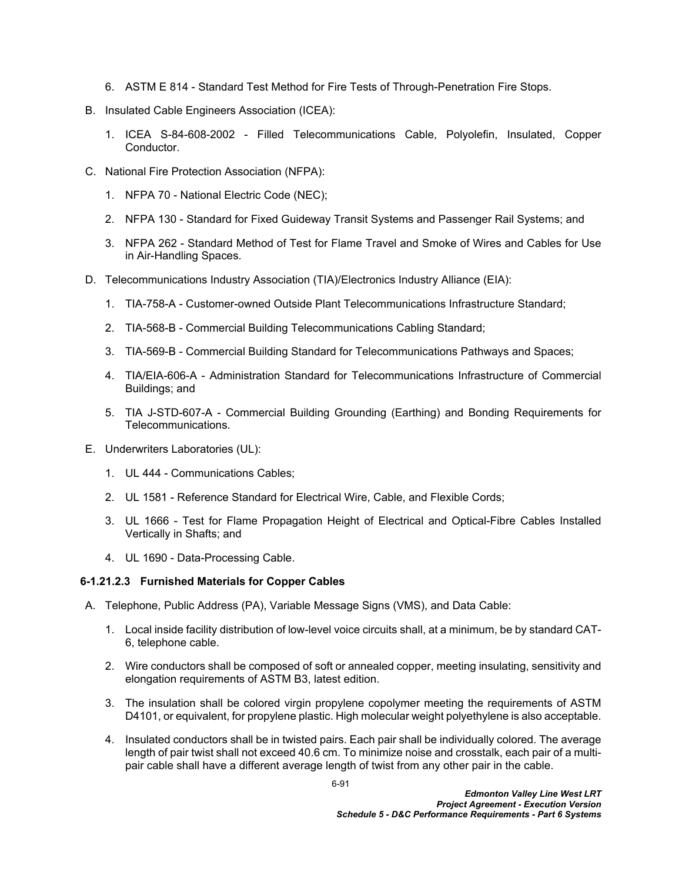6. ASTM E 814 - Standard Test Method for Fire Tests of Through-Penetration Fire Stops.

B. Insulated Cable Engineers Association (ICEA):

   1. ICEA S-84-608-2002 - Filled Telecommunications Cable, Polyolefin, Insulated, Copper Conductor.

C. National Fire Protection Association (NFPA):

   1. NFPA 70 - National Electric Code (NEC);

   2. NFPA 130 - Standard for Fixed Guideway Transit Systems and Passenger Rail Systems; and

   3. NFPA 262 - Standard Method of Test for Flame Travel and Smoke of Wires and Cables for Use in Air-Handling Spaces.

D. Telecommunications Industry Association (TIA)/Electronics Industry Alliance (EIA):

   1. TIA-758-A - Customer-owned Outside Plant Telecommunications Infrastructure Standard;

   2. TIA-568-B - Commercial Building Telecommunications Cabling Standard;

   3. TIA-569-B - Commercial Building Standard for Telecommunications Pathways and Spaces;

   4. TIA/EIA-606-A - Administration Standard for Telecommunications Infrastructure of Commercial Buildings; and

   5. TIA J-STD-607-A - Commercial Building Grounding (Earthing) and Bonding Requirements for Telecommunications.

E. Underwriters Laboratories (UL):

   1. UL 444 - Communications Cables;

   2. UL 1581 - Reference Standard for Electrical Wire, Cable, and Flexible Cords;

   3. UL 1666 - Test for Flame Propagation Height of Electrical and Optical-Fibre Cables Installed Vertically in Shafts; and

   4. UL 1690 - Data-Processing Cable.

#### 6-1.21.2.3 Furnished Materials for Copper Cables

A. Telephone, Public Address (PA), Variable Message Signs (VMS), and Data Cable:

   1. Local inside facility distribution of low-level voice circuits shall, at a minimum, be by standard CAT-6, telephone cable.

   2. Wire conductors shall be composed of soft or annealed copper, meeting insulating, sensitivity and elongation requirements of ASTM B3, latest edition.

   3. The insulation shall be colored virgin propylene copolymer meeting the requirements of ASTM D4101, or equivalent, for propylene plastic. High molecular weight polyethylene is also acceptable.

   4. Insulated conductors shall be in twisted pairs. Each pair shall be individually colored. The average length of pair twist shall not exceed 40.6 cm. To minimize noise and crosstalk, each pair of a multi-pair cable shall have a different average length of twist from any other pair in the cable.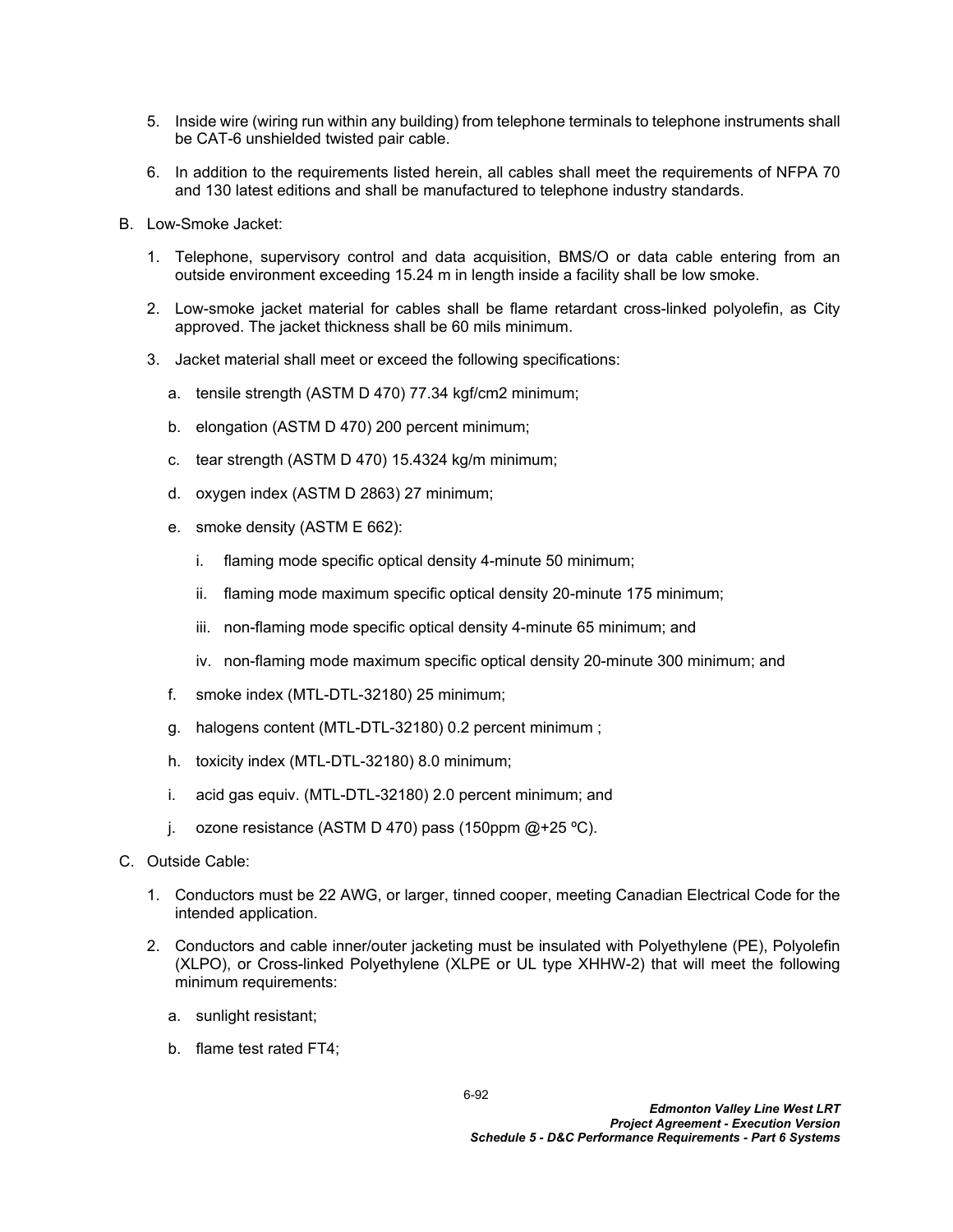5. Inside wire (wiring run within any building) from telephone terminals to telephone instruments shall be CAT-6 unshielded twisted pair cable.

6. In addition to the requirements listed herein, all cables shall meet the requirements of NFPA 70 and 130 latest editions and shall be manufactured to telephone industry standards.

B. Low-Smoke Jacket:

1. Telephone, supervisory control and data acquisition, BMS/O or data cable entering from an outside environment exceeding 15.24 m in length inside a facility shall be low smoke.

2. Low-smoke jacket material for cables shall be flame retardant cross-linked polyolefin, as City approved. The jacket thickness shall be 60 mils minimum.

3. Jacket material shall meet or exceed the following specifications:

   a. tensile strength (ASTM D 470) 77.34 kgf/cm2 minimum;

   b. elongation (ASTM D 470) 200 percent minimum;

   c. tear strength (ASTM D 470) 15.4324 kg/m minimum;

   d. oxygen index (ASTM D 2863) 27 minimum;

   e. smoke density (ASTM E 662):

      i. flaming mode specific optical density 4-minute 50 minimum;

      ii. flaming mode maximum specific optical density 20-minute 175 minimum;

      iii. non-flaming mode specific optical density 4-minute 65 minimum; and

      iv. non-flaming mode maximum specific optical density 20-minute 300 minimum; and

   f. smoke index (MTL-DTL-32180) 25 minimum;

   g. halogens content (MTL-DTL-32180) 0.2 percent minimum ;

   h. toxicity index (MTL-DTL-32180) 8.0 minimum;

   i. acid gas equiv. (MTL-DTL-32180) 2.0 percent minimum; and

   j. ozone resistance (ASTM D 470) pass (150ppm @+25 ºC).

C. Outside Cable:

1. Conductors must be 22 AWG, or larger, tinned cooper, meeting Canadian Electrical Code for the intended application.

2. Conductors and cable inner/outer jacketing must be insulated with Polyethylene (PE), Polyolefin (XLPO), or Cross-linked Polyethylene (XLPE or UL type XHHW-2) that will meet the following minimum requirements:

   a. sunlight resistant;

   b. flame test rated FT4;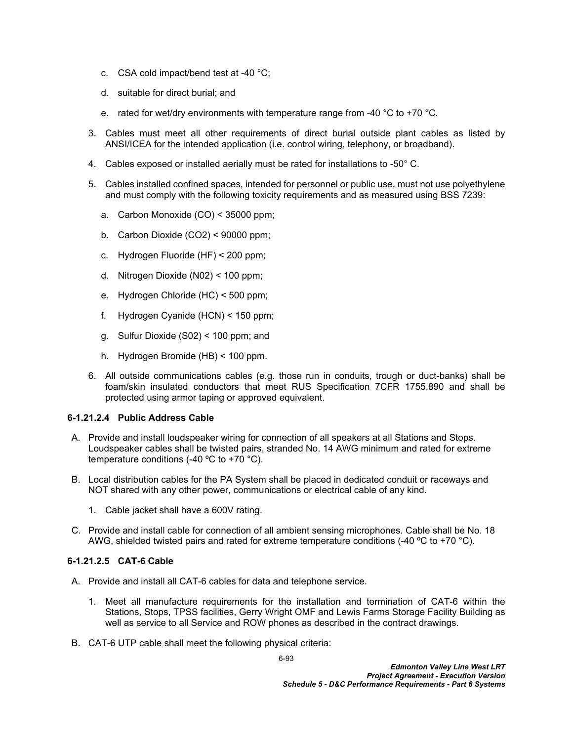c. CSA cold impact/bend test at -40 °C;

d. suitable for direct burial; and

e. rated for wet/dry environments with temperature range from -40 °C to +70 °C.

3. Cables must meet all other requirements of direct burial outside plant cables as listed by ANSI/ICEA for the intended application (i.e. control wiring, telephony, or broadband).

4. Cables exposed or installed aerially must be rated for installations to -50° C.

5. Cables installed confined spaces, intended for personnel or public use, must not use polyethylene and must comply with the following toxicity requirements and as measured using BSS 7239:

   a. Carbon Monoxide (CO) < 35000 ppm;

   b. Carbon Dioxide ($CO_2$) < 90000 ppm;

   c. Hydrogen Fluoride (HF) < 200 ppm;

   d. Nitrogen Dioxide (N02) < 100 ppm;

   e. Hydrogen Chloride (HC) < 500 ppm;

   f. Hydrogen Cyanide (HCN) < 150 ppm;

   g. Sulfur Dioxide (S02) < 100 ppm; and

   h. Hydrogen Bromide (HB) < 100 ppm.

6. All outside communications cables (e.g. those run in conduits, trough or duct-banks) shall be foam/skin insulated conductors that meet RUS Specification 7CFR 1755.890 and shall be protected using armor taping or approved equivalent.

#### 6-1.21.2.4 Public Address Cable

A. Provide and install loudspeaker wiring for connection of all speakers at all Stations and Stops. Loudspeaker cables shall be twisted pairs, stranded No. 14 AWG minimum and rated for extreme temperature conditions (-40 ºC to +70 °C).

B. Local distribution cables for the PA System shall be placed in dedicated conduit or raceways and NOT shared with any other power, communications or electrical cable of any kind.

   1. Cable jacket shall have a 600V rating.

C. Provide and install cable for connection of all ambient sensing microphones. Cable shall be No. 18 AWG, shielded twisted pairs and rated for extreme temperature conditions (-40 ºC to +70 °C).

#### 6-1.21.2.5 CAT-6 Cable

A. Provide and install all CAT-6 cables for data and telephone service.

   1. Meet all manufacture requirements for the installation and termination of CAT-6 within the Stations, Stops, TPSS facilities, Gerry Wright OMF and Lewis Farms Storage Facility Building as well as service to all Service and ROW phones as described in the contract drawings.

B. CAT-6 UTP cable shall meet the following physical criteria: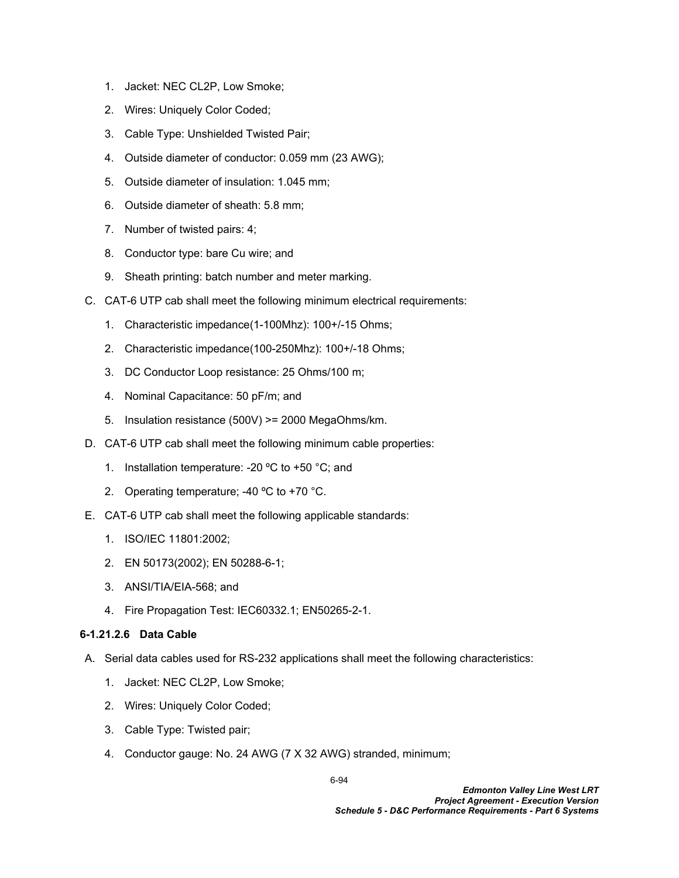1. Jacket: NEC CL2P, Low Smoke;
2. Wires: Uniquely Color Coded;
3. Cable Type: Unshielded Twisted Pair;
4. Outside diameter of conductor: 0.059 mm (23 AWG);
5. Outside diameter of insulation: 1.045 mm;
6. Outside diameter of sheath: 5.8 mm;
7. Number of twisted pairs: 4;
8. Conductor type: bare Cu wire; and
9. Sheath printing: batch number and meter marking.

C. CAT-6 UTP cab shall meet the following minimum electrical requirements:

1. Characteristic impedance(1-100Mhz): 100+/-15 Ohms;
2. Characteristic impedance(100-250Mhz): 100+/-18 Ohms;
3. DC Conductor Loop resistance: 25 Ohms/100 m;
4. Nominal Capacitance: 50 pF/m; and
5. Insulation resistance (500V) >= 2000 MegaOhms/km.

D. CAT-6 UTP cab shall meet the following minimum cable properties:

1. Installation temperature: -20 ºC to +50 °C; and
2. Operating temperature; -40 ºC to +70 °C.

E. CAT-6 UTP cab shall meet the following applicable standards:

1. ISO/IEC 11801:2002;
2. EN 50173(2002); EN 50288-6-1;
3. ANSI/TIA/EIA-568; and
4. Fire Propagation Test: IEC60332.1; EN50265-2-1.

#### 6-1.21.2.6 Data Cable

A. Serial data cables used for RS-232 applications shall meet the following characteristics:

1. Jacket: NEC CL2P, Low Smoke;
2. Wires: Uniquely Color Coded;
3. Cable Type: Twisted pair;
4. Conductor gauge: No. 24 AWG (7 X 32 AWG) stranded, minimum;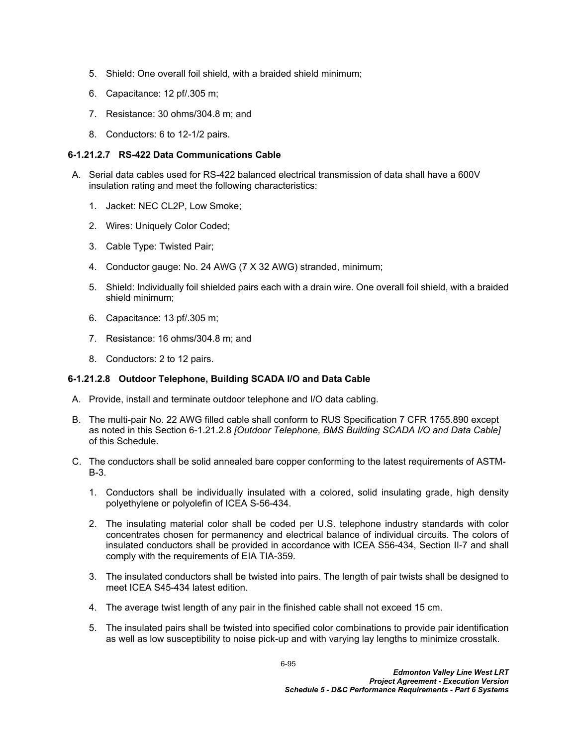5. Shield: One overall foil shield, with a braided shield minimum;

6. Capacitance: 12 pf/.305 m;

7. Resistance: 30 ohms/304.8 m; and

8. Conductors: 6 to 12-1/2 pairs.

#### 6-1.21.2.7 RS-422 Data Communications Cable

A. Serial data cables used for RS-422 balanced electrical transmission of data shall have a 600V insulation rating and meet the following characteristics:

   1. Jacket: NEC CL2P, Low Smoke;

   2. Wires: Uniquely Color Coded;

   3. Cable Type: Twisted Pair;

   4. Conductor gauge: No. 24 AWG (7 X 32 AWG) stranded, minimum;

   5. Shield: Individually foil shielded pairs each with a drain wire. One overall foil shield, with a braided shield minimum;

   6. Capacitance: 13 pf/.305 m;

   7. Resistance: 16 ohms/304.8 m; and

   8. Conductors: 2 to 12 pairs.

#### 6-1.21.2.8 Outdoor Telephone, Building SCADA I/O and Data Cable

A. Provide, install and terminate outdoor telephone and I/O data cabling.

B. The multi-pair No. 22 AWG filled cable shall conform to RUS Specification 7 CFR 1755.890 except as noted in this Section 6-1.21.2.8 *[Outdoor Telephone, BMS Building SCADA I/O and Data Cable]* of this Schedule.

C. The conductors shall be solid annealed bare copper conforming to the latest requirements of ASTM-B-3.

   1. Conductors shall be individually insulated with a colored, solid insulating grade, high density polyethylene or polyolefin of ICEA S-56-434.

   2. The insulating material color shall be coded per U.S. telephone industry standards with color concentrates chosen for permanency and electrical balance of individual circuits. The colors of insulated conductors shall be provided in accordance with ICEA S56-434, Section II-7 and shall comply with the requirements of EIA TIA-359.

   3. The insulated conductors shall be twisted into pairs. The length of pair twists shall be designed to meet ICEA S45-434 latest edition.

   4. The average twist length of any pair in the finished cable shall not exceed 15 cm.

   5. The insulated pairs shall be twisted into specified color combinations to provide pair identification as well as low susceptibility to noise pick-up and with varying lay lengths to minimize crosstalk.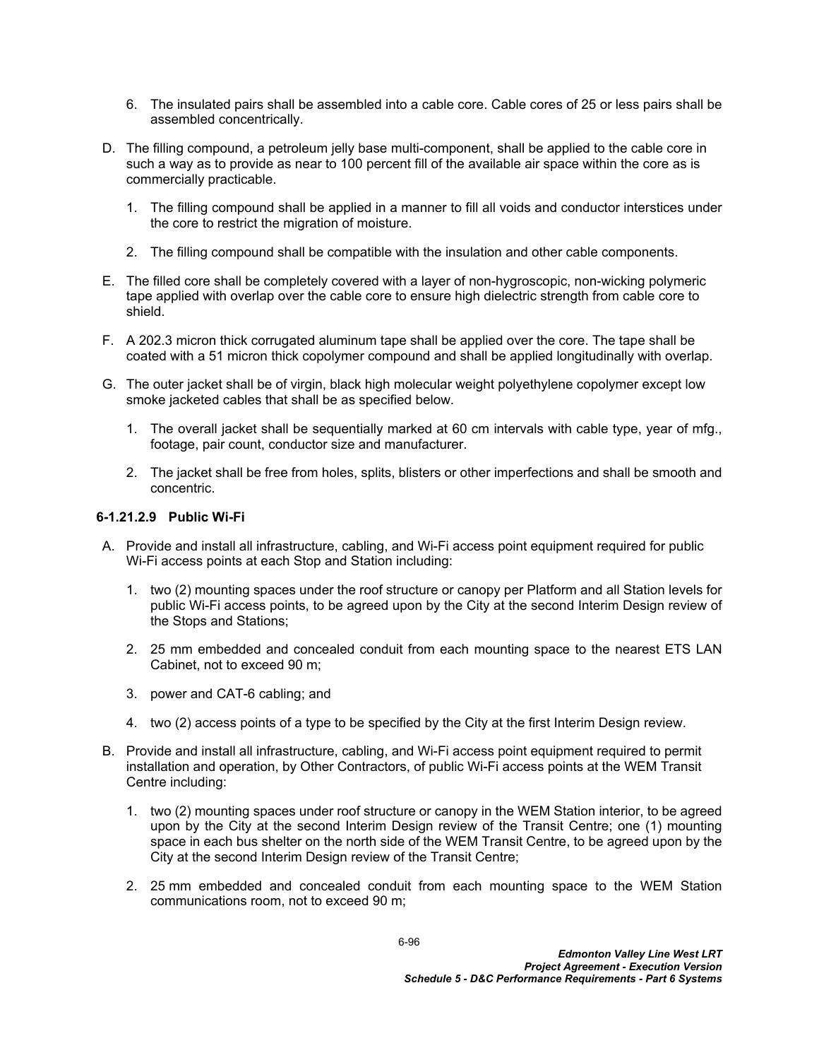6. The insulated pairs shall be assembled into a cable core. Cable cores of 25 or less pairs shall be assembled concentrically.

D. The filling compound, a petroleum jelly base multi-component, shall be applied to the cable core in such a way as to provide as near to 100 percent fill of the available air space within the core as is commercially practicable.

   1. The filling compound shall be applied in a manner to fill all voids and conductor interstices under the core to restrict the migration of moisture.

   2. The filling compound shall be compatible with the insulation and other cable components.

E. The filled core shall be completely covered with a layer of non-hygroscopic, non-wicking polymeric tape applied with overlap over the cable core to ensure high dielectric strength from cable core to shield.

F. A 202.3 micron thick corrugated aluminum tape shall be applied over the core. The tape shall be coated with a 51 micron thick copolymer compound and shall be applied longitudinally with overlap.

G. The outer jacket shall be of virgin, black high molecular weight polyethylene copolymer except low smoke jacketed cables that shall be as specified below.

   1. The overall jacket shall be sequentially marked at 60 cm intervals with cable type, year of mfg., footage, pair count, conductor size and manufacturer.

   2. The jacket shall be free from holes, splits, blisters or other imperfections and shall be smooth and concentric.

#### 6-1.21.2.9 Public Wi-Fi

A. Provide and install all infrastructure, cabling, and Wi-Fi access point equipment required for public Wi-Fi access points at each Stop and Station including:

   1. two (2) mounting spaces under the roof structure or canopy per Platform and all Station levels for public Wi-Fi access points, to be agreed upon by the City at the second Interim Design review of the Stops and Stations;

   2. 25 mm embedded and concealed conduit from each mounting space to the nearest ETS LAN Cabinet, not to exceed 90 m;

   3. power and CAT-6 cabling; and

   4. two (2) access points of a type to be specified by the City at the first Interim Design review.

B. Provide and install all infrastructure, cabling, and Wi-Fi access point equipment required to permit installation and operation, by Other Contractors, of public Wi-Fi access points at the WEM Transit Centre including:

   1. two (2) mounting spaces under roof structure or canopy in the WEM Station interior, to be agreed upon by the City at the second Interim Design review of the Transit Centre; one (1) mounting space in each bus shelter on the north side of the WEM Transit Centre, to be agreed upon by the City at the second Interim Design review of the Transit Centre;

   2. 25 mm embedded and concealed conduit from each mounting space to the WEM Station communications room, not to exceed 90 m;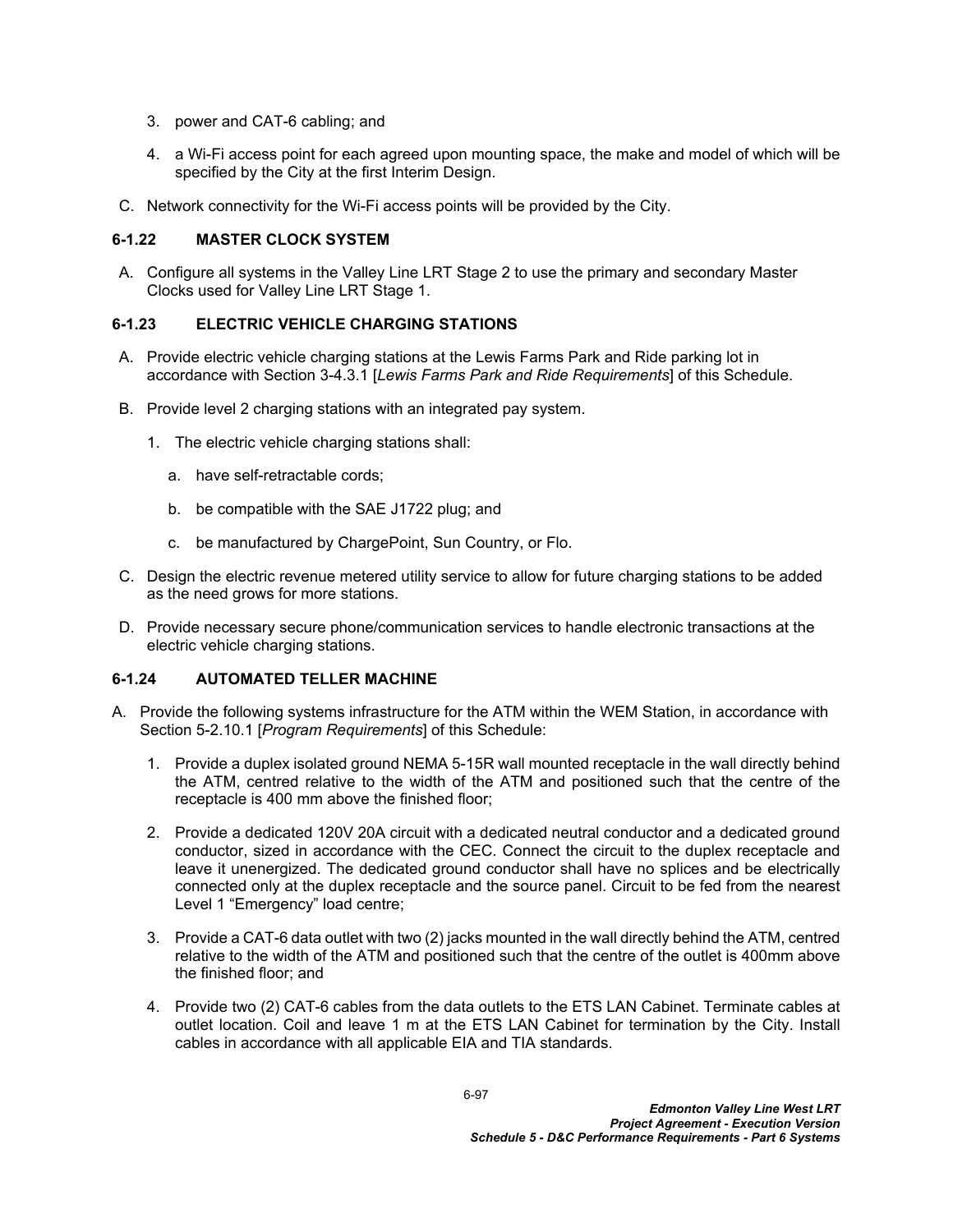3. power and CAT-6 cabling; and

4. a Wi-Fi access point for each agreed upon mounting space, the make and model of which will be specified by the City at the first Interim Design.

C. Network connectivity for the Wi-Fi access points will be provided by the City.

### 6-1.22 MASTER CLOCK SYSTEM

A. Configure all systems in the Valley Line LRT Stage 2 to use the primary and secondary Master Clocks used for Valley Line LRT Stage 1.

### 6-1.23 ELECTRIC VEHICLE CHARGING STATIONS

A. Provide electric vehicle charging stations at the Lewis Farms Park and Ride parking lot in accordance with Section 3-4.3.1 [*Lewis Farms Park and Ride Requirements*] of this Schedule.

B. Provide level 2 charging stations with an integrated pay system.

   1. The electric vehicle charging stations shall:

      a. have self-retractable cords;

      b. be compatible with the SAE J1722 plug; and

      c. be manufactured by ChargePoint, Sun Country, or Flo.

C. Design the electric revenue metered utility service to allow for future charging stations to be added as the need grows for more stations.

D. Provide necessary secure phone/communication services to handle electronic transactions at the electric vehicle charging stations.

### 6-1.24 AUTOMATED TELLER MACHINE

A. Provide the following systems infrastructure for the ATM within the WEM Station, in accordance with Section 5-2.10.1 [*Program Requirements*] of this Schedule:

   1. Provide a duplex isolated ground NEMA 5-15R wall mounted receptacle in the wall directly behind the ATM, centred relative to the width of the ATM and positioned such that the centre of the receptacle is 400 mm above the finished floor;

   2. Provide a dedicated 120V 20A circuit with a dedicated neutral conductor and a dedicated ground conductor, sized in accordance with the CEC. Connect the circuit to the duplex receptacle and leave it unenergized. The dedicated ground conductor shall have no splices and be electrically connected only at the duplex receptacle and the source panel. Circuit to be fed from the nearest Level 1 "Emergency" load centre;

   3. Provide a CAT-6 data outlet with two (2) jacks mounted in the wall directly behind the ATM, centred relative to the width of the ATM and positioned such that the centre of the outlet is 400mm above the finished floor; and

   4. Provide two (2) CAT-6 cables from the data outlets to the ETS LAN Cabinet. Terminate cables at outlet location. Coil and leave 1 m at the ETS LAN Cabinet for termination by the City. Install cables in accordance with all applicable EIA and TIA standards.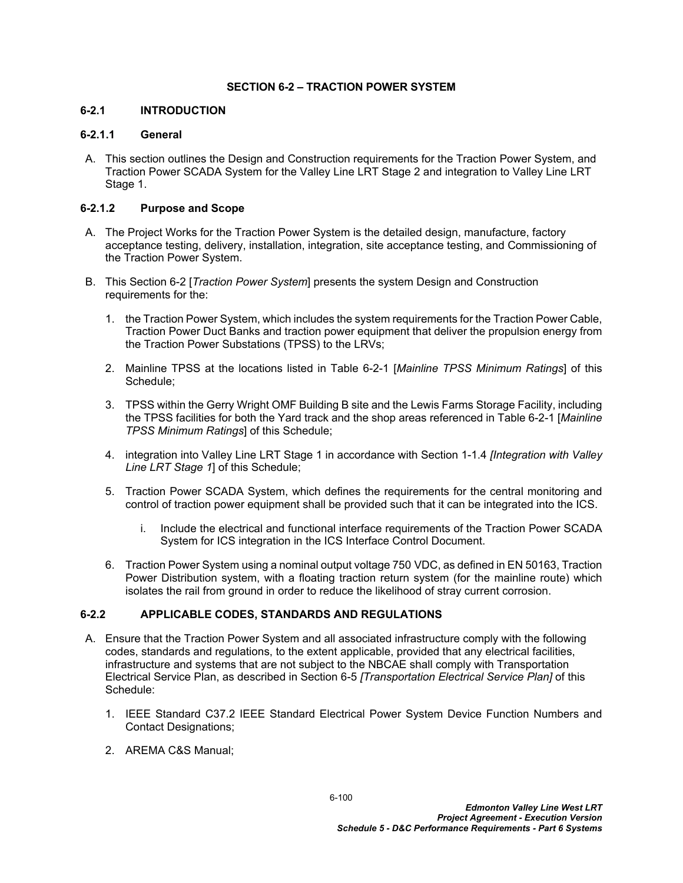# SECTION 6-2 – TRACTION POWER SYSTEM

## 6-2.1 INTRODUCTION

### 6-2.1.1 General

A. This section outlines the Design and Construction requirements for the Traction Power System, and Traction Power SCADA System for the Valley Line LRT Stage 2 and integration to Valley Line LRT Stage 1.

### 6-2.1.2 Purpose and Scope

A. The Project Works for the Traction Power System is the detailed design, manufacture, factory acceptance testing, delivery, installation, integration, site acceptance testing, and Commissioning of the Traction Power System.

B. This Section 6-2 [*Traction Power System*] presents the system Design and Construction requirements for the:

1. the Traction Power System, which includes the system requirements for the Traction Power Cable, Traction Power Duct Banks and traction power equipment that deliver the propulsion energy from the Traction Power Substations (TPSS) to the LRVs;

2. Mainline TPSS at the locations listed in Table 6-2-1 [*Mainline TPSS Minimum Ratings*] of this Schedule;

3. TPSS within the Gerry Wright OMF Building B site and the Lewis Farms Storage Facility, including the TPSS facilities for both the Yard track and the shop areas referenced in Table 6-2-1 [*Mainline TPSS Minimum Ratings*] of this Schedule;

4. integration into Valley Line LRT Stage 1 in accordance with Section 1-1.4 *[Integration with Valley Line LRT Stage 1*] of this Schedule;

5. Traction Power SCADA System, which defines the requirements for the central monitoring and control of traction power equipment shall be provided such that it can be integrated into the ICS.

   i. Include the electrical and functional interface requirements of the Traction Power SCADA System for ICS integration in the ICS Interface Control Document.

6. Traction Power System using a nominal output voltage 750 VDC, as defined in EN 50163, Traction Power Distribution system, with a floating traction return system (for the mainline route) which isolates the rail from ground in order to reduce the likelihood of stray current corrosion.

## 6-2.2 APPLICABLE CODES, STANDARDS AND REGULATIONS

A. Ensure that the Traction Power System and all associated infrastructure comply with the following codes, standards and regulations, to the extent applicable, provided that any electrical facilities, infrastructure and systems that are not subject to the NBCAE shall comply with Transportation Electrical Service Plan, as described in Section 6-5 *[Transportation Electrical Service Plan]* of this Schedule:

1. IEEE Standard C37.2 IEEE Standard Electrical Power System Device Function Numbers and Contact Designations;

2. AREMA C&S Manual;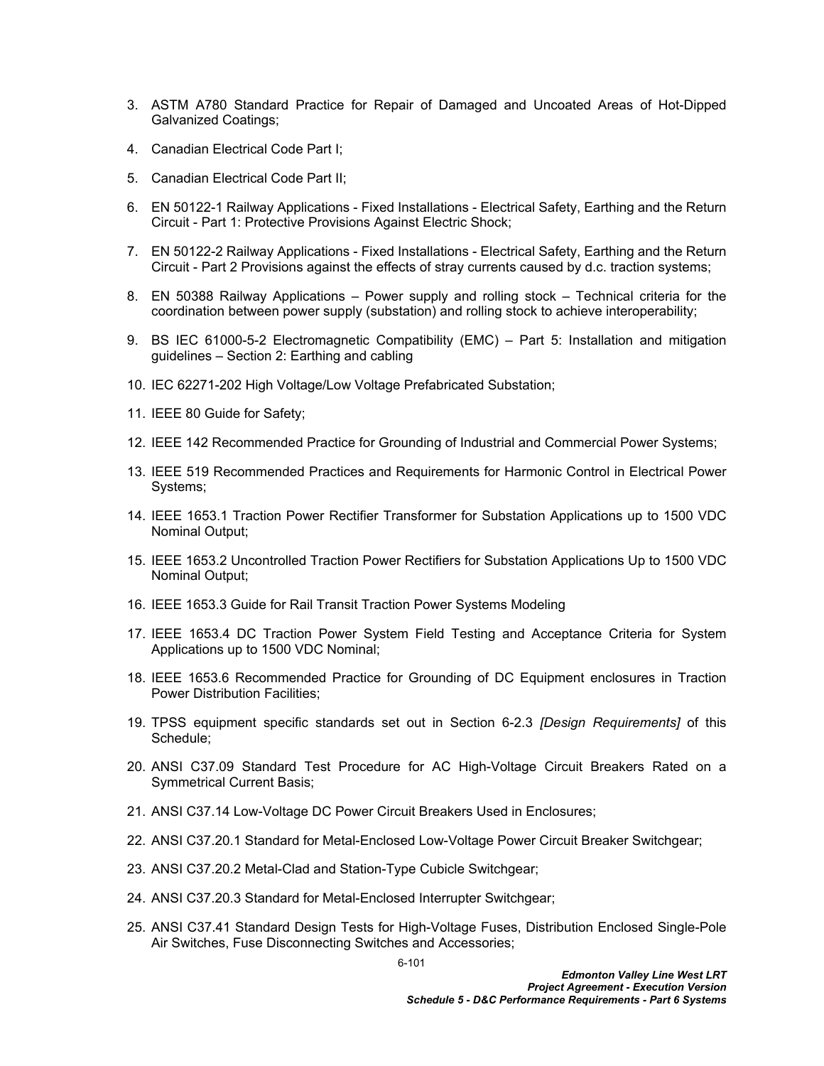3. ASTM A780 Standard Practice for Repair of Damaged and Uncoated Areas of Hot-Dipped Galvanized Coatings;

4. Canadian Electrical Code Part I;

5. Canadian Electrical Code Part II;

6. EN 50122-1 Railway Applications - Fixed Installations - Electrical Safety, Earthing and the Return Circuit - Part 1: Protective Provisions Against Electric Shock;

7. EN 50122-2 Railway Applications - Fixed Installations - Electrical Safety, Earthing and the Return Circuit - Part 2 Provisions against the effects of stray currents caused by d.c. traction systems;

8. EN 50388 Railway Applications – Power supply and rolling stock – Technical criteria for the coordination between power supply (substation) and rolling stock to achieve interoperability;

9. BS IEC 61000-5-2 Electromagnetic Compatibility (EMC) – Part 5: Installation and mitigation guidelines – Section 2: Earthing and cabling

10. IEC 62271-202 High Voltage/Low Voltage Prefabricated Substation;

11. IEEE 80 Guide for Safety;

12. IEEE 142 Recommended Practice for Grounding of Industrial and Commercial Power Systems;

13. IEEE 519 Recommended Practices and Requirements for Harmonic Control in Electrical Power Systems;

14. IEEE 1653.1 Traction Power Rectifier Transformer for Substation Applications up to 1500 VDC Nominal Output;

15. IEEE 1653.2 Uncontrolled Traction Power Rectifiers for Substation Applications Up to 1500 VDC Nominal Output;

16. IEEE 1653.3 Guide for Rail Transit Traction Power Systems Modeling

17. IEEE 1653.4 DC Traction Power System Field Testing and Acceptance Criteria for System Applications up to 1500 VDC Nominal;

18. IEEE 1653.6 Recommended Practice for Grounding of DC Equipment enclosures in Traction Power Distribution Facilities;

19. TPSS equipment specific standards set out in Section 6-2.3 *[Design Requirements]* of this Schedule;

20. ANSI C37.09 Standard Test Procedure for AC High-Voltage Circuit Breakers Rated on a Symmetrical Current Basis;

21. ANSI C37.14 Low-Voltage DC Power Circuit Breakers Used in Enclosures;

22. ANSI C37.20.1 Standard for Metal-Enclosed Low-Voltage Power Circuit Breaker Switchgear;

23. ANSI C37.20.2 Metal-Clad and Station-Type Cubicle Switchgear;

24. ANSI C37.20.3 Standard for Metal-Enclosed Interrupter Switchgear;

25. ANSI C37.41 Standard Design Tests for High-Voltage Fuses, Distribution Enclosed Single-Pole Air Switches, Fuse Disconnecting Switches and Accessories;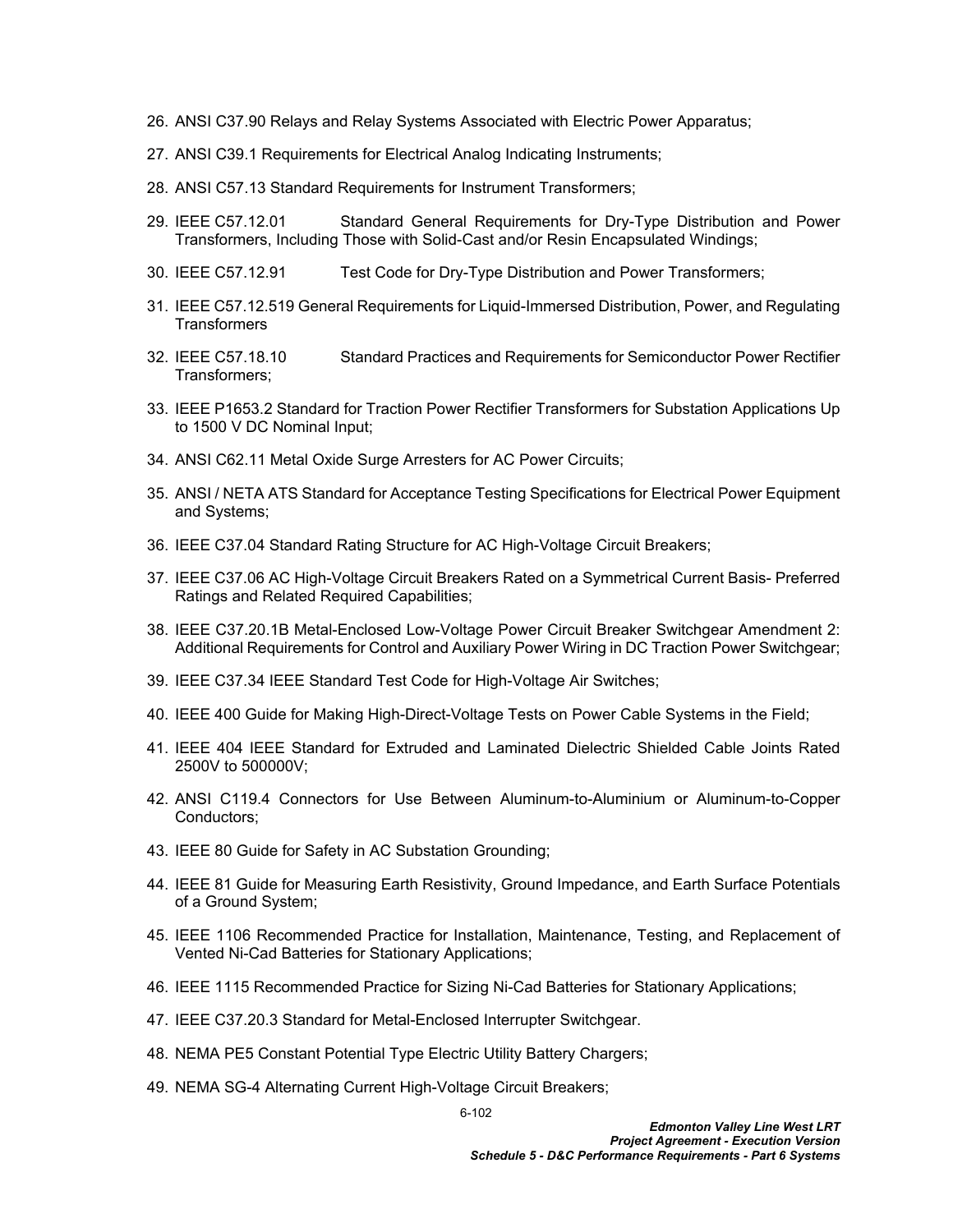26. ANSI C37.90 Relays and Relay Systems Associated with Electric Power Apparatus;
27. ANSI C39.1 Requirements for Electrical Analog Indicating Instruments;
28. ANSI C57.13 Standard Requirements for Instrument Transformers;
29. IEEE C57.12.01 Standard General Requirements for Dry-Type Distribution and Power Transformers, Including Those with Solid-Cast and/or Resin Encapsulated Windings;
30. IEEE C57.12.91 Test Code for Dry-Type Distribution and Power Transformers;
31. IEEE C57.12.519 General Requirements for Liquid-Immersed Distribution, Power, and Regulating Transformers
32. IEEE C57.18.10 Standard Practices and Requirements for Semiconductor Power Rectifier Transformers;
33. IEEE P1653.2 Standard for Traction Power Rectifier Transformers for Substation Applications Up to 1500 V DC Nominal Input;
34. ANSI C62.11 Metal Oxide Surge Arresters for AC Power Circuits;
35. ANSI / NETA ATS Standard for Acceptance Testing Specifications for Electrical Power Equipment and Systems;
36. IEEE C37.04 Standard Rating Structure for AC High-Voltage Circuit Breakers;
37. IEEE C37.06 AC High-Voltage Circuit Breakers Rated on a Symmetrical Current Basis- Preferred Ratings and Related Required Capabilities;
38. IEEE C37.20.1B Metal-Enclosed Low-Voltage Power Circuit Breaker Switchgear Amendment 2: Additional Requirements for Control and Auxiliary Power Wiring in DC Traction Power Switchgear;
39. IEEE C37.34 IEEE Standard Test Code for High-Voltage Air Switches;
40. IEEE 400 Guide for Making High-Direct-Voltage Tests on Power Cable Systems in the Field;
41. IEEE 404 IEEE Standard for Extruded and Laminated Dielectric Shielded Cable Joints Rated 2500V to 500000V;
42. ANSI C119.4 Connectors for Use Between Aluminum-to-Aluminium or Aluminum-to-Copper Conductors;
43. IEEE 80 Guide for Safety in AC Substation Grounding;
44. IEEE 81 Guide for Measuring Earth Resistivity, Ground Impedance, and Earth Surface Potentials of a Ground System;
45. IEEE 1106 Recommended Practice for Installation, Maintenance, Testing, and Replacement of Vented Ni-Cad Batteries for Stationary Applications;
46. IEEE 1115 Recommended Practice for Sizing Ni-Cad Batteries for Stationary Applications;
47. IEEE C37.20.3 Standard for Metal-Enclosed Interrupter Switchgear.
48. NEMA PE5 Constant Potential Type Electric Utility Battery Chargers;
49. NEMA SG-4 Alternating Current High-Voltage Circuit Breakers;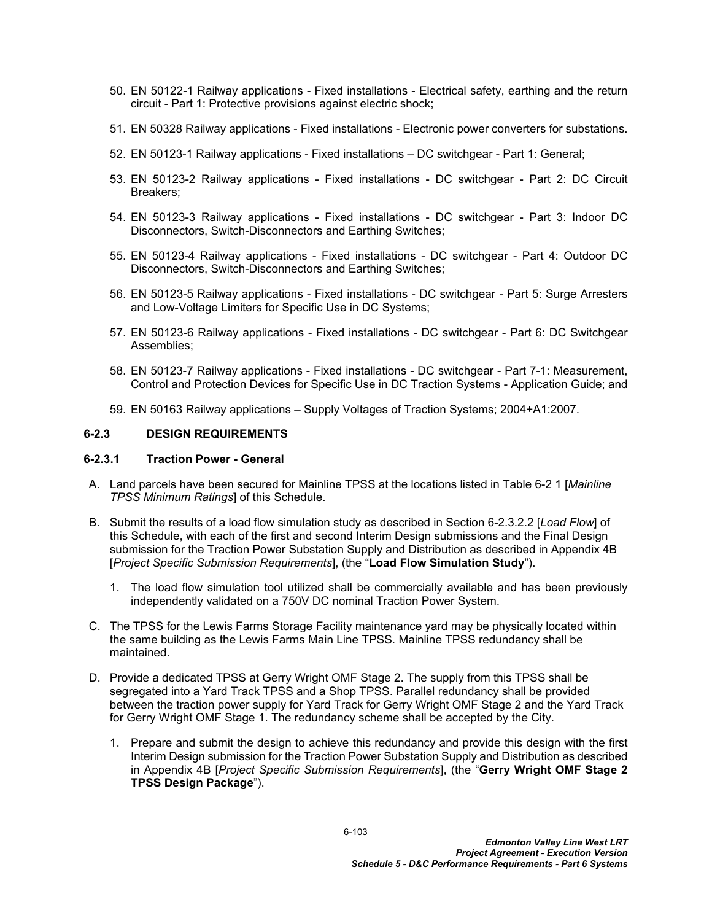50. EN 50122-1 Railway applications - Fixed installations - Electrical safety, earthing and the return circuit - Part 1: Protective provisions against electric shock;

51. EN 50328 Railway applications - Fixed installations - Electronic power converters for substations.

52. EN 50123-1 Railway applications - Fixed installations – DC switchgear - Part 1: General;

53. EN 50123-2 Railway applications - Fixed installations - DC switchgear - Part 2: DC Circuit Breakers;

54. EN 50123-3 Railway applications - Fixed installations - DC switchgear - Part 3: Indoor DC Disconnectors, Switch-Disconnectors and Earthing Switches;

55. EN 50123-4 Railway applications - Fixed installations - DC switchgear - Part 4: Outdoor DC Disconnectors, Switch-Disconnectors and Earthing Switches;

56. EN 50123-5 Railway applications - Fixed installations - DC switchgear - Part 5: Surge Arresters and Low-Voltage Limiters for Specific Use in DC Systems;

57. EN 50123-6 Railway applications - Fixed installations - DC switchgear - Part 6: DC Switchgear Assemblies;

58. EN 50123-7 Railway applications - Fixed installations - DC switchgear - Part 7-1: Measurement, Control and Protection Devices for Specific Use in DC Traction Systems - Application Guide; and

59. EN 50163 Railway applications – Supply Voltages of Traction Systems; 2004+A1:2007.

### 6-2.3 DESIGN REQUIREMENTS

#### 6-2.3.1 Traction Power - General

A. Land parcels have been secured for Mainline TPSS at the locations listed in Table 6-2 1 [*Mainline TPSS Minimum Ratings*] of this Schedule.

B. Submit the results of a load flow simulation study as described in Section 6-2.3.2.2 [*Load Flow*] of this Schedule, with each of the first and second Interim Design submissions and the Final Design submission for the Traction Power Substation Supply and Distribution as described in Appendix 4B [*Project Specific Submission Requirements*], (the "**Load Flow Simulation Study**").

   1. The load flow simulation tool utilized shall be commercially available and has been previously independently validated on a 750V DC nominal Traction Power System.

C. The TPSS for the Lewis Farms Storage Facility maintenance yard may be physically located within the same building as the Lewis Farms Main Line TPSS. Mainline TPSS redundancy shall be maintained.

D. Provide a dedicated TPSS at Gerry Wright OMF Stage 2. The supply from this TPSS shall be segregated into a Yard Track TPSS and a Shop TPSS. Parallel redundancy shall be provided between the traction power supply for Yard Track for Gerry Wright OMF Stage 2 and the Yard Track for Gerry Wright OMF Stage 1. The redundancy scheme shall be accepted by the City.

   1. Prepare and submit the design to achieve this redundancy and provide this design with the first Interim Design submission for the Traction Power Substation Supply and Distribution as described in Appendix 4B [*Project Specific Submission Requirements*], (the "**Gerry Wright OMF Stage 2 TPSS Design Package**").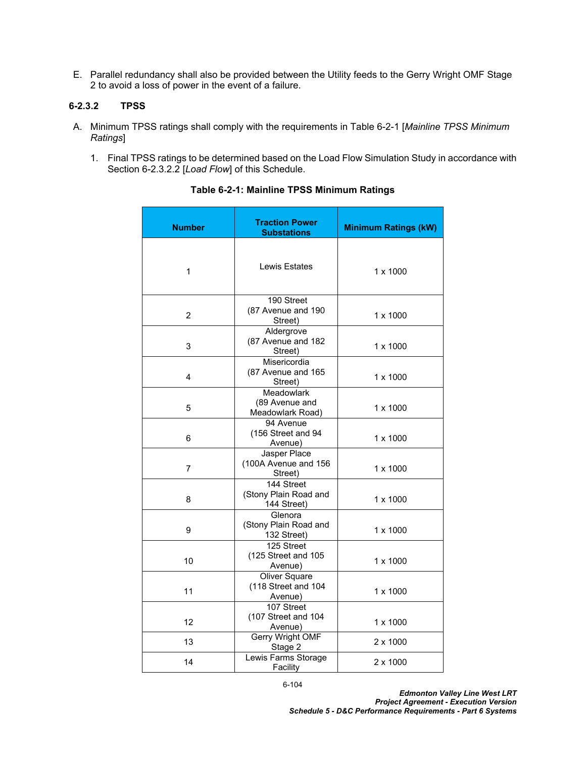E. Parallel redundancy shall also be provided between the Utility feeds to the Gerry Wright OMF Stage 2 to avoid a loss of power in the event of a failure.

#### 6-2.3.2 TPSS

A. Minimum TPSS ratings shall comply with the requirements in Table 6-2-1 [*Mainline TPSS Minimum Ratings*]

1. Final TPSS ratings to be determined based on the Load Flow Simulation Study in accordance with Section 6-2.3.2.2 [*Load Flow*] of this Schedule.

**Table 6-2-1: Mainline TPSS Minimum Ratings**

| Number | Traction Power Substations | Minimum Ratings (kW) |
|---|---|---|
| 1 | Lewis Estates | 1 x 1000 |
| 2 | 190 Street (87 Avenue and 190 Street) | 1 x 1000 |
| 3 | Aldergrove (87 Avenue and 182 Street) | 1 x 1000 |
| 4 | Misericordia (87 Avenue and 165 Street) | 1 x 1000 |
| 5 | Meadowlark (89 Avenue and Meadowlark Road) | 1 x 1000 |
| 6 | 94 Avenue (156 Street and 94 Avenue) | 1 x 1000 |
| 7 | Jasper Place (100A Avenue and 156 Street) | 1 x 1000 |
| 8 | 144 Street (Stony Plain Road and 144 Street) | 1 x 1000 |
| 9 | Glenora (Stony Plain Road and 132 Street) | 1 x 1000 |
| 10 | 125 Street (125 Street and 105 Avenue) | 1 x 1000 |
| 11 | Oliver Square (118 Street and 104 Avenue) | 1 x 1000 |
| 12 | 107 Street (107 Street and 104 Avenue) | 1 x 1000 |
| 13 | Gerry Wright OMF Stage 2 | 2 x 1000 |
| 14 | Lewis Farms Storage Facility | 2 x 1000 |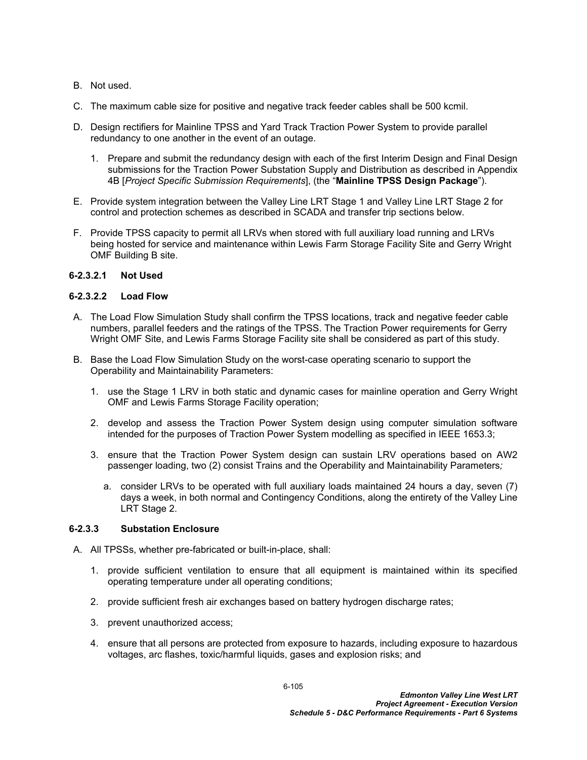B. Not used.

C. The maximum cable size for positive and negative track feeder cables shall be 500 kcmil.

D. Design rectifiers for Mainline TPSS and Yard Track Traction Power System to provide parallel redundancy to one another in the event of an outage.

   1. Prepare and submit the redundancy design with each of the first Interim Design and Final Design submissions for the Traction Power Substation Supply and Distribution as described in Appendix 4B [*Project Specific Submission Requirements*], (the "**Mainline TPSS Design Package**").

E. Provide system integration between the Valley Line LRT Stage 1 and Valley Line LRT Stage 2 for control and protection schemes as described in SCADA and transfer trip sections below.

F. Provide TPSS capacity to permit all LRVs when stored with full auxiliary load running and LRVs being hosted for service and maintenance within Lewis Farm Storage Facility Site and Gerry Wright OMF Building B site.

#### 6-2.3.2.1 Not Used

#### 6-2.3.2.2 Load Flow

A. The Load Flow Simulation Study shall confirm the TPSS locations, track and negative feeder cable numbers, parallel feeders and the ratings of the TPSS. The Traction Power requirements for Gerry Wright OMF Site, and Lewis Farms Storage Facility site shall be considered as part of this study.

B. Base the Load Flow Simulation Study on the worst-case operating scenario to support the Operability and Maintainability Parameters:

   1. use the Stage 1 LRV in both static and dynamic cases for mainline operation and Gerry Wright OMF and Lewis Farms Storage Facility operation;

   2. develop and assess the Traction Power System design using computer simulation software intended for the purposes of Traction Power System modelling as specified in IEEE 1653.3;

   3. ensure that the Traction Power System design can sustain LRV operations based on AW2 passenger loading, two (2) consist Trains and the Operability and Maintainability Parameters*;*

      a. consider LRVs to be operated with full auxiliary loads maintained 24 hours a day, seven (7) days a week, in both normal and Contingency Conditions, along the entirety of the Valley Line LRT Stage 2.

### 6-2.3.3 Substation Enclosure

A. All TPSSs, whether pre-fabricated or built-in-place, shall:

   1. provide sufficient ventilation to ensure that all equipment is maintained within its specified operating temperature under all operating conditions;

   2. provide sufficient fresh air exchanges based on battery hydrogen discharge rates;

   3. prevent unauthorized access;

   4. ensure that all persons are protected from exposure to hazards, including exposure to hazardous voltages, arc flashes, toxic/harmful liquids, gases and explosion risks; and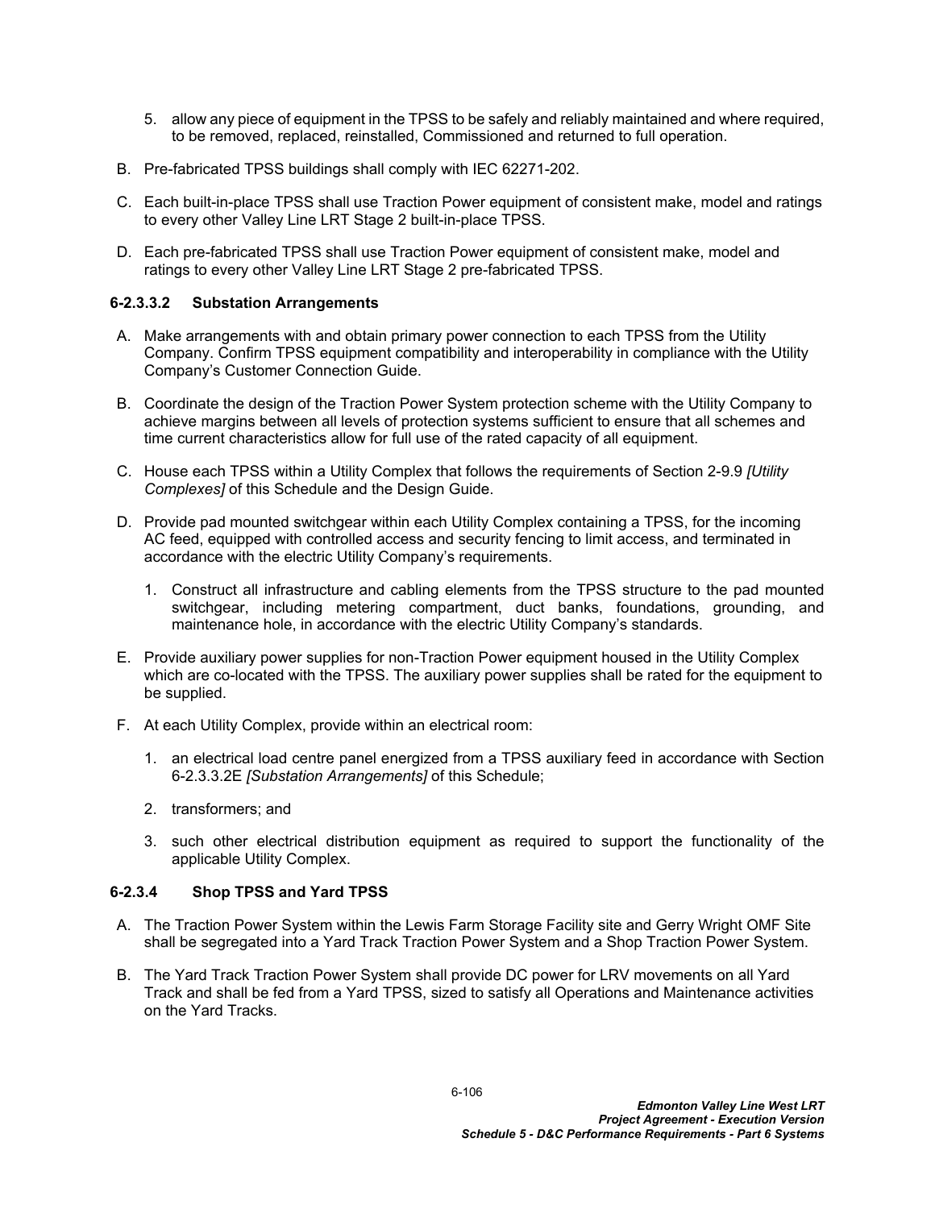5. allow any piece of equipment in the TPSS to be safely and reliably maintained and where required, to be removed, replaced, reinstalled, Commissioned and returned to full operation.

B. Pre-fabricated TPSS buildings shall comply with IEC 62271-202.

C. Each built-in-place TPSS shall use Traction Power equipment of consistent make, model and ratings to every other Valley Line LRT Stage 2 built-in-place TPSS.

D. Each pre-fabricated TPSS shall use Traction Power equipment of consistent make, model and ratings to every other Valley Line LRT Stage 2 pre-fabricated TPSS.

#### 6-2.3.3.2 Substation Arrangements

A. Make arrangements with and obtain primary power connection to each TPSS from the Utility Company. Confirm TPSS equipment compatibility and interoperability in compliance with the Utility Company's Customer Connection Guide.

B. Coordinate the design of the Traction Power System protection scheme with the Utility Company to achieve margins between all levels of protection systems sufficient to ensure that all schemes and time current characteristics allow for full use of the rated capacity of all equipment.

C. House each TPSS within a Utility Complex that follows the requirements of Section 2-9.9 *[Utility Complexes]* of this Schedule and the Design Guide.

D. Provide pad mounted switchgear within each Utility Complex containing a TPSS, for the incoming AC feed, equipped with controlled access and security fencing to limit access, and terminated in accordance with the electric Utility Company's requirements.

   1. Construct all infrastructure and cabling elements from the TPSS structure to the pad mounted switchgear, including metering compartment, duct banks, foundations, grounding, and maintenance hole, in accordance with the electric Utility Company's standards.

E. Provide auxiliary power supplies for non-Traction Power equipment housed in the Utility Complex which are co-located with the TPSS. The auxiliary power supplies shall be rated for the equipment to be supplied.

F. At each Utility Complex, provide within an electrical room:

   1. an electrical load centre panel energized from a TPSS auxiliary feed in accordance with Section 6-2.3.3.2E *[Substation Arrangements]* of this Schedule;

   2. transformers; and

   3. such other electrical distribution equipment as required to support the functionality of the applicable Utility Complex.

### 6-2.3.4 Shop TPSS and Yard TPSS

A. The Traction Power System within the Lewis Farm Storage Facility site and Gerry Wright OMF Site shall be segregated into a Yard Track Traction Power System and a Shop Traction Power System.

B. The Yard Track Traction Power System shall provide DC power for LRV movements on all Yard Track and shall be fed from a Yard TPSS, sized to satisfy all Operations and Maintenance activities on the Yard Tracks.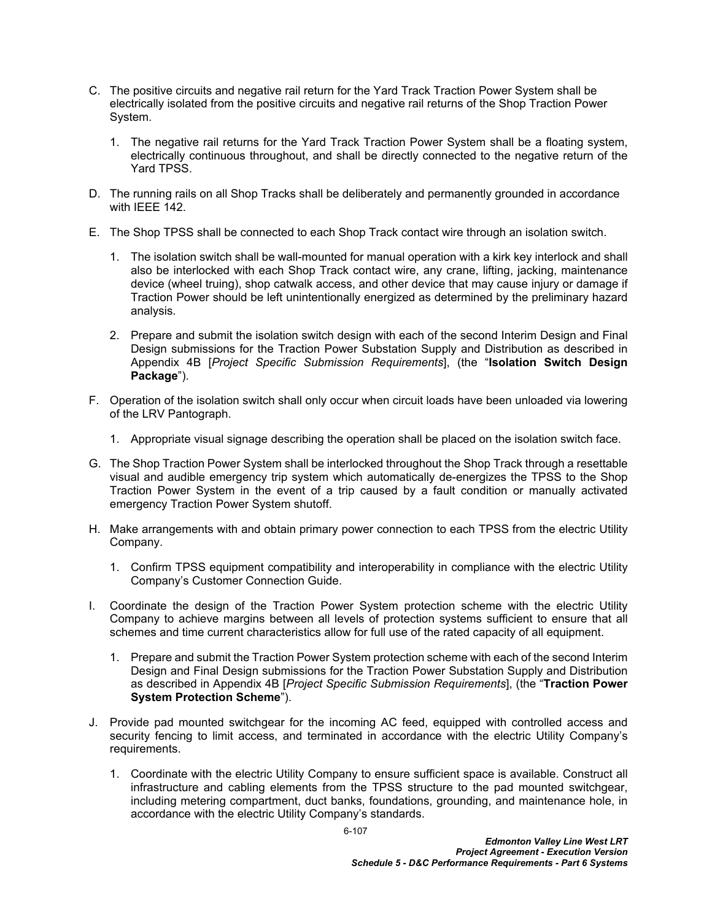C. The positive circuits and negative rail return for the Yard Track Traction Power System shall be electrically isolated from the positive circuits and negative rail returns of the Shop Traction Power System.

   1. The negative rail returns for the Yard Track Traction Power System shall be a floating system, electrically continuous throughout, and shall be directly connected to the negative return of the Yard TPSS.

D. The running rails on all Shop Tracks shall be deliberately and permanently grounded in accordance with IEEE 142.

E. The Shop TPSS shall be connected to each Shop Track contact wire through an isolation switch.

   1. The isolation switch shall be wall-mounted for manual operation with a kirk key interlock and shall also be interlocked with each Shop Track contact wire, any crane, lifting, jacking, maintenance device (wheel truing), shop catwalk access, and other device that may cause injury or damage if Traction Power should be left unintentionally energized as determined by the preliminary hazard analysis.

   2. Prepare and submit the isolation switch design with each of the second Interim Design and Final Design submissions for the Traction Power Substation Supply and Distribution as described in Appendix 4B [*Project Specific Submission Requirements*], (the "**Isolation Switch Design Package**").

F. Operation of the isolation switch shall only occur when circuit loads have been unloaded via lowering of the LRV Pantograph.

   1. Appropriate visual signage describing the operation shall be placed on the isolation switch face.

G. The Shop Traction Power System shall be interlocked throughout the Shop Track through a resettable visual and audible emergency trip system which automatically de-energizes the TPSS to the Shop Traction Power System in the event of a trip caused by a fault condition or manually activated emergency Traction Power System shutoff.

H. Make arrangements with and obtain primary power connection to each TPSS from the electric Utility Company.

   1. Confirm TPSS equipment compatibility and interoperability in compliance with the electric Utility Company's Customer Connection Guide.

I. Coordinate the design of the Traction Power System protection scheme with the electric Utility Company to achieve margins between all levels of protection systems sufficient to ensure that all schemes and time current characteristics allow for full use of the rated capacity of all equipment.

   1. Prepare and submit the Traction Power System protection scheme with each of the second Interim Design and Final Design submissions for the Traction Power Substation Supply and Distribution as described in Appendix 4B [*Project Specific Submission Requirements*], (the "**Traction Power System Protection Scheme**").

J. Provide pad mounted switchgear for the incoming AC feed, equipped with controlled access and security fencing to limit access, and terminated in accordance with the electric Utility Company's requirements.

   1. Coordinate with the electric Utility Company to ensure sufficient space is available. Construct all infrastructure and cabling elements from the TPSS structure to the pad mounted switchgear, including metering compartment, duct banks, foundations, grounding, and maintenance hole, in accordance with the electric Utility Company's standards.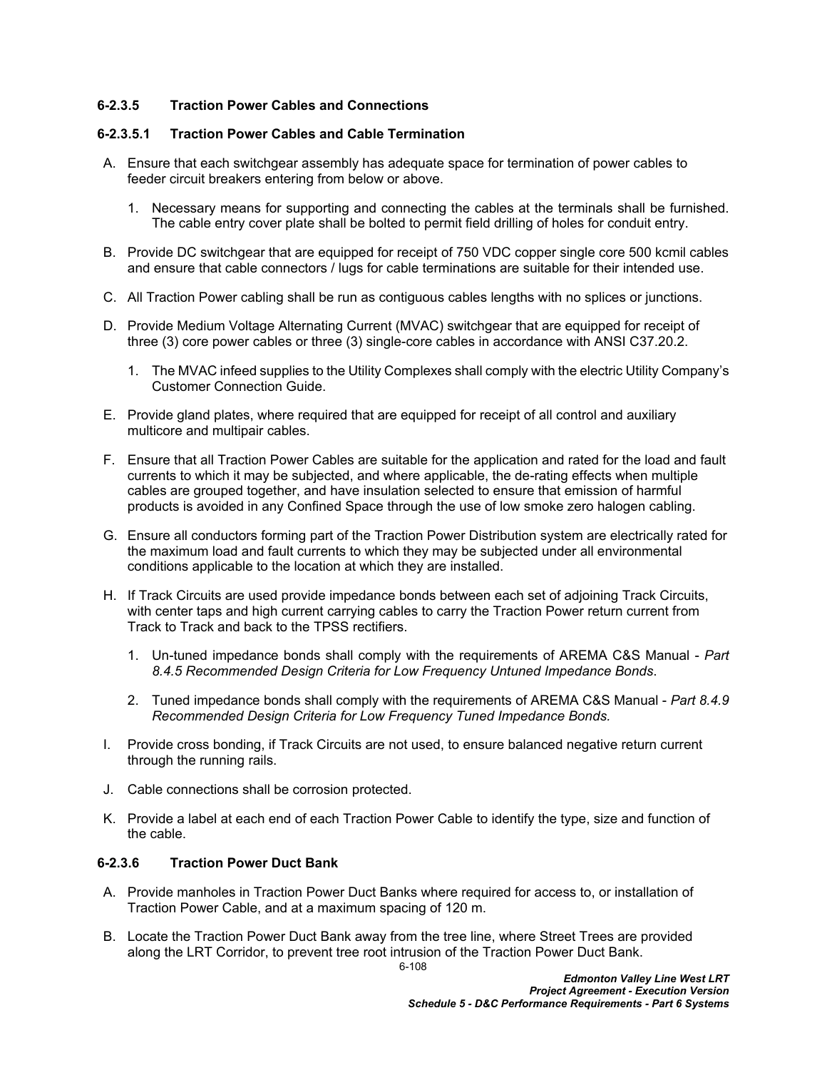### 6-2.3.5 Traction Power Cables and Connections

#### 6-2.3.5.1 Traction Power Cables and Cable Termination

A. Ensure that each switchgear assembly has adequate space for termination of power cables to feeder circuit breakers entering from below or above.

   1. Necessary means for supporting and connecting the cables at the terminals shall be furnished. The cable entry cover plate shall be bolted to permit field drilling of holes for conduit entry.

B. Provide DC switchgear that are equipped for receipt of 750 VDC copper single core 500 kcmil cables and ensure that cable connectors / lugs for cable terminations are suitable for their intended use.

C. All Traction Power cabling shall be run as contiguous cables lengths with no splices or junctions.

D. Provide Medium Voltage Alternating Current (MVAC) switchgear that are equipped for receipt of three (3) core power cables or three (3) single-core cables in accordance with ANSI C37.20.2.

   1. The MVAC infeed supplies to the Utility Complexes shall comply with the electric Utility Company's Customer Connection Guide.

E. Provide gland plates, where required that are equipped for receipt of all control and auxiliary multicore and multipair cables.

F. Ensure that all Traction Power Cables are suitable for the application and rated for the load and fault currents to which it may be subjected, and where applicable, the de-rating effects when multiple cables are grouped together, and have insulation selected to ensure that emission of harmful products is avoided in any Confined Space through the use of low smoke zero halogen cabling.

G. Ensure all conductors forming part of the Traction Power Distribution system are electrically rated for the maximum load and fault currents to which they may be subjected under all environmental conditions applicable to the location at which they are installed.

H. If Track Circuits are used provide impedance bonds between each set of adjoining Track Circuits, with center taps and high current carrying cables to carry the Traction Power return current from Track to Track and back to the TPSS rectifiers.

   1. Un-tuned impedance bonds shall comply with the requirements of AREMA C&S Manual - *Part 8.4.5 Recommended Design Criteria for Low Frequency Untuned Impedance Bonds*.

   2. Tuned impedance bonds shall comply with the requirements of AREMA C&S Manual - *Part 8.4.9 Recommended Design Criteria for Low Frequency Tuned Impedance Bonds.*

I. Provide cross bonding, if Track Circuits are not used, to ensure balanced negative return current through the running rails.

J. Cable connections shall be corrosion protected.

K. Provide a label at each end of each Traction Power Cable to identify the type, size and function of the cable.

### 6-2.3.6 Traction Power Duct Bank

A. Provide manholes in Traction Power Duct Banks where required for access to, or installation of Traction Power Cable, and at a maximum spacing of 120 m.

B. Locate the Traction Power Duct Bank away from the tree line, where Street Trees are provided along the LRT Corridor, to prevent tree root intrusion of the Traction Power Duct Bank.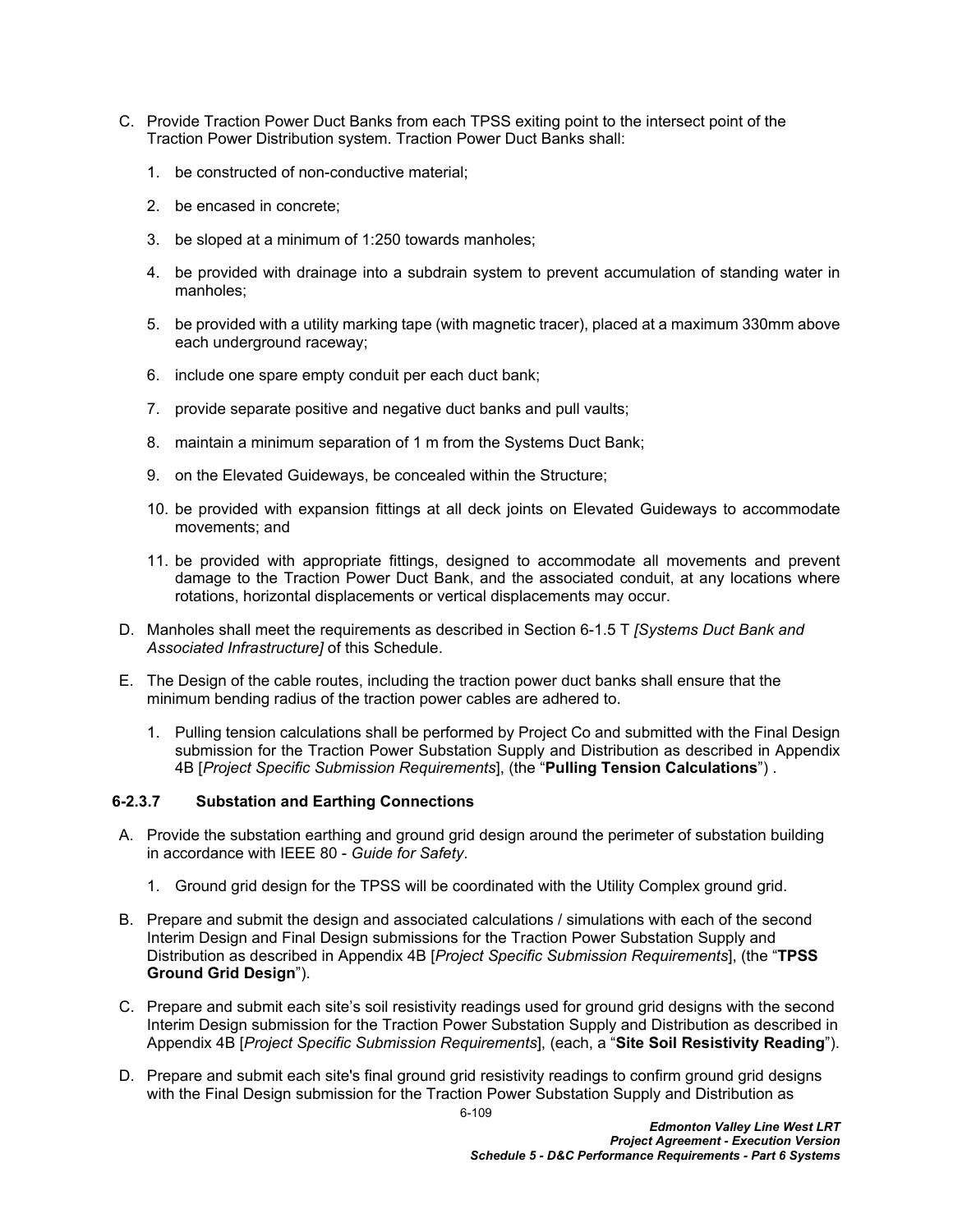C. Provide Traction Power Duct Banks from each TPSS exiting point to the intersect point of the Traction Power Distribution system. Traction Power Duct Banks shall:

   1. be constructed of non-conductive material;

   2. be encased in concrete;

   3. be sloped at a minimum of 1:250 towards manholes;

   4. be provided with drainage into a subdrain system to prevent accumulation of standing water in manholes;

   5. be provided with a utility marking tape (with magnetic tracer), placed at a maximum 330mm above each underground raceway;

   6. include one spare empty conduit per each duct bank;

   7. provide separate positive and negative duct banks and pull vaults;

   8. maintain a minimum separation of 1 m from the Systems Duct Bank;

   9. on the Elevated Guideways, be concealed within the Structure;

   10. be provided with expansion fittings at all deck joints on Elevated Guideways to accommodate movements; and

   11. be provided with appropriate fittings, designed to accommodate all movements and prevent damage to the Traction Power Duct Bank, and the associated conduit, at any locations where rotations, horizontal displacements or vertical displacements may occur.

D. Manholes shall meet the requirements as described in Section 6-1.5 T *[Systems Duct Bank and Associated Infrastructure]* of this Schedule.

E. The Design of the cable routes, including the traction power duct banks shall ensure that the minimum bending radius of the traction power cables are adhered to.

   1. Pulling tension calculations shall be performed by Project Co and submitted with the Final Design submission for the Traction Power Substation Supply and Distribution as described in Appendix 4B [*Project Specific Submission Requirements*], (the "**Pulling Tension Calculations**") .

#### 6-2.3.7 Substation and Earthing Connections

A. Provide the substation earthing and ground grid design around the perimeter of substation building in accordance with IEEE 80 - *Guide for Safety*.

   1. Ground grid design for the TPSS will be coordinated with the Utility Complex ground grid.

B. Prepare and submit the design and associated calculations / simulations with each of the second Interim Design and Final Design submissions for the Traction Power Substation Supply and Distribution as described in Appendix 4B [*Project Specific Submission Requirements*], (the "**TPSS Ground Grid Design**").

C. Prepare and submit each site's soil resistivity readings used for ground grid designs with the second Interim Design submission for the Traction Power Substation Supply and Distribution as described in Appendix 4B [*Project Specific Submission Requirements*], (each, a "**Site Soil Resistivity Reading**").

D. Prepare and submit each site's final ground grid resistivity readings to confirm ground grid designs with the Final Design submission for the Traction Power Substation Supply and Distribution as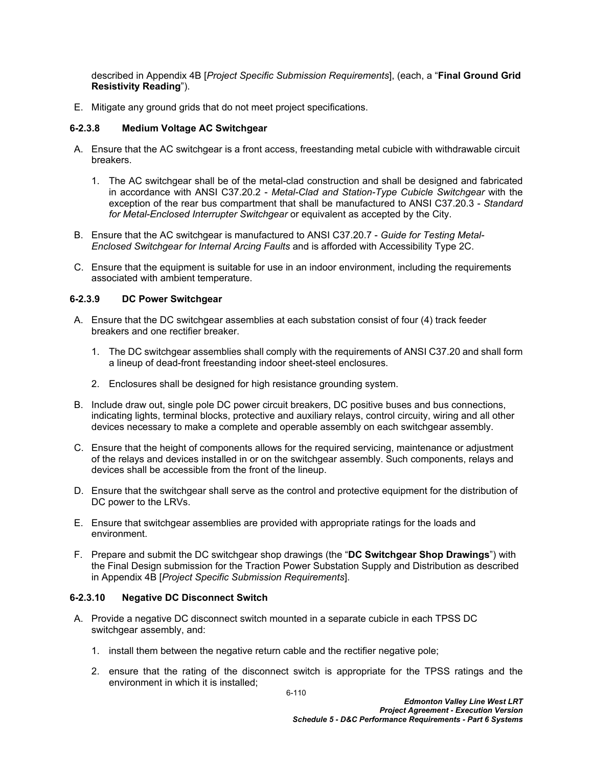described in Appendix 4B [*Project Specific Submission Requirements*], (each, a "**Final Ground Grid Resistivity Reading**").

E. Mitigate any ground grids that do not meet project specifications.

### 6-2.3.8 Medium Voltage AC Switchgear

A. Ensure that the AC switchgear is a front access, freestanding metal cubicle with withdrawable circuit breakers.

   1. The AC switchgear shall be of the metal-clad construction and shall be designed and fabricated in accordance with ANSI C37.20.2 - *Metal-Clad and Station-Type Cubicle Switchgear* with the exception of the rear bus compartment that shall be manufactured to ANSI C37.20.3 - *Standard for Metal-Enclosed Interrupter Switchgear* or equivalent as accepted by the City.

B. Ensure that the AC switchgear is manufactured to ANSI C37.20.7 - *Guide for Testing Metal-Enclosed Switchgear for Internal Arcing Faults* and is afforded with Accessibility Type 2C.

C. Ensure that the equipment is suitable for use in an indoor environment, including the requirements associated with ambient temperature.

### 6-2.3.9 DC Power Switchgear

A. Ensure that the DC switchgear assemblies at each substation consist of four (4) track feeder breakers and one rectifier breaker.

   1. The DC switchgear assemblies shall comply with the requirements of ANSI C37.20 and shall form a lineup of dead-front freestanding indoor sheet-steel enclosures.

   2. Enclosures shall be designed for high resistance grounding system.

B. Include draw out, single pole DC power circuit breakers, DC positive buses and bus connections, indicating lights, terminal blocks, protective and auxiliary relays, control circuity, wiring and all other devices necessary to make a complete and operable assembly on each switchgear assembly.

C. Ensure that the height of components allows for the required servicing, maintenance or adjustment of the relays and devices installed in or on the switchgear assembly. Such components, relays and devices shall be accessible from the front of the lineup.

D. Ensure that the switchgear shall serve as the control and protective equipment for the distribution of DC power to the LRVs.

E. Ensure that switchgear assemblies are provided with appropriate ratings for the loads and environment.

F. Prepare and submit the DC switchgear shop drawings (the "**DC Switchgear Shop Drawings**") with the Final Design submission for the Traction Power Substation Supply and Distribution as described in Appendix 4B [*Project Specific Submission Requirements*].

### 6-2.3.10 Negative DC Disconnect Switch

A. Provide a negative DC disconnect switch mounted in a separate cubicle in each TPSS DC switchgear assembly, and:

   1. install them between the negative return cable and the rectifier negative pole;

   2. ensure that the rating of the disconnect switch is appropriate for the TPSS ratings and the environment in which it is installed;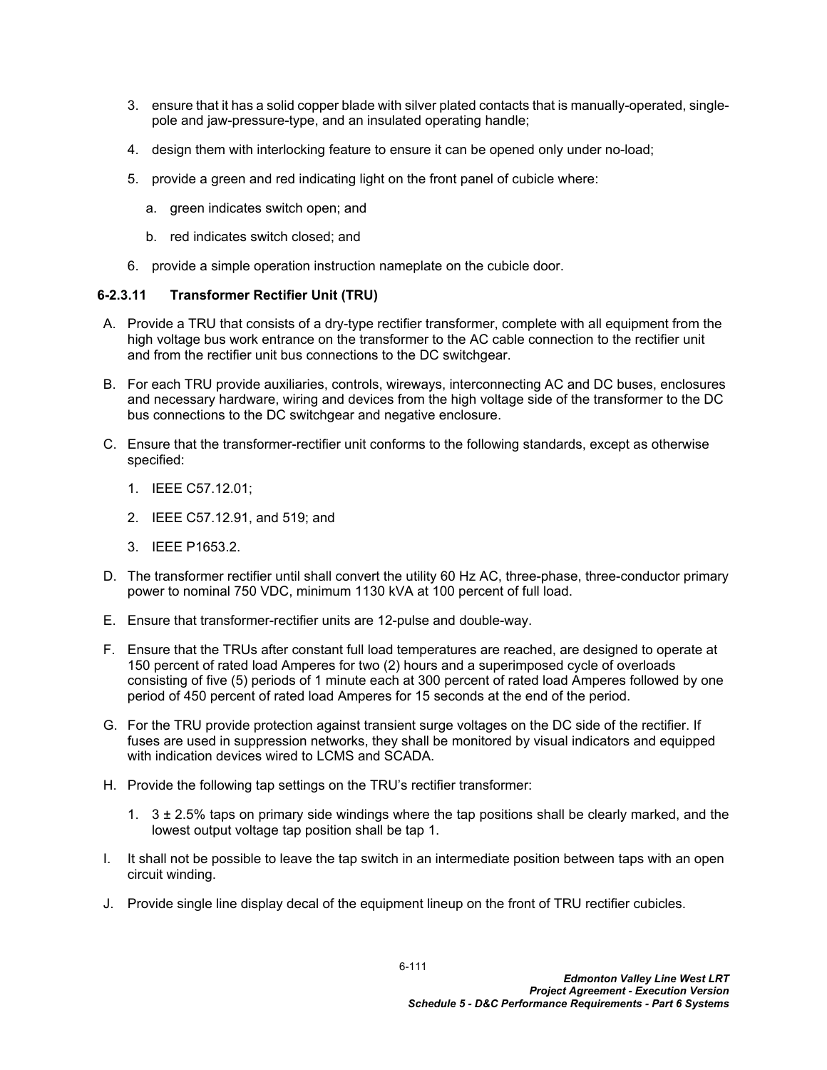3. ensure that it has a solid copper blade with silver plated contacts that is manually-operated, single-pole and jaw-pressure-type, and an insulated operating handle;

4. design them with interlocking feature to ensure it can be opened only under no-load;

5. provide a green and red indicating light on the front panel of cubicle where:

   a. green indicates switch open; and

   b. red indicates switch closed; and

6. provide a simple operation instruction nameplate on the cubicle door.

### 6-2.3.11 Transformer Rectifier Unit (TRU)

A. Provide a TRU that consists of a dry-type rectifier transformer, complete with all equipment from the high voltage bus work entrance on the transformer to the AC cable connection to the rectifier unit and from the rectifier unit bus connections to the DC switchgear.

B. For each TRU provide auxiliaries, controls, wireways, interconnecting AC and DC buses, enclosures and necessary hardware, wiring and devices from the high voltage side of the transformer to the DC bus connections to the DC switchgear and negative enclosure.

C. Ensure that the transformer-rectifier unit conforms to the following standards, except as otherwise specified:

   1. IEEE C57.12.01;

   2. IEEE C57.12.91, and 519; and

   3. IEEE P1653.2.

D. The transformer rectifier until shall convert the utility 60 Hz AC, three-phase, three-conductor primary power to nominal 750 VDC, minimum 1130 kVA at 100 percent of full load.

E. Ensure that transformer-rectifier units are 12-pulse and double-way.

F. Ensure that the TRUs after constant full load temperatures are reached, are designed to operate at 150 percent of rated load Amperes for two (2) hours and a superimposed cycle of overloads consisting of five (5) periods of 1 minute each at 300 percent of rated load Amperes followed by one period of 450 percent of rated load Amperes for 15 seconds at the end of the period.

G. For the TRU provide protection against transient surge voltages on the DC side of the rectifier. If fuses are used in suppression networks, they shall be monitored by visual indicators and equipped with indication devices wired to LCMS and SCADA.

H. Provide the following tap settings on the TRU's rectifier transformer:

   1. 3 ± 2.5% taps on primary side windings where the tap positions shall be clearly marked, and the lowest output voltage tap position shall be tap 1.

I. It shall not be possible to leave the tap switch in an intermediate position between taps with an open circuit winding.

J. Provide single line display decal of the equipment lineup on the front of TRU rectifier cubicles.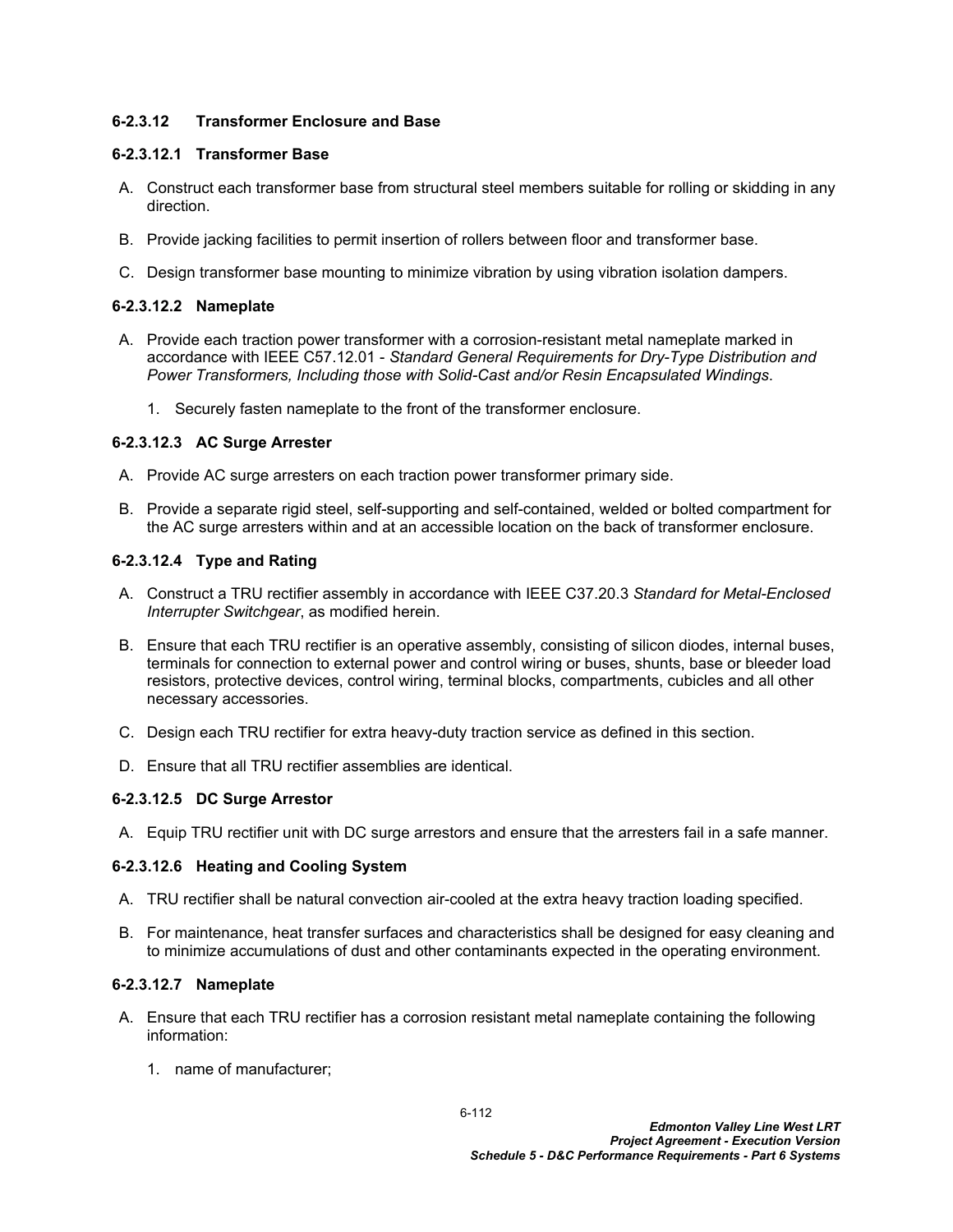#### 6-2.3.12 Transformer Enclosure and Base

##### 6-2.3.12.1 Transformer Base

A. Construct each transformer base from structural steel members suitable for rolling or skidding in any direction.

B. Provide jacking facilities to permit insertion of rollers between floor and transformer base.

C. Design transformer base mounting to minimize vibration by using vibration isolation dampers.

##### 6-2.3.12.2 Nameplate

A. Provide each traction power transformer with a corrosion-resistant metal nameplate marked in accordance with IEEE C57.12.01 - *Standard General Requirements for Dry-Type Distribution and Power Transformers, Including those with Solid-Cast and/or Resin Encapsulated Windings*.

   1. Securely fasten nameplate to the front of the transformer enclosure.

##### 6-2.3.12.3 AC Surge Arrester

A. Provide AC surge arresters on each traction power transformer primary side.

B. Provide a separate rigid steel, self-supporting and self-contained, welded or bolted compartment for the AC surge arresters within and at an accessible location on the back of transformer enclosure.

##### 6-2.3.12.4 Type and Rating

A. Construct a TRU rectifier assembly in accordance with IEEE C37.20.3 *Standard for Metal-Enclosed Interrupter Switchgear*, as modified herein.

B. Ensure that each TRU rectifier is an operative assembly, consisting of silicon diodes, internal buses, terminals for connection to external power and control wiring or buses, shunts, base or bleeder load resistors, protective devices, control wiring, terminal blocks, compartments, cubicles and all other necessary accessories.

C. Design each TRU rectifier for extra heavy-duty traction service as defined in this section.

D. Ensure that all TRU rectifier assemblies are identical.

##### 6-2.3.12.5 DC Surge Arrestor

A. Equip TRU rectifier unit with DC surge arrestors and ensure that the arresters fail in a safe manner.

##### 6-2.3.12.6 Heating and Cooling System

A. TRU rectifier shall be natural convection air-cooled at the extra heavy traction loading specified.

B. For maintenance, heat transfer surfaces and characteristics shall be designed for easy cleaning and to minimize accumulations of dust and other contaminants expected in the operating environment.

##### 6-2.3.12.7 Nameplate

A. Ensure that each TRU rectifier has a corrosion resistant metal nameplate containing the following information:

   1. name of manufacturer;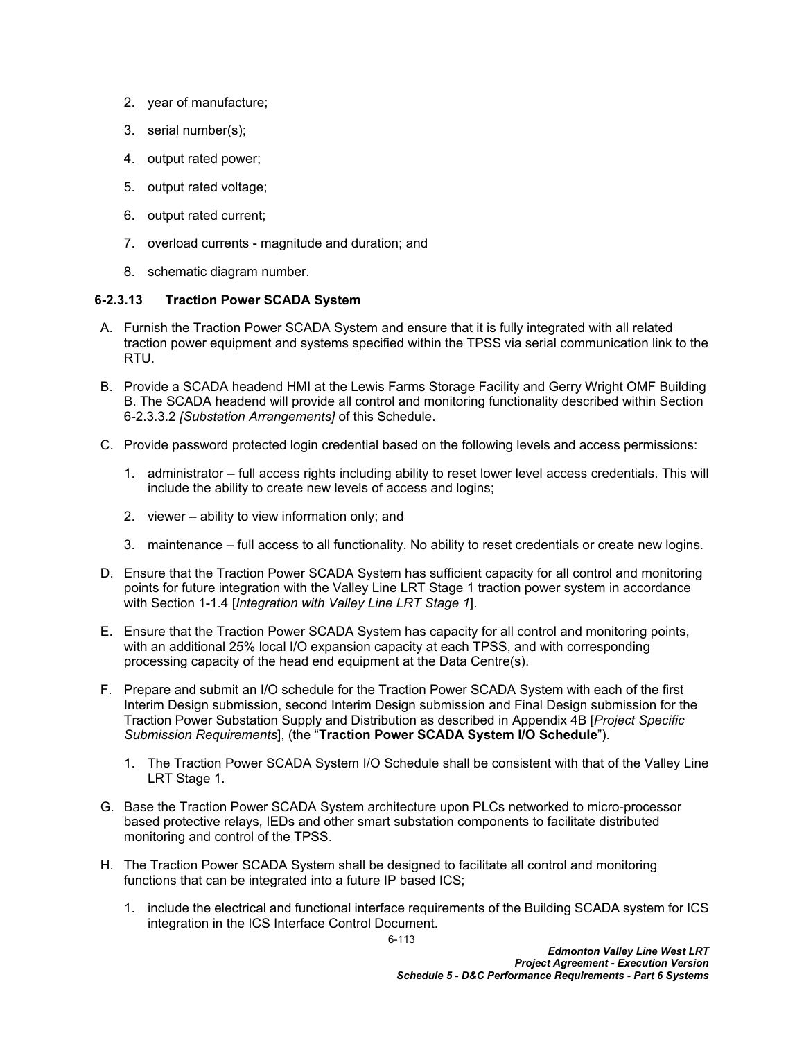2. year of manufacture;

3. serial number(s);

4. output rated power;

5. output rated voltage;

6. output rated current;

7. overload currents - magnitude and duration; and

8. schematic diagram number.

#### 6-2.3.13 Traction Power SCADA System

A. Furnish the Traction Power SCADA System and ensure that it is fully integrated with all related traction power equipment and systems specified within the TPSS via serial communication link to the RTU.

B. Provide a SCADA headend HMI at the Lewis Farms Storage Facility and Gerry Wright OMF Building B. The SCADA headend will provide all control and monitoring functionality described within Section 6-2.3.3.2 *[Substation Arrangements]* of this Schedule.

C. Provide password protected login credential based on the following levels and access permissions:

1. administrator – full access rights including ability to reset lower level access credentials. This will include the ability to create new levels of access and logins;

2. viewer – ability to view information only; and

3. maintenance – full access to all functionality. No ability to reset credentials or create new logins.

D. Ensure that the Traction Power SCADA System has sufficient capacity for all control and monitoring points for future integration with the Valley Line LRT Stage 1 traction power system in accordance with Section 1-1.4 [*Integration with Valley Line LRT Stage 1*].

E. Ensure that the Traction Power SCADA System has capacity for all control and monitoring points, with an additional 25% local I/O expansion capacity at each TPSS, and with corresponding processing capacity of the head end equipment at the Data Centre(s).

F. Prepare and submit an I/O schedule for the Traction Power SCADA System with each of the first Interim Design submission, second Interim Design submission and Final Design submission for the Traction Power Substation Supply and Distribution as described in Appendix 4B [*Project Specific Submission Requirements*], (the "**Traction Power SCADA System I/O Schedule**").

1. The Traction Power SCADA System I/O Schedule shall be consistent with that of the Valley Line LRT Stage 1.

G. Base the Traction Power SCADA System architecture upon PLCs networked to micro-processor based protective relays, IEDs and other smart substation components to facilitate distributed monitoring and control of the TPSS.

H. The Traction Power SCADA System shall be designed to facilitate all control and monitoring functions that can be integrated into a future IP based ICS;

1. include the electrical and functional interface requirements of the Building SCADA system for ICS integration in the ICS Interface Control Document.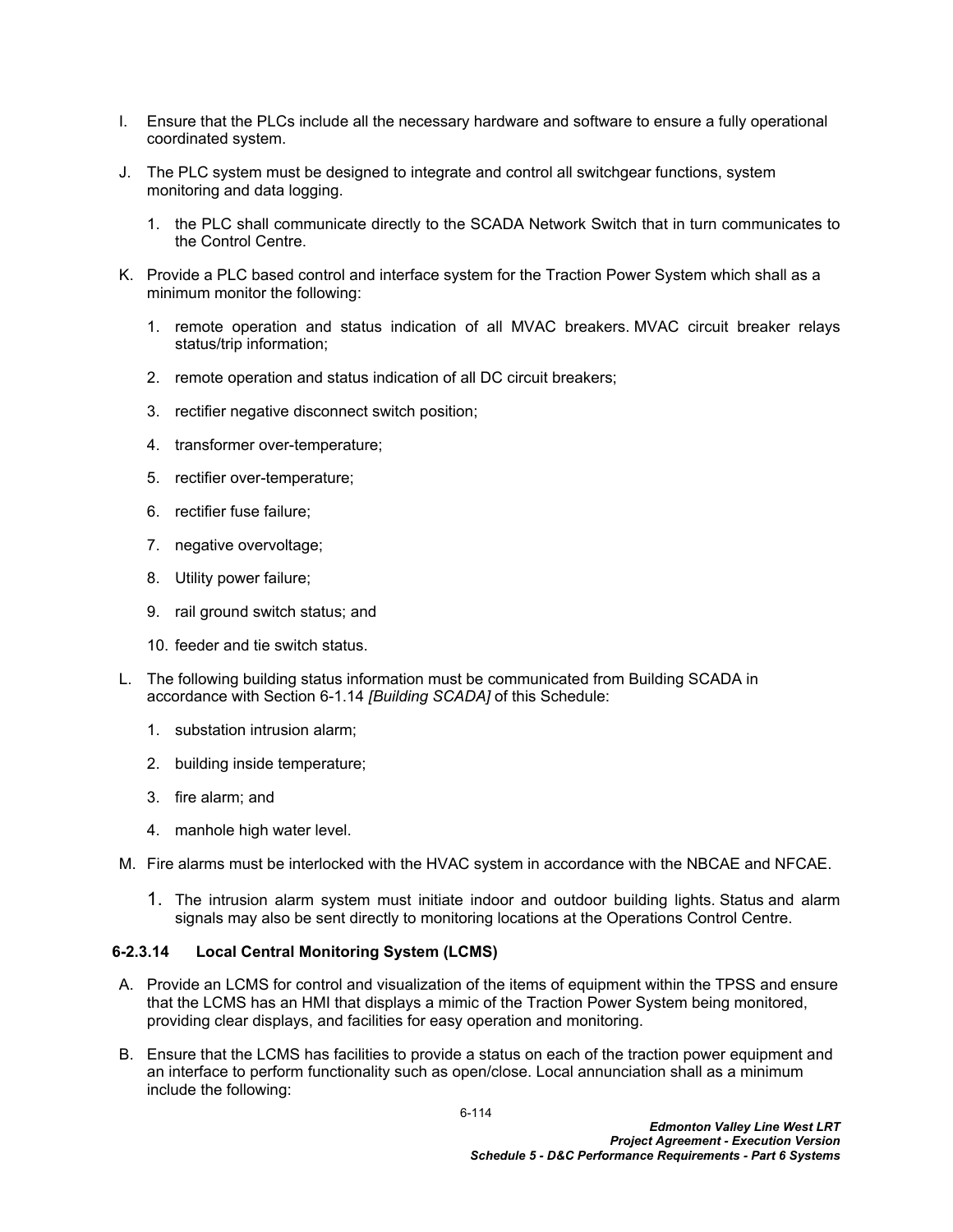I. Ensure that the PLCs include all the necessary hardware and software to ensure a fully operational coordinated system.

J. The PLC system must be designed to integrate and control all switchgear functions, system monitoring and data logging.

   1. the PLC shall communicate directly to the SCADA Network Switch that in turn communicates to the Control Centre.

K. Provide a PLC based control and interface system for the Traction Power System which shall as a minimum monitor the following:

   1. remote operation and status indication of all MVAC breakers. MVAC circuit breaker relays status/trip information;
   2. remote operation and status indication of all DC circuit breakers;
   3. rectifier negative disconnect switch position;
   4. transformer over-temperature;
   5. rectifier over-temperature;
   6. rectifier fuse failure;
   7. negative overvoltage;
   8. Utility power failure;
   9. rail ground switch status; and
   10. feeder and tie switch status.

L. The following building status information must be communicated from Building SCADA in accordance with Section 6-1.14 *[Building SCADA]* of this Schedule:

   1. substation intrusion alarm;
   2. building inside temperature;
   3. fire alarm; and
   4. manhole high water level.

M. Fire alarms must be interlocked with the HVAC system in accordance with the NBCAE and NFCAE.

   1. The intrusion alarm system must initiate indoor and outdoor building lights. Status and alarm signals may also be sent directly to monitoring locations at the Operations Control Centre.

### 6-2.3.14 Local Central Monitoring System (LCMS)

A. Provide an LCMS for control and visualization of the items of equipment within the TPSS and ensure that the LCMS has an HMI that displays a mimic of the Traction Power System being monitored, providing clear displays, and facilities for easy operation and monitoring.

B. Ensure that the LCMS has facilities to provide a status on each of the traction power equipment and an interface to perform functionality such as open/close. Local annunciation shall as a minimum include the following: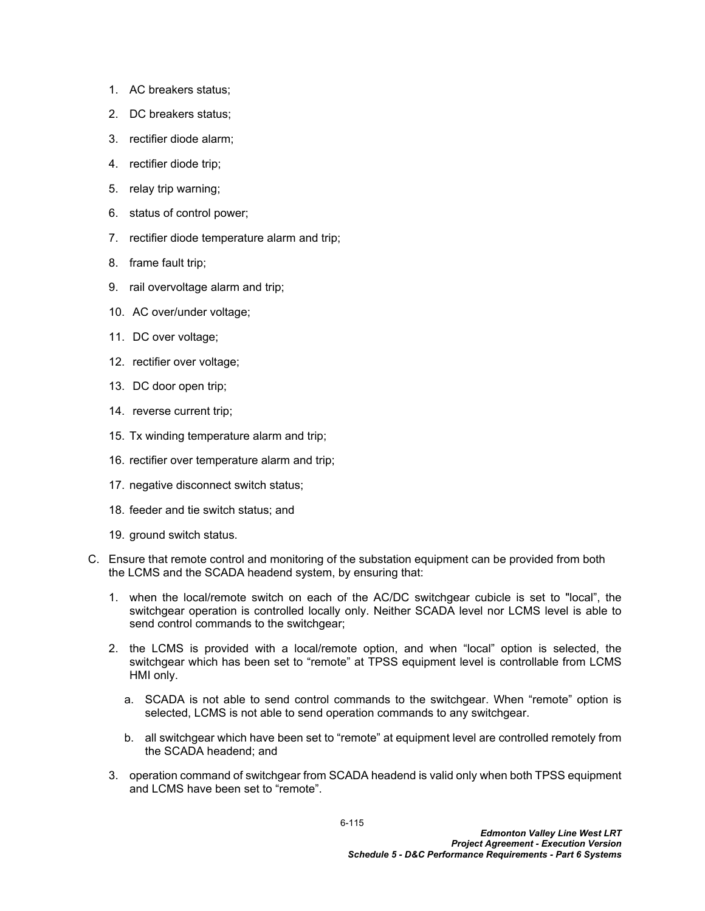1. AC breakers status;
2. DC breakers status;
3. rectifier diode alarm;
4. rectifier diode trip;
5. relay trip warning;
6. status of control power;
7. rectifier diode temperature alarm and trip;
8. frame fault trip;
9. rail overvoltage alarm and trip;
10. AC over/under voltage;
11. DC over voltage;
12. rectifier over voltage;
13. DC door open trip;
14. reverse current trip;
15. Tx winding temperature alarm and trip;
16. rectifier over temperature alarm and trip;
17. negative disconnect switch status;
18. feeder and tie switch status; and
19. ground switch status.

C. Ensure that remote control and monitoring of the substation equipment can be provided from both the LCMS and the SCADA headend system, by ensuring that:

   1. when the local/remote switch on each of the AC/DC switchgear cubicle is set to "local", the switchgear operation is controlled locally only. Neither SCADA level nor LCMS level is able to send control commands to the switchgear;

   2. the LCMS is provided with a local/remote option, and when "local" option is selected, the switchgear which has been set to "remote" at TPSS equipment level is controllable from LCMS HMI only.

      a. SCADA is not able to send control commands to the switchgear. When "remote" option is selected, LCMS is not able to send operation commands to any switchgear.

      b. all switchgear which have been set to "remote" at equipment level are controlled remotely from the SCADA headend; and

   3. operation command of switchgear from SCADA headend is valid only when both TPSS equipment and LCMS have been set to "remote".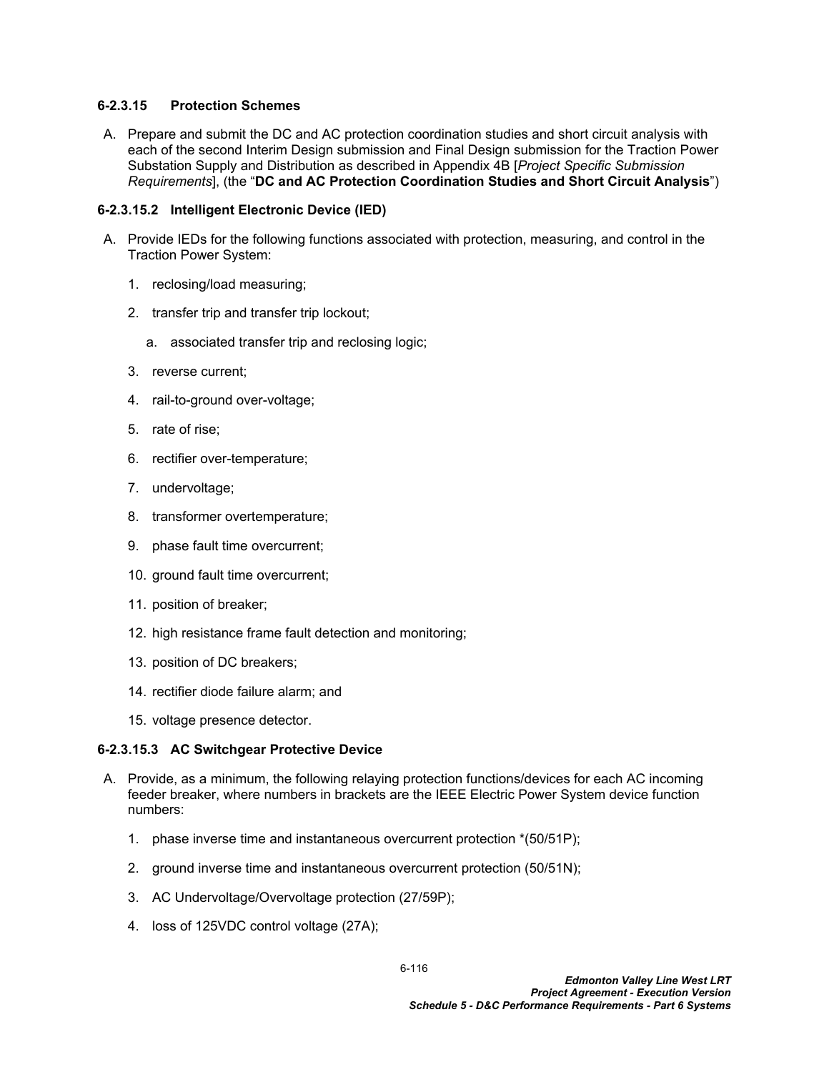#### 6-2.3.15 Protection Schemes

A. Prepare and submit the DC and AC protection coordination studies and short circuit analysis with each of the second Interim Design submission and Final Design submission for the Traction Power Substation Supply and Distribution as described in Appendix 4B [*Project Specific Submission Requirements*], (the "**DC and AC Protection Coordination Studies and Short Circuit Analysis**")

#### 6-2.3.15.2 Intelligent Electronic Device (IED)

A. Provide IEDs for the following functions associated with protection, measuring, and control in the Traction Power System:

1. reclosing/load measuring;
2. transfer trip and transfer trip lockout;
   a. associated transfer trip and reclosing logic;
3. reverse current;
4. rail-to-ground over-voltage;
5. rate of rise;
6. rectifier over-temperature;
7. undervoltage;
8. transformer overtemperature;
9. phase fault time overcurrent;
10. ground fault time overcurrent;
11. position of breaker;
12. high resistance frame fault detection and monitoring;
13. position of DC breakers;
14. rectifier diode failure alarm; and
15. voltage presence detector.

#### 6-2.3.15.3 AC Switchgear Protective Device

A. Provide, as a minimum, the following relaying protection functions/devices for each AC incoming feeder breaker, where numbers in brackets are the IEEE Electric Power System device function numbers:

1. phase inverse time and instantaneous overcurrent protection *(50/51P);
2. ground inverse time and instantaneous overcurrent protection (50/51N);
3. AC Undervoltage/Overvoltage protection (27/59P);
4. loss of 125VDC control voltage (27A);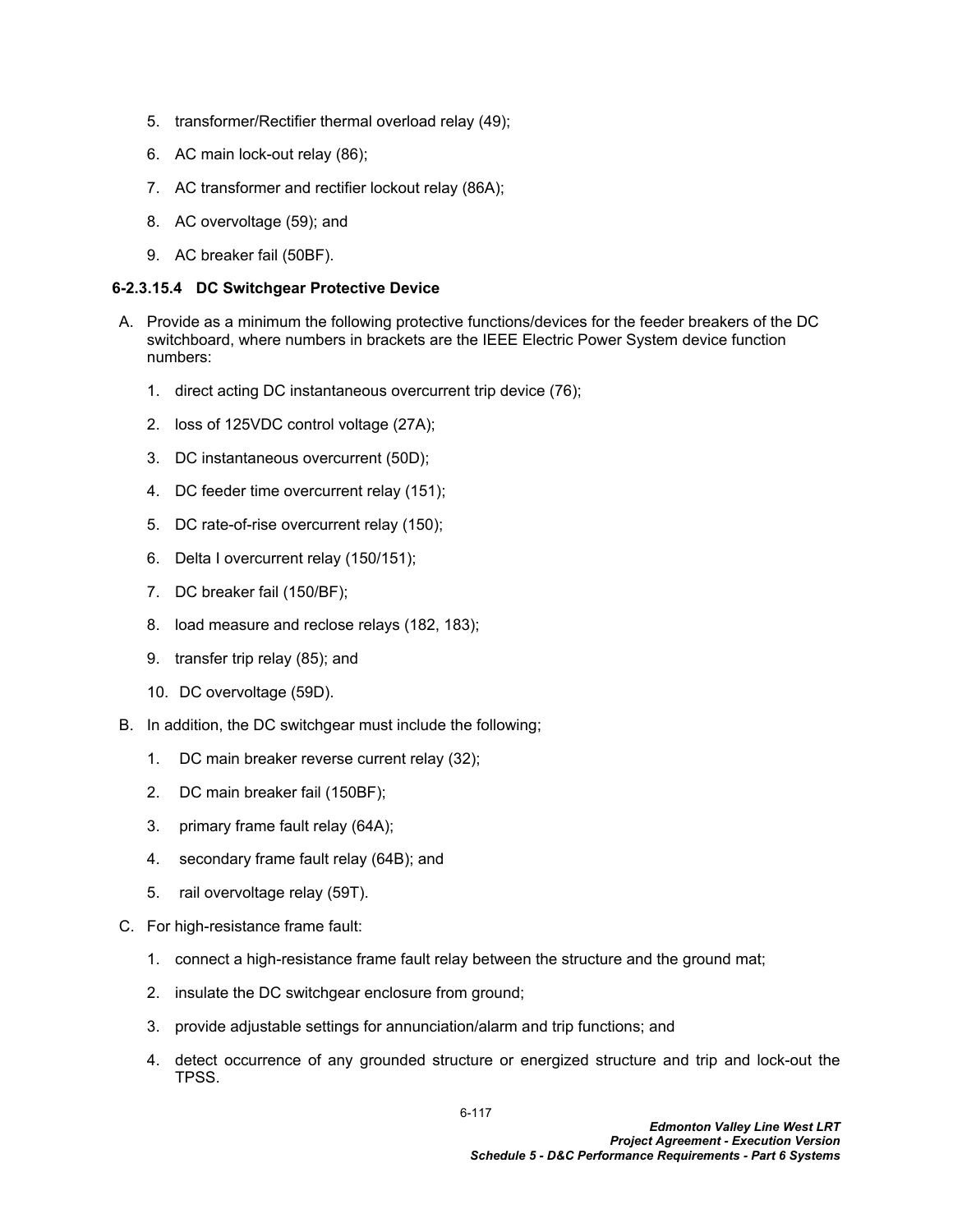5. transformer/Rectifier thermal overload relay (49);
6. AC main lock-out relay (86);
7. AC transformer and rectifier lockout relay (86A);
8. AC overvoltage (59); and
9. AC breaker fail (50BF).

#### 6-2.3.15.4 DC Switchgear Protective Device

A. Provide as a minimum the following protective functions/devices for the feeder breakers of the DC switchboard, where numbers in brackets are the IEEE Electric Power System device function numbers:

   1. direct acting DC instantaneous overcurrent trip device (76);
   2. loss of 125VDC control voltage (27A);
   3. DC instantaneous overcurrent (50D);
   4. DC feeder time overcurrent relay (151);
   5. DC rate-of-rise overcurrent relay (150);
   6. Delta I overcurrent relay (150/151);
   7. DC breaker fail (150/BF);
   8. load measure and reclose relays (182, 183);
   9. transfer trip relay (85); and
   10. DC overvoltage (59D).

B. In addition, the DC switchgear must include the following;

   1. DC main breaker reverse current relay (32);
   2. DC main breaker fail (150BF);
   3. primary frame fault relay (64A);
   4. secondary frame fault relay (64B); and
   5. rail overvoltage relay (59T).

C. For high-resistance frame fault:

   1. connect a high-resistance frame fault relay between the structure and the ground mat;
   2. insulate the DC switchgear enclosure from ground;
   3. provide adjustable settings for annunciation/alarm and trip functions; and
   4. detect occurrence of any grounded structure or energized structure and trip and lock-out the TPSS.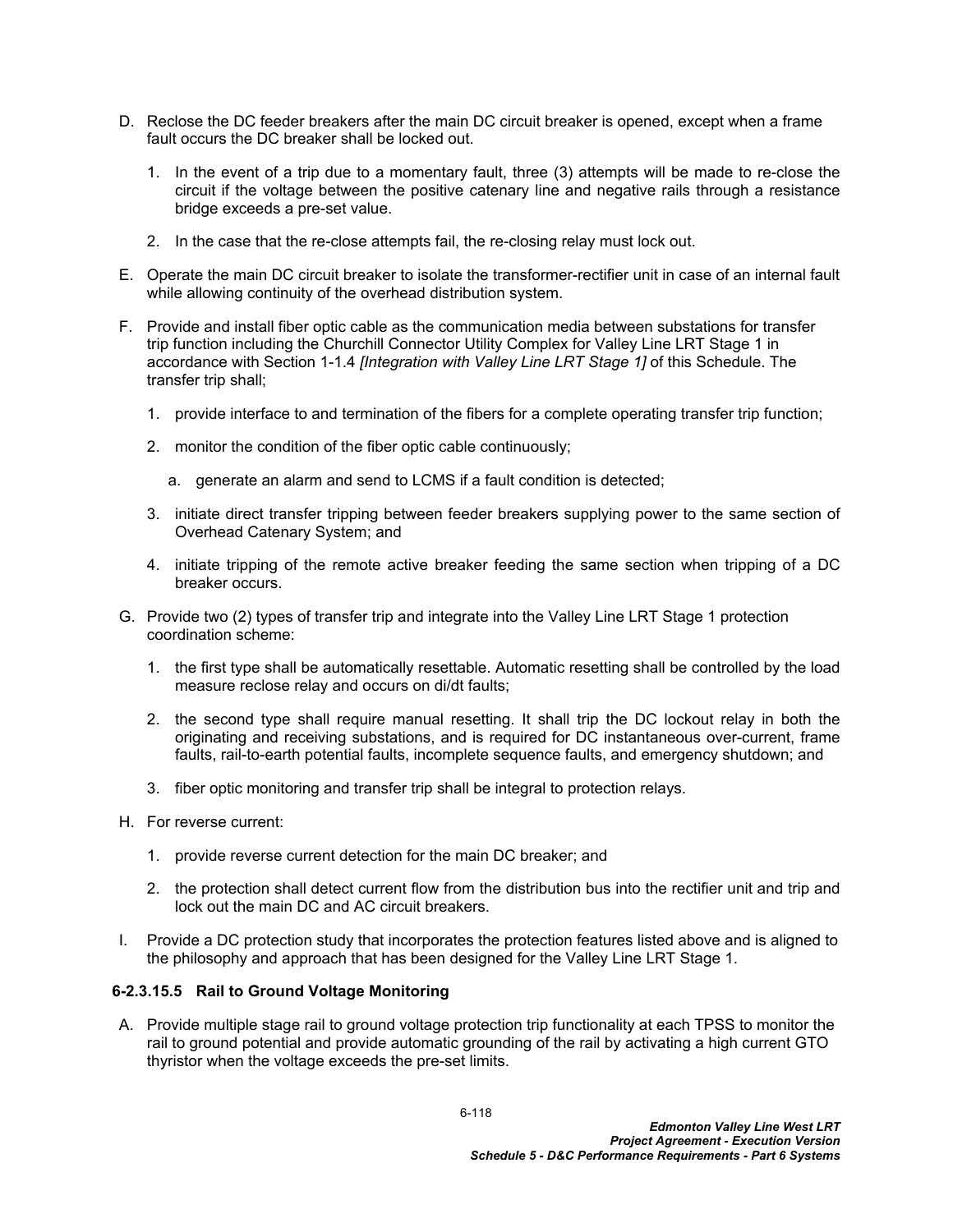D. Reclose the DC feeder breakers after the main DC circuit breaker is opened, except when a frame fault occurs the DC breaker shall be locked out.

   1. In the event of a trip due to a momentary fault, three (3) attempts will be made to re-close the circuit if the voltage between the positive catenary line and negative rails through a resistance bridge exceeds a pre-set value.

   2. In the case that the re-close attempts fail, the re-closing relay must lock out.

E. Operate the main DC circuit breaker to isolate the transformer-rectifier unit in case of an internal fault while allowing continuity of the overhead distribution system.

F. Provide and install fiber optic cable as the communication media between substations for transfer trip function including the Churchill Connector Utility Complex for Valley Line LRT Stage 1 in accordance with Section 1-1.4 *[Integration with Valley Line LRT Stage 1]* of this Schedule. The transfer trip shall;

   1. provide interface to and termination of the fibers for a complete operating transfer trip function;

   2. monitor the condition of the fiber optic cable continuously;

      a. generate an alarm and send to LCMS if a fault condition is detected;

   3. initiate direct transfer tripping between feeder breakers supplying power to the same section of Overhead Catenary System; and

   4. initiate tripping of the remote active breaker feeding the same section when tripping of a DC breaker occurs.

G. Provide two (2) types of transfer trip and integrate into the Valley Line LRT Stage 1 protection coordination scheme:

   1. the first type shall be automatically resettable. Automatic resetting shall be controlled by the load measure reclose relay and occurs on di/dt faults;

   2. the second type shall require manual resetting. It shall trip the DC lockout relay in both the originating and receiving substations, and is required for DC instantaneous over-current, frame faults, rail-to-earth potential faults, incomplete sequence faults, and emergency shutdown; and

   3. fiber optic monitoring and transfer trip shall be integral to protection relays.

H. For reverse current:

   1. provide reverse current detection for the main DC breaker; and

   2. the protection shall detect current flow from the distribution bus into the rectifier unit and trip and lock out the main DC and AC circuit breakers.

I. Provide a DC protection study that incorporates the protection features listed above and is aligned to the philosophy and approach that has been designed for the Valley Line LRT Stage 1.

#### 6-2.3.15.5 Rail to Ground Voltage Monitoring

A. Provide multiple stage rail to ground voltage protection trip functionality at each TPSS to monitor the rail to ground potential and provide automatic grounding of the rail by activating a high current GTO thyristor when the voltage exceeds the pre-set limits.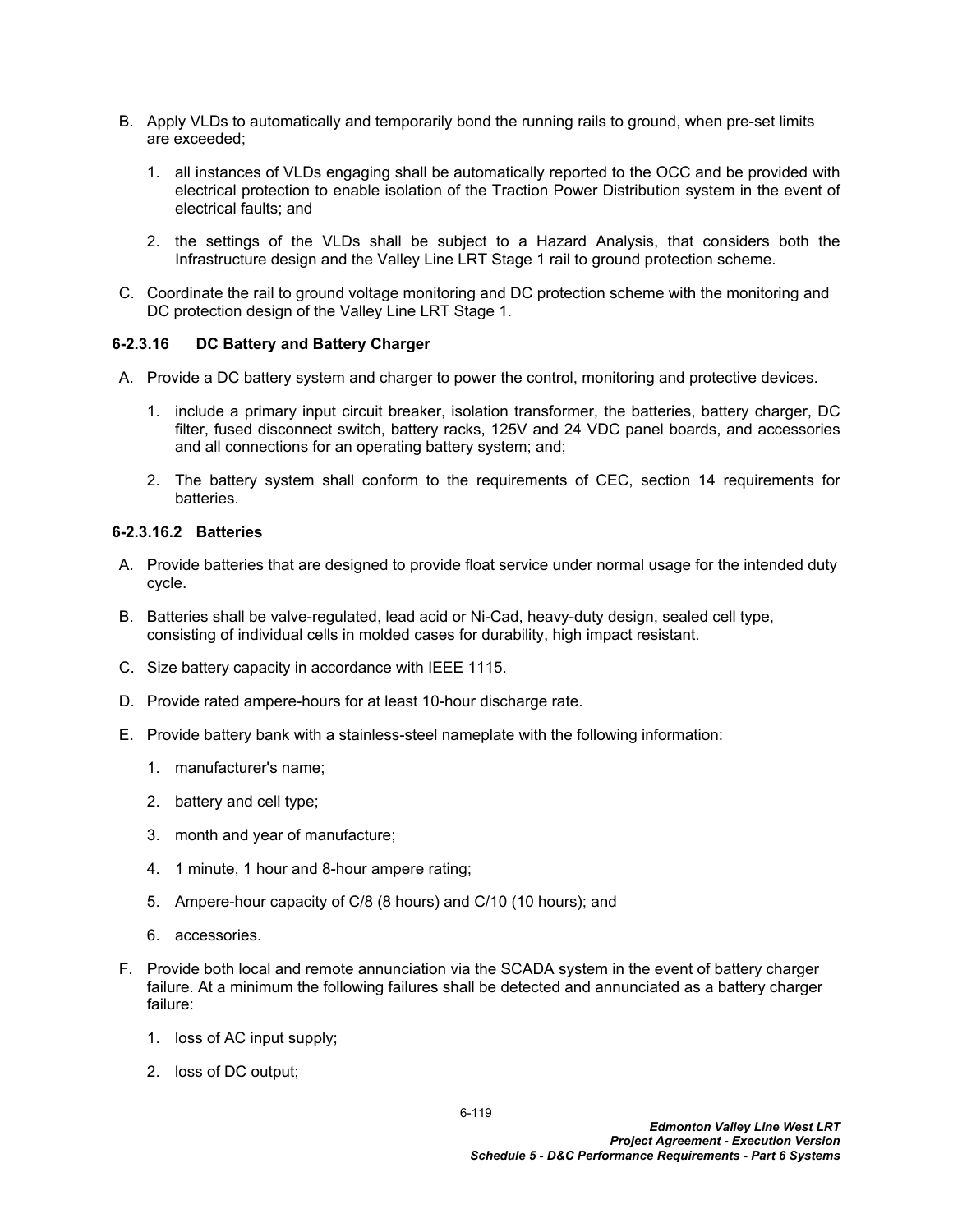B. Apply VLDs to automatically and temporarily bond the running rails to ground, when pre-set limits are exceeded;

1. all instances of VLDs engaging shall be automatically reported to the OCC and be provided with electrical protection to enable isolation of the Traction Power Distribution system in the event of electrical faults; and

2. the settings of the VLDs shall be subject to a Hazard Analysis, that considers both the Infrastructure design and the Valley Line LRT Stage 1 rail to ground protection scheme.

C. Coordinate the rail to ground voltage monitoring and DC protection scheme with the monitoring and DC protection design of the Valley Line LRT Stage 1.

### 6-2.3.16 DC Battery and Battery Charger

A. Provide a DC battery system and charger to power the control, monitoring and protective devices.

1. include a primary input circuit breaker, isolation transformer, the batteries, battery charger, DC filter, fused disconnect switch, battery racks, 125V and 24 VDC panel boards, and accessories and all connections for an operating battery system; and;

2. The battery system shall conform to the requirements of CEC, section 14 requirements for batteries.

#### 6-2.3.16.2 Batteries

A. Provide batteries that are designed to provide float service under normal usage for the intended duty cycle.

B. Batteries shall be valve-regulated, lead acid or Ni-Cad, heavy-duty design, sealed cell type, consisting of individual cells in molded cases for durability, high impact resistant.

C. Size battery capacity in accordance with IEEE 1115.

D. Provide rated ampere-hours for at least 10-hour discharge rate.

E. Provide battery bank with a stainless-steel nameplate with the following information:

1. manufacturer's name;

2. battery and cell type;

3. month and year of manufacture;

4. 1 minute, 1 hour and 8-hour ampere rating;

5. Ampere-hour capacity of C/8 (8 hours) and C/10 (10 hours); and

6. accessories.

F. Provide both local and remote annunciation via the SCADA system in the event of battery charger failure. At a minimum the following failures shall be detected and annunciated as a battery charger failure:

1. loss of AC input supply;

2. loss of DC output;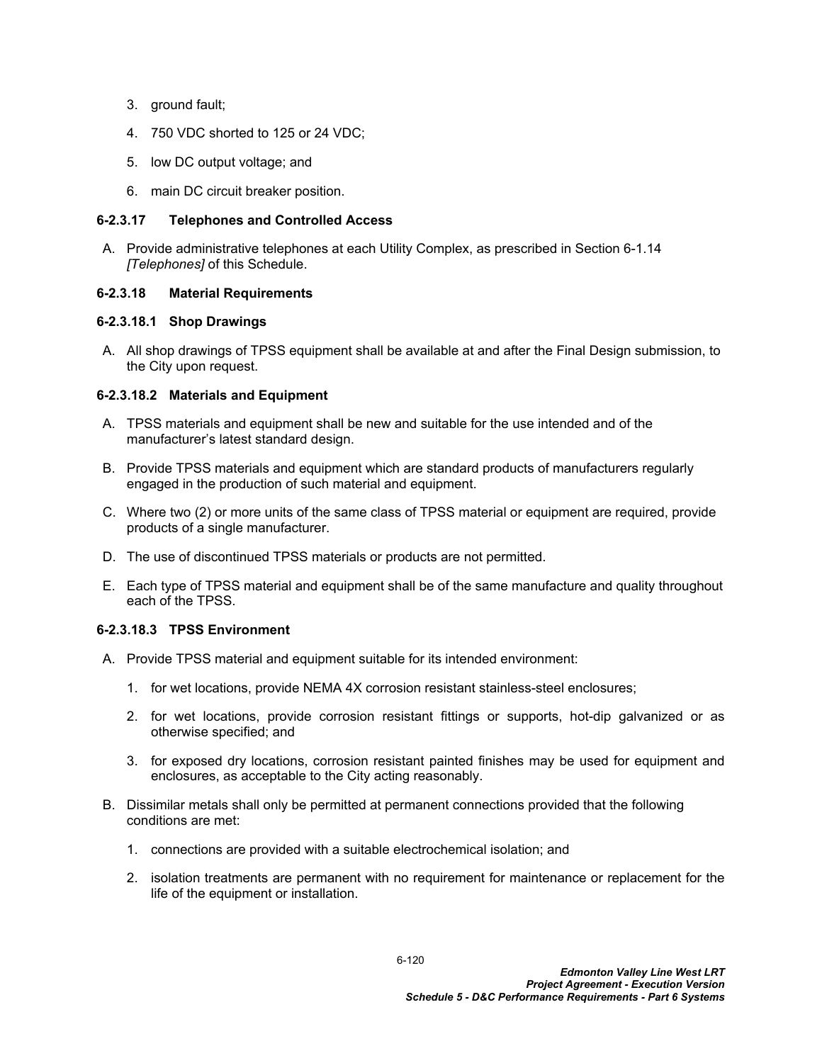3. ground fault;

4. 750 VDC shorted to 125 or 24 VDC;

5. low DC output voltage; and

6. main DC circuit breaker position.

#### 6-2.3.17 Telephones and Controlled Access

A. Provide administrative telephones at each Utility Complex, as prescribed in Section 6-1.14 *[Telephones]* of this Schedule.

#### 6-2.3.18 Material Requirements

##### 6-2.3.18.1 Shop Drawings

A. All shop drawings of TPSS equipment shall be available at and after the Final Design submission, to the City upon request.

##### 6-2.3.18.2 Materials and Equipment

A. TPSS materials and equipment shall be new and suitable for the use intended and of the manufacturer's latest standard design.

B. Provide TPSS materials and equipment which are standard products of manufacturers regularly engaged in the production of such material and equipment.

C. Where two (2) or more units of the same class of TPSS material or equipment are required, provide products of a single manufacturer.

D. The use of discontinued TPSS materials or products are not permitted.

E. Each type of TPSS material and equipment shall be of the same manufacture and quality throughout each of the TPSS.

##### 6-2.3.18.3 TPSS Environment

A. Provide TPSS material and equipment suitable for its intended environment:

1. for wet locations, provide NEMA 4X corrosion resistant stainless-steel enclosures;

2. for wet locations, provide corrosion resistant fittings or supports, hot-dip galvanized or as otherwise specified; and

3. for exposed dry locations, corrosion resistant painted finishes may be used for equipment and enclosures, as acceptable to the City acting reasonably.

B. Dissimilar metals shall only be permitted at permanent connections provided that the following conditions are met:

1. connections are provided with a suitable electrochemical isolation; and

2. isolation treatments are permanent with no requirement for maintenance or replacement for the life of the equipment or installation.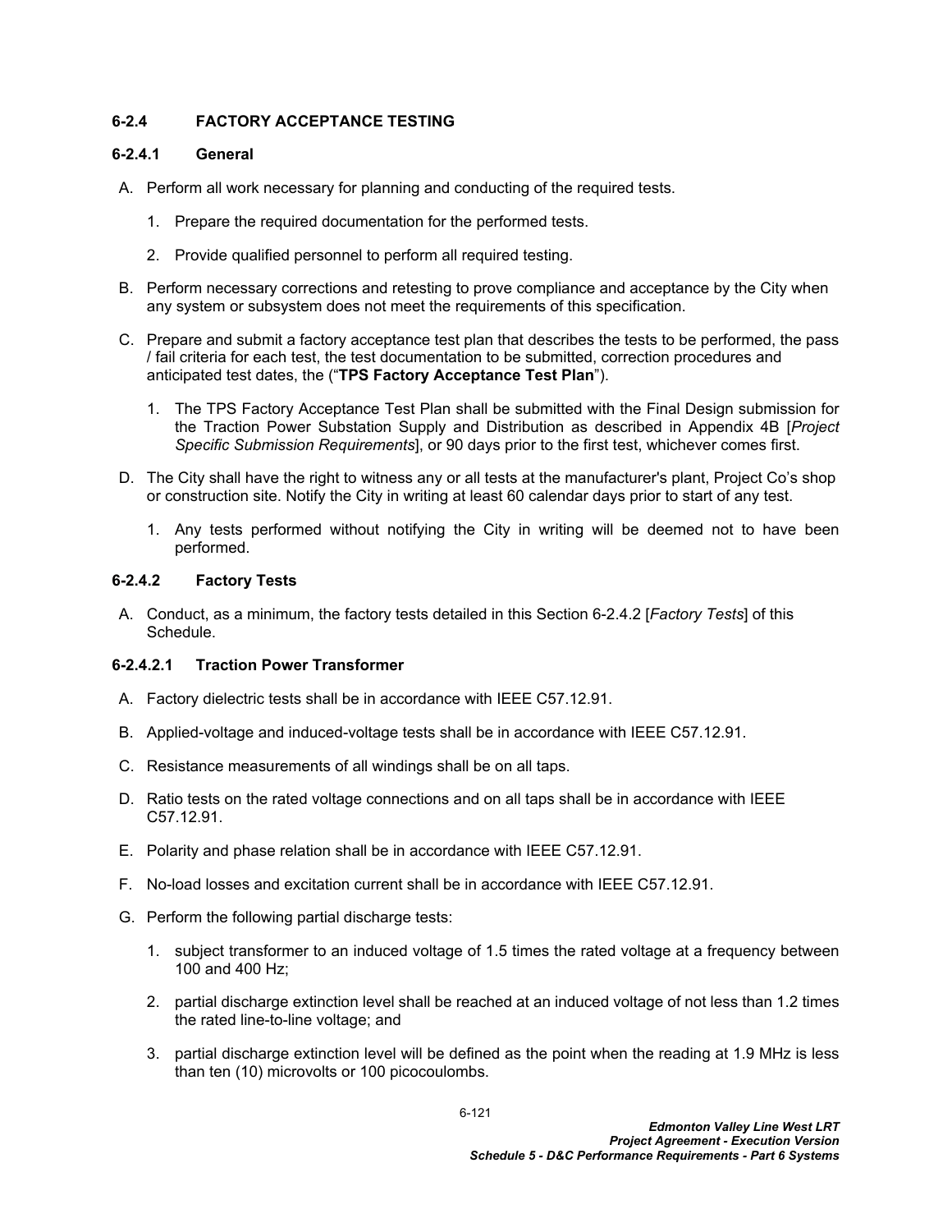### 6-2.4 FACTORY ACCEPTANCE TESTING

#### 6-2.4.1 General

A. Perform all work necessary for planning and conducting of the required tests.

   1. Prepare the required documentation for the performed tests.

   2. Provide qualified personnel to perform all required testing.

B. Perform necessary corrections and retesting to prove compliance and acceptance by the City when any system or subsystem does not meet the requirements of this specification.

C. Prepare and submit a factory acceptance test plan that describes the tests to be performed, the pass / fail criteria for each test, the test documentation to be submitted, correction procedures and anticipated test dates, the ("**TPS Factory Acceptance Test Plan**").

   1. The TPS Factory Acceptance Test Plan shall be submitted with the Final Design submission for the Traction Power Substation Supply and Distribution as described in Appendix 4B [*Project Specific Submission Requirements*], or 90 days prior to the first test, whichever comes first.

D. The City shall have the right to witness any or all tests at the manufacturer's plant, Project Co's shop or construction site. Notify the City in writing at least 60 calendar days prior to start of any test.

   1. Any tests performed without notifying the City in writing will be deemed not to have been performed.

#### 6-2.4.2 Factory Tests

A. Conduct, as a minimum, the factory tests detailed in this Section 6-2.4.2 [*Factory Tests*] of this Schedule.

##### 6-2.4.2.1 Traction Power Transformer

A. Factory dielectric tests shall be in accordance with IEEE C57.12.91.

B. Applied-voltage and induced-voltage tests shall be in accordance with IEEE C57.12.91.

C. Resistance measurements of all windings shall be on all taps.

D. Ratio tests on the rated voltage connections and on all taps shall be in accordance with IEEE C57.12.91.

E. Polarity and phase relation shall be in accordance with IEEE C57.12.91.

F. No-load losses and excitation current shall be in accordance with IEEE C57.12.91.

G. Perform the following partial discharge tests:

   1. subject transformer to an induced voltage of 1.5 times the rated voltage at a frequency between 100 and 400 Hz;

   2. partial discharge extinction level shall be reached at an induced voltage of not less than 1.2 times the rated line-to-line voltage; and

   3. partial discharge extinction level will be defined as the point when the reading at 1.9 MHz is less than ten (10) microvolts or 100 picocoulombs.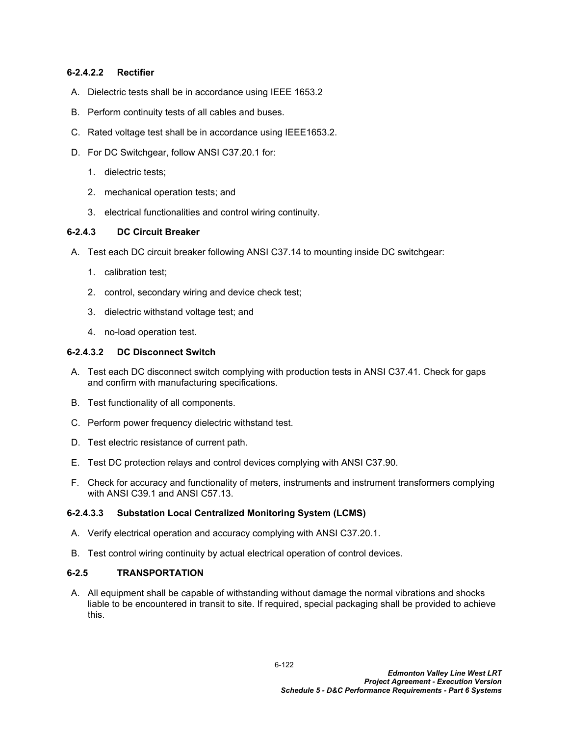#### 6-2.4.2.2 Rectifier

A. Dielectric tests shall be in accordance using IEEE 1653.2

B. Perform continuity tests of all cables and buses.

C. Rated voltage test shall be in accordance using IEEE1653.2.

D. For DC Switchgear, follow ANSI C37.20.1 for:

   1. dielectric tests;

   2. mechanical operation tests; and

   3. electrical functionalities and control wiring continuity.

#### 6-2.4.3 DC Circuit Breaker

A. Test each DC circuit breaker following ANSI C37.14 to mounting inside DC switchgear:

   1. calibration test;

   2. control, secondary wiring and device check test;

   3. dielectric withstand voltage test; and

   4. no-load operation test.

#### 6-2.4.3.2 DC Disconnect Switch

A. Test each DC disconnect switch complying with production tests in ANSI C37.41. Check for gaps and confirm with manufacturing specifications.

B. Test functionality of all components.

C. Perform power frequency dielectric withstand test.

D. Test electric resistance of current path.

E. Test DC protection relays and control devices complying with ANSI C37.90.

F. Check for accuracy and functionality of meters, instruments and instrument transformers complying with ANSI C39.1 and ANSI C57.13.

#### 6-2.4.3.3 Substation Local Centralized Monitoring System (LCMS)

A. Verify electrical operation and accuracy complying with ANSI C37.20.1.

B. Test control wiring continuity by actual electrical operation of control devices.

### 6-2.5 TRANSPORTATION

A. All equipment shall be capable of withstanding without damage the normal vibrations and shocks liable to be encountered in transit to site. If required, special packaging shall be provided to achieve this.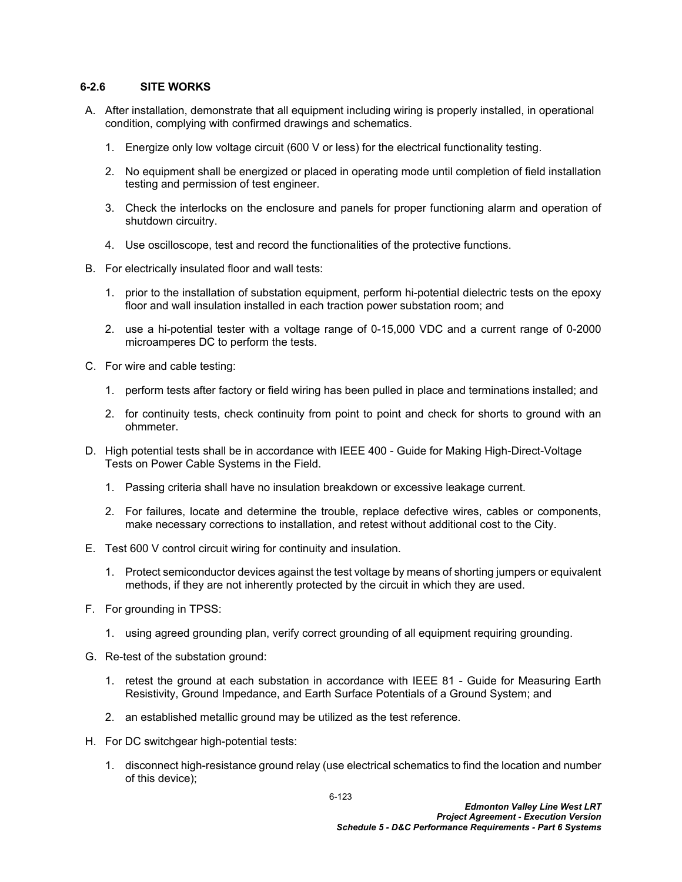### 6-2.6 SITE WORKS

A. After installation, demonstrate that all equipment including wiring is properly installed, in operational condition, complying with confirmed drawings and schematics.

   1. Energize only low voltage circuit (600 V or less) for the electrical functionality testing.

   2. No equipment shall be energized or placed in operating mode until completion of field installation testing and permission of test engineer.

   3. Check the interlocks on the enclosure and panels for proper functioning alarm and operation of shutdown circuitry.

   4. Use oscilloscope, test and record the functionalities of the protective functions.

B. For electrically insulated floor and wall tests:

   1. prior to the installation of substation equipment, perform hi-potential dielectric tests on the epoxy floor and wall insulation installed in each traction power substation room; and

   2. use a hi-potential tester with a voltage range of 0-15,000 VDC and a current range of 0-2000 microamperes DC to perform the tests.

C. For wire and cable testing:

   1. perform tests after factory or field wiring has been pulled in place and terminations installed; and

   2. for continuity tests, check continuity from point to point and check for shorts to ground with an ohmmeter.

D. High potential tests shall be in accordance with IEEE 400 - Guide for Making High-Direct-Voltage Tests on Power Cable Systems in the Field.

   1. Passing criteria shall have no insulation breakdown or excessive leakage current.

   2. For failures, locate and determine the trouble, replace defective wires, cables or components, make necessary corrections to installation, and retest without additional cost to the City.

E. Test 600 V control circuit wiring for continuity and insulation.

   1. Protect semiconductor devices against the test voltage by means of shorting jumpers or equivalent methods, if they are not inherently protected by the circuit in which they are used.

F. For grounding in TPSS:

   1. using agreed grounding plan, verify correct grounding of all equipment requiring grounding.

G. Re-test of the substation ground:

   1. retest the ground at each substation in accordance with IEEE 81 - Guide for Measuring Earth Resistivity, Ground Impedance, and Earth Surface Potentials of a Ground System; and

   2. an established metallic ground may be utilized as the test reference.

H. For DC switchgear high-potential tests:

   1. disconnect high-resistance ground relay (use electrical schematics to find the location and number of this device);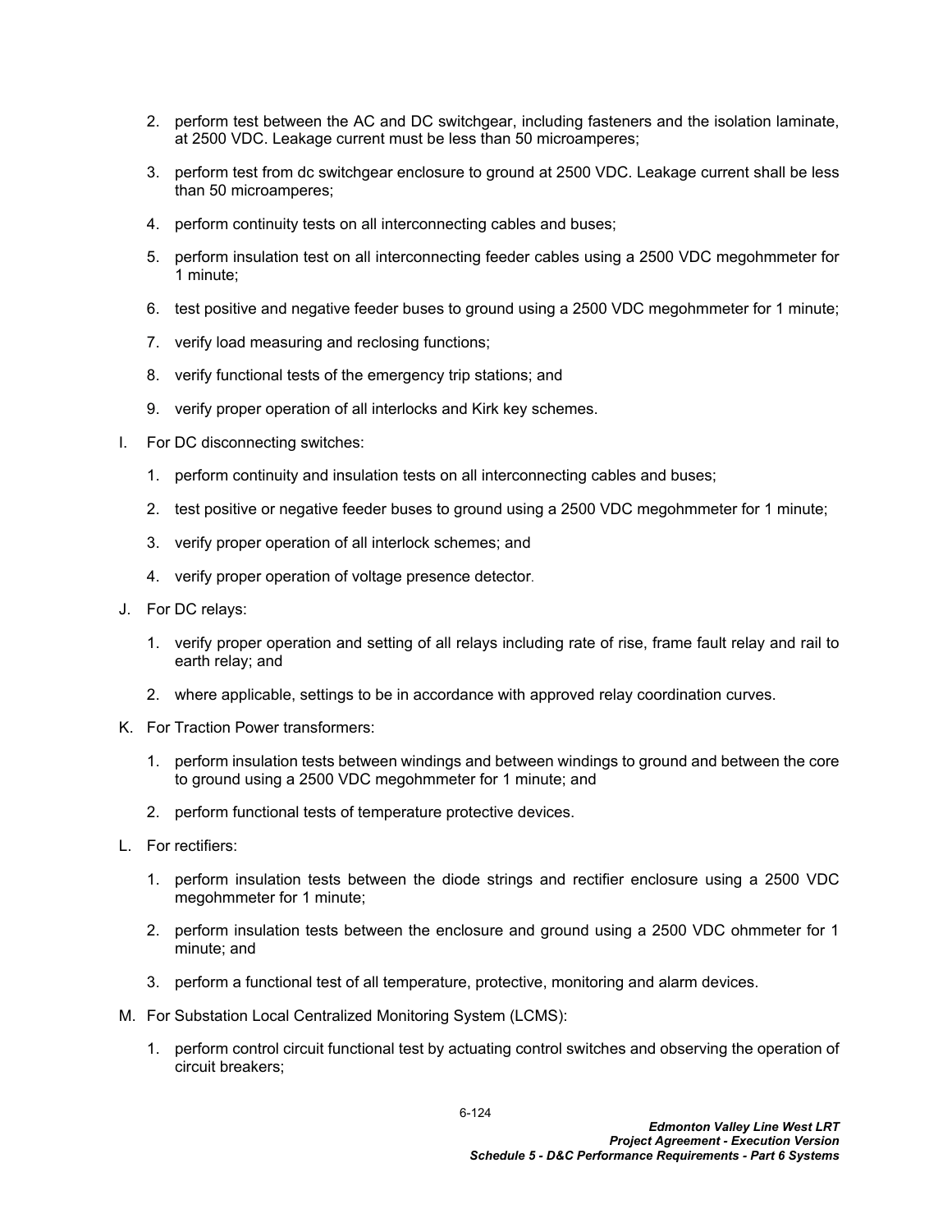2. perform test between the AC and DC switchgear, including fasteners and the isolation laminate, at 2500 VDC. Leakage current must be less than 50 microamperes;

3. perform test from dc switchgear enclosure to ground at 2500 VDC. Leakage current shall be less than 50 microamperes;

4. perform continuity tests on all interconnecting cables and buses;

5. perform insulation test on all interconnecting feeder cables using a 2500 VDC megohmmeter for 1 minute;

6. test positive and negative feeder buses to ground using a 2500 VDC megohmmeter for 1 minute;

7. verify load measuring and reclosing functions;

8. verify functional tests of the emergency trip stations; and

9. verify proper operation of all interlocks and Kirk key schemes.

I. For DC disconnecting switches:

   1. perform continuity and insulation tests on all interconnecting cables and buses;

   2. test positive or negative feeder buses to ground using a 2500 VDC megohmmeter for 1 minute;

   3. verify proper operation of all interlock schemes; and

   4. verify proper operation of voltage presence detector.

J. For DC relays:

   1. verify proper operation and setting of all relays including rate of rise, frame fault relay and rail to earth relay; and

   2. where applicable, settings to be in accordance with approved relay coordination curves.

K. For Traction Power transformers:

   1. perform insulation tests between windings and between windings to ground and between the core to ground using a 2500 VDC megohmmeter for 1 minute; and

   2. perform functional tests of temperature protective devices.

L. For rectifiers:

   1. perform insulation tests between the diode strings and rectifier enclosure using a 2500 VDC megohmmeter for 1 minute;

   2. perform insulation tests between the enclosure and ground using a 2500 VDC ohmmeter for 1 minute; and

   3. perform a functional test of all temperature, protective, monitoring and alarm devices.

M. For Substation Local Centralized Monitoring System (LCMS):

   1. perform control circuit functional test by actuating control switches and observing the operation of circuit breakers;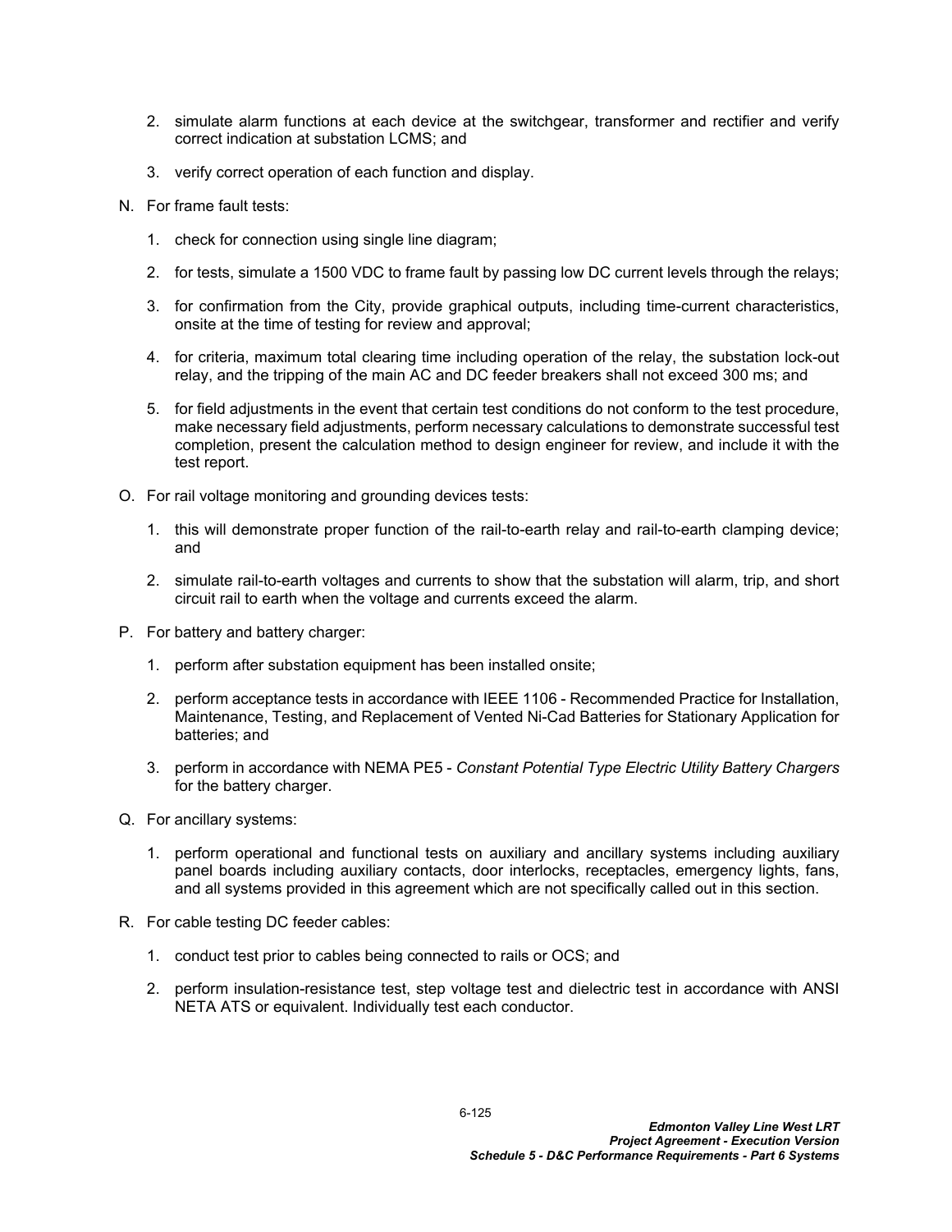2. simulate alarm functions at each device at the switchgear, transformer and rectifier and verify correct indication at substation LCMS; and

3. verify correct operation of each function and display.

N. For frame fault tests:

1. check for connection using single line diagram;

2. for tests, simulate a 1500 VDC to frame fault by passing low DC current levels through the relays;

3. for confirmation from the City, provide graphical outputs, including time-current characteristics, onsite at the time of testing for review and approval;

4. for criteria, maximum total clearing time including operation of the relay, the substation lock-out relay, and the tripping of the main AC and DC feeder breakers shall not exceed 300 ms; and

5. for field adjustments in the event that certain test conditions do not conform to the test procedure, make necessary field adjustments, perform necessary calculations to demonstrate successful test completion, present the calculation method to design engineer for review, and include it with the test report.

O. For rail voltage monitoring and grounding devices tests:

1. this will demonstrate proper function of the rail-to-earth relay and rail-to-earth clamping device; and

2. simulate rail-to-earth voltages and currents to show that the substation will alarm, trip, and short circuit rail to earth when the voltage and currents exceed the alarm.

P. For battery and battery charger:

1. perform after substation equipment has been installed onsite;

2. perform acceptance tests in accordance with IEEE 1106 - Recommended Practice for Installation, Maintenance, Testing, and Replacement of Vented Ni-Cad Batteries for Stationary Application for batteries; and

3. perform in accordance with NEMA PE5 - *Constant Potential Type Electric Utility Battery Chargers* for the battery charger.

Q. For ancillary systems:

1. perform operational and functional tests on auxiliary and ancillary systems including auxiliary panel boards including auxiliary contacts, door interlocks, receptacles, emergency lights, fans, and all systems provided in this agreement which are not specifically called out in this section.

R. For cable testing DC feeder cables:

1. conduct test prior to cables being connected to rails or OCS; and

2. perform insulation-resistance test, step voltage test and dielectric test in accordance with ANSI NETA ATS or equivalent. Individually test each conductor.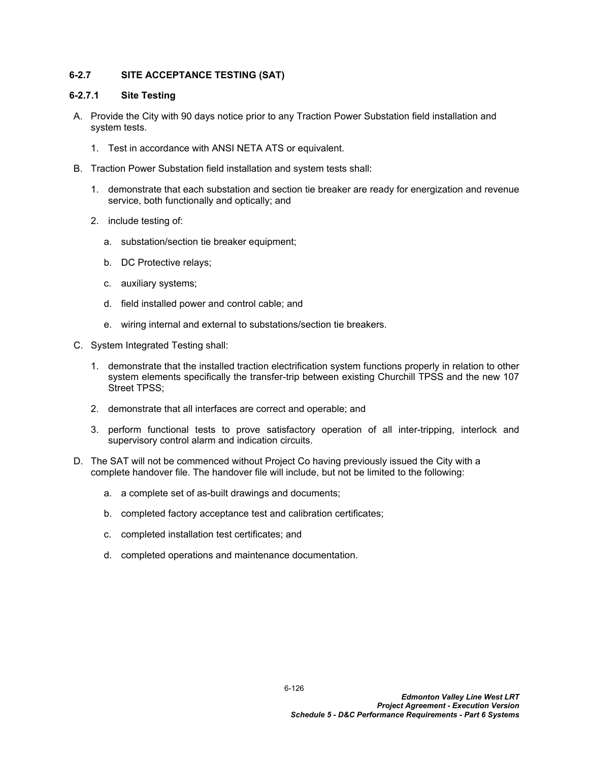### 6-2.7 SITE ACCEPTANCE TESTING (SAT)

#### 6-2.7.1 Site Testing

A. Provide the City with 90 days notice prior to any Traction Power Substation field installation and system tests.

   1. Test in accordance with ANSI NETA ATS or equivalent.

B. Traction Power Substation field installation and system tests shall:

   1. demonstrate that each substation and section tie breaker are ready for energization and revenue service, both functionally and optically; and

   2. include testing of:

      a. substation/section tie breaker equipment;

      b. DC Protective relays;

      c. auxiliary systems;

      d. field installed power and control cable; and

      e. wiring internal and external to substations/section tie breakers.

C. System Integrated Testing shall:

   1. demonstrate that the installed traction electrification system functions properly in relation to other system elements specifically the transfer-trip between existing Churchill TPSS and the new 107 Street TPSS;

   2. demonstrate that all interfaces are correct and operable; and

   3. perform functional tests to prove satisfactory operation of all inter-tripping, interlock and supervisory control alarm and indication circuits.

D. The SAT will not be commenced without Project Co having previously issued the City with a complete handover file. The handover file will include, but not be limited to the following:

      a. a complete set of as-built drawings and documents;

      b. completed factory acceptance test and calibration certificates;

      c. completed installation test certificates; and

      d. completed operations and maintenance documentation.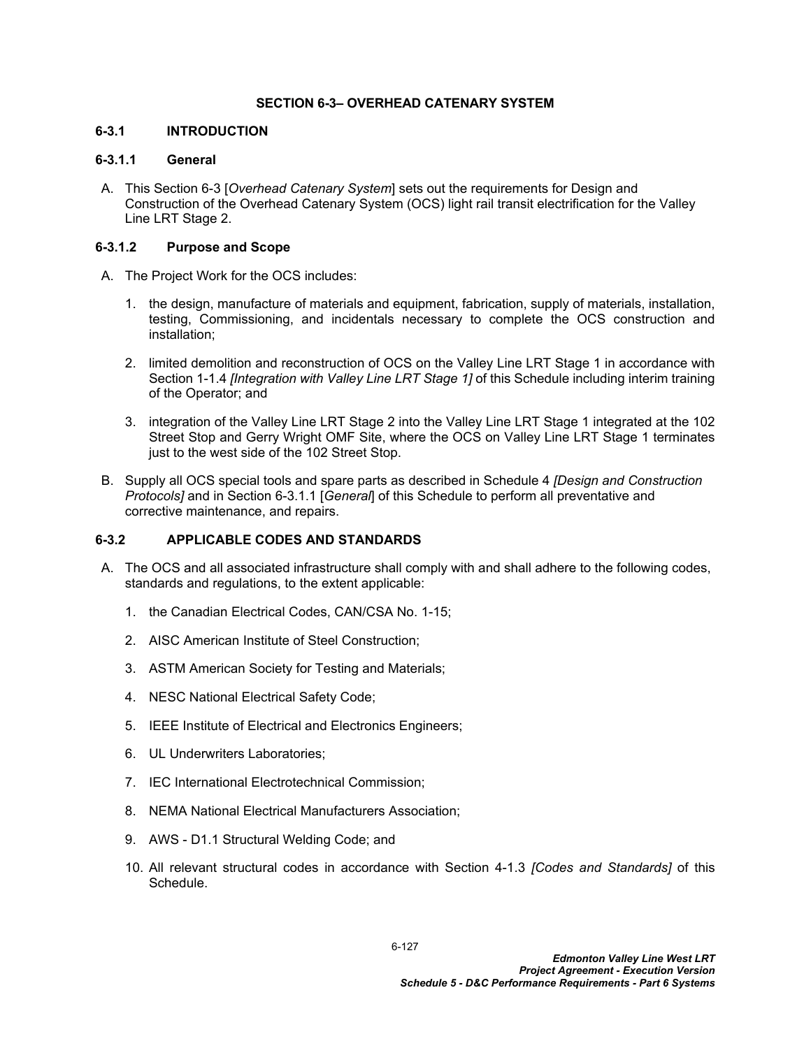# SECTION 6-3– OVERHEAD CATENARY SYSTEM

## 6-3.1 INTRODUCTION

### 6-3.1.1 General

A. This Section 6-3 [*Overhead Catenary System*] sets out the requirements for Design and Construction of the Overhead Catenary System (OCS) light rail transit electrification for the Valley Line LRT Stage 2.

### 6-3.1.2 Purpose and Scope

A. The Project Work for the OCS includes:

1. the design, manufacture of materials and equipment, fabrication, supply of materials, installation, testing, Commissioning, and incidentals necessary to complete the OCS construction and installation;

2. limited demolition and reconstruction of OCS on the Valley Line LRT Stage 1 in accordance with Section 1-1.4 *[Integration with Valley Line LRT Stage 1]* of this Schedule including interim training of the Operator; and

3. integration of the Valley Line LRT Stage 2 into the Valley Line LRT Stage 1 integrated at the 102 Street Stop and Gerry Wright OMF Site, where the OCS on Valley Line LRT Stage 1 terminates just to the west side of the 102 Street Stop.

B. Supply all OCS special tools and spare parts as described in Schedule 4 *[Design and Construction Protocols]* and in Section 6-3.1.1 [*General*] of this Schedule to perform all preventative and corrective maintenance, and repairs.

## 6-3.2 APPLICABLE CODES AND STANDARDS

A. The OCS and all associated infrastructure shall comply with and shall adhere to the following codes, standards and regulations, to the extent applicable:

1. the Canadian Electrical Codes, CAN/CSA No. 1-15;

2. AISC American Institute of Steel Construction;

3. ASTM American Society for Testing and Materials;

4. NESC National Electrical Safety Code;

5. IEEE Institute of Electrical and Electronics Engineers;

6. UL Underwriters Laboratories;

7. IEC International Electrotechnical Commission;

8. NEMA National Electrical Manufacturers Association;

9. AWS - D1.1 Structural Welding Code; and

10. All relevant structural codes in accordance with Section 4-1.3 *[Codes and Standards]* of this Schedule.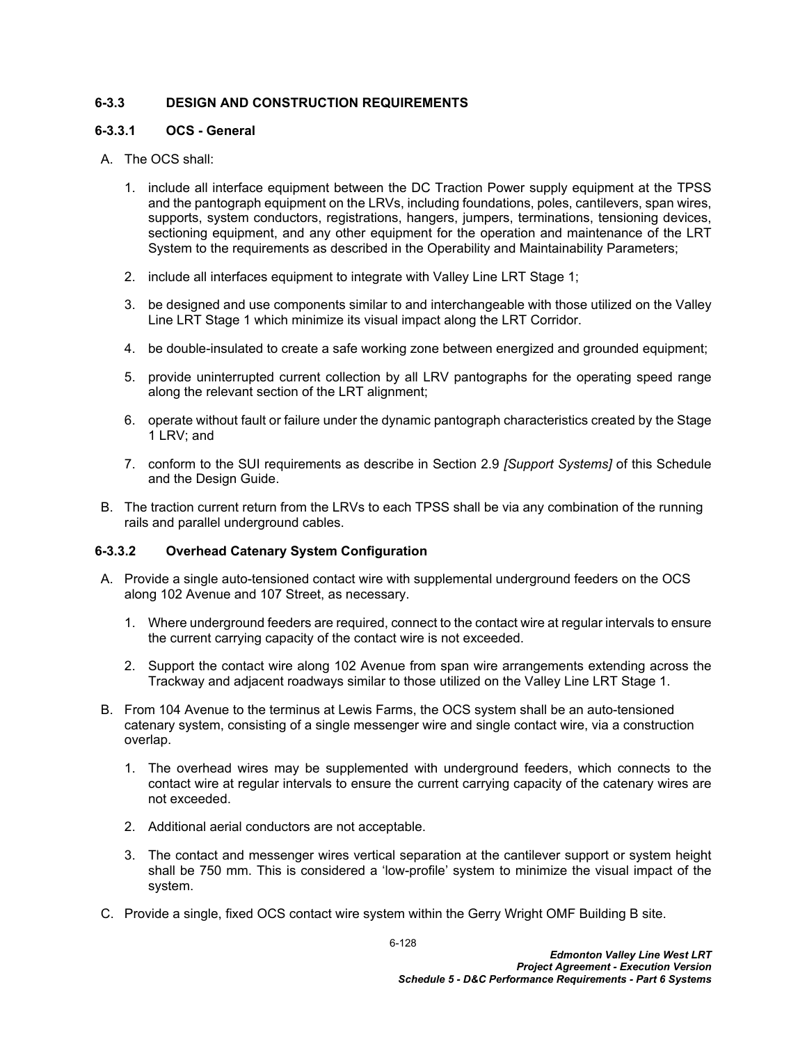### 6-3.3 DESIGN AND CONSTRUCTION REQUIREMENTS

#### 6-3.3.1 OCS - General

A. The OCS shall:

1. include all interface equipment between the DC Traction Power supply equipment at the TPSS and the pantograph equipment on the LRVs, including foundations, poles, cantilevers, span wires, supports, system conductors, registrations, hangers, jumpers, terminations, tensioning devices, sectioning equipment, and any other equipment for the operation and maintenance of the LRT System to the requirements as described in the Operability and Maintainability Parameters;

2. include all interfaces equipment to integrate with Valley Line LRT Stage 1;

3. be designed and use components similar to and interchangeable with those utilized on the Valley Line LRT Stage 1 which minimize its visual impact along the LRT Corridor.

4. be double-insulated to create a safe working zone between energized and grounded equipment;

5. provide uninterrupted current collection by all LRV pantographs for the operating speed range along the relevant section of the LRT alignment;

6. operate without fault or failure under the dynamic pantograph characteristics created by the Stage 1 LRV; and

7. conform to the SUI requirements as describe in Section 2.9 *[Support Systems]* of this Schedule and the Design Guide.

B. The traction current return from the LRVs to each TPSS shall be via any combination of the running rails and parallel underground cables.

#### 6-3.3.2 Overhead Catenary System Configuration

A. Provide a single auto-tensioned contact wire with supplemental underground feeders on the OCS along 102 Avenue and 107 Street, as necessary.

1. Where underground feeders are required, connect to the contact wire at regular intervals to ensure the current carrying capacity of the contact wire is not exceeded.

2. Support the contact wire along 102 Avenue from span wire arrangements extending across the Trackway and adjacent roadways similar to those utilized on the Valley Line LRT Stage 1.

B. From 104 Avenue to the terminus at Lewis Farms, the OCS system shall be an auto-tensioned catenary system, consisting of a single messenger wire and single contact wire, via a construction overlap.

1. The overhead wires may be supplemented with underground feeders, which connects to the contact wire at regular intervals to ensure the current carrying capacity of the catenary wires are not exceeded.

2. Additional aerial conductors are not acceptable.

3. The contact and messenger wires vertical separation at the cantilever support or system height shall be 750 mm. This is considered a 'low-profile' system to minimize the visual impact of the system.

C. Provide a single, fixed OCS contact wire system within the Gerry Wright OMF Building B site.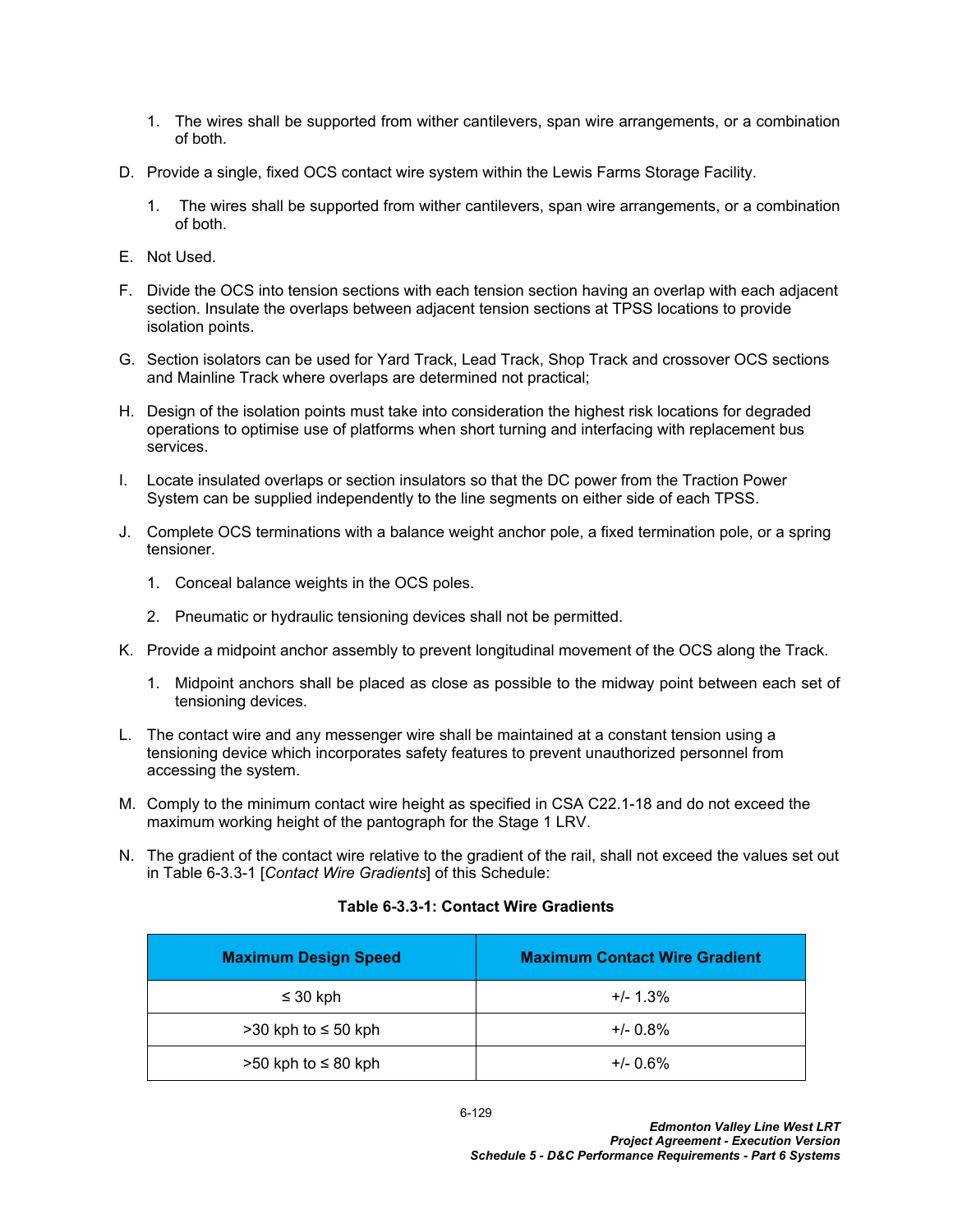1. The wires shall be supported from wither cantilevers, span wire arrangements, or a combination of both.

D. Provide a single, fixed OCS contact wire system within the Lewis Farms Storage Facility.

   1. The wires shall be supported from wither cantilevers, span wire arrangements, or a combination of both.

E. Not Used.

F. Divide the OCS into tension sections with each tension section having an overlap with each adjacent section. Insulate the overlaps between adjacent tension sections at TPSS locations to provide isolation points.

G. Section isolators can be used for Yard Track, Lead Track, Shop Track and crossover OCS sections and Mainline Track where overlaps are determined not practical;

H. Design of the isolation points must take into consideration the highest risk locations for degraded operations to optimise use of platforms when short turning and interfacing with replacement bus services.

I. Locate insulated overlaps or section insulators so that the DC power from the Traction Power System can be supplied independently to the line segments on either side of each TPSS.

J. Complete OCS terminations with a balance weight anchor pole, a fixed termination pole, or a spring tensioner.

   1. Conceal balance weights in the OCS poles.

   2. Pneumatic or hydraulic tensioning devices shall not be permitted.

K. Provide a midpoint anchor assembly to prevent longitudinal movement of the OCS along the Track.

   1. Midpoint anchors shall be placed as close as possible to the midway point between each set of tensioning devices.

L. The contact wire and any messenger wire shall be maintained at a constant tension using a tensioning device which incorporates safety features to prevent unauthorized personnel from accessing the system.

M. Comply to the minimum contact wire height as specified in CSA C22.1-18 and do not exceed the maximum working height of the pantograph for the Stage 1 LRV.

N. The gradient of the contact wire relative to the gradient of the rail, shall not exceed the values set out in Table 6-3.3-1 [*Contact Wire Gradients*] of this Schedule:

**Table 6-3.3-1: Contact Wire Gradients**

| Maximum Design Speed | Maximum Contact Wire Gradient |
|---|---|
| ≤ 30 kph | +/- 1.3% |
| >30 kph to ≤ 50 kph | +/- 0.8% |
| >50 kph to ≤ 80 kph | +/- 0.6% |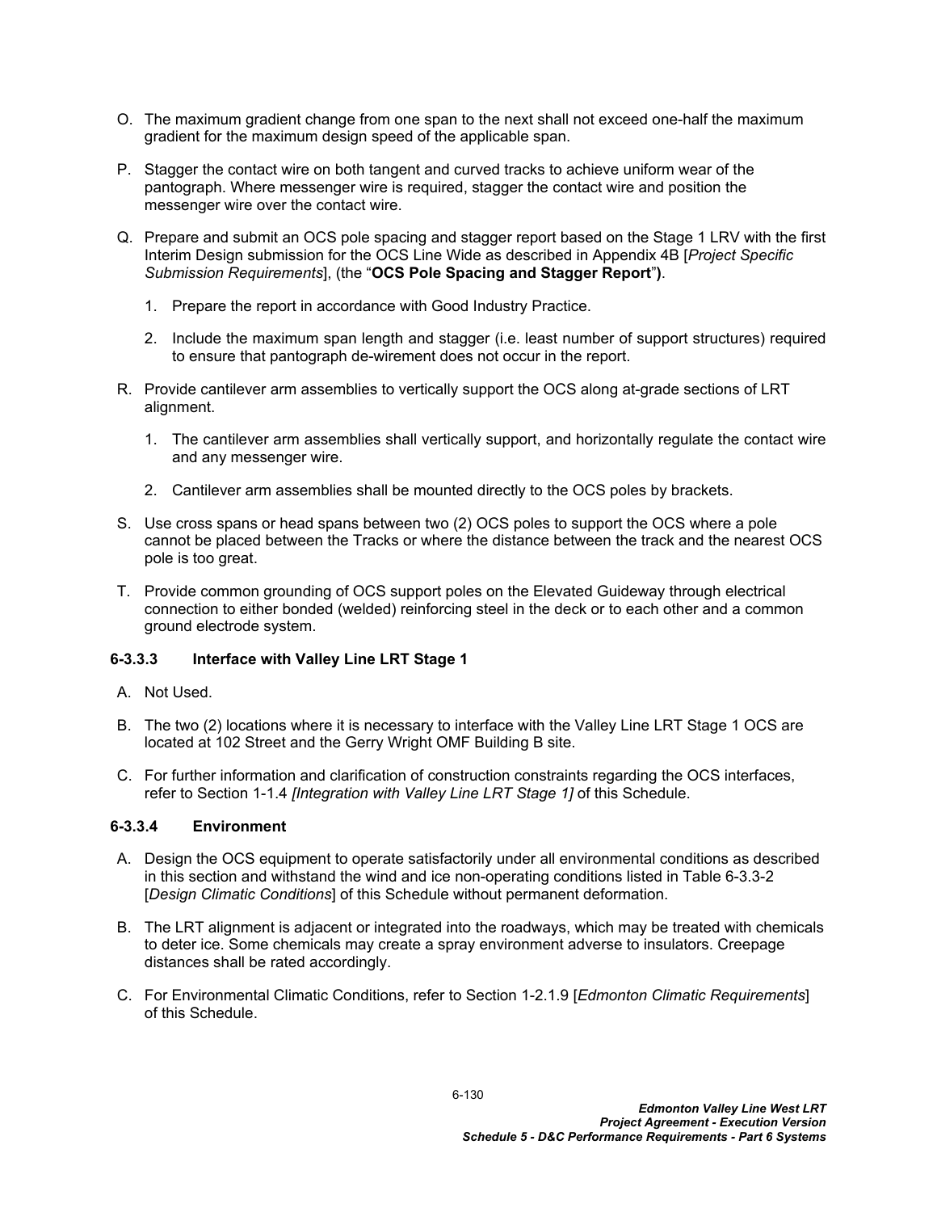O. The maximum gradient change from one span to the next shall not exceed one-half the maximum gradient for the maximum design speed of the applicable span.

P. Stagger the contact wire on both tangent and curved tracks to achieve uniform wear of the pantograph. Where messenger wire is required, stagger the contact wire and position the messenger wire over the contact wire.

Q. Prepare and submit an OCS pole spacing and stagger report based on the Stage 1 LRV with the first Interim Design submission for the OCS Line Wide as described in Appendix 4B [*Project Specific Submission Requirements*], (the "**OCS Pole Spacing and Stagger Report**"**)**.

1. Prepare the report in accordance with Good Industry Practice.
2. Include the maximum span length and stagger (i.e. least number of support structures) required to ensure that pantograph de-wirement does not occur in the report.

R. Provide cantilever arm assemblies to vertically support the OCS along at-grade sections of LRT alignment.

1. The cantilever arm assemblies shall vertically support, and horizontally regulate the contact wire and any messenger wire.
2. Cantilever arm assemblies shall be mounted directly to the OCS poles by brackets.

S. Use cross spans or head spans between two (2) OCS poles to support the OCS where a pole cannot be placed between the Tracks or where the distance between the track and the nearest OCS pole is too great.

T. Provide common grounding of OCS support poles on the Elevated Guideway through electrical connection to either bonded (welded) reinforcing steel in the deck or to each other and a common ground electrode system.

### 6-3.3.3 Interface with Valley Line LRT Stage 1

A. Not Used.

B. The two (2) locations where it is necessary to interface with the Valley Line LRT Stage 1 OCS are located at 102 Street and the Gerry Wright OMF Building B site.

C. For further information and clarification of construction constraints regarding the OCS interfaces, refer to Section 1-1.4 *[Integration with Valley Line LRT Stage 1]* of this Schedule.

### 6-3.3.4 Environment

A. Design the OCS equipment to operate satisfactorily under all environmental conditions as described in this section and withstand the wind and ice non-operating conditions listed in Table 6-3.3-2 [*Design Climatic Conditions*] of this Schedule without permanent deformation.

B. The LRT alignment is adjacent or integrated into the roadways, which may be treated with chemicals to deter ice. Some chemicals may create a spray environment adverse to insulators. Creepage distances shall be rated accordingly.

C. For Environmental Climatic Conditions, refer to Section 1-2.1.9 [*Edmonton Climatic Requirements*] of this Schedule.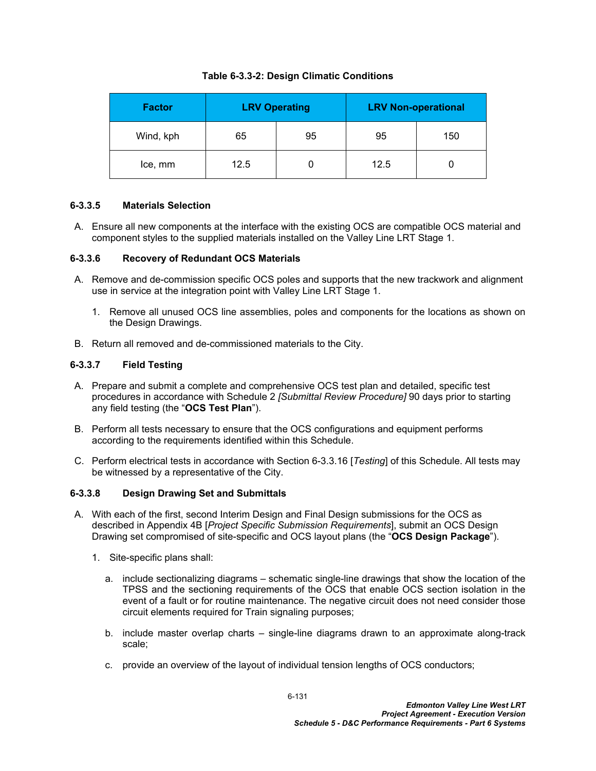**Table 6-3.3-2: Design Climatic Conditions**

| Factor | LRV Operating | | LRV Non-operational | |
|---|---|---|---|---|
| Wind, kph | 65 | 95 | 95 | 150 |
| Ice, mm | 12.5 | 0 | 12.5 | 0 |

### 6-3.3.5 Materials Selection

A. Ensure all new components at the interface with the existing OCS are compatible OCS material and component styles to the supplied materials installed on the Valley Line LRT Stage 1.

### 6-3.3.6 Recovery of Redundant OCS Materials

A. Remove and de-commission specific OCS poles and supports that the new trackwork and alignment use in service at the integration point with Valley Line LRT Stage 1.

   1. Remove all unused OCS line assemblies, poles and components for the locations as shown on the Design Drawings.

B. Return all removed and de-commissioned materials to the City.

### 6-3.3.7 Field Testing

A. Prepare and submit a complete and comprehensive OCS test plan and detailed, specific test procedures in accordance with Schedule 2 *[Submittal Review Procedure]* 90 days prior to starting any field testing (the "**OCS Test Plan**").

B. Perform all tests necessary to ensure that the OCS configurations and equipment performs according to the requirements identified within this Schedule.

C. Perform electrical tests in accordance with Section 6-3.3.16 [*Testing*] of this Schedule. All tests may be witnessed by a representative of the City.

### 6-3.3.8 Design Drawing Set and Submittals

A. With each of the first, second Interim Design and Final Design submissions for the OCS as described in Appendix 4B [*Project Specific Submission Requirements*], submit an OCS Design Drawing set compromised of site-specific and OCS layout plans (the "**OCS Design Package**").

   1. Site-specific plans shall:

      a. include sectionalizing diagrams – schematic single-line drawings that show the location of the TPSS and the sectioning requirements of the OCS that enable OCS section isolation in the event of a fault or for routine maintenance. The negative circuit does not need consider those circuit elements required for Train signaling purposes;

      b. include master overlap charts – single-line diagrams drawn to an approximate along-track scale;

      c. provide an overview of the layout of individual tension lengths of OCS conductors;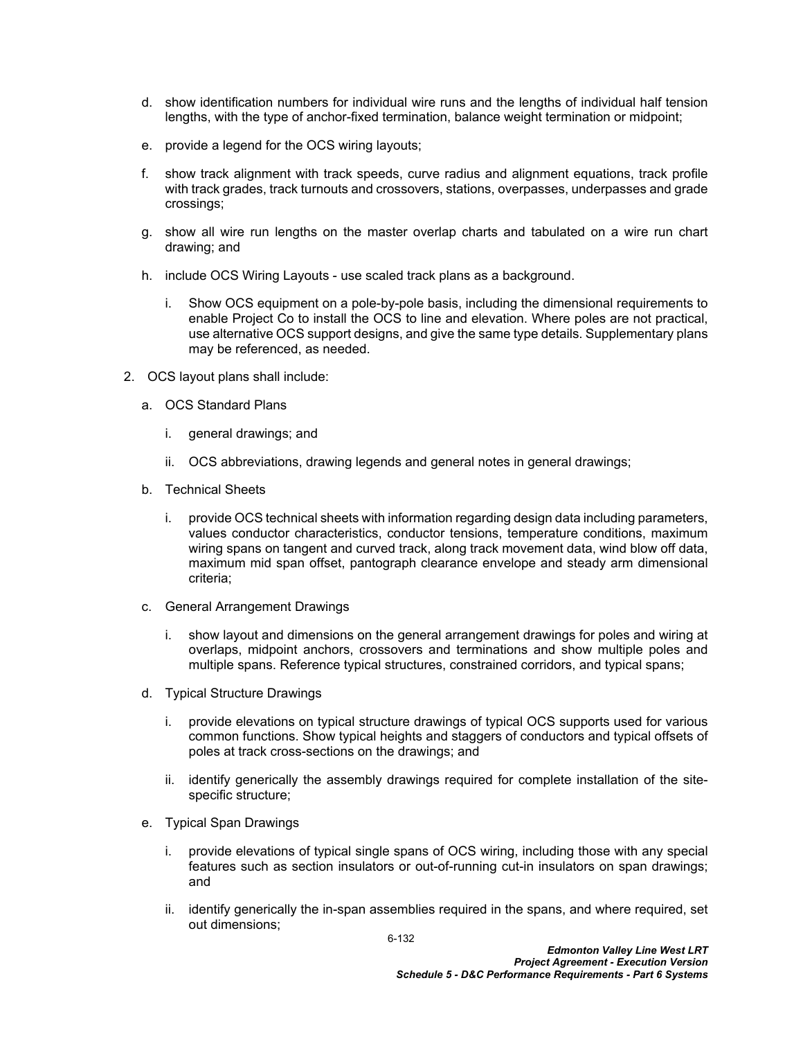d. show identification numbers for individual wire runs and the lengths of individual half tension lengths, with the type of anchor-fixed termination, balance weight termination or midpoint;

e. provide a legend for the OCS wiring layouts;

f. show track alignment with track speeds, curve radius and alignment equations, track profile with track grades, track turnouts and crossovers, stations, overpasses, underpasses and grade crossings;

g. show all wire run lengths on the master overlap charts and tabulated on a wire run chart drawing; and

h. include OCS Wiring Layouts - use scaled track plans as a background.

   i. Show OCS equipment on a pole-by-pole basis, including the dimensional requirements to enable Project Co to install the OCS to line and elevation. Where poles are not practical, use alternative OCS support designs, and give the same type details. Supplementary plans may be referenced, as needed.

2. OCS layout plans shall include:

   a. OCS Standard Plans

      i. general drawings; and

      ii. OCS abbreviations, drawing legends and general notes in general drawings;

   b. Technical Sheets

      i. provide OCS technical sheets with information regarding design data including parameters, values conductor characteristics, conductor tensions, temperature conditions, maximum wiring spans on tangent and curved track, along track movement data, wind blow off data, maximum mid span offset, pantograph clearance envelope and steady arm dimensional criteria;

   c. General Arrangement Drawings

      i. show layout and dimensions on the general arrangement drawings for poles and wiring at overlaps, midpoint anchors, crossovers and terminations and show multiple poles and multiple spans. Reference typical structures, constrained corridors, and typical spans;

   d. Typical Structure Drawings

      i. provide elevations on typical structure drawings of typical OCS supports used for various common functions. Show typical heights and staggers of conductors and typical offsets of poles at track cross-sections on the drawings; and

      ii. identify generically the assembly drawings required for complete installation of the site-specific structure;

   e. Typical Span Drawings

      i. provide elevations of typical single spans of OCS wiring, including those with any special features such as section insulators or out-of-running cut-in insulators on span drawings; and

      ii. identify generically the in-span assemblies required in the spans, and where required, set out dimensions;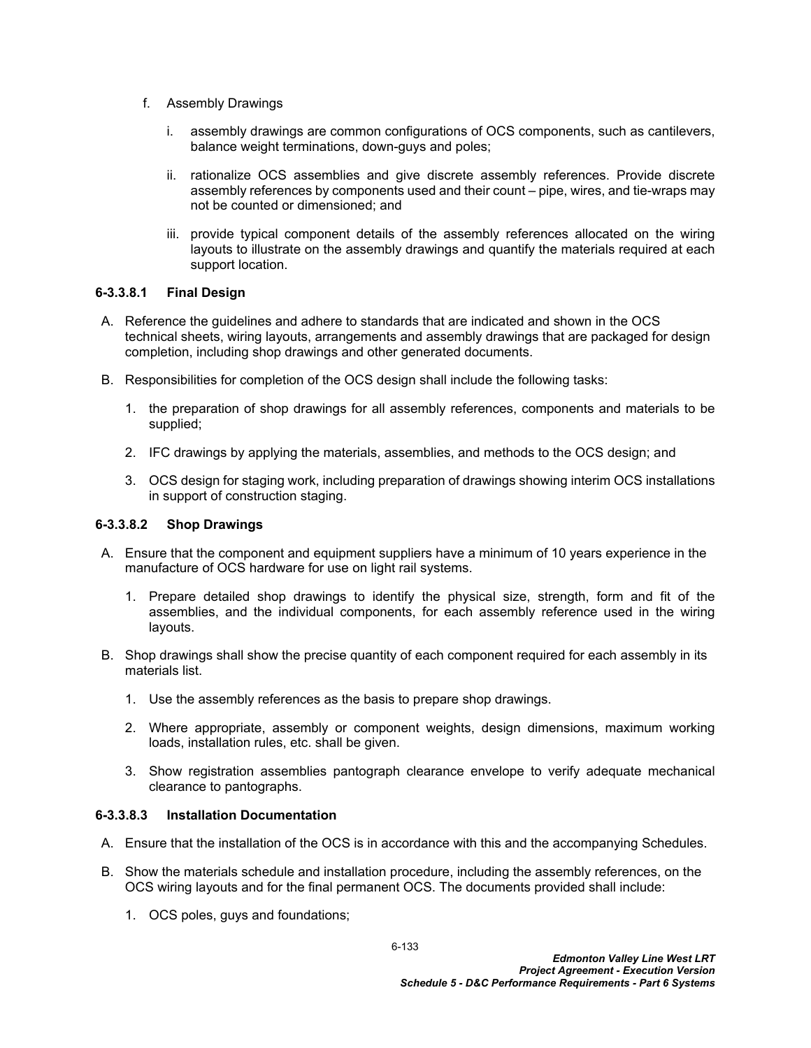f. Assembly Drawings

   i. assembly drawings are common configurations of OCS components, such as cantilevers, balance weight terminations, down-guys and poles;

   ii. rationalize OCS assemblies and give discrete assembly references. Provide discrete assembly references by components used and their count – pipe, wires, and tie-wraps may not be counted or dimensioned; and

   iii. provide typical component details of the assembly references allocated on the wiring layouts to illustrate on the assembly drawings and quantify the materials required at each support location.

#### 6-3.3.8.1 Final Design

A. Reference the guidelines and adhere to standards that are indicated and shown in the OCS technical sheets, wiring layouts, arrangements and assembly drawings that are packaged for design completion, including shop drawings and other generated documents.

B. Responsibilities for completion of the OCS design shall include the following tasks:

   1. the preparation of shop drawings for all assembly references, components and materials to be supplied;

   2. IFC drawings by applying the materials, assemblies, and methods to the OCS design; and

   3. OCS design for staging work, including preparation of drawings showing interim OCS installations in support of construction staging.

#### 6-3.3.8.2 Shop Drawings

A. Ensure that the component and equipment suppliers have a minimum of 10 years experience in the manufacture of OCS hardware for use on light rail systems.

   1. Prepare detailed shop drawings to identify the physical size, strength, form and fit of the assemblies, and the individual components, for each assembly reference used in the wiring layouts.

B. Shop drawings shall show the precise quantity of each component required for each assembly in its materials list.

   1. Use the assembly references as the basis to prepare shop drawings.

   2. Where appropriate, assembly or component weights, design dimensions, maximum working loads, installation rules, etc. shall be given.

   3. Show registration assemblies pantograph clearance envelope to verify adequate mechanical clearance to pantographs.

#### 6-3.3.8.3 Installation Documentation

A. Ensure that the installation of the OCS is in accordance with this and the accompanying Schedules.

B. Show the materials schedule and installation procedure, including the assembly references, on the OCS wiring layouts and for the final permanent OCS. The documents provided shall include:

   1. OCS poles, guys and foundations;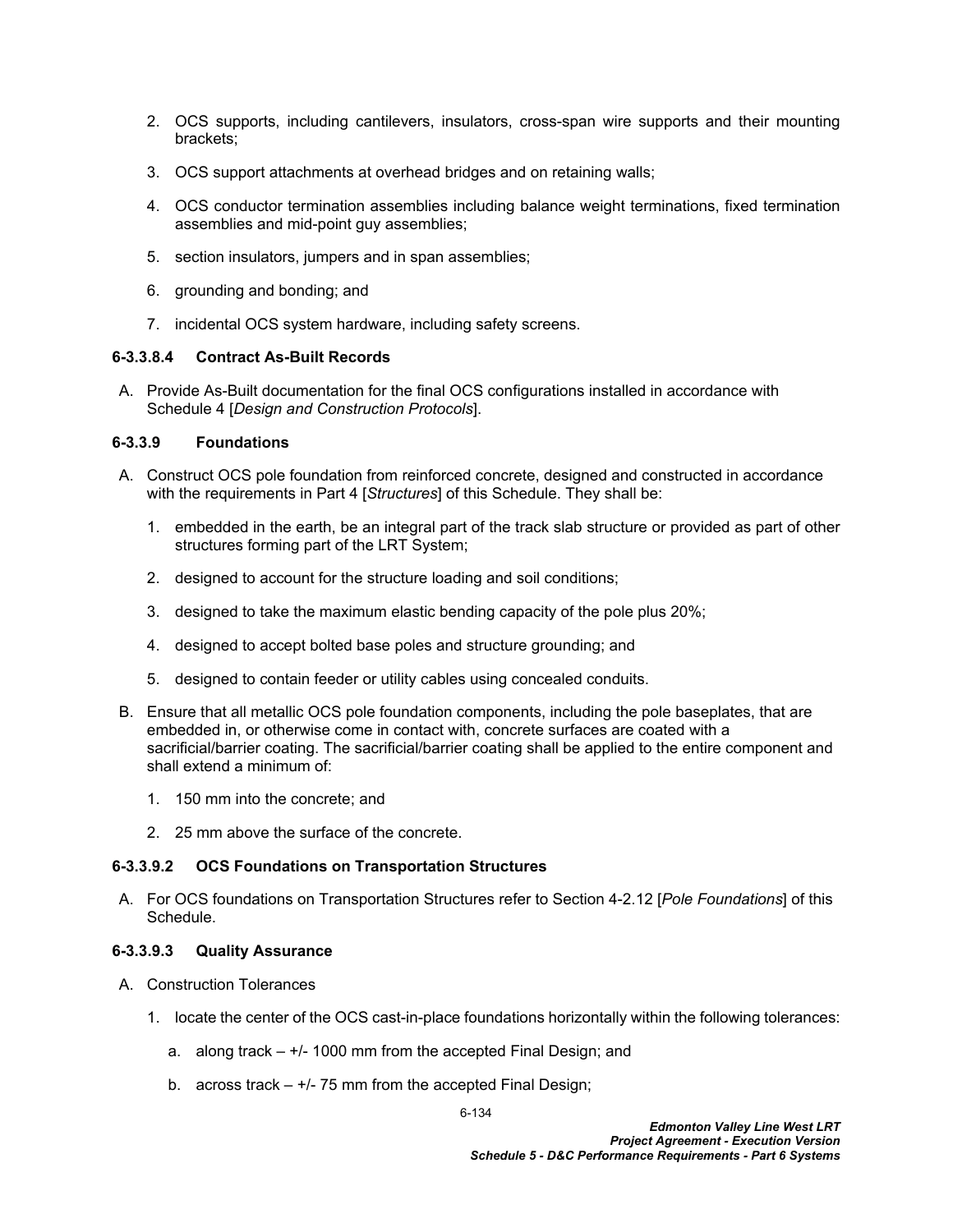2. OCS supports, including cantilevers, insulators, cross-span wire supports and their mounting brackets;
3. OCS support attachments at overhead bridges and on retaining walls;
4. OCS conductor termination assemblies including balance weight terminations, fixed termination assemblies and mid-point guy assemblies;
5. section insulators, jumpers and in span assemblies;
6. grounding and bonding; and
7. incidental OCS system hardware, including safety screens.

#### 6-3.3.8.4 Contract As-Built Records

A. Provide As-Built documentation for the final OCS configurations installed in accordance with Schedule 4 [*Design and Construction Protocols*].

### 6-3.3.9 Foundations

A. Construct OCS pole foundation from reinforced concrete, designed and constructed in accordance with the requirements in Part 4 [*Structures*] of this Schedule. They shall be:

   1. embedded in the earth, be an integral part of the track slab structure or provided as part of other structures forming part of the LRT System;
   2. designed to account for the structure loading and soil conditions;
   3. designed to take the maximum elastic bending capacity of the pole plus 20%;
   4. designed to accept bolted base poles and structure grounding; and
   5. designed to contain feeder or utility cables using concealed conduits.

B. Ensure that all metallic OCS pole foundation components, including the pole baseplates, that are embedded in, or otherwise come in contact with, concrete surfaces are coated with a sacrificial/barrier coating. The sacrificial/barrier coating shall be applied to the entire component and shall extend a minimum of:

   1. 150 mm into the concrete; and
   2. 25 mm above the surface of the concrete.

#### 6-3.3.9.2 OCS Foundations on Transportation Structures

A. For OCS foundations on Transportation Structures refer to Section 4-2.12 [*Pole Foundations*] of this Schedule.

#### 6-3.3.9.3 Quality Assurance

A. Construction Tolerances

   1. locate the center of the OCS cast-in-place foundations horizontally within the following tolerances:

      a. along track – +/- 1000 mm from the accepted Final Design; and

      b. across track – +/- 75 mm from the accepted Final Design;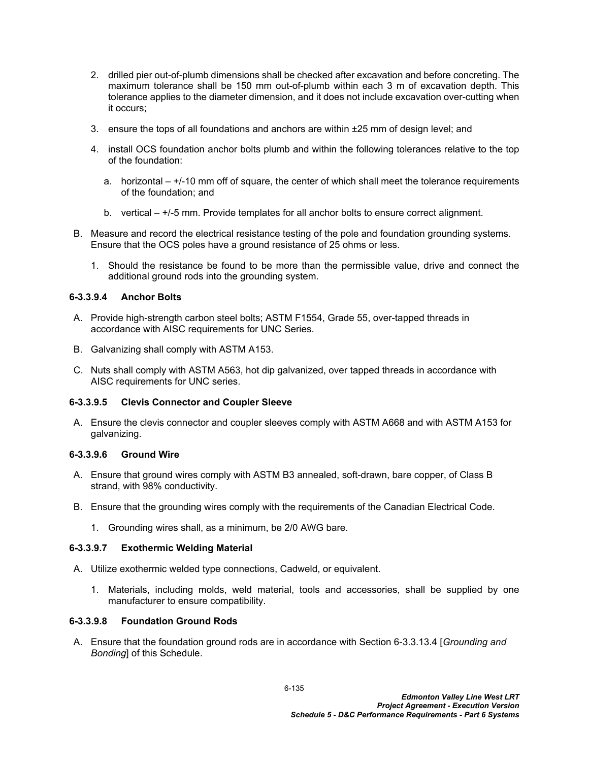2. drilled pier out-of-plumb dimensions shall be checked after excavation and before concreting. The maximum tolerance shall be 150 mm out-of-plumb within each 3 m of excavation depth. This tolerance applies to the diameter dimension, and it does not include excavation over-cutting when it occurs;

3. ensure the tops of all foundations and anchors are within ±25 mm of design level; and

4. install OCS foundation anchor bolts plumb and within the following tolerances relative to the top of the foundation:

   a. horizontal – +/-10 mm off of square, the center of which shall meet the tolerance requirements of the foundation; and

   b. vertical – +/-5 mm. Provide templates for all anchor bolts to ensure correct alignment.

B. Measure and record the electrical resistance testing of the pole and foundation grounding systems. Ensure that the OCS poles have a ground resistance of 25 ohms or less.

1. Should the resistance be found to be more than the permissible value, drive and connect the additional ground rods into the grounding system.

#### 6-3.3.9.4 Anchor Bolts

A. Provide high-strength carbon steel bolts; ASTM F1554, Grade 55, over-tapped threads in accordance with AISC requirements for UNC Series.

B. Galvanizing shall comply with ASTM A153.

C. Nuts shall comply with ASTM A563, hot dip galvanized, over tapped threads in accordance with AISC requirements for UNC series.

#### 6-3.3.9.5 Clevis Connector and Coupler Sleeve

A. Ensure the clevis connector and coupler sleeves comply with ASTM A668 and with ASTM A153 for galvanizing.

#### 6-3.3.9.6 Ground Wire

A. Ensure that ground wires comply with ASTM B3 annealed, soft-drawn, bare copper, of Class B strand, with 98% conductivity.

B. Ensure that the grounding wires comply with the requirements of the Canadian Electrical Code.

1. Grounding wires shall, as a minimum, be 2/0 AWG bare.

#### 6-3.3.9.7 Exothermic Welding Material

A. Utilize exothermic welded type connections, Cadweld, or equivalent.

1. Materials, including molds, weld material, tools and accessories, shall be supplied by one manufacturer to ensure compatibility.

#### 6-3.3.9.8 Foundation Ground Rods

A. Ensure that the foundation ground rods are in accordance with Section 6-3.3.13.4 [*Grounding and Bonding*] of this Schedule.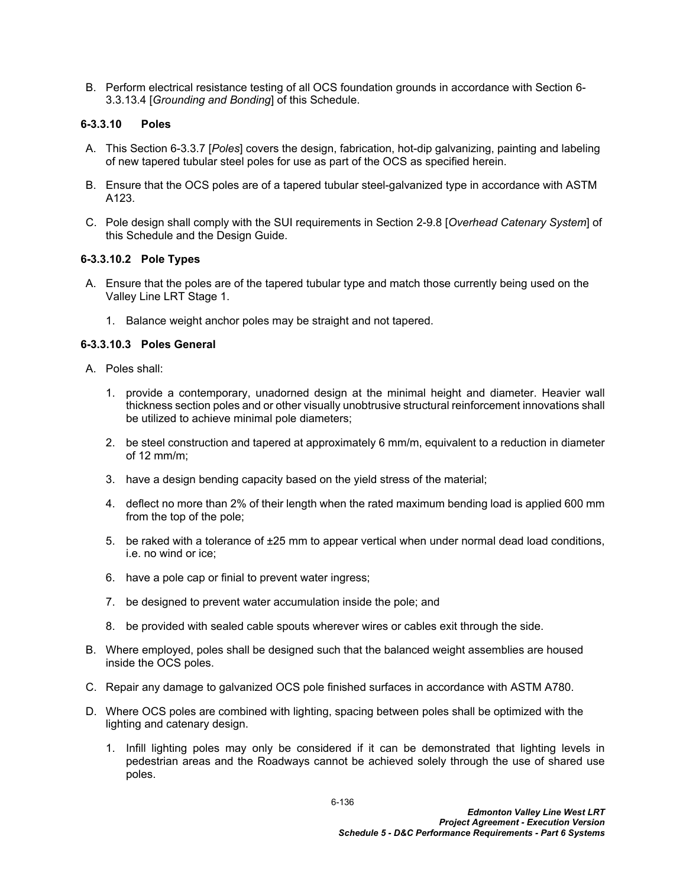B. Perform electrical resistance testing of all OCS foundation grounds in accordance with Section 6-3.3.13.4 [*Grounding and Bonding*] of this Schedule.

### 6-3.3.10 Poles

A. This Section 6-3.3.7 [*Poles*] covers the design, fabrication, hot-dip galvanizing, painting and labeling of new tapered tubular steel poles for use as part of the OCS as specified herein.

B. Ensure that the OCS poles are of a tapered tubular steel-galvanized type in accordance with ASTM A123.

C. Pole design shall comply with the SUI requirements in Section 2-9.8 [*Overhead Catenary System*] of this Schedule and the Design Guide.

#### 6-3.3.10.2 Pole Types

A. Ensure that the poles are of the tapered tubular type and match those currently being used on the Valley Line LRT Stage 1.

1. Balance weight anchor poles may be straight and not tapered.

#### 6-3.3.10.3 Poles General

A. Poles shall:

1. provide a contemporary, unadorned design at the minimal height and diameter. Heavier wall thickness section poles and or other visually unobtrusive structural reinforcement innovations shall be utilized to achieve minimal pole diameters;
2. be steel construction and tapered at approximately 6 mm/m, equivalent to a reduction in diameter of 12 mm/m;
3. have a design bending capacity based on the yield stress of the material;
4. deflect no more than 2% of their length when the rated maximum bending load is applied 600 mm from the top of the pole;
5. be raked with a tolerance of ±25 mm to appear vertical when under normal dead load conditions, i.e. no wind or ice;
6. have a pole cap or finial to prevent water ingress;
7. be designed to prevent water accumulation inside the pole; and
8. be provided with sealed cable spouts wherever wires or cables exit through the side.

B. Where employed, poles shall be designed such that the balanced weight assemblies are housed inside the OCS poles.

C. Repair any damage to galvanized OCS pole finished surfaces in accordance with ASTM A780.

D. Where OCS poles are combined with lighting, spacing between poles shall be optimized with the lighting and catenary design.

1. Infill lighting poles may only be considered if it can be demonstrated that lighting levels in pedestrian areas and the Roadways cannot be achieved solely through the use of shared use poles.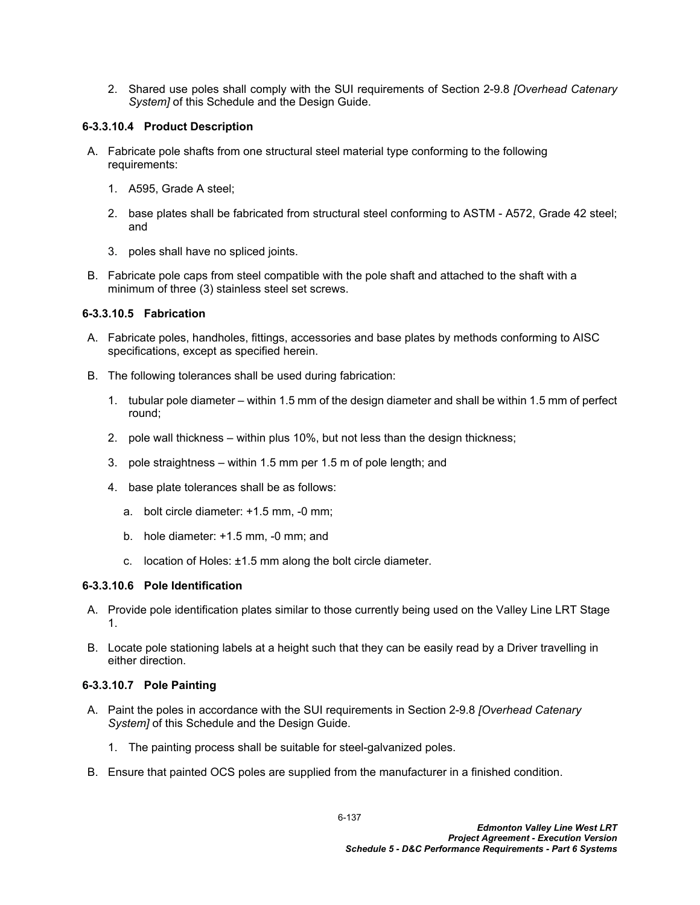2. Shared use poles shall comply with the SUI requirements of Section 2-9.8 *[Overhead Catenary System]* of this Schedule and the Design Guide.

### 6-3.3.10.4 Product Description

A. Fabricate pole shafts from one structural steel material type conforming to the following requirements:

   1. A595, Grade A steel;

   2. base plates shall be fabricated from structural steel conforming to ASTM - A572, Grade 42 steel; and

   3. poles shall have no spliced joints.

B. Fabricate pole caps from steel compatible with the pole shaft and attached to the shaft with a minimum of three (3) stainless steel set screws.

### 6-3.3.10.5 Fabrication

A. Fabricate poles, handholes, fittings, accessories and base plates by methods conforming to AISC specifications, except as specified herein.

B. The following tolerances shall be used during fabrication:

   1. tubular pole diameter – within 1.5 mm of the design diameter and shall be within 1.5 mm of perfect round;

   2. pole wall thickness – within plus 10%, but not less than the design thickness;

   3. pole straightness – within 1.5 mm per 1.5 m of pole length; and

   4. base plate tolerances shall be as follows:

      a. bolt circle diameter: +1.5 mm, -0 mm;

      b. hole diameter: +1.5 mm, -0 mm; and

      c. location of Holes: ±1.5 mm along the bolt circle diameter.

### 6-3.3.10.6 Pole Identification

A. Provide pole identification plates similar to those currently being used on the Valley Line LRT Stage 1.

B. Locate pole stationing labels at a height such that they can be easily read by a Driver travelling in either direction.

### 6-3.3.10.7 Pole Painting

A. Paint the poles in accordance with the SUI requirements in Section 2-9.8 *[Overhead Catenary System]* of this Schedule and the Design Guide.

   1. The painting process shall be suitable for steel-galvanized poles.

B. Ensure that painted OCS poles are supplied from the manufacturer in a finished condition.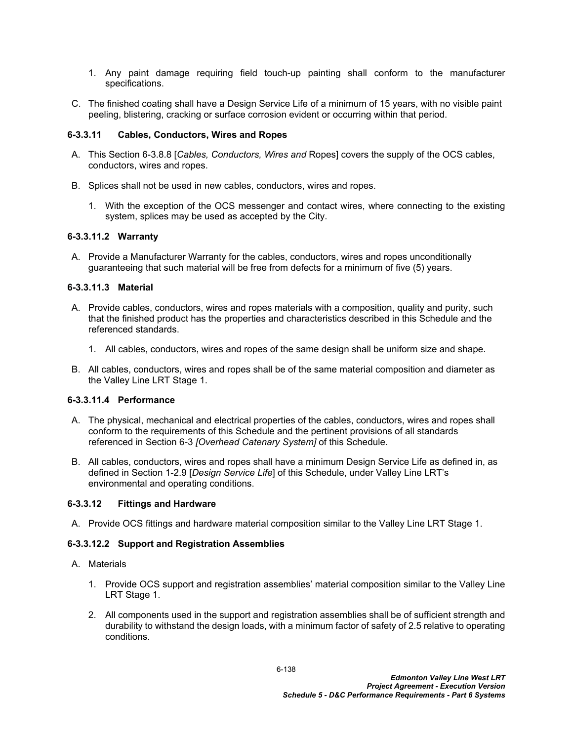1. Any paint damage requiring field touch-up painting shall conform to the manufacturer specifications.

C. The finished coating shall have a Design Service Life of a minimum of 15 years, with no visible paint peeling, blistering, cracking or surface corrosion evident or occurring within that period.

#### 6-3.3.11 Cables, Conductors, Wires and Ropes

A. This Section 6-3.8.8 [*Cables, Conductors, Wires and* Ropes] covers the supply of the OCS cables, conductors, wires and ropes.

B. Splices shall not be used in new cables, conductors, wires and ropes.

   1. With the exception of the OCS messenger and contact wires, where connecting to the existing system, splices may be used as accepted by the City.

#### 6-3.3.11.2 Warranty

A. Provide a Manufacturer Warranty for the cables, conductors, wires and ropes unconditionally guaranteeing that such material will be free from defects for a minimum of five (5) years.

#### 6-3.3.11.3 Material

A. Provide cables, conductors, wires and ropes materials with a composition, quality and purity, such that the finished product has the properties and characteristics described in this Schedule and the referenced standards.

   1. All cables, conductors, wires and ropes of the same design shall be uniform size and shape.

B. All cables, conductors, wires and ropes shall be of the same material composition and diameter as the Valley Line LRT Stage 1.

#### 6-3.3.11.4 Performance

A. The physical, mechanical and electrical properties of the cables, conductors, wires and ropes shall conform to the requirements of this Schedule and the pertinent provisions of all standards referenced in Section 6-3 *[Overhead Catenary System]* of this Schedule.

B. All cables, conductors, wires and ropes shall have a minimum Design Service Life as defined in, as defined in Section 1-2.9 [*Design Service Life*] of this Schedule, under Valley Line LRT's environmental and operating conditions.

#### 6-3.3.12 Fittings and Hardware

A. Provide OCS fittings and hardware material composition similar to the Valley Line LRT Stage 1.

#### 6-3.3.12.2 Support and Registration Assemblies

A. Materials

   1. Provide OCS support and registration assemblies' material composition similar to the Valley Line LRT Stage 1.

   2. All components used in the support and registration assemblies shall be of sufficient strength and durability to withstand the design loads, with a minimum factor of safety of 2.5 relative to operating conditions.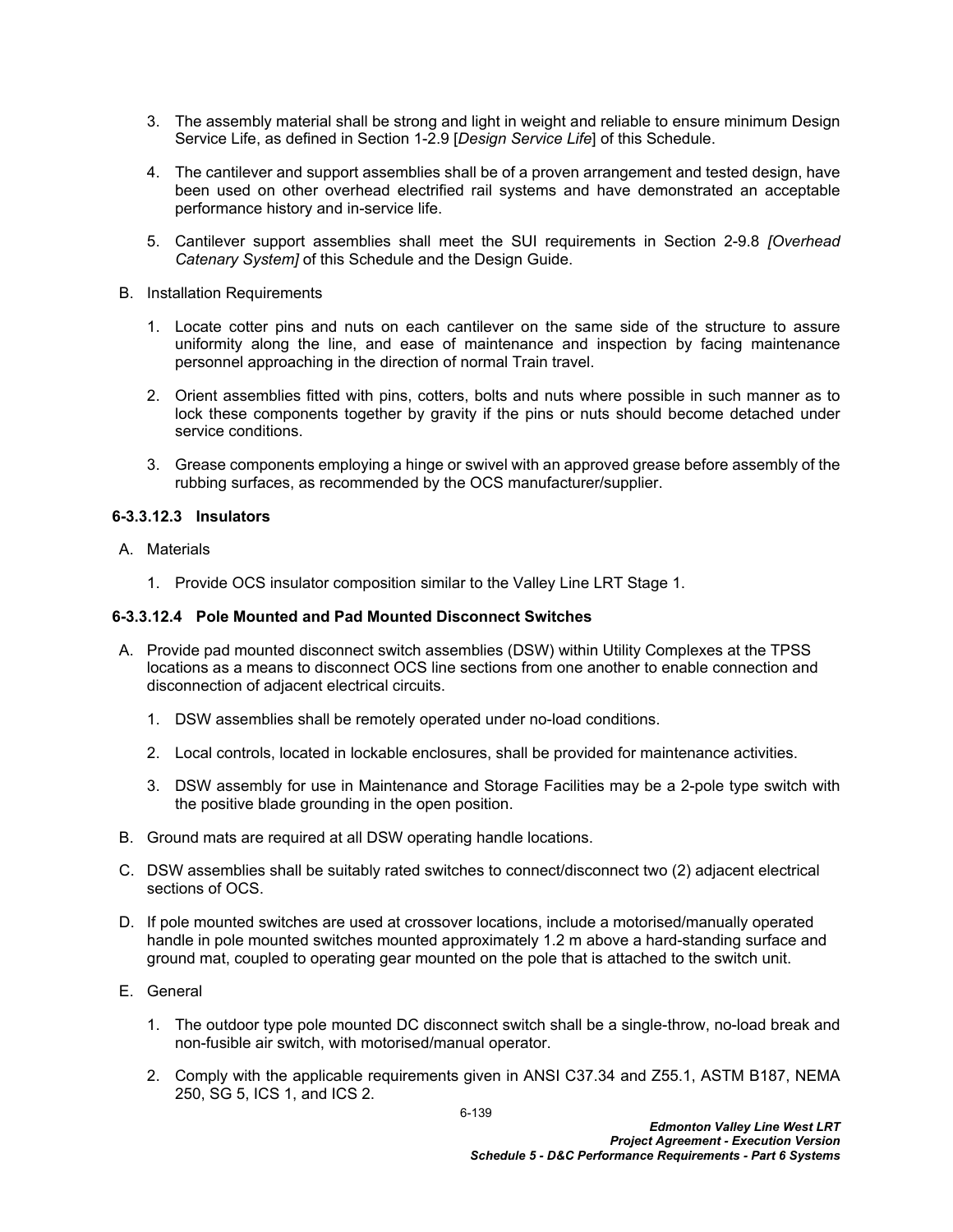3. The assembly material shall be strong and light in weight and reliable to ensure minimum Design Service Life, as defined in Section 1-2.9 [*Design Service Life*] of this Schedule.

4. The cantilever and support assemblies shall be of a proven arrangement and tested design, have been used on other overhead electrified rail systems and have demonstrated an acceptable performance history and in-service life.

5. Cantilever support assemblies shall meet the SUI requirements in Section 2-9.8 *[Overhead Catenary System]* of this Schedule and the Design Guide.

B. Installation Requirements

1. Locate cotter pins and nuts on each cantilever on the same side of the structure to assure uniformity along the line, and ease of maintenance and inspection by facing maintenance personnel approaching in the direction of normal Train travel.

2. Orient assemblies fitted with pins, cotters, bolts and nuts where possible in such manner as to lock these components together by gravity if the pins or nuts should become detached under service conditions.

3. Grease components employing a hinge or swivel with an approved grease before assembly of the rubbing surfaces, as recommended by the OCS manufacturer/supplier.

### 6-3.3.12.3 Insulators

A. Materials

1. Provide OCS insulator composition similar to the Valley Line LRT Stage 1.

### 6-3.3.12.4 Pole Mounted and Pad Mounted Disconnect Switches

A. Provide pad mounted disconnect switch assemblies (DSW) within Utility Complexes at the TPSS locations as a means to disconnect OCS line sections from one another to enable connection and disconnection of adjacent electrical circuits.

1. DSW assemblies shall be remotely operated under no-load conditions.

2. Local controls, located in lockable enclosures, shall be provided for maintenance activities.

3. DSW assembly for use in Maintenance and Storage Facilities may be a 2-pole type switch with the positive blade grounding in the open position.

B. Ground mats are required at all DSW operating handle locations.

C. DSW assemblies shall be suitably rated switches to connect/disconnect two (2) adjacent electrical sections of OCS.

D. If pole mounted switches are used at crossover locations, include a motorised/manually operated handle in pole mounted switches mounted approximately 1.2 m above a hard-standing surface and ground mat, coupled to operating gear mounted on the pole that is attached to the switch unit.

E. General

1. The outdoor type pole mounted DC disconnect switch shall be a single-throw, no-load break and non-fusible air switch, with motorised/manual operator.

2. Comply with the applicable requirements given in ANSI C37.34 and Z55.1, ASTM B187, NEMA 250, SG 5, ICS 1, and ICS 2.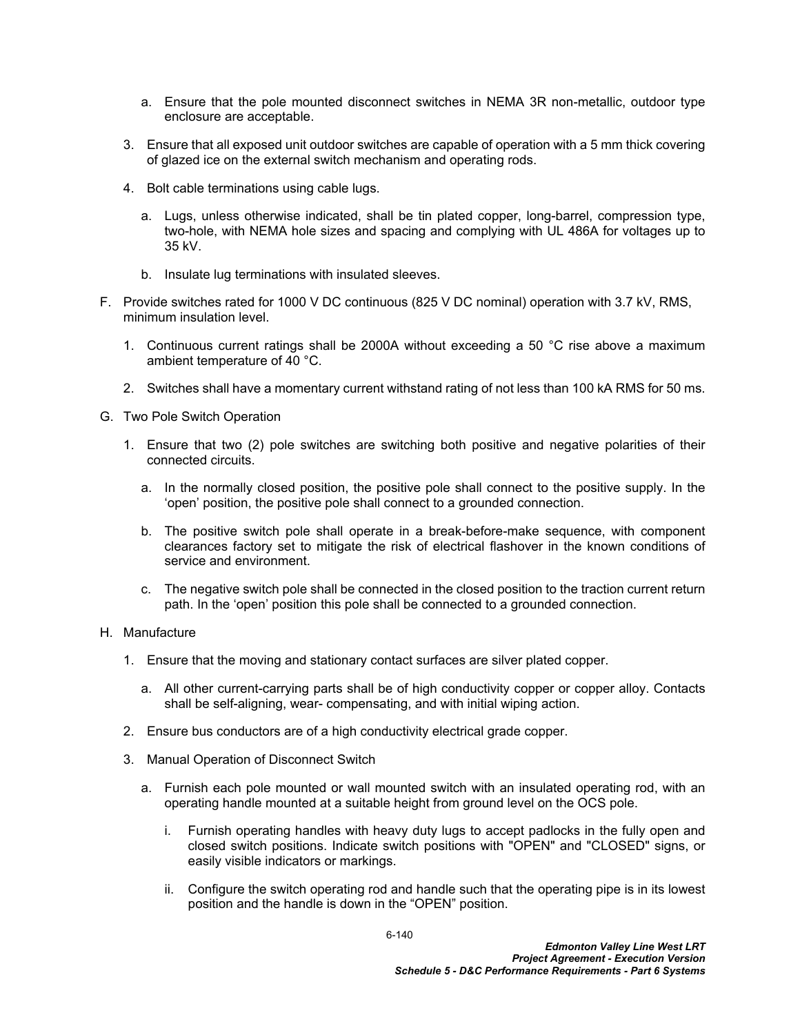a. Ensure that the pole mounted disconnect switches in NEMA 3R non-metallic, outdoor type enclosure are acceptable.

3. Ensure that all exposed unit outdoor switches are capable of operation with a 5 mm thick covering of glazed ice on the external switch mechanism and operating rods.

4. Bolt cable terminations using cable lugs.

   a. Lugs, unless otherwise indicated, shall be tin plated copper, long-barrel, compression type, two-hole, with NEMA hole sizes and spacing and complying with UL 486A for voltages up to 35 kV.

   b. Insulate lug terminations with insulated sleeves.

F. Provide switches rated for 1000 V DC continuous (825 V DC nominal) operation with 3.7 kV, RMS, minimum insulation level.

1. Continuous current ratings shall be 2000A without exceeding a 50 °C rise above a maximum ambient temperature of 40 °C.

2. Switches shall have a momentary current withstand rating of not less than 100 kA RMS for 50 ms.

G. Two Pole Switch Operation

1. Ensure that two (2) pole switches are switching both positive and negative polarities of their connected circuits.

   a. In the normally closed position, the positive pole shall connect to the positive supply. In the 'open' position, the positive pole shall connect to a grounded connection.

   b. The positive switch pole shall operate in a break-before-make sequence, with component clearances factory set to mitigate the risk of electrical flashover in the known conditions of service and environment.

   c. The negative switch pole shall be connected in the closed position to the traction current return path. In the 'open' position this pole shall be connected to a grounded connection.

H. Manufacture

1. Ensure that the moving and stationary contact surfaces are silver plated copper.

   a. All other current-carrying parts shall be of high conductivity copper or copper alloy. Contacts shall be self-aligning, wear- compensating, and with initial wiping action.

2. Ensure bus conductors are of a high conductivity electrical grade copper.

3. Manual Operation of Disconnect Switch

   a. Furnish each pole mounted or wall mounted switch with an insulated operating rod, with an operating handle mounted at a suitable height from ground level on the OCS pole.

      i. Furnish operating handles with heavy duty lugs to accept padlocks in the fully open and closed switch positions. Indicate switch positions with "OPEN" and "CLOSED" signs, or easily visible indicators or markings.

      ii. Configure the switch operating rod and handle such that the operating pipe is in its lowest position and the handle is down in the "OPEN" position.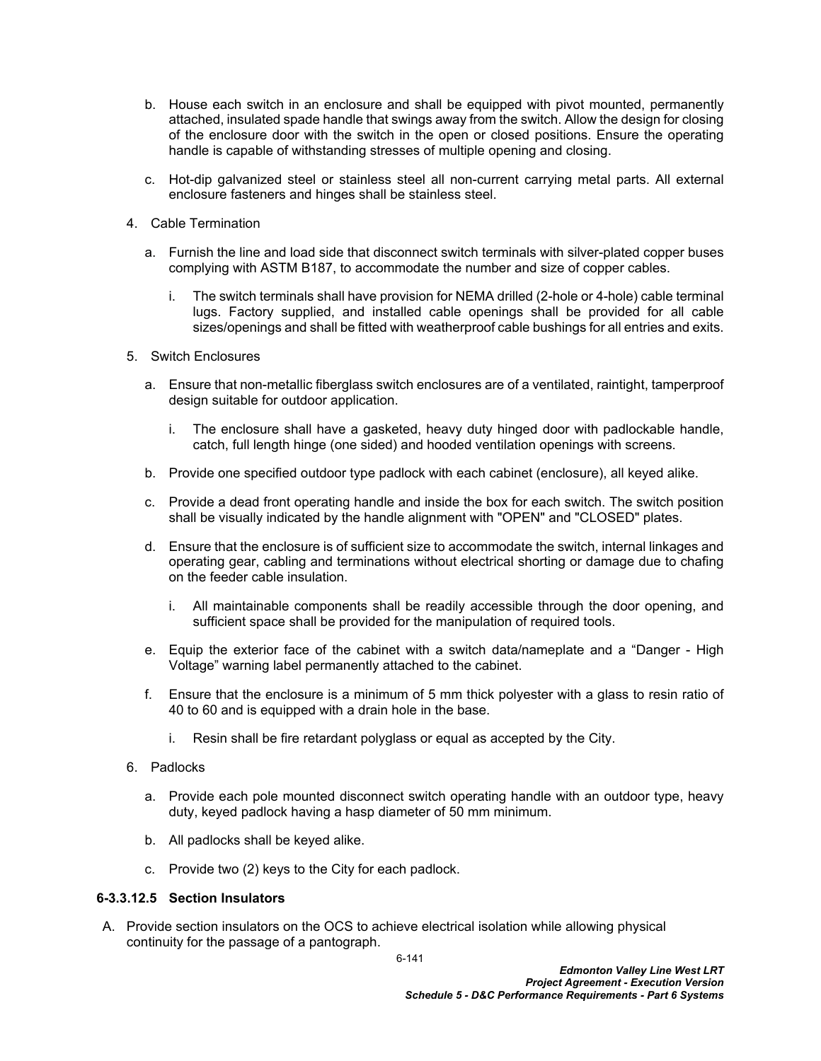b. House each switch in an enclosure and shall be equipped with pivot mounted, permanently attached, insulated spade handle that swings away from the switch. Allow the design for closing of the enclosure door with the switch in the open or closed positions. Ensure the operating handle is capable of withstanding stresses of multiple opening and closing.

c. Hot-dip galvanized steel or stainless steel all non-current carrying metal parts. All external enclosure fasteners and hinges shall be stainless steel.

4. Cable Termination

   a. Furnish the line and load side that disconnect switch terminals with silver-plated copper buses complying with ASTM B187, to accommodate the number and size of copper cables.

      i. The switch terminals shall have provision for NEMA drilled (2-hole or 4-hole) cable terminal lugs. Factory supplied, and installed cable openings shall be provided for all cable sizes/openings and shall be fitted with weatherproof cable bushings for all entries and exits.

5. Switch Enclosures

   a. Ensure that non-metallic fiberglass switch enclosures are of a ventilated, raintight, tamperproof design suitable for outdoor application.

      i. The enclosure shall have a gasketed, heavy duty hinged door with padlockable handle, catch, full length hinge (one sided) and hooded ventilation openings with screens.

   b. Provide one specified outdoor type padlock with each cabinet (enclosure), all keyed alike.

   c. Provide a dead front operating handle and inside the box for each switch. The switch position shall be visually indicated by the handle alignment with "OPEN" and "CLOSED" plates.

   d. Ensure that the enclosure is of sufficient size to accommodate the switch, internal linkages and operating gear, cabling and terminations without electrical shorting or damage due to chafing on the feeder cable insulation.

      i. All maintainable components shall be readily accessible through the door opening, and sufficient space shall be provided for the manipulation of required tools.

   e. Equip the exterior face of the cabinet with a switch data/nameplate and a “Danger - High Voltage” warning label permanently attached to the cabinet.

   f. Ensure that the enclosure is a minimum of 5 mm thick polyester with a glass to resin ratio of 40 to 60 and is equipped with a drain hole in the base.

      i. Resin shall be fire retardant polyglass or equal as accepted by the City.

6. Padlocks

   a. Provide each pole mounted disconnect switch operating handle with an outdoor type, heavy duty, keyed padlock having a hasp diameter of 50 mm minimum.

   b. All padlocks shall be keyed alike.

   c. Provide two (2) keys to the City for each padlock.

#### 6-3.3.12.5 Section Insulators

A. Provide section insulators on the OCS to achieve electrical isolation while allowing physical continuity for the passage of a pantograph.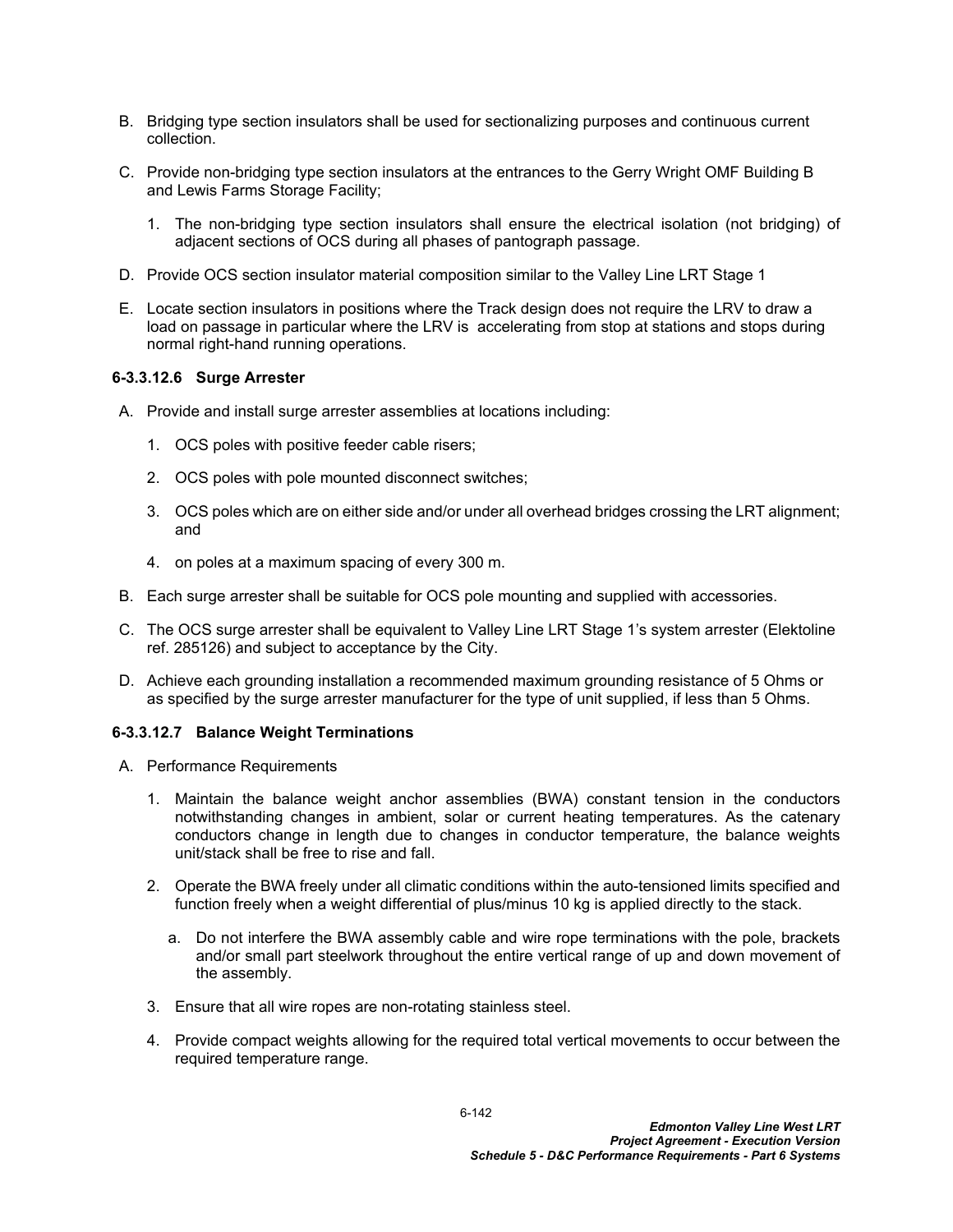B. Bridging type section insulators shall be used for sectionalizing purposes and continuous current collection.

C. Provide non-bridging type section insulators at the entrances to the Gerry Wright OMF Building B and Lewis Farms Storage Facility;

   1. The non-bridging type section insulators shall ensure the electrical isolation (not bridging) of adjacent sections of OCS during all phases of pantograph passage.

D. Provide OCS section insulator material composition similar to the Valley Line LRT Stage 1

E. Locate section insulators in positions where the Track design does not require the LRV to draw a load on passage in particular where the LRV is accelerating from stop at stations and stops during normal right-hand running operations.

#### 6-3.3.12.6 Surge Arrester

A. Provide and install surge arrester assemblies at locations including:

   1. OCS poles with positive feeder cable risers;

   2. OCS poles with pole mounted disconnect switches;

   3. OCS poles which are on either side and/or under all overhead bridges crossing the LRT alignment; and

   4. on poles at a maximum spacing of every 300 m.

B. Each surge arrester shall be suitable for OCS pole mounting and supplied with accessories.

C. The OCS surge arrester shall be equivalent to Valley Line LRT Stage 1's system arrester (Elektoline ref. 285126) and subject to acceptance by the City.

D. Achieve each grounding installation a recommended maximum grounding resistance of 5 Ohms or as specified by the surge arrester manufacturer for the type of unit supplied, if less than 5 Ohms.

#### 6-3.3.12.7 Balance Weight Terminations

A. Performance Requirements

   1. Maintain the balance weight anchor assemblies (BWA) constant tension in the conductors notwithstanding changes in ambient, solar or current heating temperatures. As the catenary conductors change in length due to changes in conductor temperature, the balance weights unit/stack shall be free to rise and fall.

   2. Operate the BWA freely under all climatic conditions within the auto-tensioned limits specified and function freely when a weight differential of plus/minus 10 kg is applied directly to the stack.

      a. Do not interfere the BWA assembly cable and wire rope terminations with the pole, brackets and/or small part steelwork throughout the entire vertical range of up and down movement of the assembly.

   3. Ensure that all wire ropes are non-rotating stainless steel.

   4. Provide compact weights allowing for the required total vertical movements to occur between the required temperature range.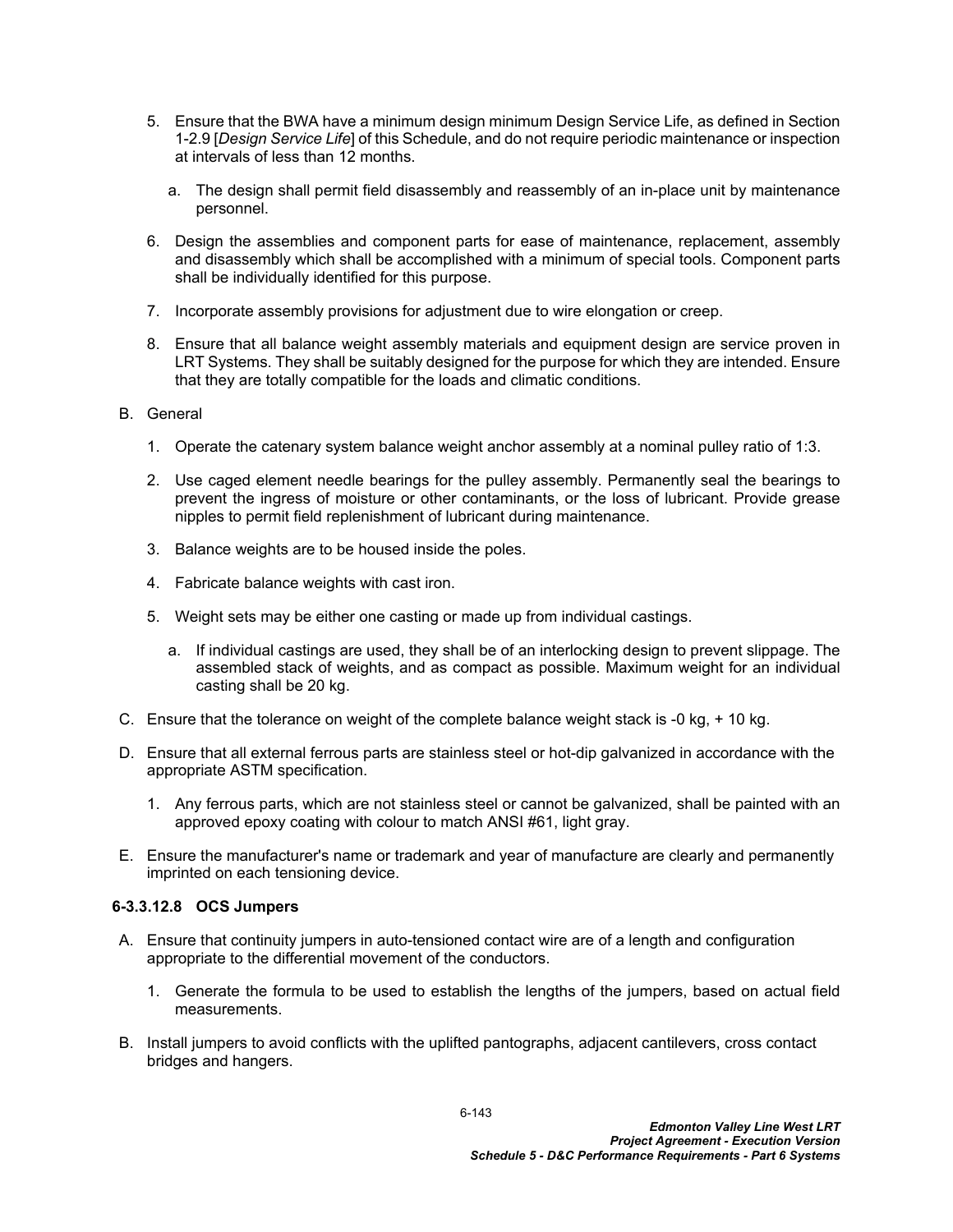5. Ensure that the BWA have a minimum design minimum Design Service Life, as defined in Section 1-2.9 [*Design Service Life*] of this Schedule, and do not require periodic maintenance or inspection at intervals of less than 12 months.

   a. The design shall permit field disassembly and reassembly of an in-place unit by maintenance personnel.

6. Design the assemblies and component parts for ease of maintenance, replacement, assembly and disassembly which shall be accomplished with a minimum of special tools. Component parts shall be individually identified for this purpose.

7. Incorporate assembly provisions for adjustment due to wire elongation or creep.

8. Ensure that all balance weight assembly materials and equipment design are service proven in LRT Systems. They shall be suitably designed for the purpose for which they are intended. Ensure that they are totally compatible for the loads and climatic conditions.

B. General

1. Operate the catenary system balance weight anchor assembly at a nominal pulley ratio of 1:3.

2. Use caged element needle bearings for the pulley assembly. Permanently seal the bearings to prevent the ingress of moisture or other contaminants, or the loss of lubricant. Provide grease nipples to permit field replenishment of lubricant during maintenance.

3. Balance weights are to be housed inside the poles.

4. Fabricate balance weights with cast iron.

5. Weight sets may be either one casting or made up from individual castings.

   a. If individual castings are used, they shall be of an interlocking design to prevent slippage. The assembled stack of weights, and as compact as possible. Maximum weight for an individual casting shall be 20 kg.

C. Ensure that the tolerance on weight of the complete balance weight stack is -0 kg, + 10 kg.

D. Ensure that all external ferrous parts are stainless steel or hot-dip galvanized in accordance with the appropriate ASTM specification.

1. Any ferrous parts, which are not stainless steel or cannot be galvanized, shall be painted with an approved epoxy coating with colour to match ANSI #61, light gray.

E. Ensure the manufacturer's name or trademark and year of manufacture are clearly and permanently imprinted on each tensioning device.

#### 6-3.3.12.8 OCS Jumpers

A. Ensure that continuity jumpers in auto-tensioned contact wire are of a length and configuration appropriate to the differential movement of the conductors.

1. Generate the formula to be used to establish the lengths of the jumpers, based on actual field measurements.

B. Install jumpers to avoid conflicts with the uplifted pantographs, adjacent cantilevers, cross contact bridges and hangers.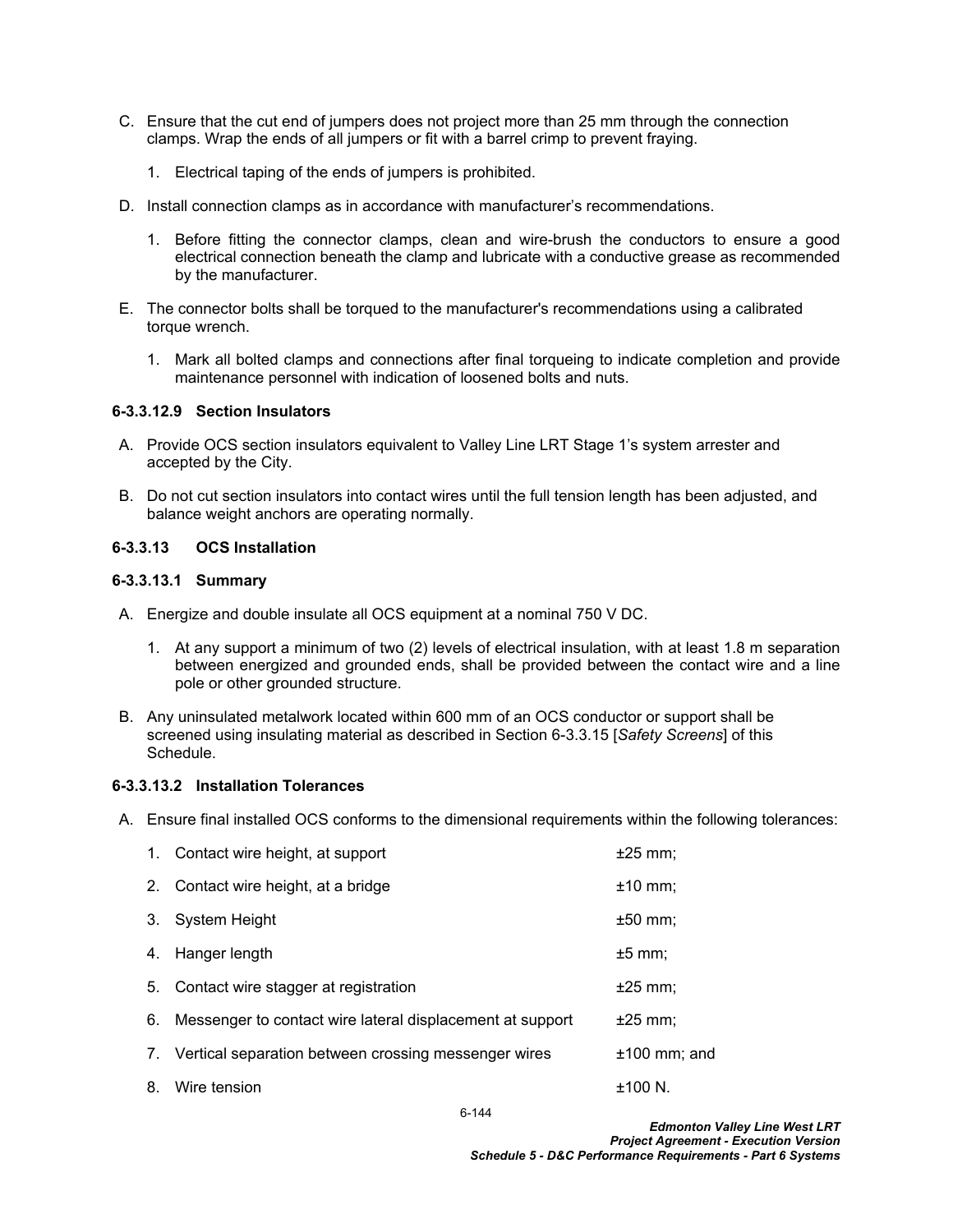C. Ensure that the cut end of jumpers does not project more than 25 mm through the connection clamps. Wrap the ends of all jumpers or fit with a barrel crimp to prevent fraying.

   1. Electrical taping of the ends of jumpers is prohibited.

D. Install connection clamps as in accordance with manufacturer's recommendations.

   1. Before fitting the connector clamps, clean and wire-brush the conductors to ensure a good electrical connection beneath the clamp and lubricate with a conductive grease as recommended by the manufacturer.

E. The connector bolts shall be torqued to the manufacturer's recommendations using a calibrated torque wrench.

   1. Mark all bolted clamps and connections after final torqueing to indicate completion and provide maintenance personnel with indication of loosened bolts and nuts.

#### 6-3.3.12.9 Section Insulators

A. Provide OCS section insulators equivalent to Valley Line LRT Stage 1's system arrester and accepted by the City.

B. Do not cut section insulators into contact wires until the full tension length has been adjusted, and balance weight anchors are operating normally.

### 6-3.3.13 OCS Installation

#### 6-3.3.13.1 Summary

A. Energize and double insulate all OCS equipment at a nominal 750 V DC.

   1. At any support a minimum of two (2) levels of electrical insulation, with at least 1.8 m separation between energized and grounded ends, shall be provided between the contact wire and a line pole or other grounded structure.

B. Any uninsulated metalwork located within 600 mm of an OCS conductor or support shall be screened using insulating material as described in Section 6-3.3.15 [*Safety Screens*] of this Schedule.

#### 6-3.3.13.2 Installation Tolerances

A. Ensure final installed OCS conforms to the dimensional requirements within the following tolerances:

   1. Contact wire height, at support ±25 mm;
   2. Contact wire height, at a bridge ±10 mm;
   3. System Height ±50 mm;
   4. Hanger length ±5 mm;
   5. Contact wire stagger at registration ±25 mm;
   6. Messenger to contact wire lateral displacement at support ±25 mm;
   7. Vertical separation between crossing messenger wires ±100 mm; and
   8. Wire tension ±100 N.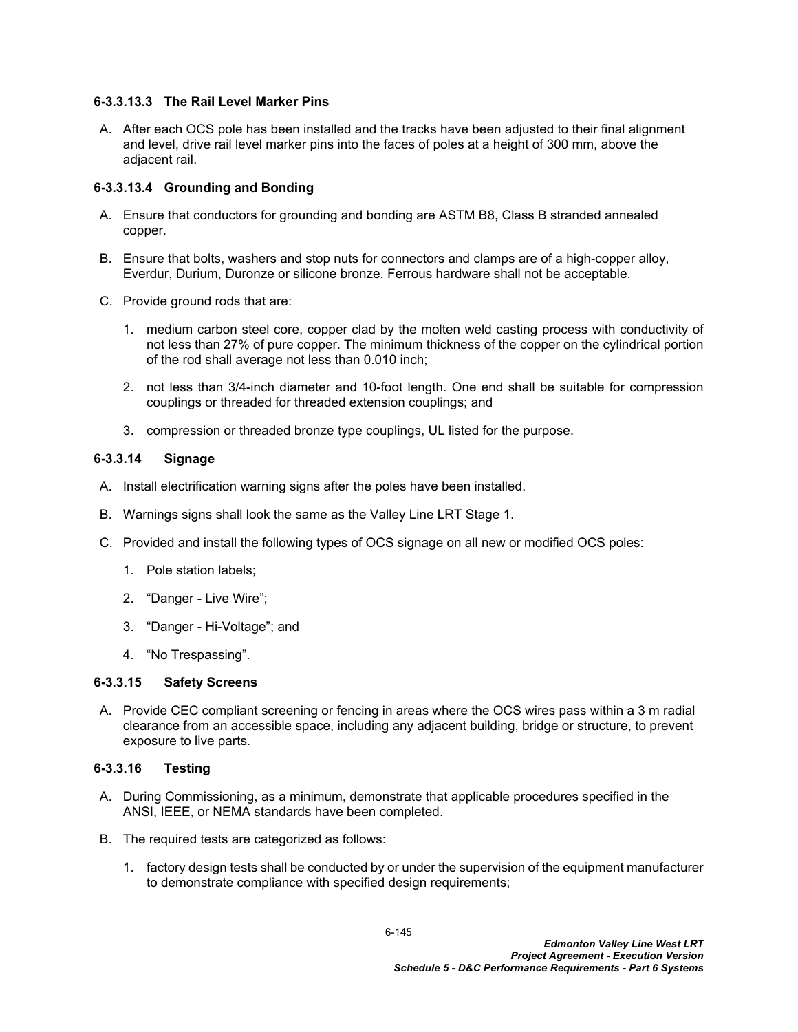#### 6-3.3.13.3 The Rail Level Marker Pins

A. After each OCS pole has been installed and the tracks have been adjusted to their final alignment and level, drive rail level marker pins into the faces of poles at a height of 300 mm, above the adjacent rail.

#### 6-3.3.13.4 Grounding and Bonding

A. Ensure that conductors for grounding and bonding are ASTM B8, Class B stranded annealed copper.

B. Ensure that bolts, washers and stop nuts for connectors and clamps are of a high-copper alloy, Everdur, Durium, Duronze or silicone bronze. Ferrous hardware shall not be acceptable.

C. Provide ground rods that are:

1. medium carbon steel core, copper clad by the molten weld casting process with conductivity of not less than 27% of pure copper. The minimum thickness of the copper on the cylindrical portion of the rod shall average not less than 0.010 inch;

2. not less than 3/4-inch diameter and 10-foot length. One end shall be suitable for compression couplings or threaded for threaded extension couplings; and

3. compression or threaded bronze type couplings, UL listed for the purpose.

### 6-3.3.14 Signage

A. Install electrification warning signs after the poles have been installed.

B. Warnings signs shall look the same as the Valley Line LRT Stage 1.

C. Provided and install the following types of OCS signage on all new or modified OCS poles:

1. Pole station labels;

2. "Danger - Live Wire";

3. "Danger - Hi-Voltage"; and

4. "No Trespassing".

### 6-3.3.15 Safety Screens

A. Provide CEC compliant screening or fencing in areas where the OCS wires pass within a 3 m radial clearance from an accessible space, including any adjacent building, bridge or structure, to prevent exposure to live parts.

### 6-3.3.16 Testing

A. During Commissioning, as a minimum, demonstrate that applicable procedures specified in the ANSI, IEEE, or NEMA standards have been completed.

B. The required tests are categorized as follows:

1. factory design tests shall be conducted by or under the supervision of the equipment manufacturer to demonstrate compliance with specified design requirements;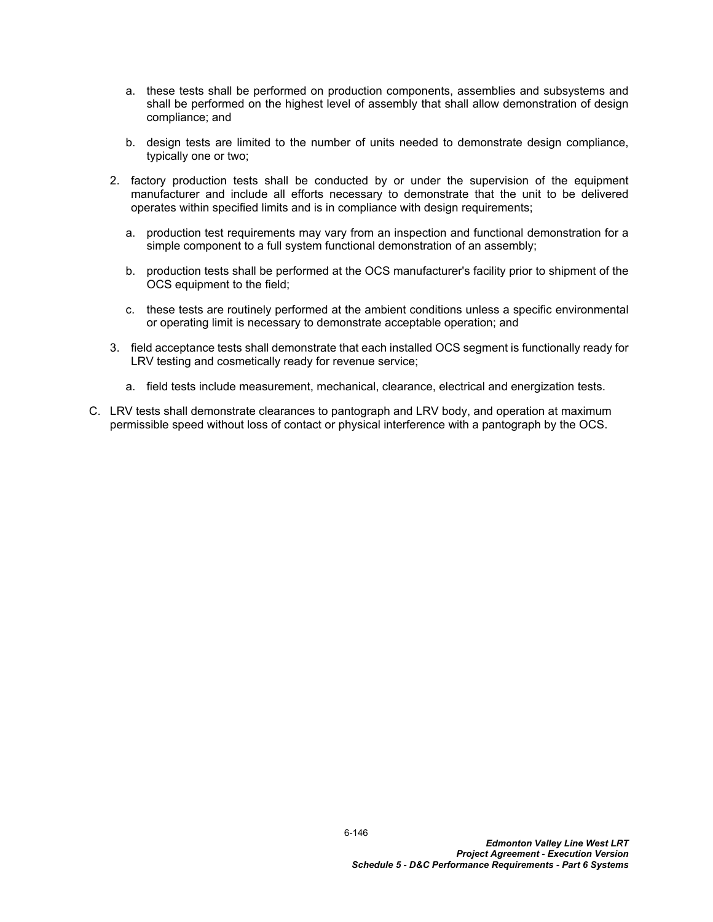a. these tests shall be performed on production components, assemblies and subsystems and shall be performed on the highest level of assembly that shall allow demonstration of design compliance; and

   b. design tests are limited to the number of units needed to demonstrate design compliance, typically one or two;

2. factory production tests shall be conducted by or under the supervision of the equipment manufacturer and include all efforts necessary to demonstrate that the unit to be delivered operates within specified limits and is in compliance with design requirements;

   a. production test requirements may vary from an inspection and functional demonstration for a simple component to a full system functional demonstration of an assembly;

   b. production tests shall be performed at the OCS manufacturer's facility prior to shipment of the OCS equipment to the field;

   c. these tests are routinely performed at the ambient conditions unless a specific environmental or operating limit is necessary to demonstrate acceptable operation; and

3. field acceptance tests shall demonstrate that each installed OCS segment is functionally ready for LRV testing and cosmetically ready for revenue service;

   a. field tests include measurement, mechanical, clearance, electrical and energization tests.

C. LRV tests shall demonstrate clearances to pantograph and LRV body, and operation at maximum permissible speed without loss of contact or physical interference with a pantograph by the OCS.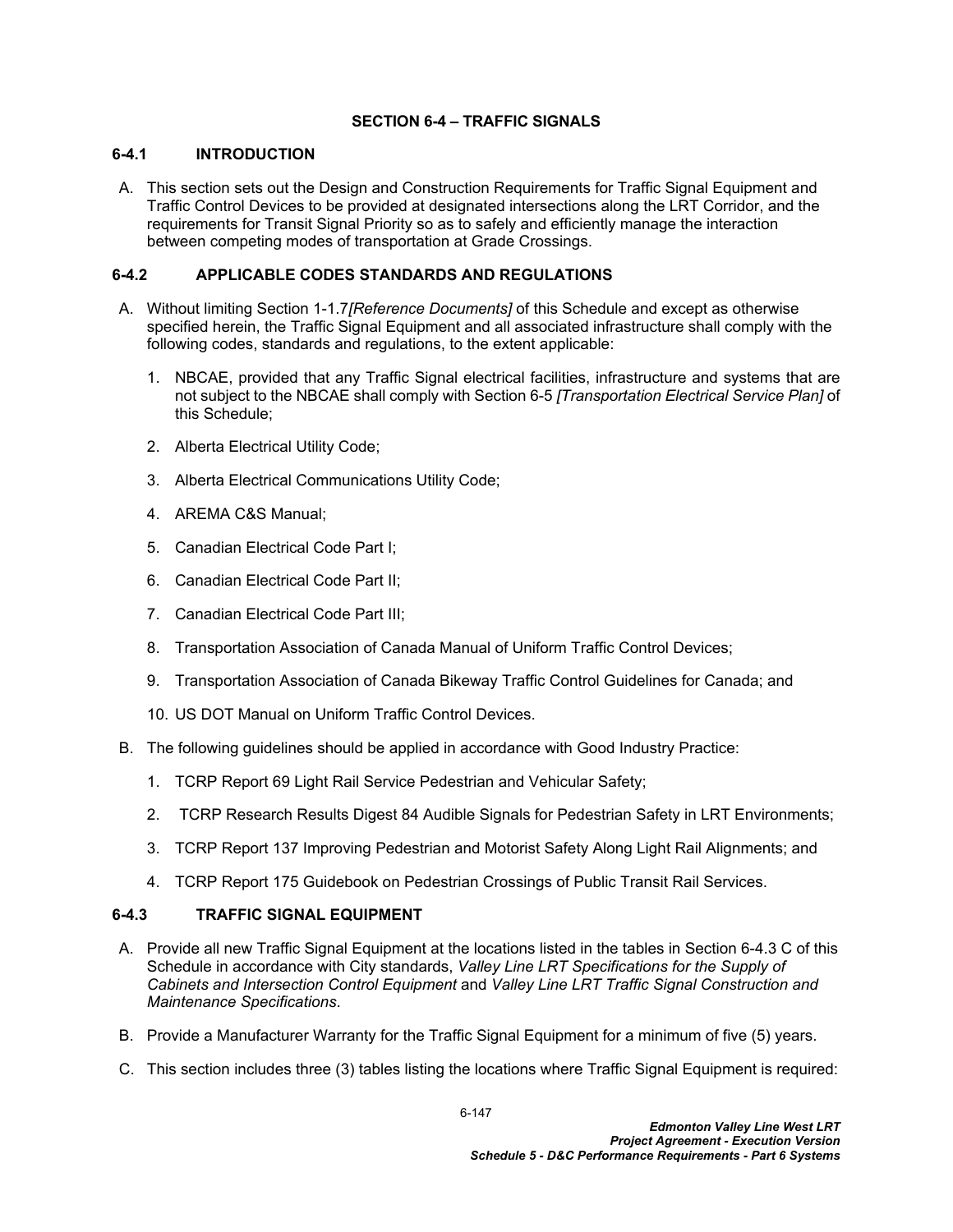## SECTION 6-4 – TRAFFIC SIGNALS

### 6-4.1 INTRODUCTION

A. This section sets out the Design and Construction Requirements for Traffic Signal Equipment and Traffic Control Devices to be provided at designated intersections along the LRT Corridor, and the requirements for Transit Signal Priority so as to safely and efficiently manage the interaction between competing modes of transportation at Grade Crossings.

### 6-4.2 APPLICABLE CODES STANDARDS AND REGULATIONS

A. Without limiting Section 1-1.7*[Reference Documents]* of this Schedule and except as otherwise specified herein, the Traffic Signal Equipment and all associated infrastructure shall comply with the following codes, standards and regulations, to the extent applicable:

1. NBCAE, provided that any Traffic Signal electrical facilities, infrastructure and systems that are not subject to the NBCAE shall comply with Section 6-5 *[Transportation Electrical Service Plan]* of this Schedule;
2. Alberta Electrical Utility Code;
3. Alberta Electrical Communications Utility Code;
4. AREMA C&S Manual;
5. Canadian Electrical Code Part I;
6. Canadian Electrical Code Part II;
7. Canadian Electrical Code Part III;
8. Transportation Association of Canada Manual of Uniform Traffic Control Devices;
9. Transportation Association of Canada Bikeway Traffic Control Guidelines for Canada; and
10. US DOT Manual on Uniform Traffic Control Devices.

B. The following guidelines should be applied in accordance with Good Industry Practice:

1. TCRP Report 69 Light Rail Service Pedestrian and Vehicular Safety;
2. TCRP Research Results Digest 84 Audible Signals for Pedestrian Safety in LRT Environments;
3. TCRP Report 137 Improving Pedestrian and Motorist Safety Along Light Rail Alignments; and
4. TCRP Report 175 Guidebook on Pedestrian Crossings of Public Transit Rail Services.

### 6-4.3 TRAFFIC SIGNAL EQUIPMENT

A. Provide all new Traffic Signal Equipment at the locations listed in the tables in Section 6-4.3 C of this Schedule in accordance with City standards, *Valley Line LRT Specifications for the Supply of Cabinets and Intersection Control Equipment* and *Valley Line LRT Traffic Signal Construction and Maintenance Specifications*.

B. Provide a Manufacturer Warranty for the Traffic Signal Equipment for a minimum of five (5) years.

C. This section includes three (3) tables listing the locations where Traffic Signal Equipment is required: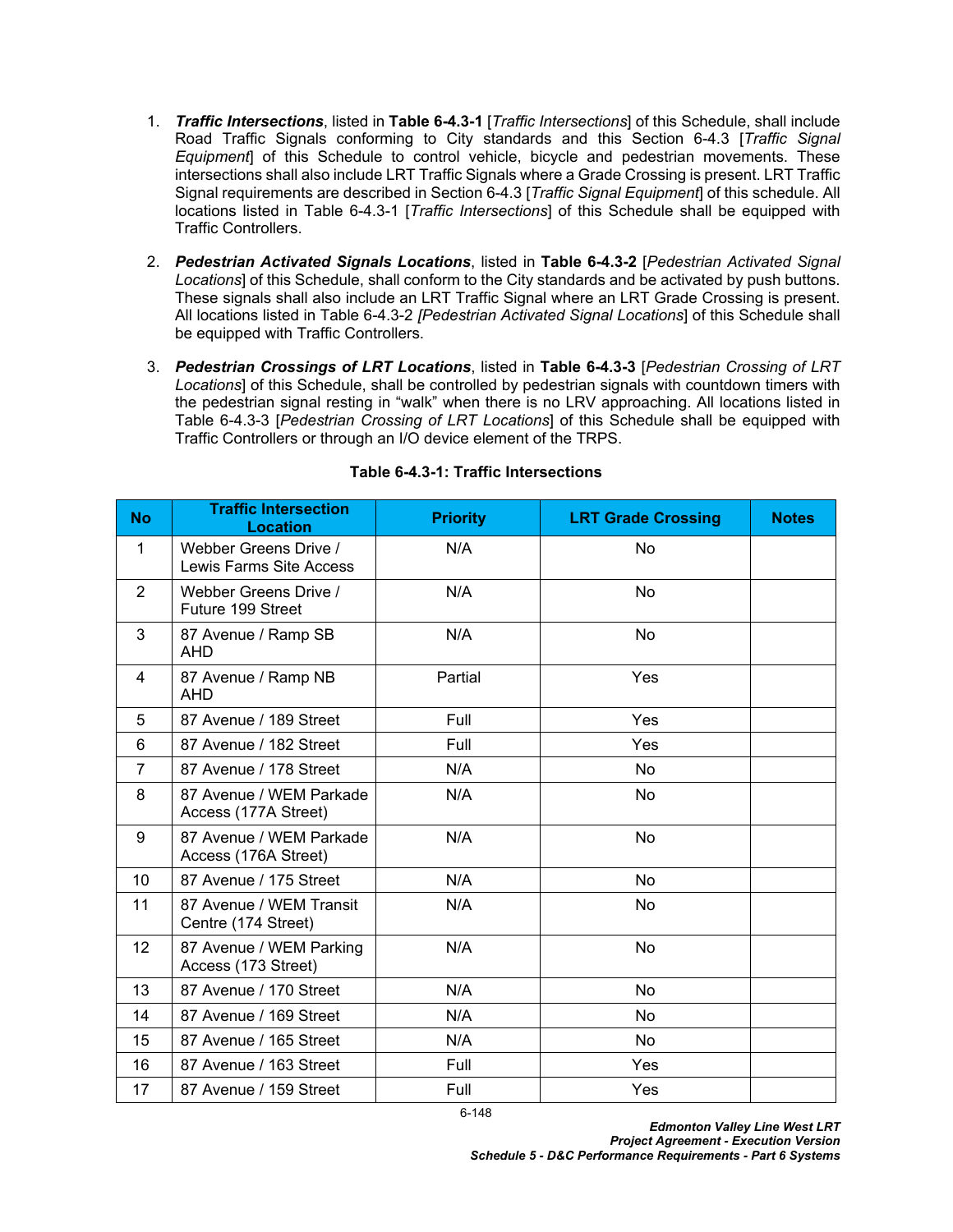1. ***Traffic Intersections***, listed in **Table 6-4.3-1** [*Traffic Intersections*] of this Schedule, shall include Road Traffic Signals conforming to City standards and this Section 6-4.3 [*Traffic Signal Equipment*] of this Schedule to control vehicle, bicycle and pedestrian movements. These intersections shall also include LRT Traffic Signals where a Grade Crossing is present. LRT Traffic Signal requirements are described in Section 6-4.3 [*Traffic Signal Equipment*] of this schedule. All locations listed in Table 6-4.3-1 [*Traffic Intersections*] of this Schedule shall be equipped with Traffic Controllers.

2. ***Pedestrian Activated Signals Locations***, listed in **Table 6-4.3-2** [*Pedestrian Activated Signal Locations*] of this Schedule, shall conform to the City standards and be activated by push buttons. These signals shall also include an LRT Traffic Signal where an LRT Grade Crossing is present. All locations listed in Table 6-4.3-2 *[Pedestrian Activated Signal Locations*] of this Schedule shall be equipped with Traffic Controllers.

3. ***Pedestrian Crossings of LRT Locations***, listed in **Table 6-4.3-3** [*Pedestrian Crossing of LRT Locations*] of this Schedule, shall be controlled by pedestrian signals with countdown timers with the pedestrian signal resting in “walk” when there is no LRV approaching. All locations listed in Table 6-4.3-3 [*Pedestrian Crossing of LRT Locations*] of this Schedule shall be equipped with Traffic Controllers or through an I/O device element of the TRPS.

**Table 6-4.3-1: Traffic Intersections**

| No | Traffic Intersection Location | Priority | LRT Grade Crossing | Notes |
|---|---|---|---|---|
| 1 | Webber Greens Drive / Lewis Farms Site Access | N/A | No | |
| 2 | Webber Greens Drive / Future 199 Street | N/A | No | |
| 3 | 87 Avenue / Ramp SB AHD | N/A | No | |
| 4 | 87 Avenue / Ramp NB AHD | Partial | Yes | |
| 5 | 87 Avenue / 189 Street | Full | Yes | |
| 6 | 87 Avenue / 182 Street | Full | Yes | |
| 7 | 87 Avenue / 178 Street | N/A | No | |
| 8 | 87 Avenue / WEM Parkade Access (177A Street) | N/A | No | |
| 9 | 87 Avenue / WEM Parkade Access (176A Street) | N/A | No | |
| 10 | 87 Avenue / 175 Street | N/A | No | |
| 11 | 87 Avenue / WEM Transit Centre (174 Street) | N/A | No | |
| 12 | 87 Avenue / WEM Parking Access (173 Street) | N/A | No | |
| 13 | 87 Avenue / 170 Street | N/A | No | |
| 14 | 87 Avenue / 169 Street | N/A | No | |
| 15 | 87 Avenue / 165 Street | N/A | No | |
| 16 | 87 Avenue / 163 Street | Full | Yes | |
| 17 | 87 Avenue / 159 Street | Full | Yes | |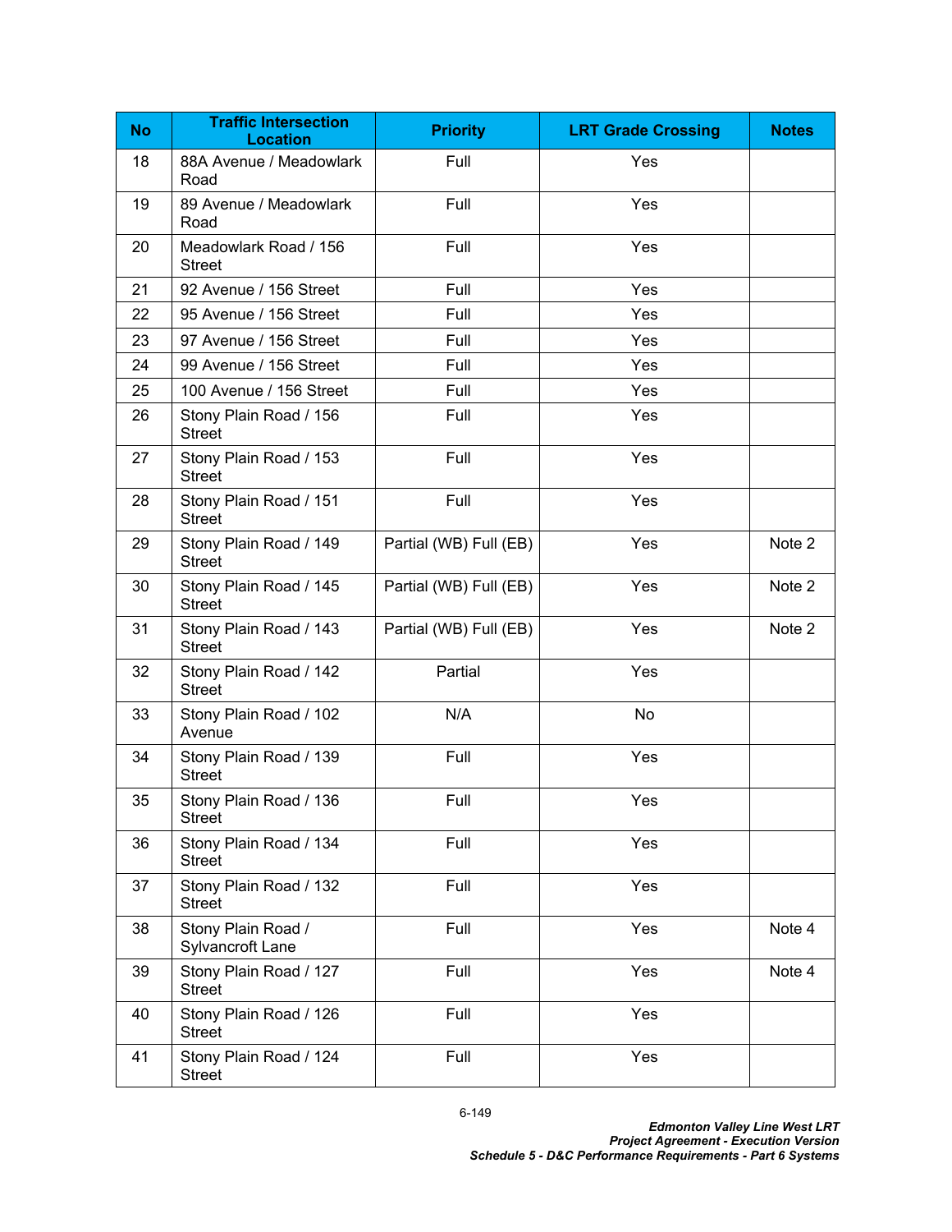| No | Traffic Intersection Location | Priority | LRT Grade Crossing | Notes |
|---|---|---|---|---|
| 18 | 88A Avenue / Meadowlark Road | Full | Yes | |
| 19 | 89 Avenue / Meadowlark Road | Full | Yes | |
| 20 | Meadowlark Road / 156 Street | Full | Yes | |
| 21 | 92 Avenue / 156 Street | Full | Yes | |
| 22 | 95 Avenue / 156 Street | Full | Yes | |
| 23 | 97 Avenue / 156 Street | Full | Yes | |
| 24 | 99 Avenue / 156 Street | Full | Yes | |
| 25 | 100 Avenue / 156 Street | Full | Yes | |
| 26 | Stony Plain Road / 156 Street | Full | Yes | |
| 27 | Stony Plain Road / 153 Street | Full | Yes | |
| 28 | Stony Plain Road / 151 Street | Full | Yes | |
| 29 | Stony Plain Road / 149 Street | Partial (WB) Full (EB) | Yes | Note 2 |
| 30 | Stony Plain Road / 145 Street | Partial (WB) Full (EB) | Yes | Note 2 |
| 31 | Stony Plain Road / 143 Street | Partial (WB) Full (EB) | Yes | Note 2 |
| 32 | Stony Plain Road / 142 Street | Partial | Yes | |
| 33 | Stony Plain Road / 102 Avenue | N/A | No | |
| 34 | Stony Plain Road / 139 Street | Full | Yes | |
| 35 | Stony Plain Road / 136 Street | Full | Yes | |
| 36 | Stony Plain Road / 134 Street | Full | Yes | |
| 37 | Stony Plain Road / 132 Street | Full | Yes | |
| 38 | Stony Plain Road / Sylvancroft Lane | Full | Yes | Note 4 |
| 39 | Stony Plain Road / 127 Street | Full | Yes | Note 4 |
| 40 | Stony Plain Road / 126 Street | Full | Yes | |
| 41 | Stony Plain Road / 124 Street | Full | Yes | |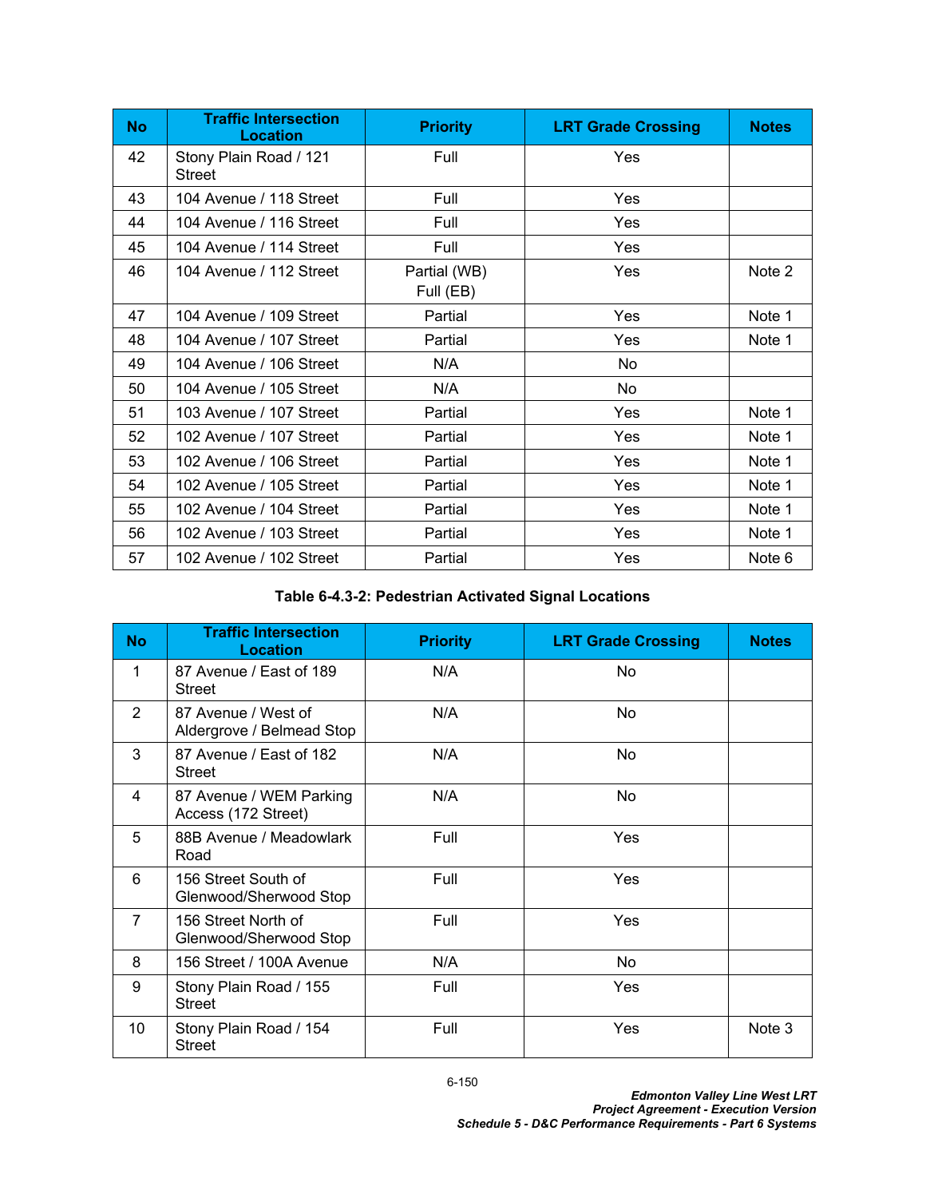| No | Traffic Intersection Location | Priority | LRT Grade Crossing | Notes |
|---|---|---|---|---|
| 42 | Stony Plain Road / 121 Street | Full | Yes | |
| 43 | 104 Avenue / 118 Street | Full | Yes | |
| 44 | 104 Avenue / 116 Street | Full | Yes | |
| 45 | 104 Avenue / 114 Street | Full | Yes | |
| 46 | 104 Avenue / 112 Street | Partial (WB) Full (EB) | Yes | Note 2 |
| 47 | 104 Avenue / 109 Street | Partial | Yes | Note 1 |
| 48 | 104 Avenue / 107 Street | Partial | Yes | Note 1 |
| 49 | 104 Avenue / 106 Street | N/A | No | |
| 50 | 104 Avenue / 105 Street | N/A | No | |
| 51 | 103 Avenue / 107 Street | Partial | Yes | Note 1 |
| 52 | 102 Avenue / 107 Street | Partial | Yes | Note 1 |
| 53 | 102 Avenue / 106 Street | Partial | Yes | Note 1 |
| 54 | 102 Avenue / 105 Street | Partial | Yes | Note 1 |
| 55 | 102 Avenue / 104 Street | Partial | Yes | Note 1 |
| 56 | 102 Avenue / 103 Street | Partial | Yes | Note 1 |
| 57 | 102 Avenue / 102 Street | Partial | Yes | Note 6 |

**Table 6-4.3-2: Pedestrian Activated Signal Locations**

| No | Traffic Intersection Location | Priority | LRT Grade Crossing | Notes |
|---|---|---|---|---|
| 1 | 87 Avenue / East of 189 Street | N/A | No | |
| 2 | 87 Avenue / West of Aldergrove / Belmead Stop | N/A | No | |
| 3 | 87 Avenue / East of 182 Street | N/A | No | |
| 4 | 87 Avenue / WEM Parking Access (172 Street) | N/A | No | |
| 5 | 88B Avenue / Meadowlark Road | Full | Yes | |
| 6 | 156 Street South of Glenwood/Sherwood Stop | Full | Yes | |
| 7 | 156 Street North of Glenwood/Sherwood Stop | Full | Yes | |
| 8 | 156 Street / 100A Avenue | N/A | No | |
| 9 | Stony Plain Road / 155 Street | Full | Yes | |
| 10 | Stony Plain Road / 154 Street | Full | Yes | Note 3 |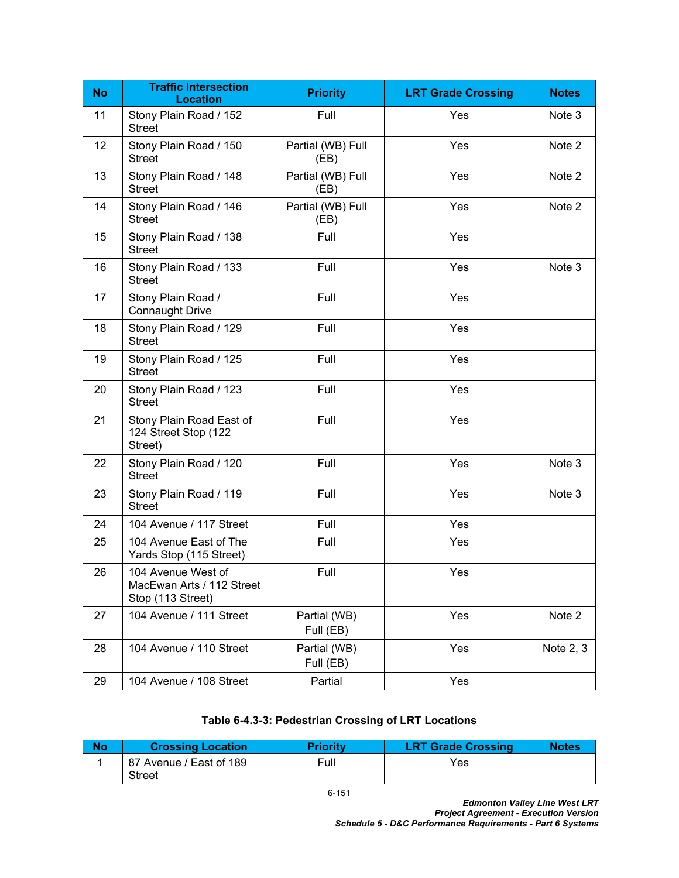| No | Traffic Intersection Location | Priority | LRT Grade Crossing | Notes |
|---|---|---|---|---|
| 11 | Stony Plain Road / 152 Street | Full | Yes | Note 3 |
| 12 | Stony Plain Road / 150 Street | Partial (WB) Full (EB) | Yes | Note 2 |
| 13 | Stony Plain Road / 148 Street | Partial (WB) Full (EB) | Yes | Note 2 |
| 14 | Stony Plain Road / 146 Street | Partial (WB) Full (EB) | Yes | Note 2 |
| 15 | Stony Plain Road / 138 Street | Full | Yes | |
| 16 | Stony Plain Road / 133 Street | Full | Yes | Note 3 |
| 17 | Stony Plain Road / Connaught Drive | Full | Yes | |
| 18 | Stony Plain Road / 129 Street | Full | Yes | |
| 19 | Stony Plain Road / 125 Street | Full | Yes | |
| 20 | Stony Plain Road / 123 Street | Full | Yes | |
| 21 | Stony Plain Road East of 124 Street Stop (122 Street) | Full | Yes | |
| 22 | Stony Plain Road / 120 Street | Full | Yes | Note 3 |
| 23 | Stony Plain Road / 119 Street | Full | Yes | Note 3 |
| 24 | 104 Avenue / 117 Street | Full | Yes | |
| 25 | 104 Avenue East of The Yards Stop (115 Street) | Full | Yes | |
| 26 | 104 Avenue West of MacEwan Arts / 112 Street Stop (113 Street) | Full | Yes | |
| 27 | 104 Avenue / 111 Street | Partial (WB) Full (EB) | Yes | Note 2 |
| 28 | 104 Avenue / 110 Street | Partial (WB) Full (EB) | Yes | Note 2, 3 |
| 29 | 104 Avenue / 108 Street | Partial | Yes | |

**Table 6-4.3-3: Pedestrian Crossing of LRT Locations**

| No | Crossing Location | Priority | LRT Grade Crossing | Notes |
|---|---|---|---|---|
| 1 | 87 Avenue / East of 189 Street | Full | Yes | |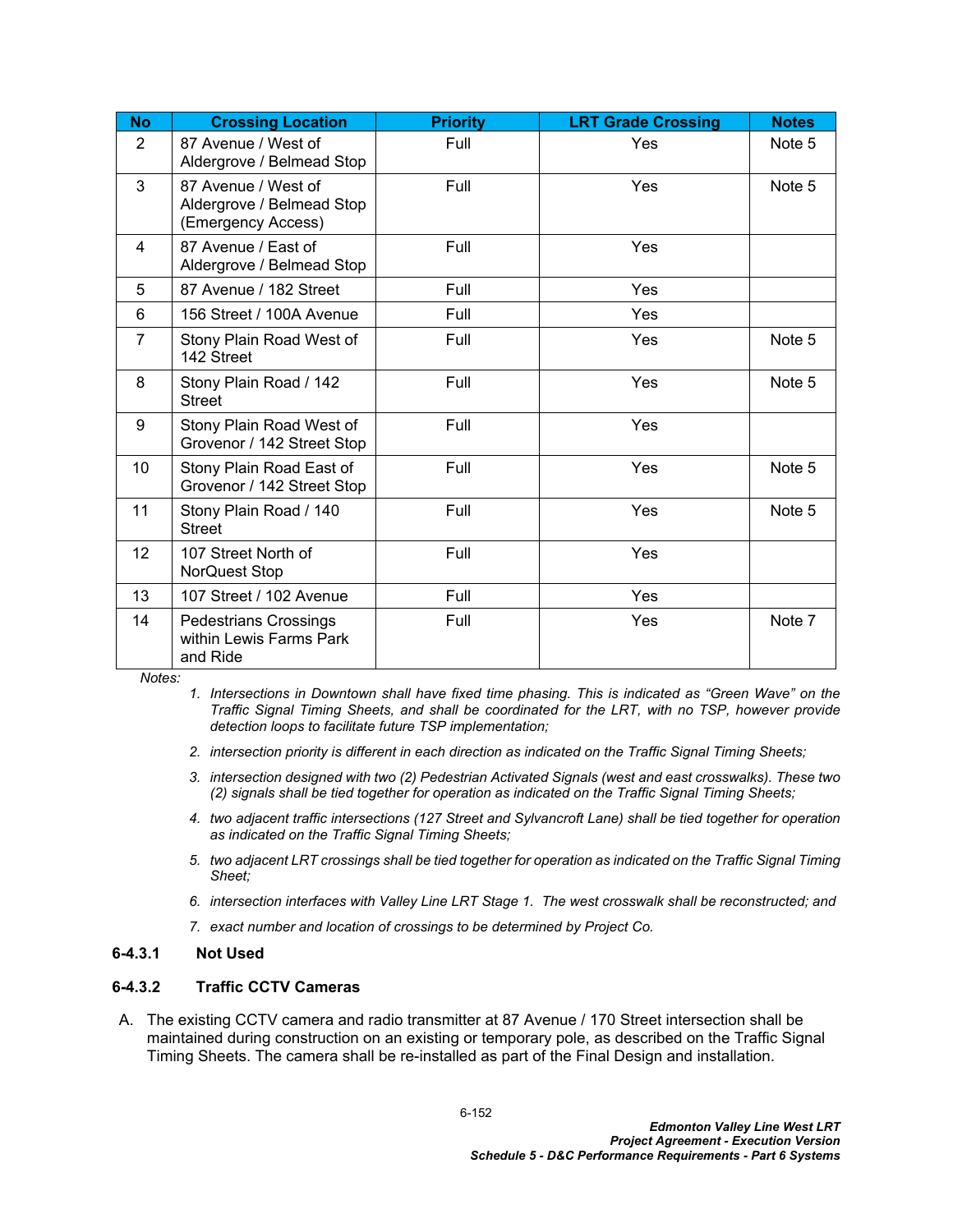| No | Crossing Location | Priority | LRT Grade Crossing | Notes |
|---|---|---|---|---|
| 2 | 87 Avenue / West of Aldergrove / Belmead Stop | Full | Yes | Note 5 |
| 3 | 87 Avenue / West of Aldergrove / Belmead Stop (Emergency Access) | Full | Yes | Note 5 |
| 4 | 87 Avenue / East of Aldergrove / Belmead Stop | Full | Yes | |
| 5 | 87 Avenue / 182 Street | Full | Yes | |
| 6 | 156 Street / 100A Avenue | Full | Yes | |
| 7 | Stony Plain Road West of 142 Street | Full | Yes | Note 5 |
| 8 | Stony Plain Road / 142 Street | Full | Yes | Note 5 |
| 9 | Stony Plain Road West of Grovenor / 142 Street Stop | Full | Yes | |
| 10 | Stony Plain Road East of Grovenor / 142 Street Stop | Full | Yes | Note 5 |
| 11 | Stony Plain Road / 140 Street | Full | Yes | Note 5 |
| 12 | 107 Street North of NorQuest Stop | Full | Yes | |
| 13 | 107 Street / 102 Avenue | Full | Yes | |
| 14 | Pedestrians Crossings within Lewis Farms Park and Ride | Full | Yes | Note 7 |

*Notes:*

1. *Intersections in Downtown shall have fixed time phasing. This is indicated as "Green Wave" on the Traffic Signal Timing Sheets, and shall be coordinated for the LRT, with no TSP, however provide detection loops to facilitate future TSP implementation;*
2. *intersection priority is different in each direction as indicated on the Traffic Signal Timing Sheets;*
3. *intersection designed with two (2) Pedestrian Activated Signals (west and east crosswalks). These two (2) signals shall be tied together for operation as indicated on the Traffic Signal Timing Sheets;*
4. *two adjacent traffic intersections (127 Street and Sylvancroft Lane) shall be tied together for operation as indicated on the Traffic Signal Timing Sheets;*
5. *two adjacent LRT crossings shall be tied together for operation as indicated on the Traffic Signal Timing Sheet;*
6. *intersection interfaces with Valley Line LRT Stage 1. The west crosswalk shall be reconstructed; and*
7. *exact number and location of crossings to be determined by Project Co.*

#### 6-4.3.1 Not Used

#### 6-4.3.2 Traffic CCTV Cameras

A. The existing CCTV camera and radio transmitter at 87 Avenue / 170 Street intersection shall be maintained during construction on an existing or temporary pole, as described on the Traffic Signal Timing Sheets. The camera shall be re-installed as part of the Final Design and installation.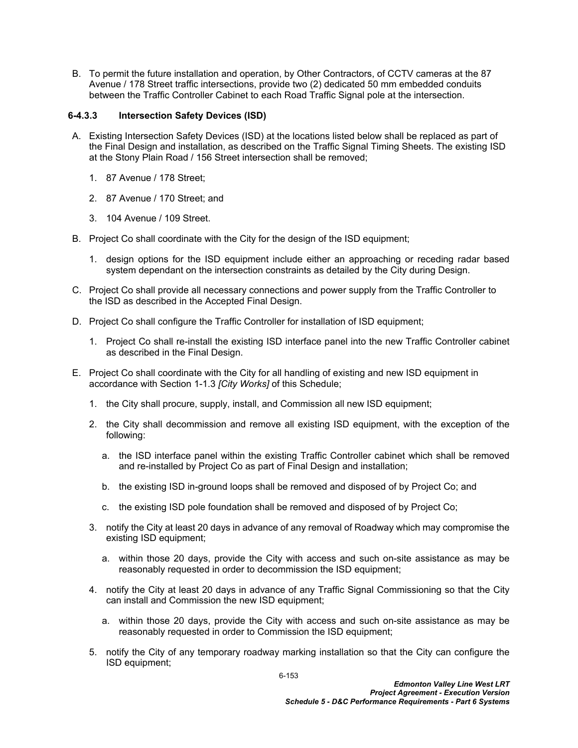B. To permit the future installation and operation, by Other Contractors, of CCTV cameras at the 87 Avenue / 178 Street traffic intersections, provide two (2) dedicated 50 mm embedded conduits between the Traffic Controller Cabinet to each Road Traffic Signal pole at the intersection.

#### 6-4.3.3 Intersection Safety Devices (ISD)

A. Existing Intersection Safety Devices (ISD) at the locations listed below shall be replaced as part of the Final Design and installation, as described on the Traffic Signal Timing Sheets. The existing ISD at the Stony Plain Road / 156 Street intersection shall be removed;

1. 87 Avenue / 178 Street;
2. 87 Avenue / 170 Street; and
3. 104 Avenue / 109 Street.

B. Project Co shall coordinate with the City for the design of the ISD equipment;

1. design options for the ISD equipment include either an approaching or receding radar based system dependant on the intersection constraints as detailed by the City during Design.

C. Project Co shall provide all necessary connections and power supply from the Traffic Controller to the ISD as described in the Accepted Final Design.

D. Project Co shall configure the Traffic Controller for installation of ISD equipment;

1. Project Co shall re-install the existing ISD interface panel into the new Traffic Controller cabinet as described in the Final Design.

E. Project Co shall coordinate with the City for all handling of existing and new ISD equipment in accordance with Section 1-1.3 *[City Works]* of this Schedule;

1. the City shall procure, supply, install, and Commission all new ISD equipment;
2. the City shall decommission and remove all existing ISD equipment, with the exception of the following:
   a. the ISD interface panel within the existing Traffic Controller cabinet which shall be removed and re-installed by Project Co as part of Final Design and installation;
   b. the existing ISD in-ground loops shall be removed and disposed of by Project Co; and
   c. the existing ISD pole foundation shall be removed and disposed of by Project Co;
3. notify the City at least 20 days in advance of any removal of Roadway which may compromise the existing ISD equipment;
   a. within those 20 days, provide the City with access and such on-site assistance as may be reasonably requested in order to decommission the ISD equipment;
4. notify the City at least 20 days in advance of any Traffic Signal Commissioning so that the City can install and Commission the new ISD equipment;
   a. within those 20 days, provide the City with access and such on-site assistance as may be reasonably requested in order to Commission the ISD equipment;
5. notify the City of any temporary roadway marking installation so that the City can configure the ISD equipment;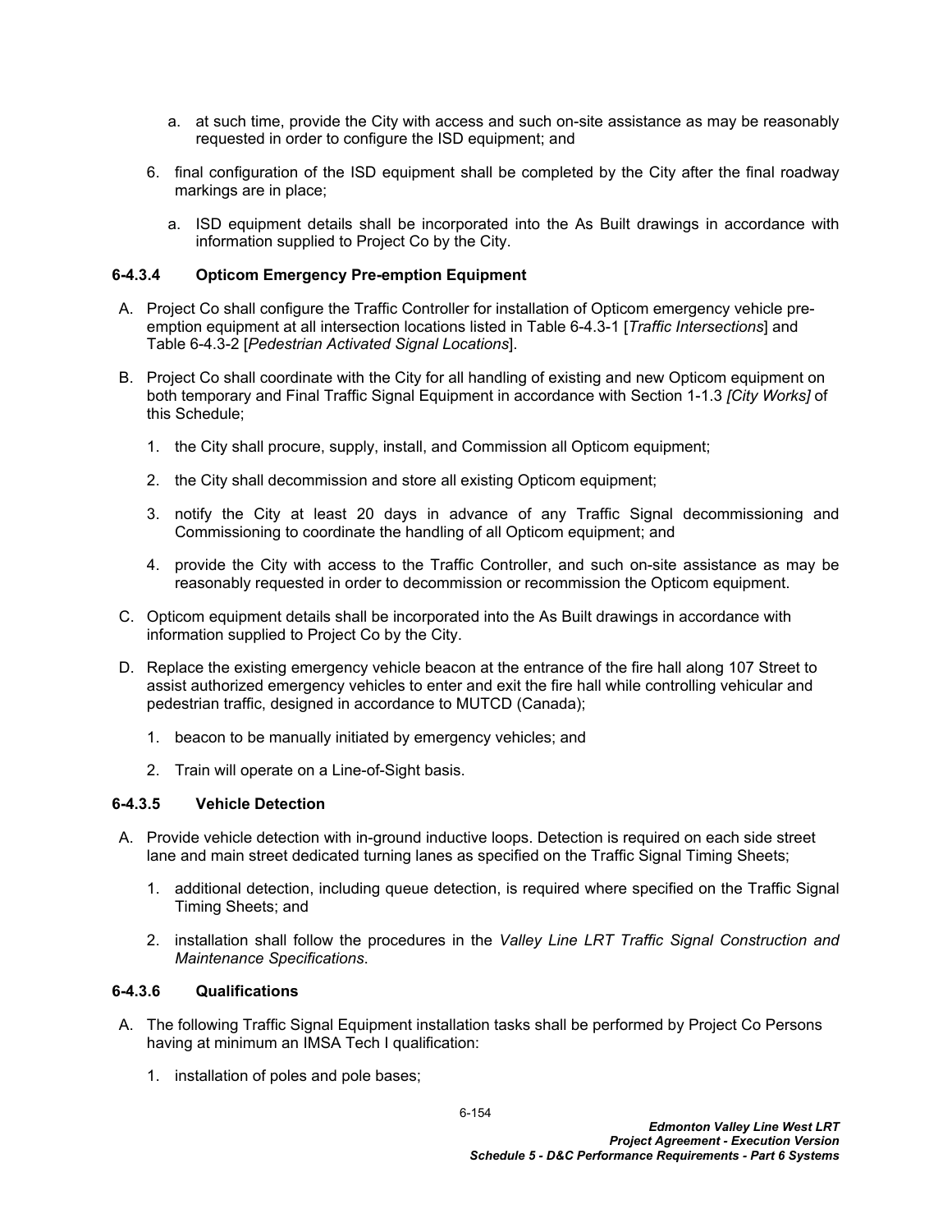a. at such time, provide the City with access and such on-site assistance as may be reasonably requested in order to configure the ISD equipment; and

6. final configuration of the ISD equipment shall be completed by the City after the final roadway markings are in place;

   a. ISD equipment details shall be incorporated into the As Built drawings in accordance with information supplied to Project Co by the City.

#### 6-4.3.4 Opticom Emergency Pre-emption Equipment

A. Project Co shall configure the Traffic Controller for installation of Opticom emergency vehicle pre-emption equipment at all intersection locations listed in Table 6-4.3-1 [*Traffic Intersections*] and Table 6-4.3-2 [*Pedestrian Activated Signal Locations*].

B. Project Co shall coordinate with the City for all handling of existing and new Opticom equipment on both temporary and Final Traffic Signal Equipment in accordance with Section 1-1.3 *[City Works]* of this Schedule;

   1. the City shall procure, supply, install, and Commission all Opticom equipment;

   2. the City shall decommission and store all existing Opticom equipment;

   3. notify the City at least 20 days in advance of any Traffic Signal decommissioning and Commissioning to coordinate the handling of all Opticom equipment; and

   4. provide the City with access to the Traffic Controller, and such on-site assistance as may be reasonably requested in order to decommission or recommission the Opticom equipment.

C. Opticom equipment details shall be incorporated into the As Built drawings in accordance with information supplied to Project Co by the City.

D. Replace the existing emergency vehicle beacon at the entrance of the fire hall along 107 Street to assist authorized emergency vehicles to enter and exit the fire hall while controlling vehicular and pedestrian traffic, designed in accordance to MUTCD (Canada);

   1. beacon to be manually initiated by emergency vehicles; and

   2. Train will operate on a Line-of-Sight basis.

#### 6-4.3.5 Vehicle Detection

A. Provide vehicle detection with in-ground inductive loops. Detection is required on each side street lane and main street dedicated turning lanes as specified on the Traffic Signal Timing Sheets;

   1. additional detection, including queue detection, is required where specified on the Traffic Signal Timing Sheets; and

   2. installation shall follow the procedures in the *Valley Line LRT Traffic Signal Construction and Maintenance Specifications*.

#### 6-4.3.6 Qualifications

A. The following Traffic Signal Equipment installation tasks shall be performed by Project Co Persons having at minimum an IMSA Tech I qualification:

   1. installation of poles and pole bases;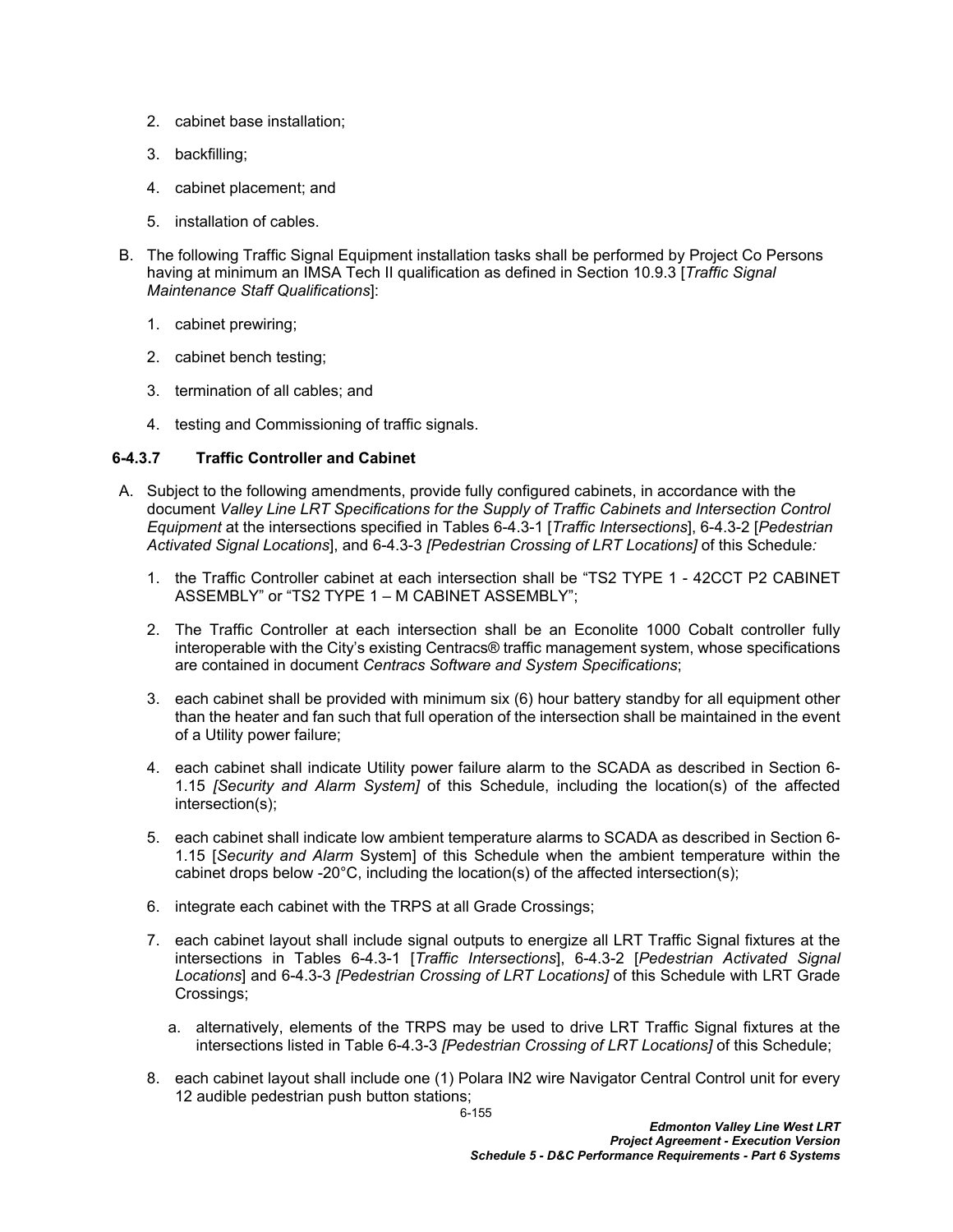2. cabinet base installation;

3. backfilling;

4. cabinet placement; and

5. installation of cables.

B. The following Traffic Signal Equipment installation tasks shall be performed by Project Co Persons having at minimum an IMSA Tech II qualification as defined in Section 10.9.3 [*Traffic Signal Maintenance Staff Qualifications*]:

1. cabinet prewiring;

2. cabinet bench testing;

3. termination of all cables; and

4. testing and Commissioning of traffic signals.

### 6-4.3.7 Traffic Controller and Cabinet

A. Subject to the following amendments, provide fully configured cabinets, in accordance with the document *Valley Line LRT Specifications for the Supply of Traffic Cabinets and Intersection Control Equipment* at the intersections specified in Tables 6-4.3-1 [*Traffic Intersections*], 6-4.3-2 [*Pedestrian Activated Signal Locations*], and 6-4.3-3 *[Pedestrian Crossing of LRT Locations]* of this Schedule*:*

1. the Traffic Controller cabinet at each intersection shall be "TS2 TYPE 1 - 42CCT P2 CABINET ASSEMBLY" or "TS2 TYPE 1 – M CABINET ASSEMBLY";

2. The Traffic Controller at each intersection shall be an Econolite 1000 Cobalt controller fully interoperable with the City's existing Centracs® traffic management system, whose specifications are contained in document *Centracs Software and System Specifications*;

3. each cabinet shall be provided with minimum six (6) hour battery standby for all equipment other than the heater and fan such that full operation of the intersection shall be maintained in the event of a Utility power failure;

4. each cabinet shall indicate Utility power failure alarm to the SCADA as described in Section 6-1.15 *[Security and Alarm System]* of this Schedule, including the location(s) of the affected intersection(s);

5. each cabinet shall indicate low ambient temperature alarms to SCADA as described in Section 6-1.15 [*Security and Alarm* System] of this Schedule when the ambient temperature within the cabinet drops below -20°C, including the location(s) of the affected intersection(s);

6. integrate each cabinet with the TRPS at all Grade Crossings;

7. each cabinet layout shall include signal outputs to energize all LRT Traffic Signal fixtures at the intersections in Tables 6-4.3-1 [*Traffic Intersections*], 6-4.3-2 [*Pedestrian Activated Signal Locations*] and 6-4.3-3 *[Pedestrian Crossing of LRT Locations]* of this Schedule with LRT Grade Crossings;

   a. alternatively, elements of the TRPS may be used to drive LRT Traffic Signal fixtures at the intersections listed in Table 6-4.3-3 *[Pedestrian Crossing of LRT Locations]* of this Schedule;

8. each cabinet layout shall include one (1) Polara IN2 wire Navigator Central Control unit for every 12 audible pedestrian push button stations;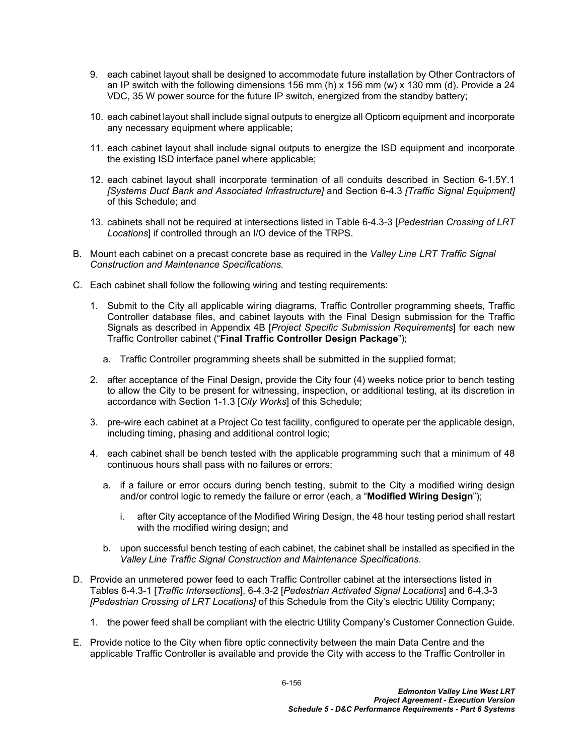9. each cabinet layout shall be designed to accommodate future installation by Other Contractors of an IP switch with the following dimensions 156 mm (h) x 156 mm (w) x 130 mm (d). Provide a 24 VDC, 35 W power source for the future IP switch, energized from the standby battery;

10. each cabinet layout shall include signal outputs to energize all Opticom equipment and incorporate any necessary equipment where applicable;

11. each cabinet layout shall include signal outputs to energize the ISD equipment and incorporate the existing ISD interface panel where applicable;

12. each cabinet layout shall incorporate termination of all conduits described in Section 6-1.5Y.1 *[Systems Duct Bank and Associated Infrastructure]* and Section 6-4.3 *[Traffic Signal Equipment]* of this Schedule; and

13. cabinets shall not be required at intersections listed in Table 6-4.3-3 [*Pedestrian Crossing of LRT Locations*] if controlled through an I/O device of the TRPS.

B. Mount each cabinet on a precast concrete base as required in the *Valley Line LRT Traffic Signal Construction and Maintenance Specifications.*

C. Each cabinet shall follow the following wiring and testing requirements:

   1. Submit to the City all applicable wiring diagrams, Traffic Controller programming sheets, Traffic Controller database files, and cabinet layouts with the Final Design submission for the Traffic Signals as described in Appendix 4B [*Project Specific Submission Requirements*] for each new Traffic Controller cabinet ("**Final Traffic Controller Design Package**");

      a. Traffic Controller programming sheets shall be submitted in the supplied format;

   2. after acceptance of the Final Design, provide the City four (4) weeks notice prior to bench testing to allow the City to be present for witnessing, inspection, or additional testing, at its discretion in accordance with Section 1-1.3 [*City Works*] of this Schedule;

   3. pre-wire each cabinet at a Project Co test facility, configured to operate per the applicable design, including timing, phasing and additional control logic;

   4. each cabinet shall be bench tested with the applicable programming such that a minimum of 48 continuous hours shall pass with no failures or errors;

      a. if a failure or error occurs during bench testing, submit to the City a modified wiring design and/or control logic to remedy the failure or error (each, a "**Modified Wiring Design**");

         i. after City acceptance of the Modified Wiring Design, the 48 hour testing period shall restart with the modified wiring design; and

      b. upon successful bench testing of each cabinet, the cabinet shall be installed as specified in the *Valley Line Traffic Signal Construction and Maintenance Specifications*.

D. Provide an unmetered power feed to each Traffic Controller cabinet at the intersections listed in Tables 6-4.3-1 [*Traffic Intersections*], 6-4.3-2 [*Pedestrian Activated Signal Locations*] and 6-4.3-3 *[Pedestrian Crossing of LRT Locations]* of this Schedule from the City's electric Utility Company;

   1. the power feed shall be compliant with the electric Utility Company's Customer Connection Guide.

E. Provide notice to the City when fibre optic connectivity between the main Data Centre and the applicable Traffic Controller is available and provide the City with access to the Traffic Controller in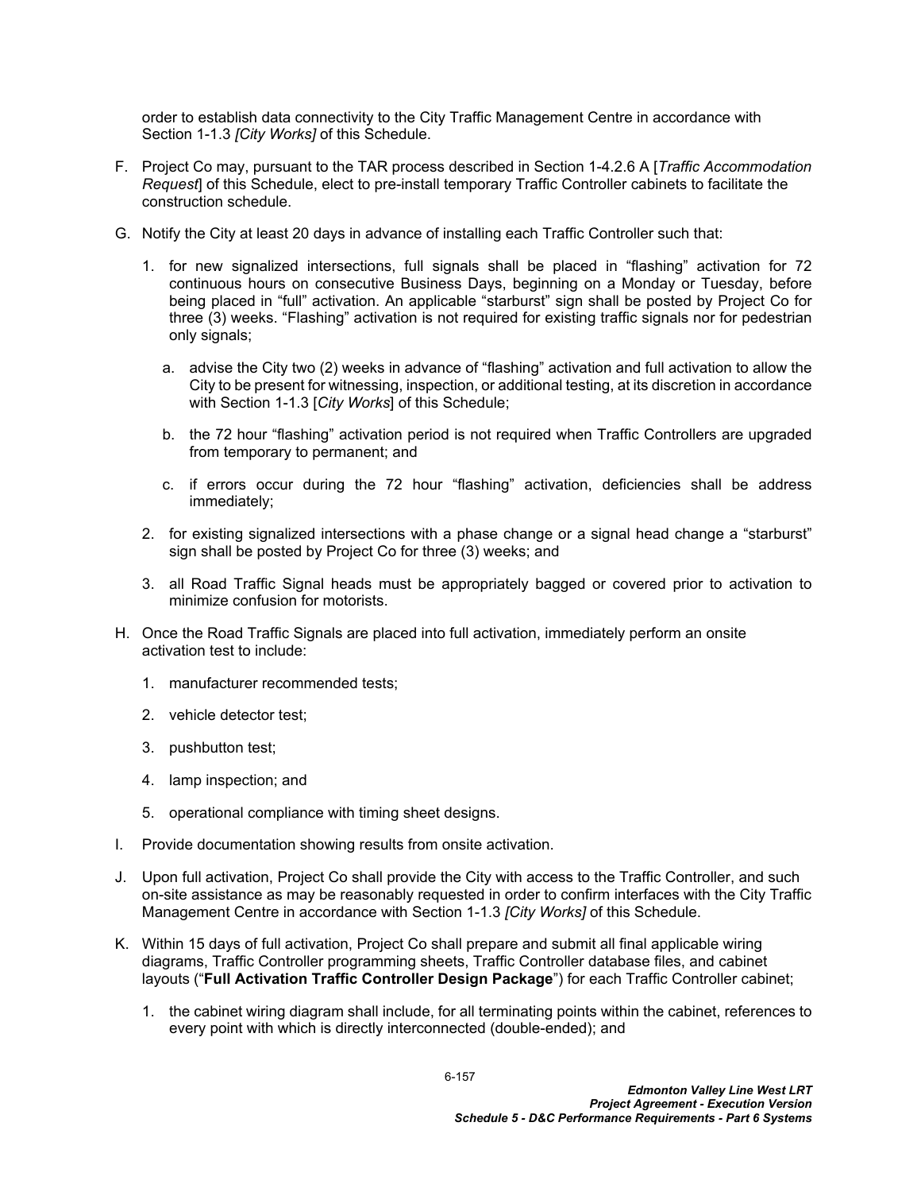order to establish data connectivity to the City Traffic Management Centre in accordance with Section 1-1.3 *[City Works]* of this Schedule.

F. Project Co may, pursuant to the TAR process described in Section 1-4.2.6 A [*Traffic Accommodation Request*] of this Schedule, elect to pre-install temporary Traffic Controller cabinets to facilitate the construction schedule.

G. Notify the City at least 20 days in advance of installing each Traffic Controller such that:

   1. for new signalized intersections, full signals shall be placed in "flashing" activation for 72 continuous hours on consecutive Business Days, beginning on a Monday or Tuesday, before being placed in "full" activation. An applicable "starburst" sign shall be posted by Project Co for three (3) weeks. "Flashing" activation is not required for existing traffic signals nor for pedestrian only signals;

      a. advise the City two (2) weeks in advance of "flashing" activation and full activation to allow the City to be present for witnessing, inspection, or additional testing, at its discretion in accordance with Section 1-1.3 [*City Works*] of this Schedule;

      b. the 72 hour "flashing" activation period is not required when Traffic Controllers are upgraded from temporary to permanent; and

      c. if errors occur during the 72 hour "flashing" activation, deficiencies shall be address immediately;

   2. for existing signalized intersections with a phase change or a signal head change a "starburst" sign shall be posted by Project Co for three (3) weeks; and

   3. all Road Traffic Signal heads must be appropriately bagged or covered prior to activation to minimize confusion for motorists.

H. Once the Road Traffic Signals are placed into full activation, immediately perform an onsite activation test to include:

   1. manufacturer recommended tests;

   2. vehicle detector test;

   3. pushbutton test;

   4. lamp inspection; and

   5. operational compliance with timing sheet designs.

I. Provide documentation showing results from onsite activation.

J. Upon full activation, Project Co shall provide the City with access to the Traffic Controller, and such on-site assistance as may be reasonably requested in order to confirm interfaces with the City Traffic Management Centre in accordance with Section 1-1.3 *[City Works]* of this Schedule.

K. Within 15 days of full activation, Project Co shall prepare and submit all final applicable wiring diagrams, Traffic Controller programming sheets, Traffic Controller database files, and cabinet layouts ("**Full Activation Traffic Controller Design Package**") for each Traffic Controller cabinet;

   1. the cabinet wiring diagram shall include, for all terminating points within the cabinet, references to every point with which is directly interconnected (double-ended); and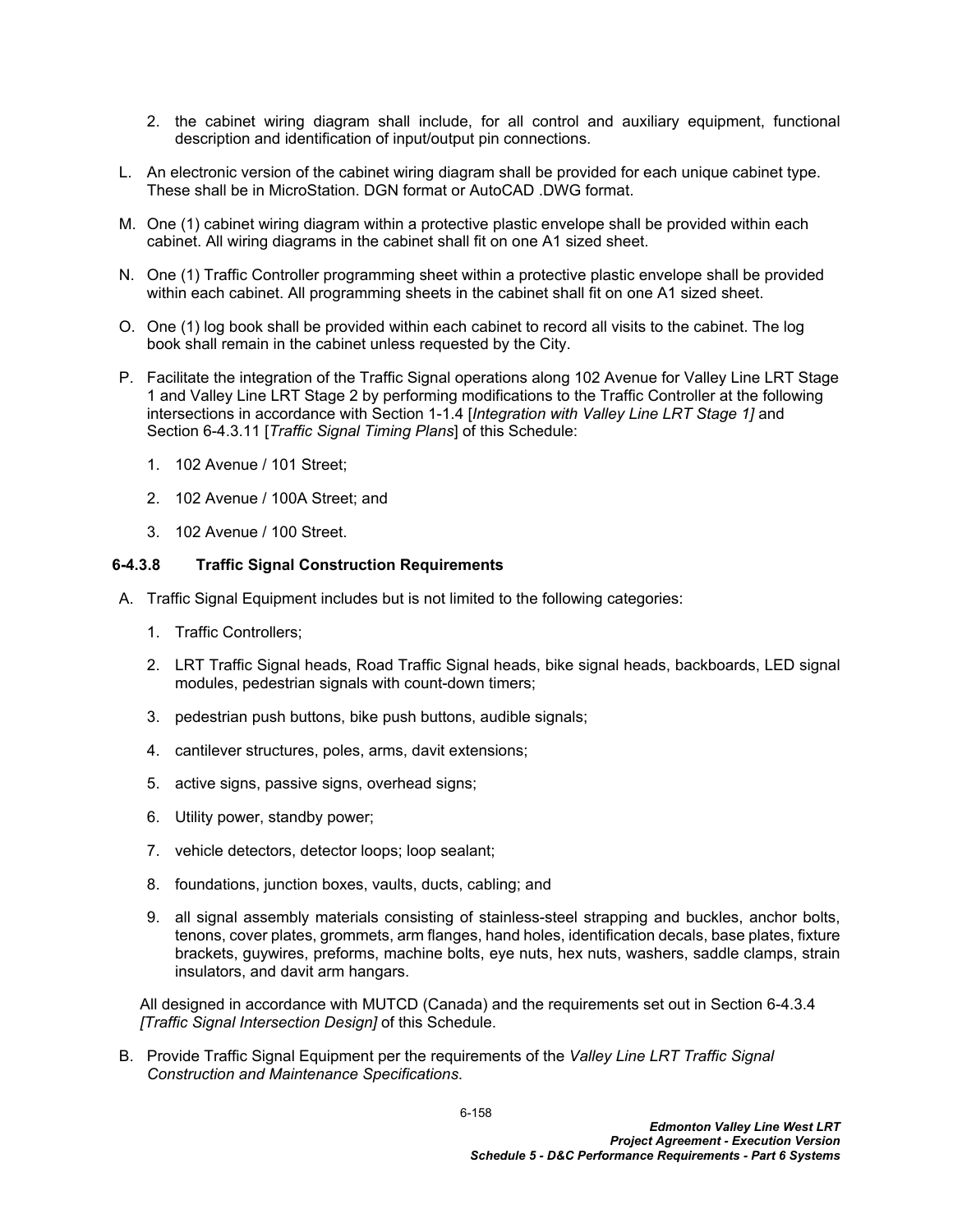2. the cabinet wiring diagram shall include, for all control and auxiliary equipment, functional description and identification of input/output pin connections.

L. An electronic version of the cabinet wiring diagram shall be provided for each unique cabinet type. These shall be in MicroStation. DGN format or AutoCAD .DWG format.

M. One (1) cabinet wiring diagram within a protective plastic envelope shall be provided within each cabinet. All wiring diagrams in the cabinet shall fit on one A1 sized sheet.

N. One (1) Traffic Controller programming sheet within a protective plastic envelope shall be provided within each cabinet. All programming sheets in the cabinet shall fit on one A1 sized sheet.

O. One (1) log book shall be provided within each cabinet to record all visits to the cabinet. The log book shall remain in the cabinet unless requested by the City.

P. Facilitate the integration of the Traffic Signal operations along 102 Avenue for Valley Line LRT Stage 1 and Valley Line LRT Stage 2 by performing modifications to the Traffic Controller at the following intersections in accordance with Section 1-1.4 [*Integration with Valley Line LRT Stage 1]* and Section 6-4.3.11 [*Traffic Signal Timing Plans*] of this Schedule:

1. 102 Avenue / 101 Street;
2. 102 Avenue / 100A Street; and
3. 102 Avenue / 100 Street.

### 6-4.3.8 Traffic Signal Construction Requirements

A. Traffic Signal Equipment includes but is not limited to the following categories:

1. Traffic Controllers;
2. LRT Traffic Signal heads, Road Traffic Signal heads, bike signal heads, backboards, LED signal modules, pedestrian signals with count-down timers;
3. pedestrian push buttons, bike push buttons, audible signals;
4. cantilever structures, poles, arms, davit extensions;
5. active signs, passive signs, overhead signs;
6. Utility power, standby power;
7. vehicle detectors, detector loops; loop sealant;
8. foundations, junction boxes, vaults, ducts, cabling; and
9. all signal assembly materials consisting of stainless-steel strapping and buckles, anchor bolts, tenons, cover plates, grommets, arm flanges, hand holes, identification decals, base plates, fixture brackets, guywires, preforms, machine bolts, eye nuts, hex nuts, washers, saddle clamps, strain insulators, and davit arm hangars.

All designed in accordance with MUTCD (Canada) and the requirements set out in Section 6-4.3.4 *[Traffic Signal Intersection Design]* of this Schedule.

B. Provide Traffic Signal Equipment per the requirements of the *Valley Line LRT Traffic Signal Construction and Maintenance Specifications*.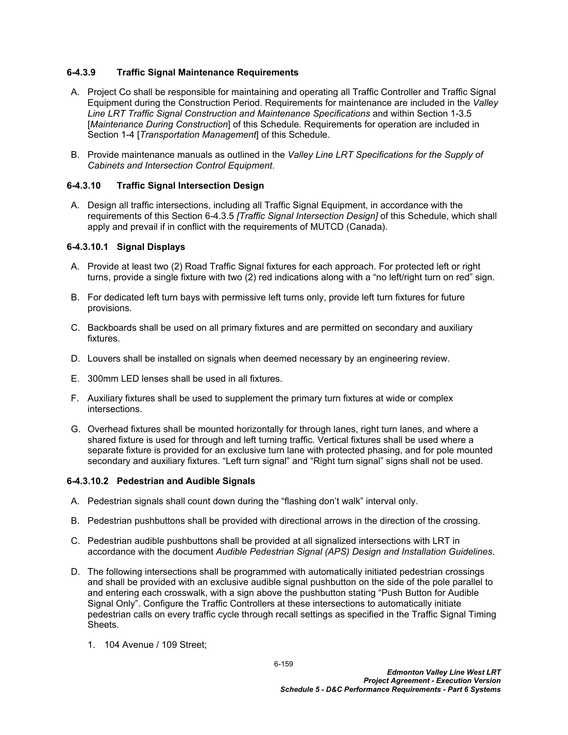#### 6-4.3.9 Traffic Signal Maintenance Requirements

A. Project Co shall be responsible for maintaining and operating all Traffic Controller and Traffic Signal Equipment during the Construction Period. Requirements for maintenance are included in the *Valley Line LRT Traffic Signal Construction and Maintenance Specifications* and within Section 1-3.5 [*Maintenance During Construction*] of this Schedule. Requirements for operation are included in Section 1-4 [*Transportation Management*] of this Schedule.

B. Provide maintenance manuals as outlined in the *Valley Line LRT Specifications for the Supply of Cabinets and Intersection Control Equipment*.

#### 6-4.3.10 Traffic Signal Intersection Design

A. Design all traffic intersections, including all Traffic Signal Equipment, in accordance with the requirements of this Section 6-4.3.5 *[Traffic Signal Intersection Design]* of this Schedule, which shall apply and prevail if in conflict with the requirements of MUTCD (Canada).

##### 6-4.3.10.1 Signal Displays

A. Provide at least two (2) Road Traffic Signal fixtures for each approach. For protected left or right turns, provide a single fixture with two (2) red indications along with a "no left/right turn on red" sign.

B. For dedicated left turn bays with permissive left turns only, provide left turn fixtures for future provisions.

C. Backboards shall be used on all primary fixtures and are permitted on secondary and auxiliary fixtures.

D. Louvers shall be installed on signals when deemed necessary by an engineering review.

E. 300mm LED lenses shall be used in all fixtures.

F. Auxiliary fixtures shall be used to supplement the primary turn fixtures at wide or complex intersections.

G. Overhead fixtures shall be mounted horizontally for through lanes, right turn lanes, and where a shared fixture is used for through and left turning traffic. Vertical fixtures shall be used where a separate fixture is provided for an exclusive turn lane with protected phasing, and for pole mounted secondary and auxiliary fixtures. "Left turn signal" and "Right turn signal" signs shall not be used.

##### 6-4.3.10.2 Pedestrian and Audible Signals

A. Pedestrian signals shall count down during the "flashing don't walk" interval only.

B. Pedestrian pushbuttons shall be provided with directional arrows in the direction of the crossing.

C. Pedestrian audible pushbuttons shall be provided at all signalized intersections with LRT in accordance with the document *Audible Pedestrian Signal (APS) Design and Installation Guidelines*.

D. The following intersections shall be programmed with automatically initiated pedestrian crossings and shall be provided with an exclusive audible signal pushbutton on the side of the pole parallel to and entering each crosswalk, with a sign above the pushbutton stating "Push Button for Audible Signal Only". Configure the Traffic Controllers at these intersections to automatically initiate pedestrian calls on every traffic cycle through recall settings as specified in the Traffic Signal Timing Sheets.

   1. 104 Avenue / 109 Street;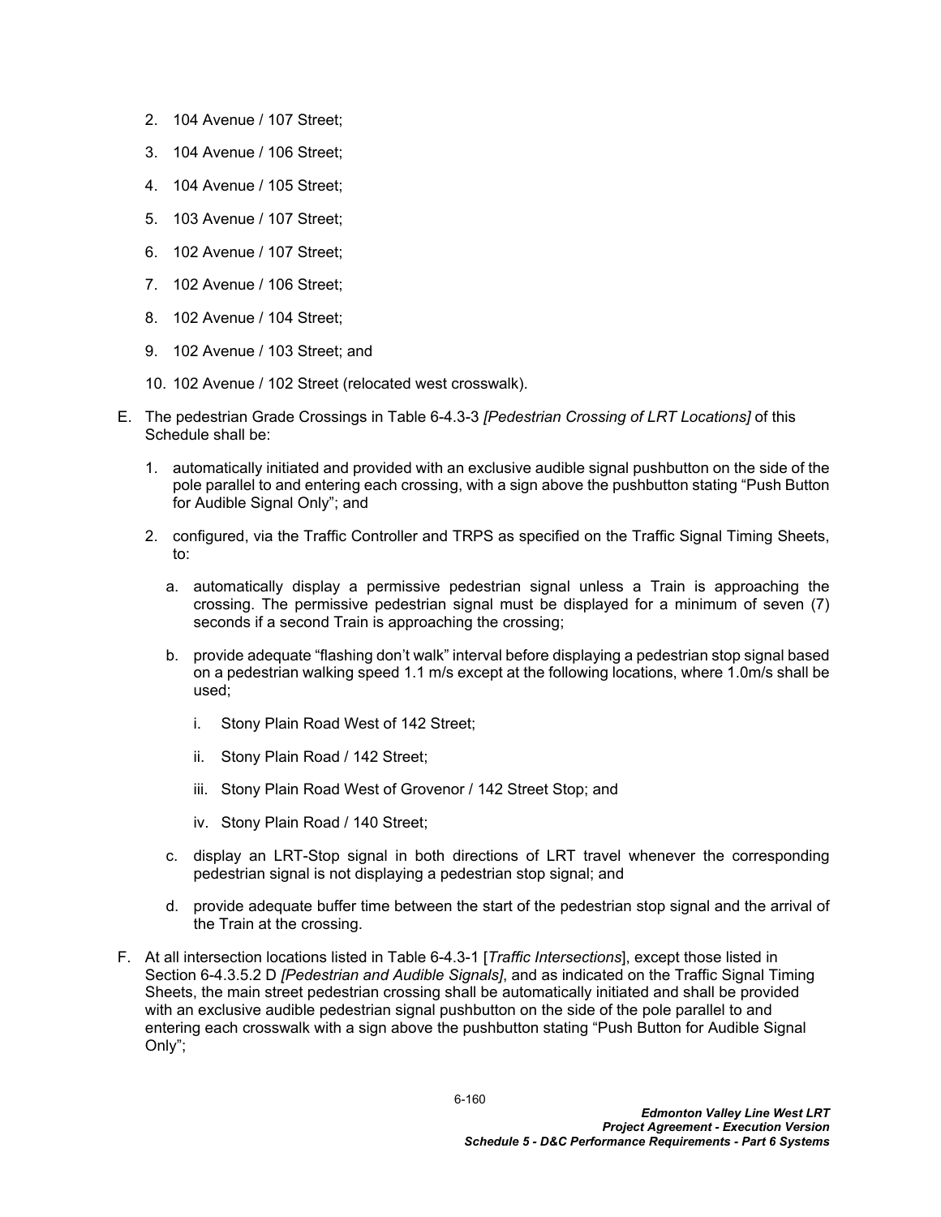2. 104 Avenue / 107 Street;

3. 104 Avenue / 106 Street;

4. 104 Avenue / 105 Street;

5. 103 Avenue / 107 Street;

6. 102 Avenue / 107 Street;

7. 102 Avenue / 106 Street;

8. 102 Avenue / 104 Street;

9. 102 Avenue / 103 Street; and

10. 102 Avenue / 102 Street (relocated west crosswalk).

E. The pedestrian Grade Crossings in Table 6-4.3-3 *[Pedestrian Crossing of LRT Locations]* of this Schedule shall be:

   1. automatically initiated and provided with an exclusive audible signal pushbutton on the side of the pole parallel to and entering each crossing, with a sign above the pushbutton stating "Push Button for Audible Signal Only"; and

   2. configured, via the Traffic Controller and TRPS as specified on the Traffic Signal Timing Sheets, to:

      a. automatically display a permissive pedestrian signal unless a Train is approaching the crossing. The permissive pedestrian signal must be displayed for a minimum of seven (7) seconds if a second Train is approaching the crossing;

      b. provide adequate "flashing don't walk" interval before displaying a pedestrian stop signal based on a pedestrian walking speed 1.1 m/s except at the following locations, where 1.0m/s shall be used;

         i. Stony Plain Road West of 142 Street;

         ii. Stony Plain Road / 142 Street;

         iii. Stony Plain Road West of Grovenor / 142 Street Stop; and

         iv. Stony Plain Road / 140 Street;

      c. display an LRT-Stop signal in both directions of LRT travel whenever the corresponding pedestrian signal is not displaying a pedestrian stop signal; and

      d. provide adequate buffer time between the start of the pedestrian stop signal and the arrival of the Train at the crossing.

F. At all intersection locations listed in Table 6-4.3-1 [*Traffic Intersections*], except those listed in Section 6-4.3.5.2 D *[Pedestrian and Audible Signals]*, and as indicated on the Traffic Signal Timing Sheets, the main street pedestrian crossing shall be automatically initiated and shall be provided with an exclusive audible pedestrian signal pushbutton on the side of the pole parallel to and entering each crosswalk with a sign above the pushbutton stating "Push Button for Audible Signal Only";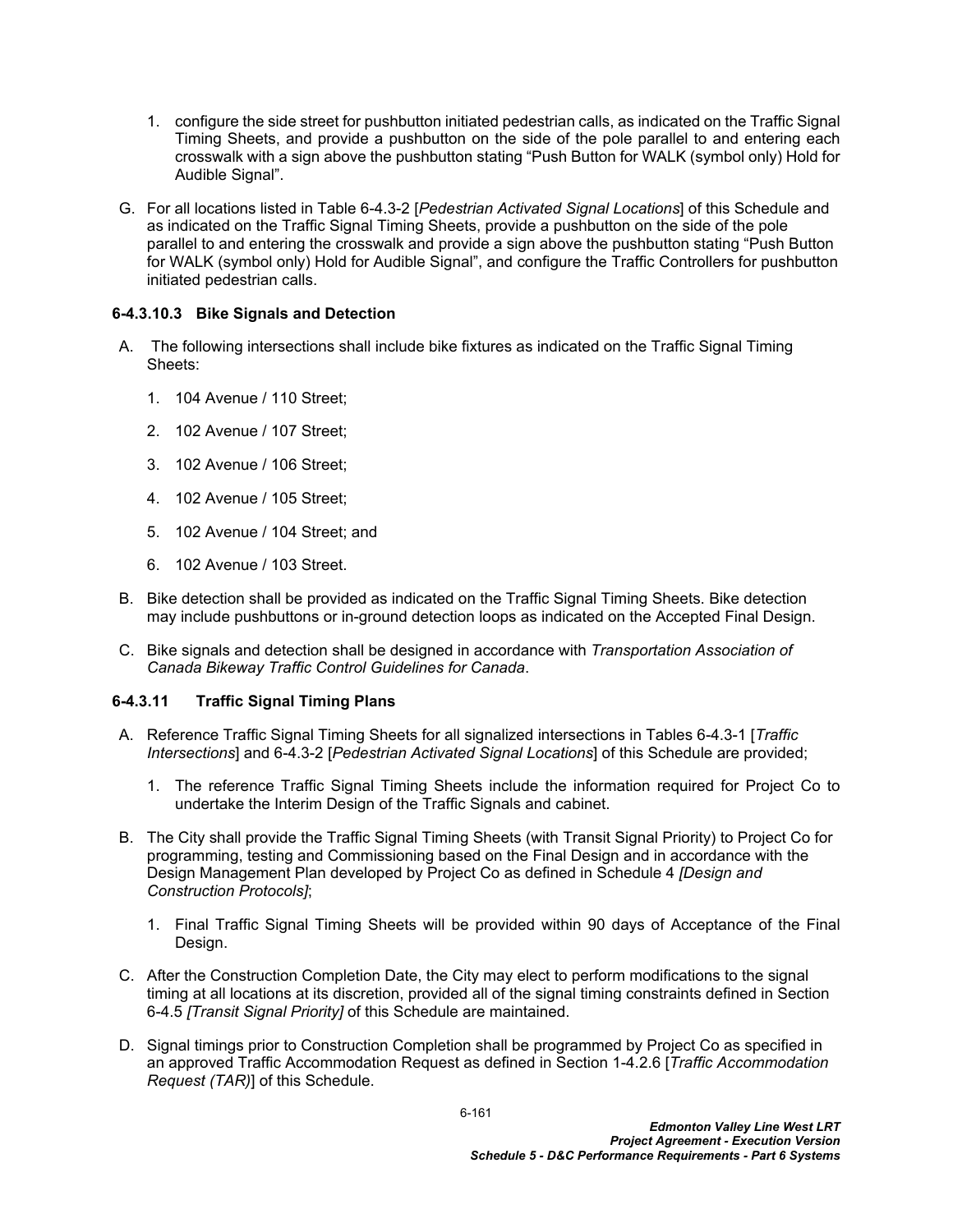1. configure the side street for pushbutton initiated pedestrian calls, as indicated on the Traffic Signal Timing Sheets, and provide a pushbutton on the side of the pole parallel to and entering each crosswalk with a sign above the pushbutton stating "Push Button for WALK (symbol only) Hold for Audible Signal".

G. For all locations listed in Table 6-4.3-2 [*Pedestrian Activated Signal Locations*] of this Schedule and as indicated on the Traffic Signal Timing Sheets, provide a pushbutton on the side of the pole parallel to and entering the crosswalk and provide a sign above the pushbutton stating "Push Button for WALK (symbol only) Hold for Audible Signal", and configure the Traffic Controllers for pushbutton initiated pedestrian calls.

#### 6-4.3.10.3 Bike Signals and Detection

A. The following intersections shall include bike fixtures as indicated on the Traffic Signal Timing Sheets:

1. 104 Avenue / 110 Street;
2. 102 Avenue / 107 Street;
3. 102 Avenue / 106 Street;
4. 102 Avenue / 105 Street;
5. 102 Avenue / 104 Street; and
6. 102 Avenue / 103 Street.

B. Bike detection shall be provided as indicated on the Traffic Signal Timing Sheets. Bike detection may include pushbuttons or in-ground detection loops as indicated on the Accepted Final Design.

C. Bike signals and detection shall be designed in accordance with *Transportation Association of Canada Bikeway Traffic Control Guidelines for Canada*.

### 6-4.3.11 Traffic Signal Timing Plans

A. Reference Traffic Signal Timing Sheets for all signalized intersections in Tables 6-4.3-1 [*Traffic Intersections*] and 6-4.3-2 [*Pedestrian Activated Signal Locations*] of this Schedule are provided;

1. The reference Traffic Signal Timing Sheets include the information required for Project Co to undertake the Interim Design of the Traffic Signals and cabinet.

B. The City shall provide the Traffic Signal Timing Sheets (with Transit Signal Priority) to Project Co for programming, testing and Commissioning based on the Final Design and in accordance with the Design Management Plan developed by Project Co as defined in Schedule 4 *[Design and Construction Protocols]*;

1. Final Traffic Signal Timing Sheets will be provided within 90 days of Acceptance of the Final Design.

C. After the Construction Completion Date, the City may elect to perform modifications to the signal timing at all locations at its discretion, provided all of the signal timing constraints defined in Section 6-4.5 *[Transit Signal Priority]* of this Schedule are maintained.

D. Signal timings prior to Construction Completion shall be programmed by Project Co as specified in an approved Traffic Accommodation Request as defined in Section 1-4.2.6 [*Traffic Accommodation Request (TAR)*] of this Schedule.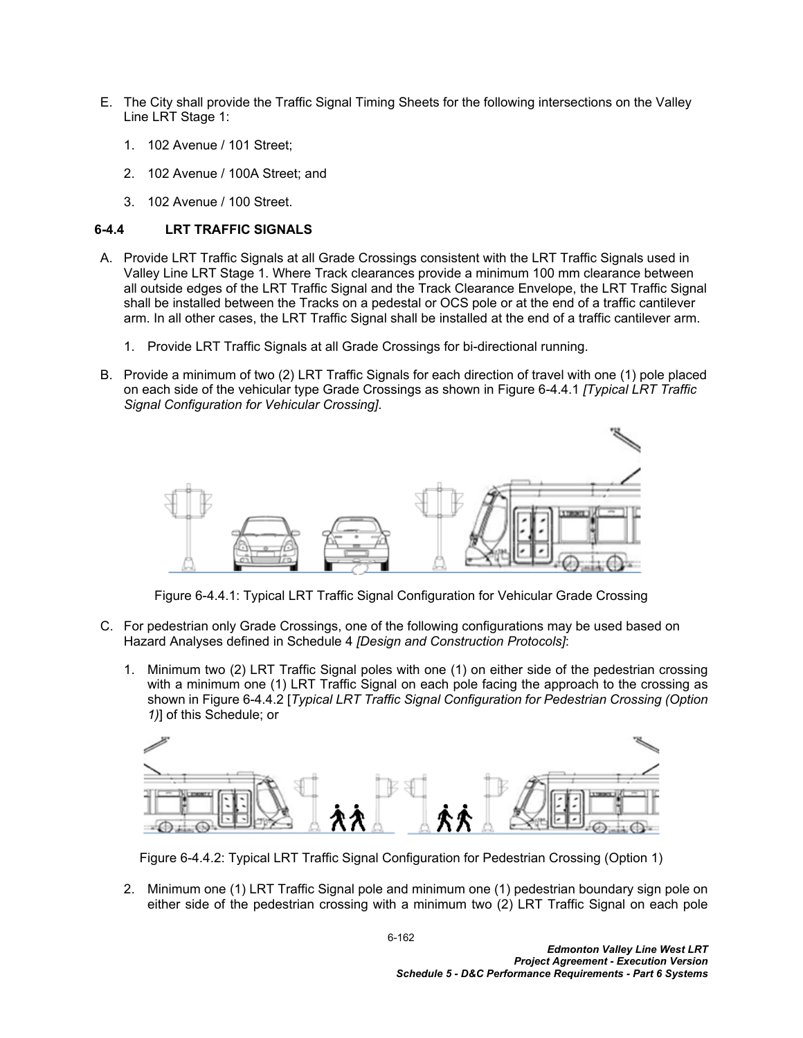E. The City shall provide the Traffic Signal Timing Sheets for the following intersections on the Valley Line LRT Stage 1:

   1. 102 Avenue / 101 Street;

   2. 102 Avenue / 100A Street; and

   3. 102 Avenue / 100 Street.

### 6-4.4 LRT TRAFFIC SIGNALS

A. Provide LRT Traffic Signals at all Grade Crossings consistent with the LRT Traffic Signals used in Valley Line LRT Stage 1. Where Track clearances provide a minimum 100 mm clearance between all outside edges of the LRT Traffic Signal and the Track Clearance Envelope, the LRT Traffic Signal shall be installed between the Tracks on a pedestal or OCS pole or at the end of a traffic cantilever arm. In all other cases, the LRT Traffic Signal shall be installed at the end of a traffic cantilever arm.

   1. Provide LRT Traffic Signals at all Grade Crossings for bi-directional running.

B. Provide a minimum of two (2) LRT Traffic Signals for each direction of travel with one (1) pole placed on each side of the vehicular type Grade Crossings as shown in Figure 6-4.4.1 *[Typical LRT Traffic Signal Configuration for Vehicular Crossing]*.

Figure 6-4.4.1: Typical LRT Traffic Signal Configuration for Vehicular Grade Crossing

C. For pedestrian only Grade Crossings, one of the following configurations may be used based on Hazard Analyses defined in Schedule 4 *[Design and Construction Protocols]*:

   1. Minimum two (2) LRT Traffic Signal poles with one (1) on either side of the pedestrian crossing with a minimum one (1) LRT Traffic Signal on each pole facing the approach to the crossing as shown in Figure 6-4.4.2 [*Typical LRT Traffic Signal Configuration for Pedestrian Crossing (Option 1)*] of this Schedule; or

Figure 6-4.4.2: Typical LRT Traffic Signal Configuration for Pedestrian Crossing (Option 1)

   2. Minimum one (1) LRT Traffic Signal pole and minimum one (1) pedestrian boundary sign pole on either side of the pedestrian crossing with a minimum two (2) LRT Traffic Signal on each pole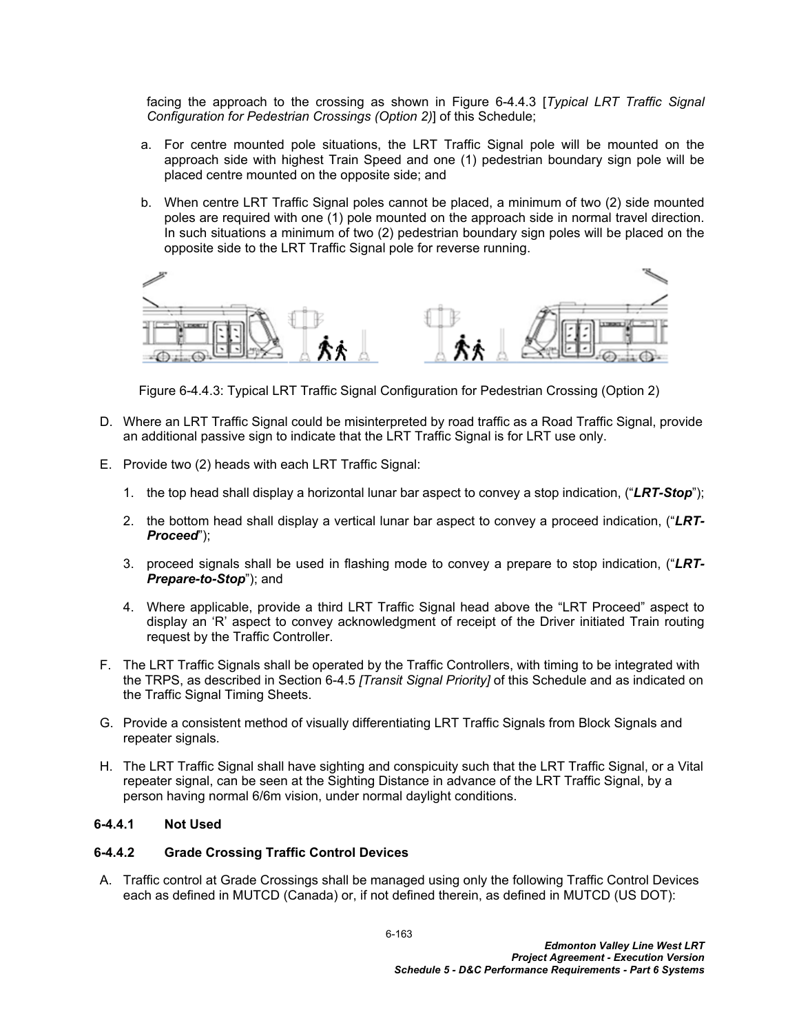facing the approach to the crossing as shown in Figure 6-4.4.3 [*Typical LRT Traffic Signal Configuration for Pedestrian Crossings (Option 2)*] of this Schedule;

a. For centre mounted pole situations, the LRT Traffic Signal pole will be mounted on the approach side with highest Train Speed and one (1) pedestrian boundary sign pole will be placed centre mounted on the opposite side; and

b. When centre LRT Traffic Signal poles cannot be placed, a minimum of two (2) side mounted poles are required with one (1) pole mounted on the approach side in normal travel direction. In such situations a minimum of two (2) pedestrian boundary sign poles will be placed on the opposite side to the LRT Traffic Signal pole for reverse running.

Figure 6-4.4.3: Typical LRT Traffic Signal Configuration for Pedestrian Crossing (Option 2)

D. Where an LRT Traffic Signal could be misinterpreted by road traffic as a Road Traffic Signal, provide an additional passive sign to indicate that the LRT Traffic Signal is for LRT use only.

E. Provide two (2) heads with each LRT Traffic Signal:

1. the top head shall display a horizontal lunar bar aspect to convey a stop indication, ("***LRT-Stop***");

2. the bottom head shall display a vertical lunar bar aspect to convey a proceed indication, ("***LRT-Proceed***");

3. proceed signals shall be used in flashing mode to convey a prepare to stop indication, ("***LRT-Prepare-to-Stop***"); and

4. Where applicable, provide a third LRT Traffic Signal head above the "LRT Proceed" aspect to display an 'R' aspect to convey acknowledgment of receipt of the Driver initiated Train routing request by the Traffic Controller.

F. The LRT Traffic Signals shall be operated by the Traffic Controllers, with timing to be integrated with the TRPS, as described in Section 6-4.5 *[Transit Signal Priority]* of this Schedule and as indicated on the Traffic Signal Timing Sheets.

G. Provide a consistent method of visually differentiating LRT Traffic Signals from Block Signals and repeater signals.

H. The LRT Traffic Signal shall have sighting and conspicuity such that the LRT Traffic Signal, or a Vital repeater signal, can be seen at the Sighting Distance in advance of the LRT Traffic Signal, by a person having normal 6/6m vision, under normal daylight conditions.

#### 6-4.4.1 Not Used

#### 6-4.4.2 Grade Crossing Traffic Control Devices

A. Traffic control at Grade Crossings shall be managed using only the following Traffic Control Devices each as defined in MUTCD (Canada) or, if not defined therein, as defined in MUTCD (US DOT):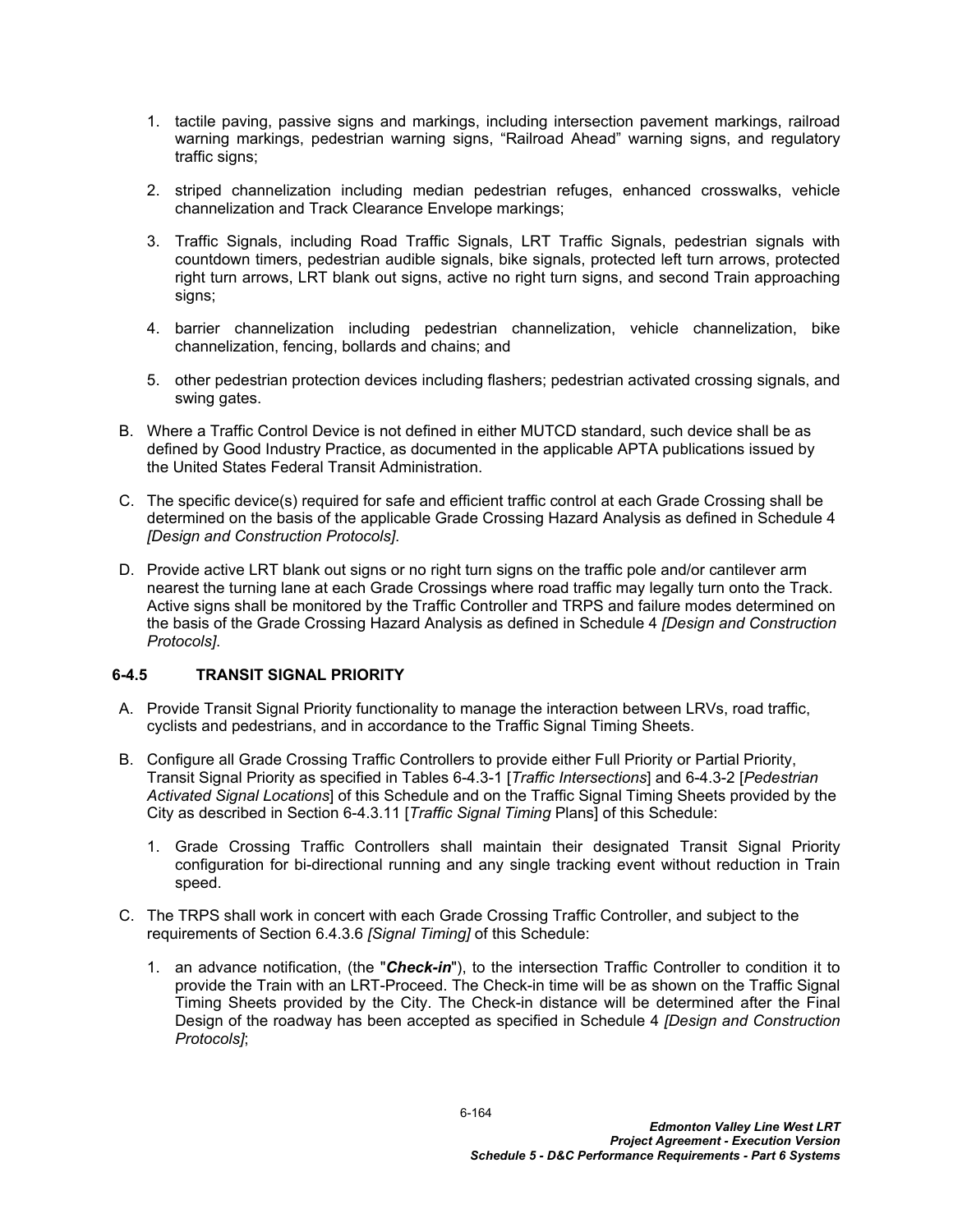1. tactile paving, passive signs and markings, including intersection pavement markings, railroad warning markings, pedestrian warning signs, "Railroad Ahead" warning signs, and regulatory traffic signs;
2. striped channelization including median pedestrian refuges, enhanced crosswalks, vehicle channelization and Track Clearance Envelope markings;
3. Traffic Signals, including Road Traffic Signals, LRT Traffic Signals, pedestrian signals with countdown timers, pedestrian audible signals, bike signals, protected left turn arrows, protected right turn arrows, LRT blank out signs, active no right turn signs, and second Train approaching signs;
4. barrier channelization including pedestrian channelization, vehicle channelization, bike channelization, fencing, bollards and chains; and
5. other pedestrian protection devices including flashers; pedestrian activated crossing signals, and swing gates.

B. Where a Traffic Control Device is not defined in either MUTCD standard, such device shall be as defined by Good Industry Practice, as documented in the applicable APTA publications issued by the United States Federal Transit Administration.

C. The specific device(s) required for safe and efficient traffic control at each Grade Crossing shall be determined on the basis of the applicable Grade Crossing Hazard Analysis as defined in Schedule 4 *[Design and Construction Protocols]*.

D. Provide active LRT blank out signs or no right turn signs on the traffic pole and/or cantilever arm nearest the turning lane at each Grade Crossings where road traffic may legally turn onto the Track. Active signs shall be monitored by the Traffic Controller and TRPS and failure modes determined on the basis of the Grade Crossing Hazard Analysis as defined in Schedule 4 *[Design and Construction Protocols]*.

### 6-4.5 TRANSIT SIGNAL PRIORITY

A. Provide Transit Signal Priority functionality to manage the interaction between LRVs, road traffic, cyclists and pedestrians, and in accordance to the Traffic Signal Timing Sheets.

B. Configure all Grade Crossing Traffic Controllers to provide either Full Priority or Partial Priority, Transit Signal Priority as specified in Tables 6-4.3-1 [*Traffic Intersections*] and 6-4.3-2 [*Pedestrian Activated Signal Locations*] of this Schedule and on the Traffic Signal Timing Sheets provided by the City as described in Section 6-4.3.11 [*Traffic Signal Timing* Plans] of this Schedule:

1. Grade Crossing Traffic Controllers shall maintain their designated Transit Signal Priority configuration for bi-directional running and any single tracking event without reduction in Train speed.

C. The TRPS shall work in concert with each Grade Crossing Traffic Controller, and subject to the requirements of Section 6.4.3.6 *[Signal Timing]* of this Schedule:

1. an advance notification, (the "***Check-in***"), to the intersection Traffic Controller to condition it to provide the Train with an LRT-Proceed. The Check-in time will be as shown on the Traffic Signal Timing Sheets provided by the City. The Check-in distance will be determined after the Final Design of the roadway has been accepted as specified in Schedule 4 *[Design and Construction Protocols]*;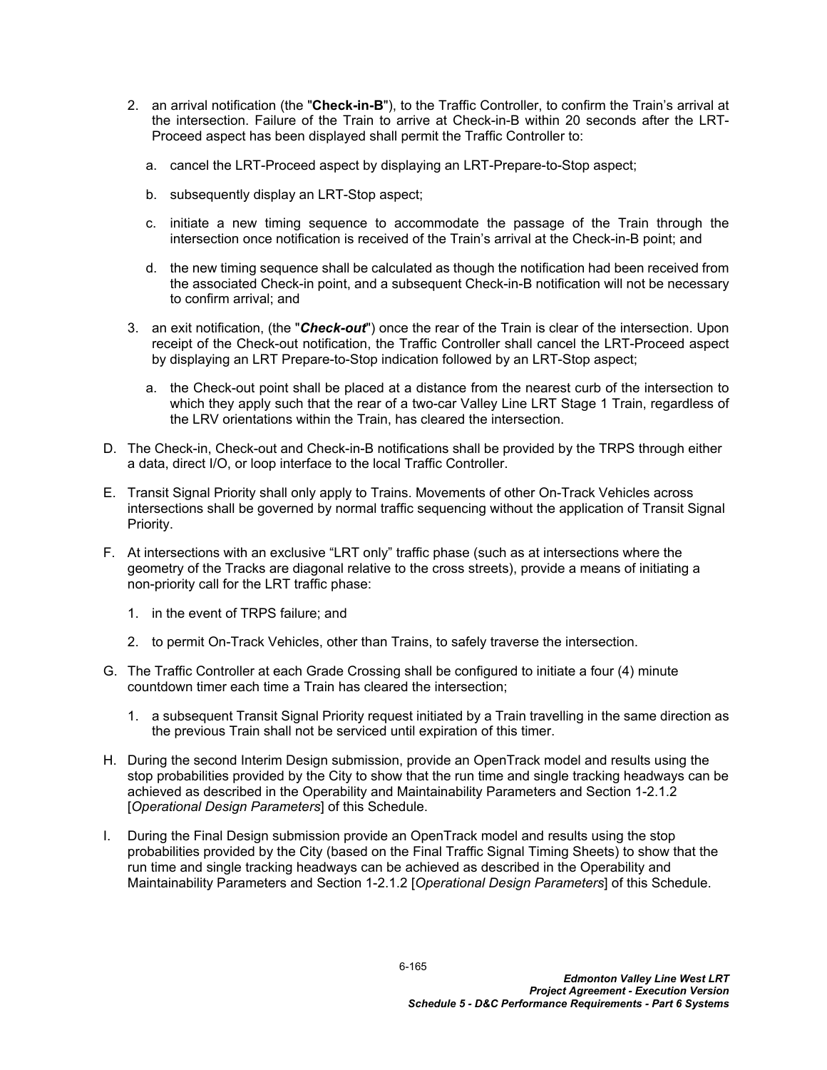2. an arrival notification (the "**Check-in-B**"), to the Traffic Controller, to confirm the Train's arrival at the intersection. Failure of the Train to arrive at Check-in-B within 20 seconds after the LRT-Proceed aspect has been displayed shall permit the Traffic Controller to:

   a. cancel the LRT-Proceed aspect by displaying an LRT-Prepare-to-Stop aspect;

   b. subsequently display an LRT-Stop aspect;

   c. initiate a new timing sequence to accommodate the passage of the Train through the intersection once notification is received of the Train's arrival at the Check-in-B point; and

   d. the new timing sequence shall be calculated as though the notification had been received from the associated Check-in point, and a subsequent Check-in-B notification will not be necessary to confirm arrival; and

3. an exit notification, (the "***Check-out***") once the rear of the Train is clear of the intersection. Upon receipt of the Check-out notification, the Traffic Controller shall cancel the LRT-Proceed aspect by displaying an LRT Prepare-to-Stop indication followed by an LRT-Stop aspect;

   a. the Check-out point shall be placed at a distance from the nearest curb of the intersection to which they apply such that the rear of a two-car Valley Line LRT Stage 1 Train, regardless of the LRV orientations within the Train, has cleared the intersection.

D. The Check-in, Check-out and Check-in-B notifications shall be provided by the TRPS through either a data, direct I/O, or loop interface to the local Traffic Controller.

E. Transit Signal Priority shall only apply to Trains. Movements of other On-Track Vehicles across intersections shall be governed by normal traffic sequencing without the application of Transit Signal Priority.

F. At intersections with an exclusive "LRT only" traffic phase (such as at intersections where the geometry of the Tracks are diagonal relative to the cross streets), provide a means of initiating a non-priority call for the LRT traffic phase:

   1. in the event of TRPS failure; and

   2. to permit On-Track Vehicles, other than Trains, to safely traverse the intersection.

G. The Traffic Controller at each Grade Crossing shall be configured to initiate a four (4) minute countdown timer each time a Train has cleared the intersection;

   1. a subsequent Transit Signal Priority request initiated by a Train travelling in the same direction as the previous Train shall not be serviced until expiration of this timer.

H. During the second Interim Design submission, provide an OpenTrack model and results using the stop probabilities provided by the City to show that the run time and single tracking headways can be achieved as described in the Operability and Maintainability Parameters and Section 1-2.1.2 [*Operational Design Parameters*] of this Schedule.

I. During the Final Design submission provide an OpenTrack model and results using the stop probabilities provided by the City (based on the Final Traffic Signal Timing Sheets) to show that the run time and single tracking headways can be achieved as described in the Operability and Maintainability Parameters and Section 1-2.1.2 [*Operational Design Parameters*] of this Schedule.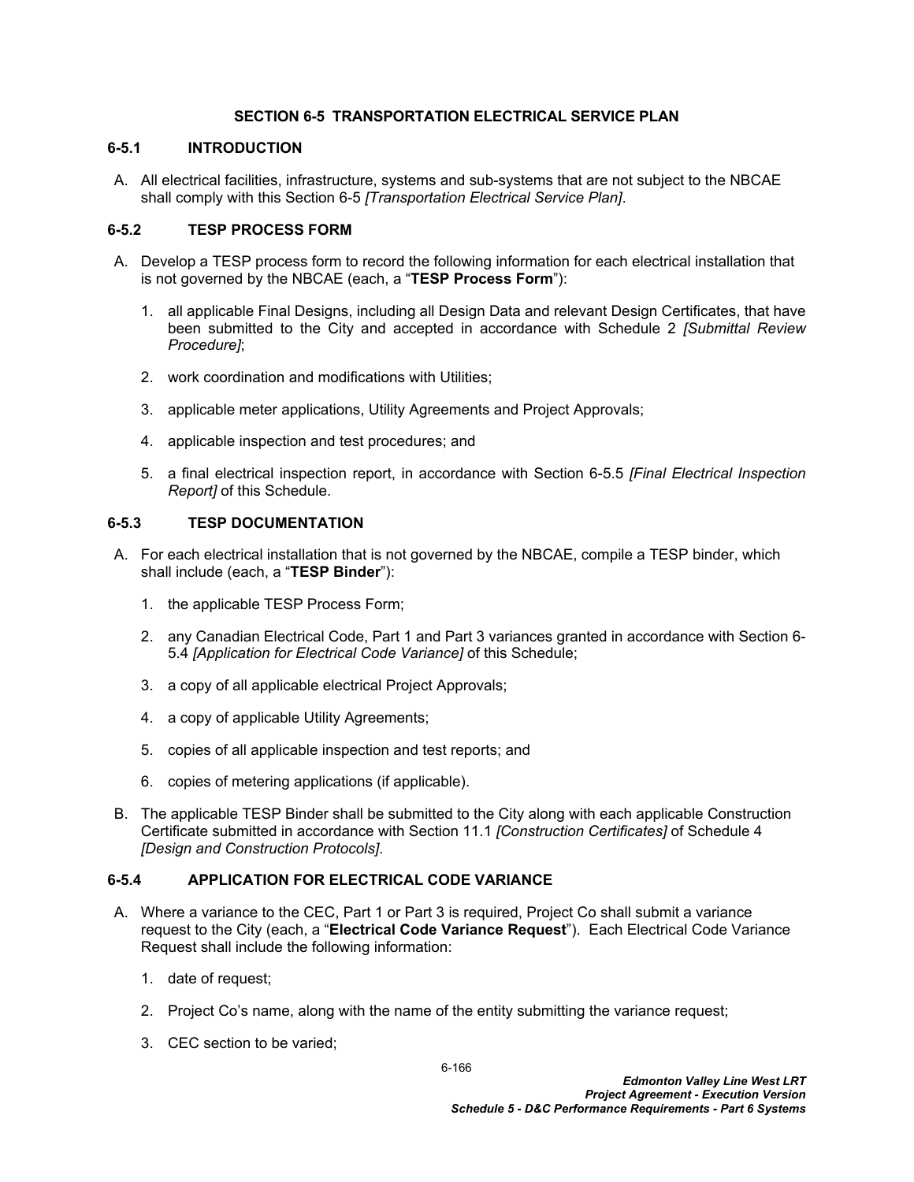## SECTION 6-5 TRANSPORTATION ELECTRICAL SERVICE PLAN

### 6-5.1 INTRODUCTION

A. All electrical facilities, infrastructure, systems and sub-systems that are not subject to the NBCAE shall comply with this Section 6-5 *[Transportation Electrical Service Plan]*.

### 6-5.2 TESP PROCESS FORM

A. Develop a TESP process form to record the following information for each electrical installation that is not governed by the NBCAE (each, a "**TESP Process Form**"):

1. all applicable Final Designs, including all Design Data and relevant Design Certificates, that have been submitted to the City and accepted in accordance with Schedule 2 *[Submittal Review Procedure]*;

2. work coordination and modifications with Utilities;

3. applicable meter applications, Utility Agreements and Project Approvals;

4. applicable inspection and test procedures; and

5. a final electrical inspection report, in accordance with Section 6-5.5 *[Final Electrical Inspection Report]* of this Schedule.

### 6-5.3 TESP DOCUMENTATION

A. For each electrical installation that is not governed by the NBCAE, compile a TESP binder, which shall include (each, a "**TESP Binder**"):

1. the applicable TESP Process Form;

2. any Canadian Electrical Code, Part 1 and Part 3 variances granted in accordance with Section 6-5.4 *[Application for Electrical Code Variance]* of this Schedule;

3. a copy of all applicable electrical Project Approvals;

4. a copy of applicable Utility Agreements;

5. copies of all applicable inspection and test reports; and

6. copies of metering applications (if applicable).

B. The applicable TESP Binder shall be submitted to the City along with each applicable Construction Certificate submitted in accordance with Section 11.1 *[Construction Certificates]* of Schedule 4 *[Design and Construction Protocols]*.

### 6-5.4 APPLICATION FOR ELECTRICAL CODE VARIANCE

A. Where a variance to the CEC, Part 1 or Part 3 is required, Project Co shall submit a variance request to the City (each, a "**Electrical Code Variance Request**"). Each Electrical Code Variance Request shall include the following information:

1. date of request;

2. Project Co's name, along with the name of the entity submitting the variance request;

3. CEC section to be varied;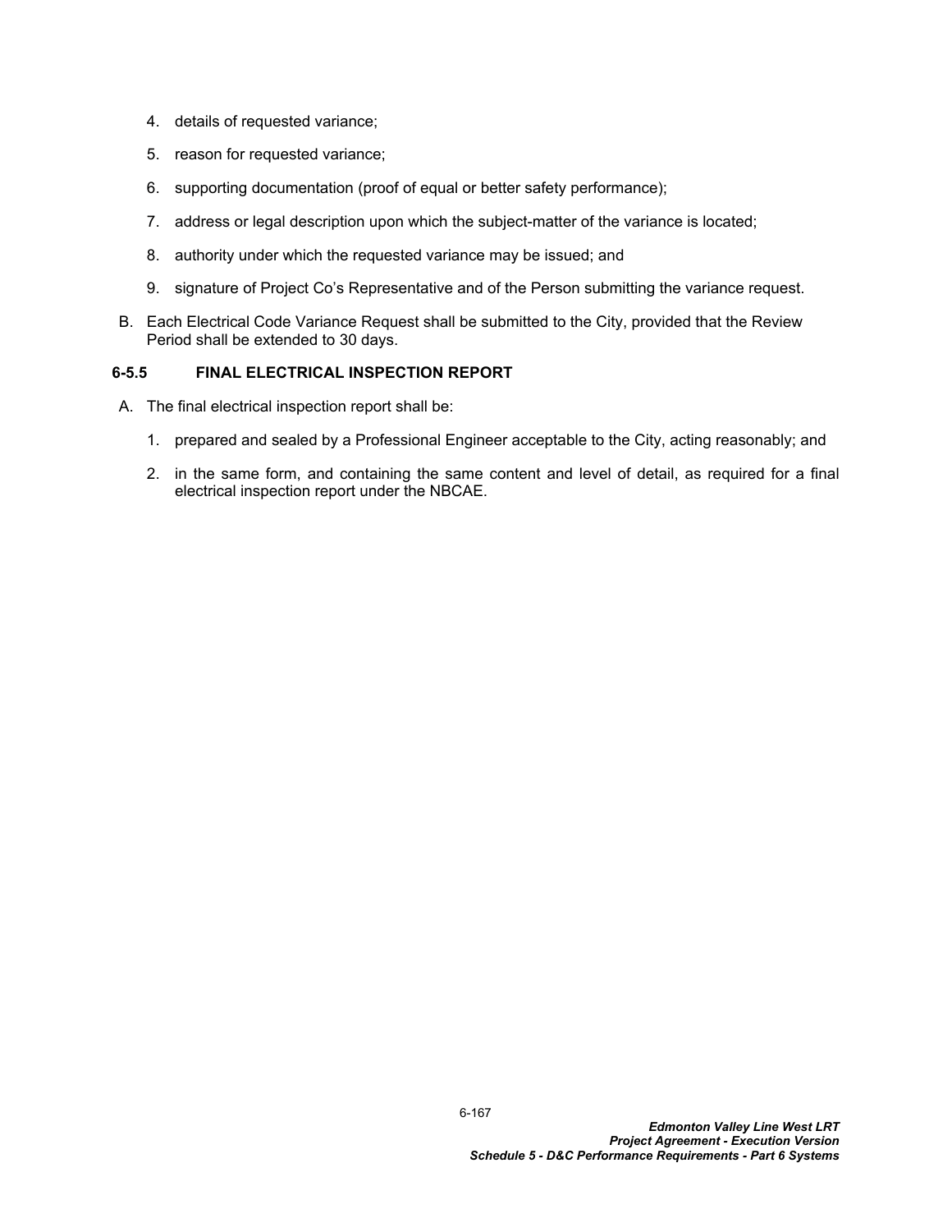4. details of requested variance;

5. reason for requested variance;

6. supporting documentation (proof of equal or better safety performance);

7. address or legal description upon which the subject-matter of the variance is located;

8. authority under which the requested variance may be issued; and

9. signature of Project Co's Representative and of the Person submitting the variance request.

B. Each Electrical Code Variance Request shall be submitted to the City, provided that the Review Period shall be extended to 30 days.

### 6-5.5 FINAL ELECTRICAL INSPECTION REPORT

A. The final electrical inspection report shall be:

1. prepared and sealed by a Professional Engineer acceptable to the City, acting reasonably; and

2. in the same form, and containing the same content and level of detail, as required for a final electrical inspection report under the NBCAE.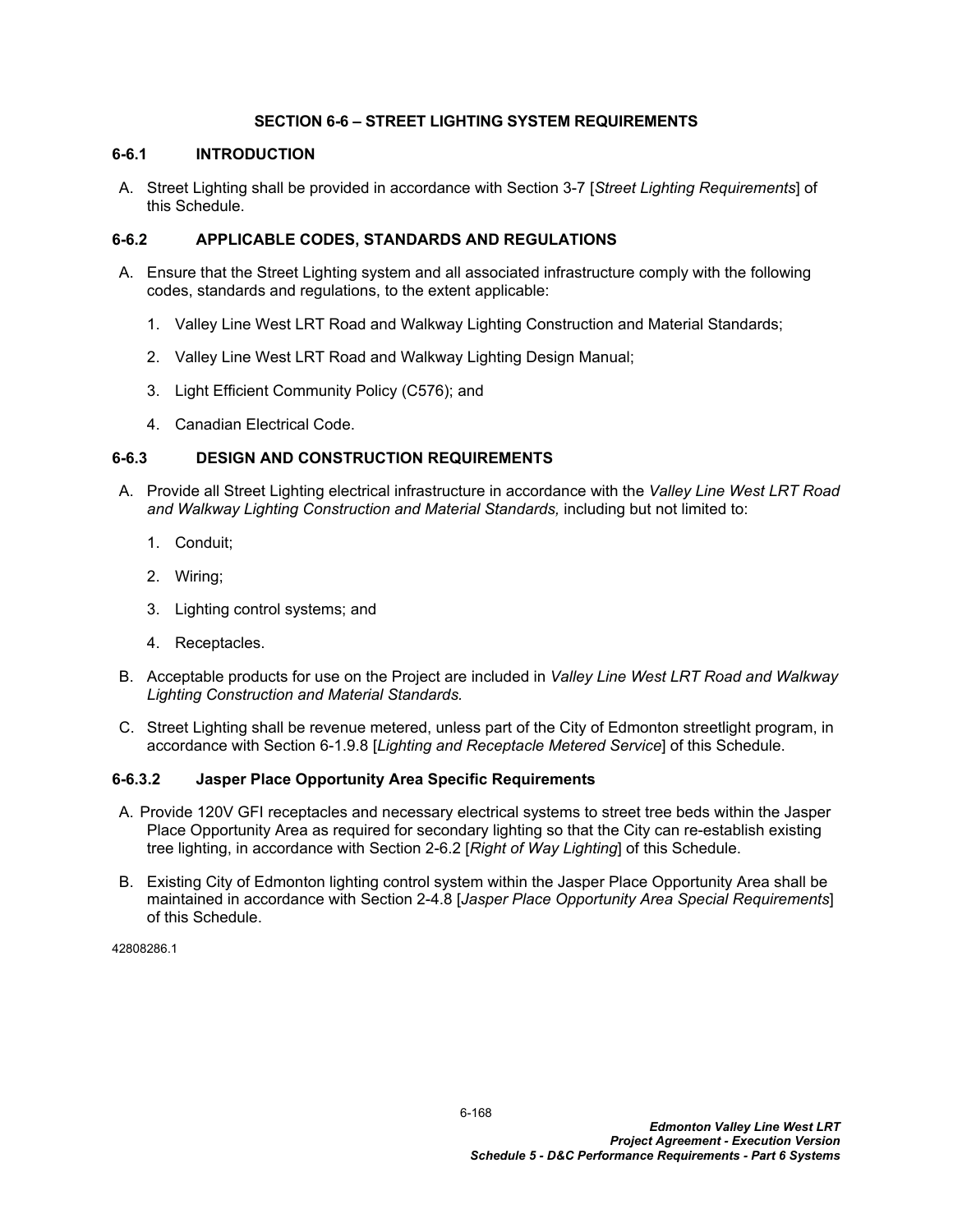## SECTION 6-6 – STREET LIGHTING SYSTEM REQUIREMENTS

### 6-6.1 INTRODUCTION

A. Street Lighting shall be provided in accordance with Section 3-7 [*Street Lighting Requirements*] of this Schedule.

### 6-6.2 APPLICABLE CODES, STANDARDS AND REGULATIONS

A. Ensure that the Street Lighting system and all associated infrastructure comply with the following codes, standards and regulations, to the extent applicable:

1. Valley Line West LRT Road and Walkway Lighting Construction and Material Standards;
2. Valley Line West LRT Road and Walkway Lighting Design Manual;
3. Light Efficient Community Policy (C576); and
4. Canadian Electrical Code.

### 6-6.3 DESIGN AND CONSTRUCTION REQUIREMENTS

A. Provide all Street Lighting electrical infrastructure in accordance with the *Valley Line West LRT Road and Walkway Lighting Construction and Material Standards,* including but not limited to:

1. Conduit;
2. Wiring;
3. Lighting control systems; and
4. Receptacles.

B. Acceptable products for use on the Project are included in *Valley Line West LRT Road and Walkway Lighting Construction and Material Standards.*

C. Street Lighting shall be revenue metered, unless part of the City of Edmonton streetlight program, in accordance with Section 6-1.9.8 [*Lighting and Receptacle Metered Service*] of this Schedule.

### 6-6.3.2 Jasper Place Opportunity Area Specific Requirements

A. Provide 120V GFI receptacles and necessary electrical systems to street tree beds within the Jasper Place Opportunity Area as required for secondary lighting so that the City can re-establish existing tree lighting, in accordance with Section 2-6.2 [*Right of Way Lighting*] of this Schedule.

B. Existing City of Edmonton lighting control system within the Jasper Place Opportunity Area shall be maintained in accordance with Section 2-4.8 [*Jasper Place Opportunity Area Special Requirements*] of this Schedule.

42808286.1